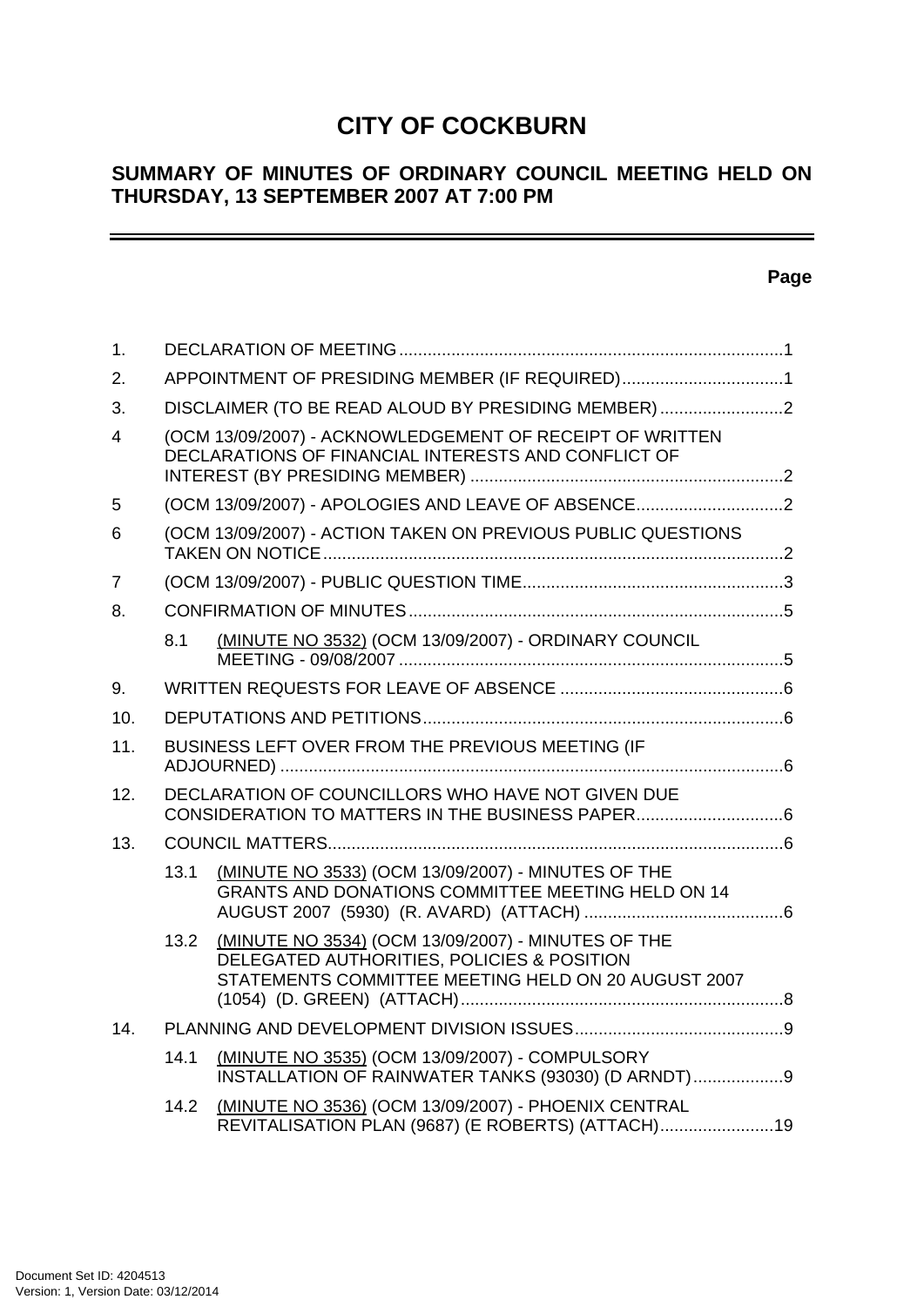# CITY OF COCKBURN

## SUMMARY OF MINUTES OF ORDINARY COUNCIL MEETING HELD ON THURSDAY, 13 SEPTEMBER 2007 AT 7:00 PM

---

**Page**

| | | Page |
|---|---|---|
| 1. | DECLARATION OF MEETING | 1 |
| 2. | APPOINTMENT OF PRESIDING MEMBER (IF REQUIRED) | 1 |
| 3. | DISCLAIMER (TO BE READ ALOUD BY PRESIDING MEMBER) | 2 |
| 4 | (OCM 13/09/2007) - ACKNOWLEDGEMENT OF RECEIPT OF WRITTEN DECLARATIONS OF FINANCIAL INTERESTS AND CONFLICT OF INTEREST (BY PRESIDING MEMBER) | 2 |
| 5 | (OCM 13/09/2007) - APOLOGIES AND LEAVE OF ABSENCE | 2 |
| 6 | (OCM 13/09/2007) - ACTION TAKEN ON PREVIOUS PUBLIC QUESTIONS TAKEN ON NOTICE | 2 |
| 7 | (OCM 13/09/2007) - PUBLIC QUESTION TIME | 3 |
| 8. | CONFIRMATION OF MINUTES | 5 |
| 8.1 | (MINUTE NO 3532) (OCM 13/09/2007) - ORDINARY COUNCIL MEETING - 09/08/2007 | 5 |
| 9. | WRITTEN REQUESTS FOR LEAVE OF ABSENCE | 6 |
| 10. | DEPUTATIONS AND PETITIONS | 6 |
| 11. | BUSINESS LEFT OVER FROM THE PREVIOUS MEETING (IF ADJOURNED) | 6 |
| 12. | DECLARATION OF COUNCILLORS WHO HAVE NOT GIVEN DUE CONSIDERATION TO MATTERS IN THE BUSINESS PAPER | 6 |
| 13. | COUNCIL MATTERS | 6 |
| 13.1 | (MINUTE NO 3533) (OCM 13/09/2007) - MINUTES OF THE GRANTS AND DONATIONS COMMITTEE MEETING HELD ON 14 AUGUST 2007 (5930) (R. AVARD) (ATTACH) | 6 |
| 13.2 | (MINUTE NO 3534) (OCM 13/09/2007) - MINUTES OF THE DELEGATED AUTHORITIES, POLICIES & POSITION STATEMENTS COMMITTEE MEETING HELD ON 20 AUGUST 2007 (1054) (D. GREEN) (ATTACH) | 8 |
| 14. | PLANNING AND DEVELOPMENT DIVISION ISSUES | 9 |
| 14.1 | (MINUTE NO 3535) (OCM 13/09/2007) - COMPULSORY INSTALLATION OF RAINWATER TANKS (93030) (D ARNDT) | 9 |
| 14.2 | (MINUTE NO 3536) (OCM 13/09/2007) - PHOENIX CENTRAL REVITALISATION PLAN (9687) (E ROBERTS) (ATTACH) | 19 |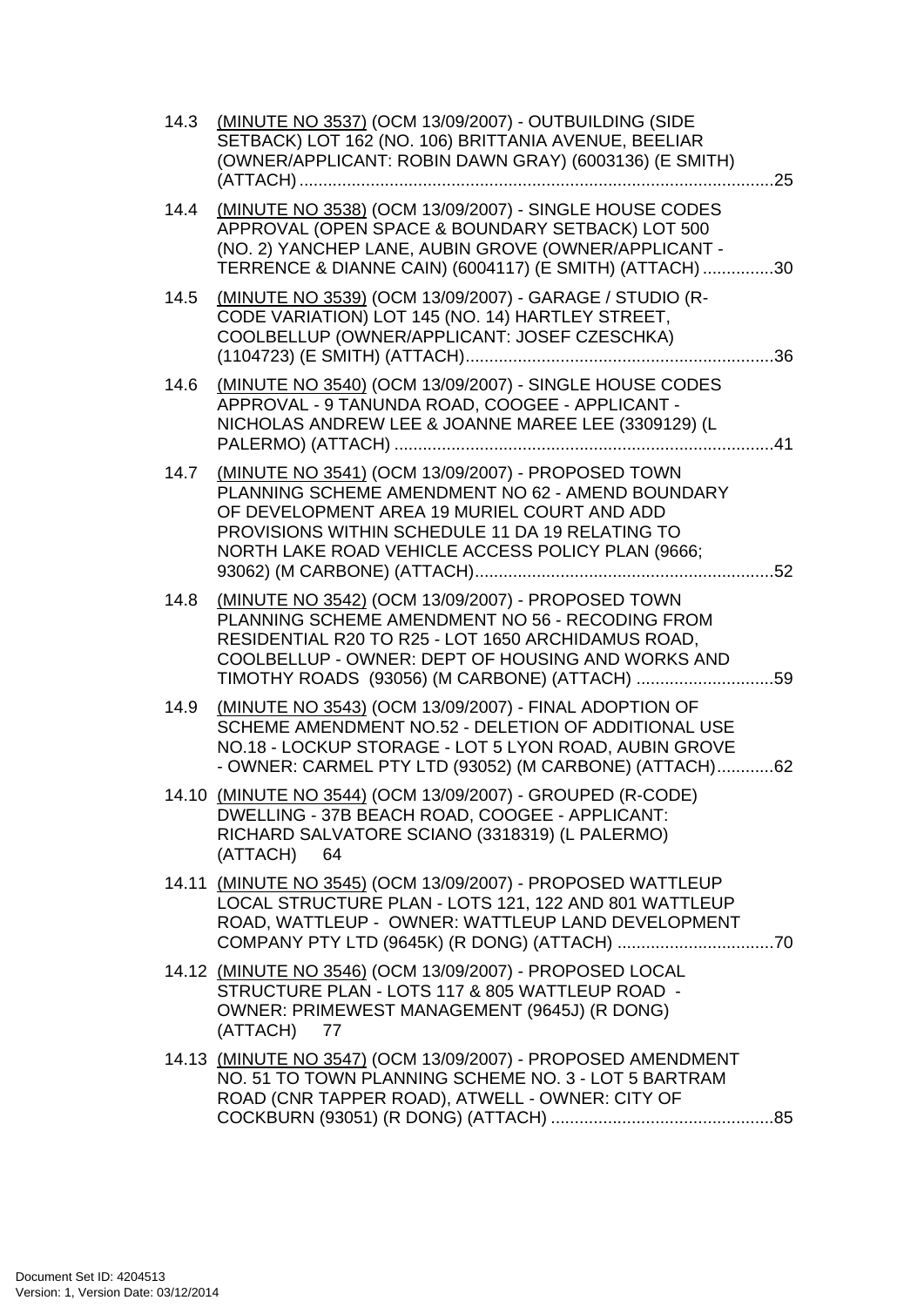14.3 (MINUTE NO 3537) (OCM 13/09/2007) - OUTBUILDING (SIDE SETBACK) LOT 162 (NO. 106) BRITTANIA AVENUE, BEELIAR (OWNER/APPLICANT: ROBIN DAWN GRAY) (6003136) (E SMITH) (ATTACH) ....................................................................................................25

14.4 (MINUTE NO 3538) (OCM 13/09/2007) - SINGLE HOUSE CODES APPROVAL (OPEN SPACE & BOUNDARY SETBACK) LOT 500 (NO. 2) YANCHEP LANE, AUBIN GROVE (OWNER/APPLICANT - TERRENCE & DIANNE CAIN) (6004117) (E SMITH) (ATTACH) ...............30

14.5 (MINUTE NO 3539) (OCM 13/09/2007) - GARAGE / STUDIO (R-CODE VARIATION) LOT 145 (NO. 14) HARTLEY STREET, COOLBELLUP (OWNER/APPLICANT: JOSEF CZESCHKA) (1104723) (E SMITH) (ATTACH).................................................................36

14.6 (MINUTE NO 3540) (OCM 13/09/2007) - SINGLE HOUSE CODES APPROVAL - 9 TANUNDA ROAD, COOGEE - APPLICANT - NICHOLAS ANDREW LEE & JOANNE MAREE LEE (3309129) (L PALERMO) (ATTACH) ................................................................................41

14.7 (MINUTE NO 3541) (OCM 13/09/2007) - PROPOSED TOWN PLANNING SCHEME AMENDMENT NO 62 - AMEND BOUNDARY OF DEVELOPMENT AREA 19 MURIEL COURT AND ADD PROVISIONS WITHIN SCHEDULE 11 DA 19 RELATING TO NORTH LAKE ROAD VEHICLE ACCESS POLICY PLAN (9666; 93062) (M CARBONE) (ATTACH)...............................................................52

14.8 (MINUTE NO 3542) (OCM 13/09/2007) - PROPOSED TOWN PLANNING SCHEME AMENDMENT NO 56 - RECODING FROM RESIDENTIAL R20 TO R25 - LOT 1650 ARCHIDAMUS ROAD, COOLBELLUP - OWNER: DEPT OF HOUSING AND WORKS AND TIMOTHY ROADS (93056) (M CARBONE) (ATTACH) .............................59

14.9 (MINUTE NO 3543) (OCM 13/09/2007) - FINAL ADOPTION OF SCHEME AMENDMENT NO.52 - DELETION OF ADDITIONAL USE NO.18 - LOCKUP STORAGE - LOT 5 LYON ROAD, AUBIN GROVE - OWNER: CARMEL PTY LTD (93052) (M CARBONE) (ATTACH)............62

14.10 (MINUTE NO 3544) (OCM 13/09/2007) - GROUPED (R-CODE) DWELLING - 37B BEACH ROAD, COOGEE - APPLICANT: RICHARD SALVATORE SCIANO (3318319) (L PALERMO) (ATTACH) 64

14.11 (MINUTE NO 3545) (OCM 13/09/2007) - PROPOSED WATTLEUP LOCAL STRUCTURE PLAN - LOTS 121, 122 AND 801 WATTLEUP ROAD, WATTLEUP - OWNER: WATTLEUP LAND DEVELOPMENT COMPANY PTY LTD (9645K) (R DONG) (ATTACH) .................................70

14.12 (MINUTE NO 3546) (OCM 13/09/2007) - PROPOSED LOCAL STRUCTURE PLAN - LOTS 117 & 805 WATTLEUP ROAD - OWNER: PRIMEWEST MANAGEMENT (9645J) (R DONG) (ATTACH) 77

14.13 (MINUTE NO 3547) (OCM 13/09/2007) - PROPOSED AMENDMENT NO. 51 TO TOWN PLANNING SCHEME NO. 3 - LOT 5 BARTRAM ROAD (CNR TAPPER ROAD), ATWELL - OWNER: CITY OF COCKBURN (93051) (R DONG) (ATTACH) ...............................................85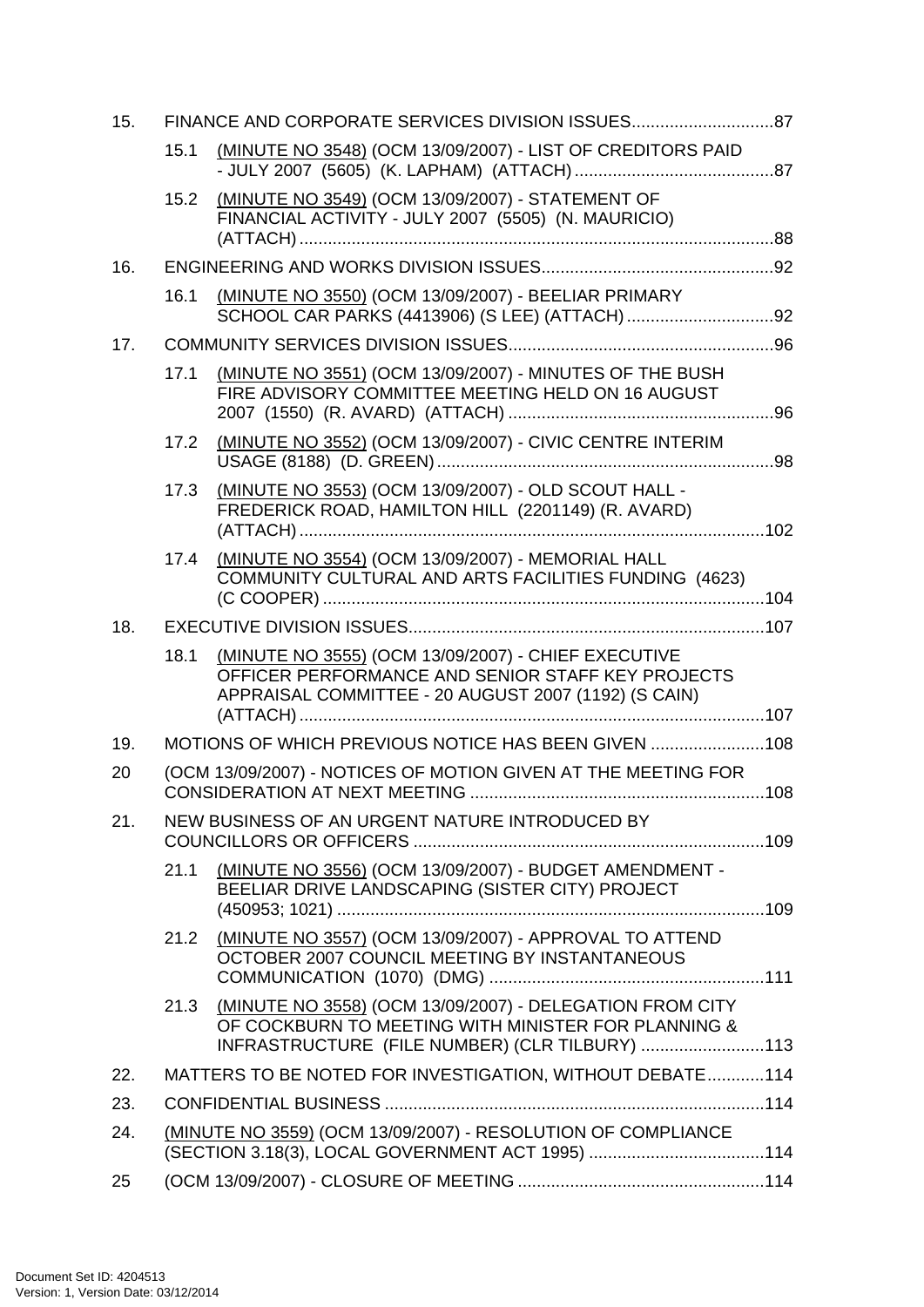15. FINANCE AND CORPORATE SERVICES DIVISION ISSUES..............................87

  15.1 (MINUTE NO 3548) (OCM 13/09/2007) - LIST OF CREDITORS PAID - JULY 2007 (5605) (K. LAPHAM) (ATTACH)..........................................87

  15.2 (MINUTE NO 3549) (OCM 13/09/2007) - STATEMENT OF FINANCIAL ACTIVITY - JULY 2007 (5505) (N. MAURICIO) (ATTACH)....................................................................................................88

16. ENGINEERING AND WORKS DIVISION ISSUES.................................................92

  16.1 (MINUTE NO 3550) (OCM 13/09/2007) - BEELIAR PRIMARY SCHOOL CAR PARKS (4413906) (S LEE) (ATTACH)...............................92

17. COMMUNITY SERVICES DIVISION ISSUES........................................................96

  17.1 (MINUTE NO 3551) (OCM 13/09/2007) - MINUTES OF THE BUSH FIRE ADVISORY COMMITTEE MEETING HELD ON 16 AUGUST 2007 (1550) (R. AVARD) (ATTACH)........................................................96

  17.2 (MINUTE NO 3552) (OCM 13/09/2007) - CIVIC CENTRE INTERIM USAGE (8188) (D. GREEN).......................................................................98

  17.3 (MINUTE NO 3553) (OCM 13/09/2007) - OLD SCOUT HALL - FREDERICK ROAD, HAMILTON HILL (2201149) (R. AVARD) (ATTACH)..................................................................................................102

  17.4 (MINUTE NO 3554) (OCM 13/09/2007) - MEMORIAL HALL COMMUNITY CULTURAL AND ARTS FACILITIES FUNDING (4623) (C COOPER)............................................................................................104

18. EXECUTIVE DIVISION ISSUES...........................................................................107

  18.1 (MINUTE NO 3555) (OCM 13/09/2007) - CHIEF EXECUTIVE OFFICER PERFORMANCE AND SENIOR STAFF KEY PROJECTS APPRAISAL COMMITTEE - 20 AUGUST 2007 (1192) (S CAIN) (ATTACH)..................................................................................................107

19. MOTIONS OF WHICH PREVIOUS NOTICE HAS BEEN GIVEN ........................108

20 (OCM 13/09/2007) - NOTICES OF MOTION GIVEN AT THE MEETING FOR CONSIDERATION AT NEXT MEETING ..............................................................108

21. NEW BUSINESS OF AN URGENT NATURE INTRODUCED BY COUNCILLORS OR OFFICERS ..........................................................................109

  21.1 (MINUTE NO 3556) (OCM 13/09/2007) - BUDGET AMENDMENT - BEELIAR DRIVE LANDSCAPING (SISTER CITY) PROJECT (450953; 1021) ..........................................................................................109

  21.2 (MINUTE NO 3557) (OCM 13/09/2007) - APPROVAL TO ATTEND OCTOBER 2007 COUNCIL MEETING BY INSTANTANEOUS COMMUNICATION (1070) (DMG) ..........................................................111

  21.3 (MINUTE NO 3558) (OCM 13/09/2007) - DELEGATION FROM CITY OF COCKBURN TO MEETING WITH MINISTER FOR PLANNING & INFRASTRUCTURE (FILE NUMBER) (CLR TILBURY) ..........................113

22. MATTERS TO BE NOTED FOR INVESTIGATION, WITHOUT DEBATE............114

23. CONFIDENTIAL BUSINESS ................................................................................114

24. (MINUTE NO 3559) (OCM 13/09/2007) - RESOLUTION OF COMPLIANCE (SECTION 3.18(3), LOCAL GOVERNMENT ACT 1995) .....................................114

25 (OCM 13/09/2007) - CLOSURE OF MEETING ....................................................114

Document Set ID: 4204513
Version: 1, Version Date: 03/12/2014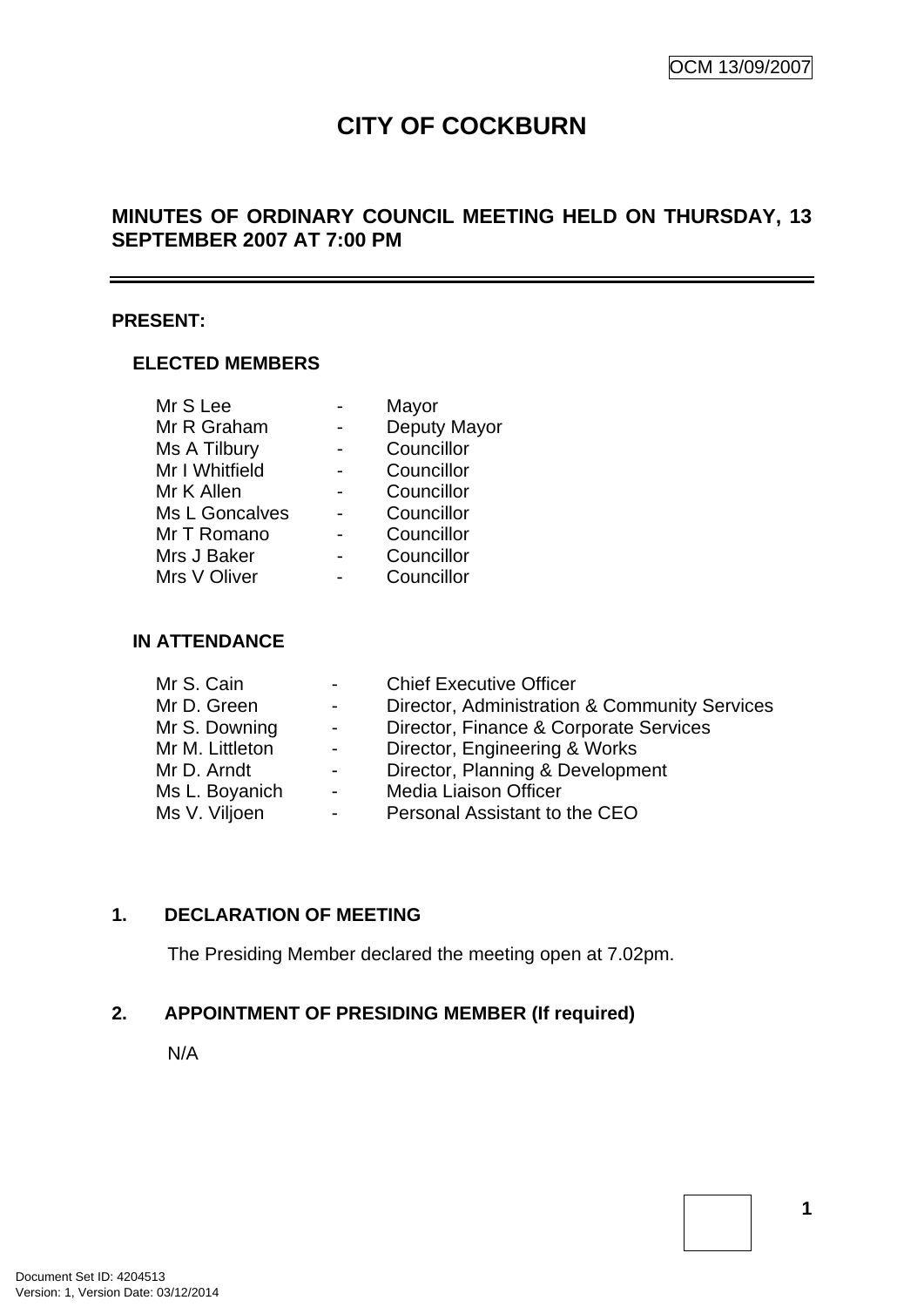# CITY OF COCKBURN

## MINUTES OF ORDINARY COUNCIL MEETING HELD ON THURSDAY, 13 SEPTEMBER 2007 AT 7:00 PM

---

**PRESENT:**

### ELECTED MEMBERS

| | | |
|---|---|---|
| Mr S Lee | - | Mayor |
| Mr R Graham | - | Deputy Mayor |
| Ms A Tilbury | - | Councillor |
| Mr I Whitfield | - | Councillor |
| Mr K Allen | - | Councillor |
| Ms L Goncalves | - | Councillor |
| Mr T Romano | - | Councillor |
| Mrs J Baker | - | Councillor |
| Mrs V Oliver | - | Councillor |

### IN ATTENDANCE

| | | |
|---|---|---|
| Mr S. Cain | - | Chief Executive Officer |
| Mr D. Green | - | Director, Administration & Community Services |
| Mr S. Downing | - | Director, Finance & Corporate Services |
| Mr M. Littleton | - | Director, Engineering & Works |
| Mr D. Arndt | - | Director, Planning & Development |
| Ms L. Boyanich | - | Media Liaison Officer |
| Ms V. Viljoen | - | Personal Assistant to the CEO |

## 1. DECLARATION OF MEETING

The Presiding Member declared the meeting open at 7.02pm.

## 2. APPOINTMENT OF PRESIDING MEMBER (If required)

N/A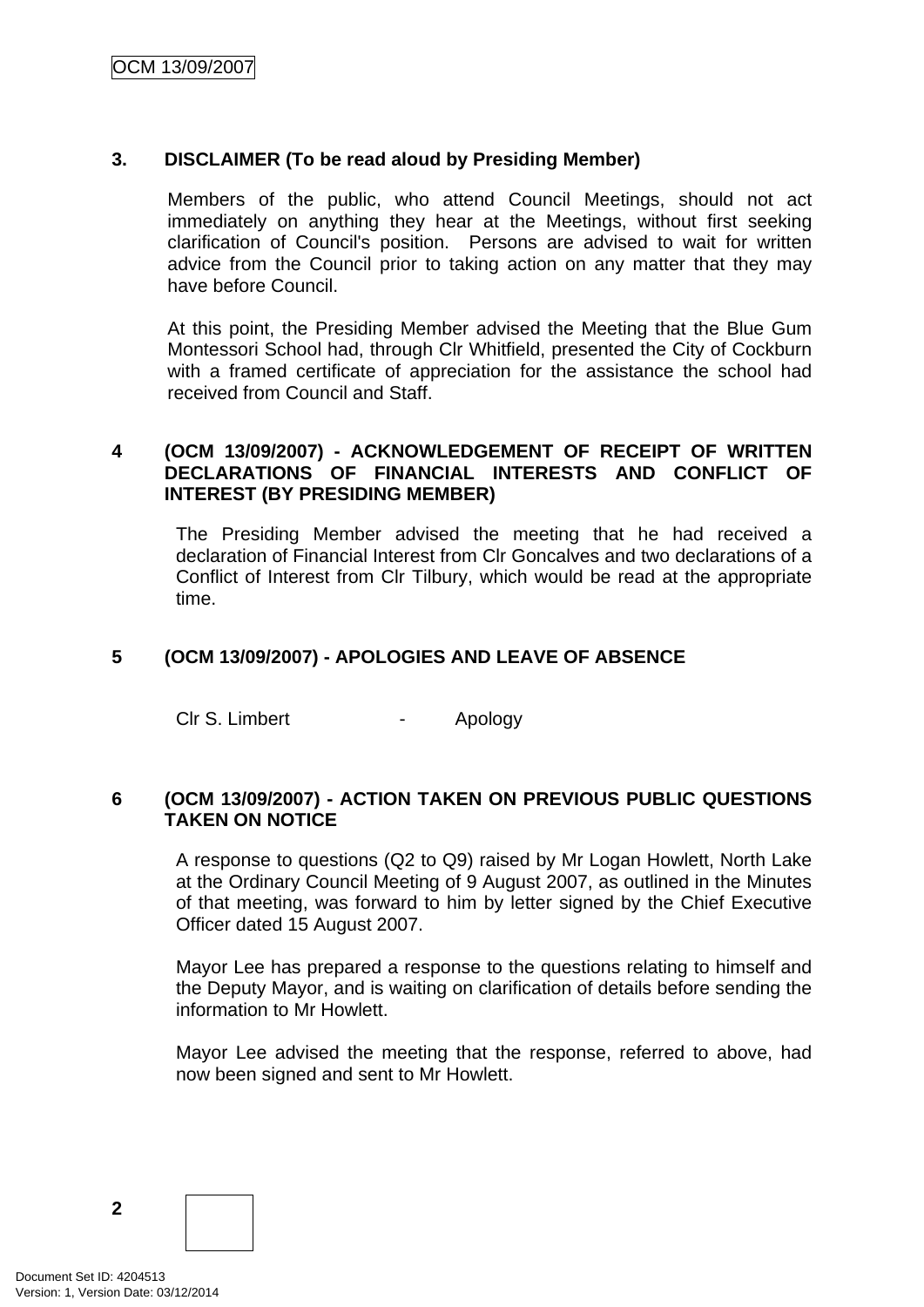## 3. DISCLAIMER (To be read aloud by Presiding Member)

Members of the public, who attend Council Meetings, should not act immediately on anything they hear at the Meetings, without first seeking clarification of Council's position. Persons are advised to wait for written advice from the Council prior to taking action on any matter that they may have before Council.

At this point, the Presiding Member advised the Meeting that the Blue Gum Montessori School had, through Clr Whitfield, presented the City of Cockburn with a framed certificate of appreciation for the assistance the school had received from Council and Staff.

## 4 (OCM 13/09/2007) - ACKNOWLEDGEMENT OF RECEIPT OF WRITTEN DECLARATIONS OF FINANCIAL INTERESTS AND CONFLICT OF INTEREST (BY PRESIDING MEMBER)

The Presiding Member advised the meeting that he had received a declaration of Financial Interest from Clr Goncalves and two declarations of a Conflict of Interest from Clr Tilbury, which would be read at the appropriate time.

## 5 (OCM 13/09/2007) - APOLOGIES AND LEAVE OF ABSENCE

Clr S. Limbert - Apology

## 6 (OCM 13/09/2007) - ACTION TAKEN ON PREVIOUS PUBLIC QUESTIONS TAKEN ON NOTICE

A response to questions (Q2 to Q9) raised by Mr Logan Howlett, North Lake at the Ordinary Council Meeting of 9 August 2007, as outlined in the Minutes of that meeting, was forward to him by letter signed by the Chief Executive Officer dated 15 August 2007.

Mayor Lee has prepared a response to the questions relating to himself and the Deputy Mayor, and is waiting on clarification of details before sending the information to Mr Howlett.

Mayor Lee advised the meeting that the response, referred to above, had now been signed and sent to Mr Howlett.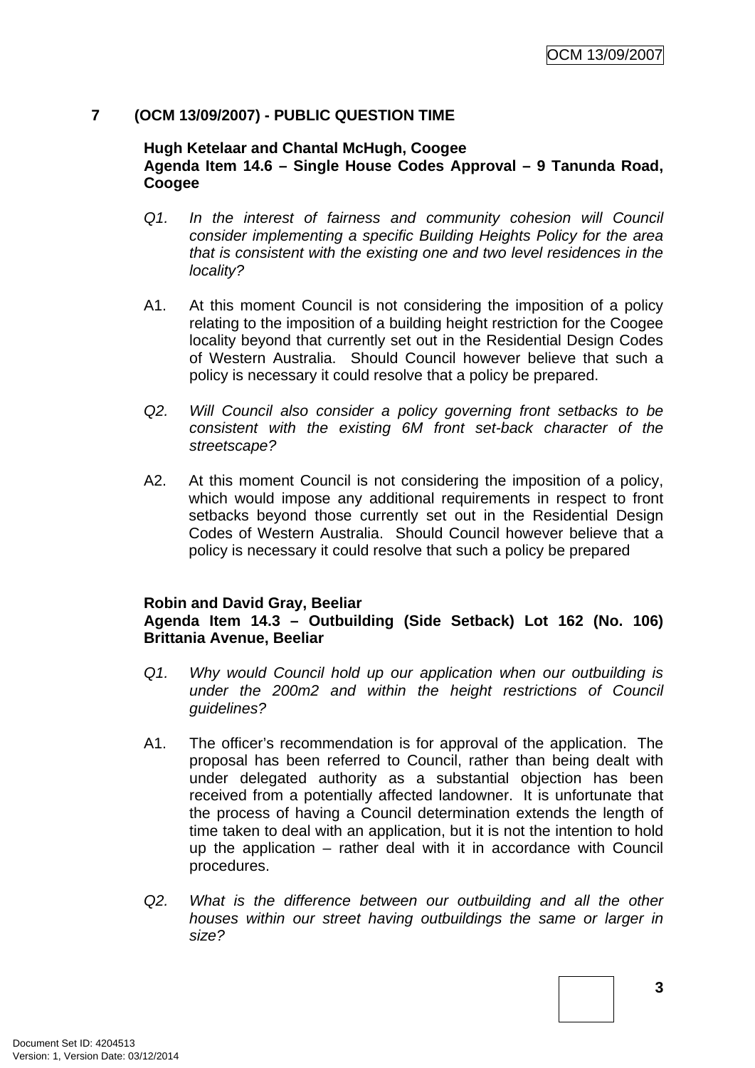## 7 (OCM 13/09/2007) - PUBLIC QUESTION TIME

**Hugh Ketelaar and Chantal McHugh, Coogee**
**Agenda Item 14.6 – Single House Codes Approval – 9 Tanunda Road, Coogee**

*Q1. In the interest of fairness and community cohesion will Council consider implementing a specific Building Heights Policy for the area that is consistent with the existing one and two level residences in the locality?*

A1. At this moment Council is not considering the imposition of a policy relating to the imposition of a building height restriction for the Coogee locality beyond that currently set out in the Residential Design Codes of Western Australia. Should Council however believe that such a policy is necessary it could resolve that a policy be prepared.

*Q2. Will Council also consider a policy governing front setbacks to be consistent with the existing 6M front set-back character of the streetscape?*

A2. At this moment Council is not considering the imposition of a policy, which would impose any additional requirements in respect to front setbacks beyond those currently set out in the Residential Design Codes of Western Australia. Should Council however believe that a policy is necessary it could resolve that such a policy be prepared

**Robin and David Gray, Beeliar**
**Agenda Item 14.3 – Outbuilding (Side Setback) Lot 162 (No. 106) Brittania Avenue, Beeliar**

*Q1. Why would Council hold up our application when our outbuilding is under the 200m2 and within the height restrictions of Council guidelines?*

A1. The officer's recommendation is for approval of the application. The proposal has been referred to Council, rather than being dealt with under delegated authority as a substantial objection has been received from a potentially affected landowner. It is unfortunate that the process of having a Council determination extends the length of time taken to deal with an application, but it is not the intention to hold up the application – rather deal with it in accordance with Council procedures.

*Q2. What is the difference between our outbuilding and all the other houses within our street having outbuildings the same or larger in size?*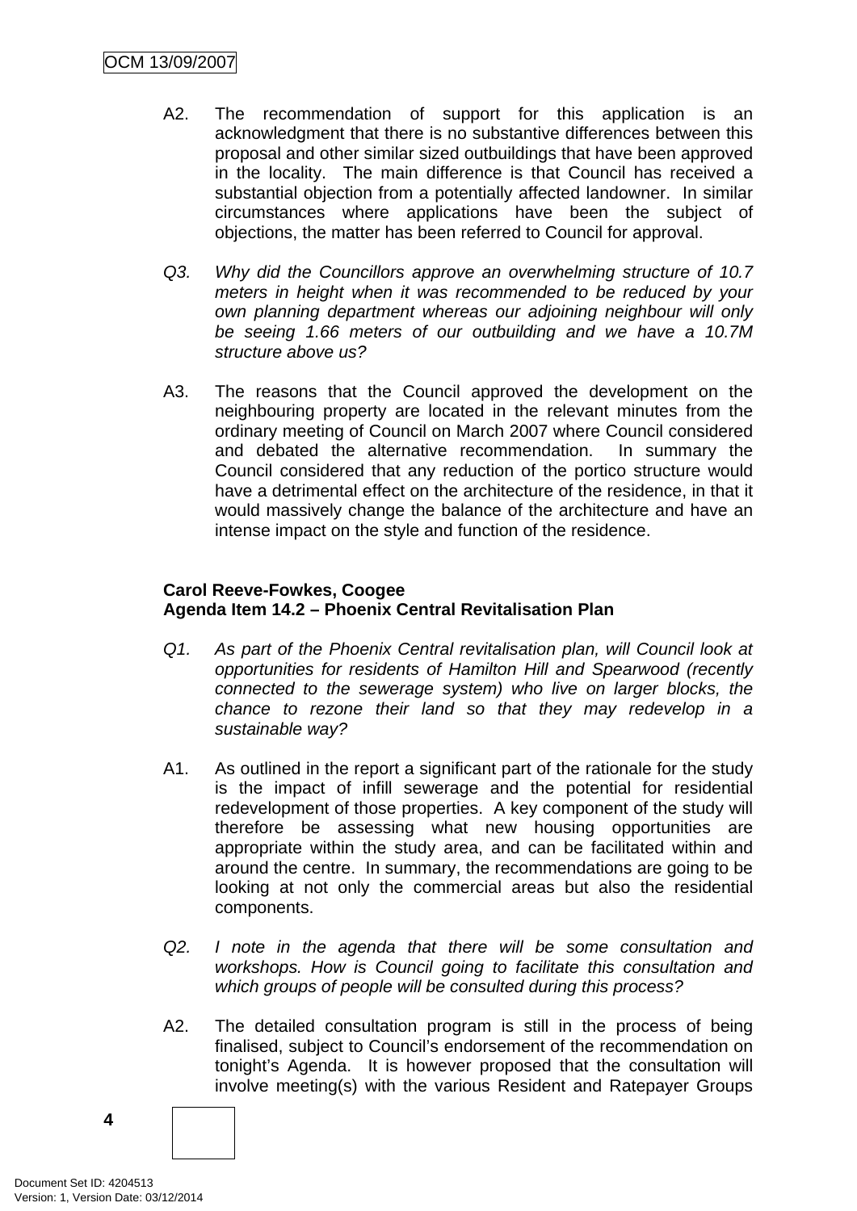A2. The recommendation of support for this application is an acknowledgment that there is no substantive differences between this proposal and other similar sized outbuildings that have been approved in the locality. The main difference is that Council has received a substantial objection from a potentially affected landowner. In similar circumstances where applications have been the subject of objections, the matter has been referred to Council for approval.

*Q3. Why did the Councillors approve an overwhelming structure of 10.7 meters in height when it was recommended to be reduced by your own planning department whereas our adjoining neighbour will only be seeing 1.66 meters of our outbuilding and we have a 10.7M structure above us?*

A3. The reasons that the Council approved the development on the neighbouring property are located in the relevant minutes from the ordinary meeting of Council on March 2007 where Council considered and debated the alternative recommendation. In summary the Council considered that any reduction of the portico structure would have a detrimental effect on the architecture of the residence, in that it would massively change the balance of the architecture and have an intense impact on the style and function of the residence.

**Carol Reeve-Fowkes, Coogee**
**Agenda Item 14.2 – Phoenix Central Revitalisation Plan**

*Q1. As part of the Phoenix Central revitalisation plan, will Council look at opportunities for residents of Hamilton Hill and Spearwood (recently connected to the sewerage system) who live on larger blocks, the chance to rezone their land so that they may redevelop in a sustainable way?*

A1. As outlined in the report a significant part of the rationale for the study is the impact of infill sewerage and the potential for residential redevelopment of those properties. A key component of the study will therefore be assessing what new housing opportunities are appropriate within the study area, and can be facilitated within and around the centre. In summary, the recommendations are going to be looking at not only the commercial areas but also the residential components.

*Q2. I note in the agenda that there will be some consultation and workshops. How is Council going to facilitate this consultation and which groups of people will be consulted during this process?*

A2. The detailed consultation program is still in the process of being finalised, subject to Council's endorsement of the recommendation on tonight's Agenda. It is however proposed that the consultation will involve meeting(s) with the various Resident and Ratepayer Groups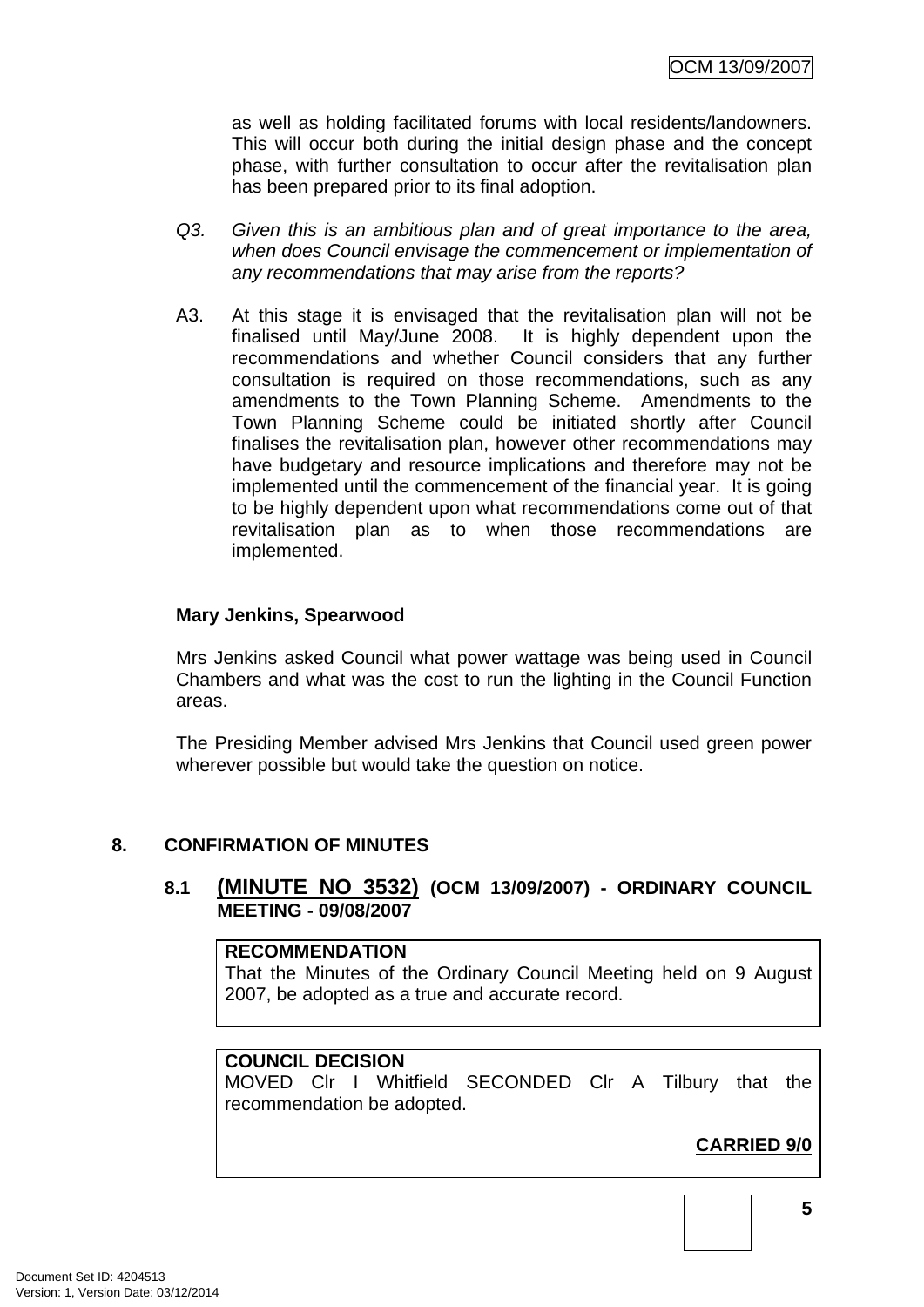as well as holding facilitated forums with local residents/landowners. This will occur both during the initial design phase and the concept phase, with further consultation to occur after the revitalisation plan has been prepared prior to its final adoption.

*Q3. Given this is an ambitious plan and of great importance to the area, when does Council envisage the commencement or implementation of any recommendations that may arise from the reports?*

A3. At this stage it is envisaged that the revitalisation plan will not be finalised until May/June 2008. It is highly dependent upon the recommendations and whether Council considers that any further consultation is required on those recommendations, such as any amendments to the Town Planning Scheme. Amendments to the Town Planning Scheme could be initiated shortly after Council finalises the revitalisation plan, however other recommendations may have budgetary and resource implications and therefore may not be implemented until the commencement of the financial year. It is going to be highly dependent upon what recommendations come out of that revitalisation plan as to when those recommendations are implemented.

**Mary Jenkins, Spearwood**

Mrs Jenkins asked Council what power wattage was being used in Council Chambers and what was the cost to run the lighting in the Council Function areas.

The Presiding Member advised Mrs Jenkins that Council used green power wherever possible but would take the question on notice.

## 8. CONFIRMATION OF MINUTES

### 8.1 (MINUTE NO 3532) (OCM 13/09/2007) - ORDINARY COUNCIL MEETING - 09/08/2007

**RECOMMENDATION**
That the Minutes of the Ordinary Council Meeting held on 9 August 2007, be adopted as a true and accurate record.

**COUNCIL DECISION**
MOVED Clr I Whitfield SECONDED Clr A Tilbury that the recommendation be adopted.

**CARRIED 9/0**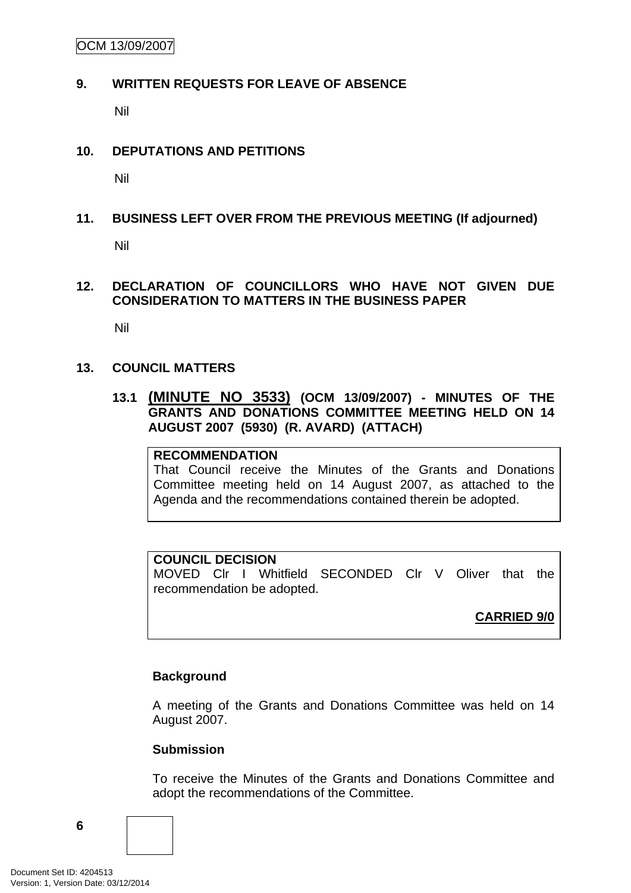## 9. WRITTEN REQUESTS FOR LEAVE OF ABSENCE

Nil

## 10. DEPUTATIONS AND PETITIONS

Nil

## 11. BUSINESS LEFT OVER FROM THE PREVIOUS MEETING (If adjourned)

Nil

## 12. DECLARATION OF COUNCILLORS WHO HAVE NOT GIVEN DUE CONSIDERATION TO MATTERS IN THE BUSINESS PAPER

Nil

## 13. COUNCIL MATTERS

### 13.1 (MINUTE NO 3533) (OCM 13/09/2007) - MINUTES OF THE GRANTS AND DONATIONS COMMITTEE MEETING HELD ON 14 AUGUST 2007 (5930) (R. AVARD) (ATTACH)

**RECOMMENDATION**
That Council receive the Minutes of the Grants and Donations Committee meeting held on 14 August 2007, as attached to the Agenda and the recommendations contained therein be adopted.

**COUNCIL DECISION**
MOVED Clr I Whitfield SECONDED Clr V Oliver that the recommendation be adopted.

**CARRIED 9/0**

**Background**

A meeting of the Grants and Donations Committee was held on 14 August 2007.

**Submission**

To receive the Minutes of the Grants and Donations Committee and adopt the recommendations of the Committee.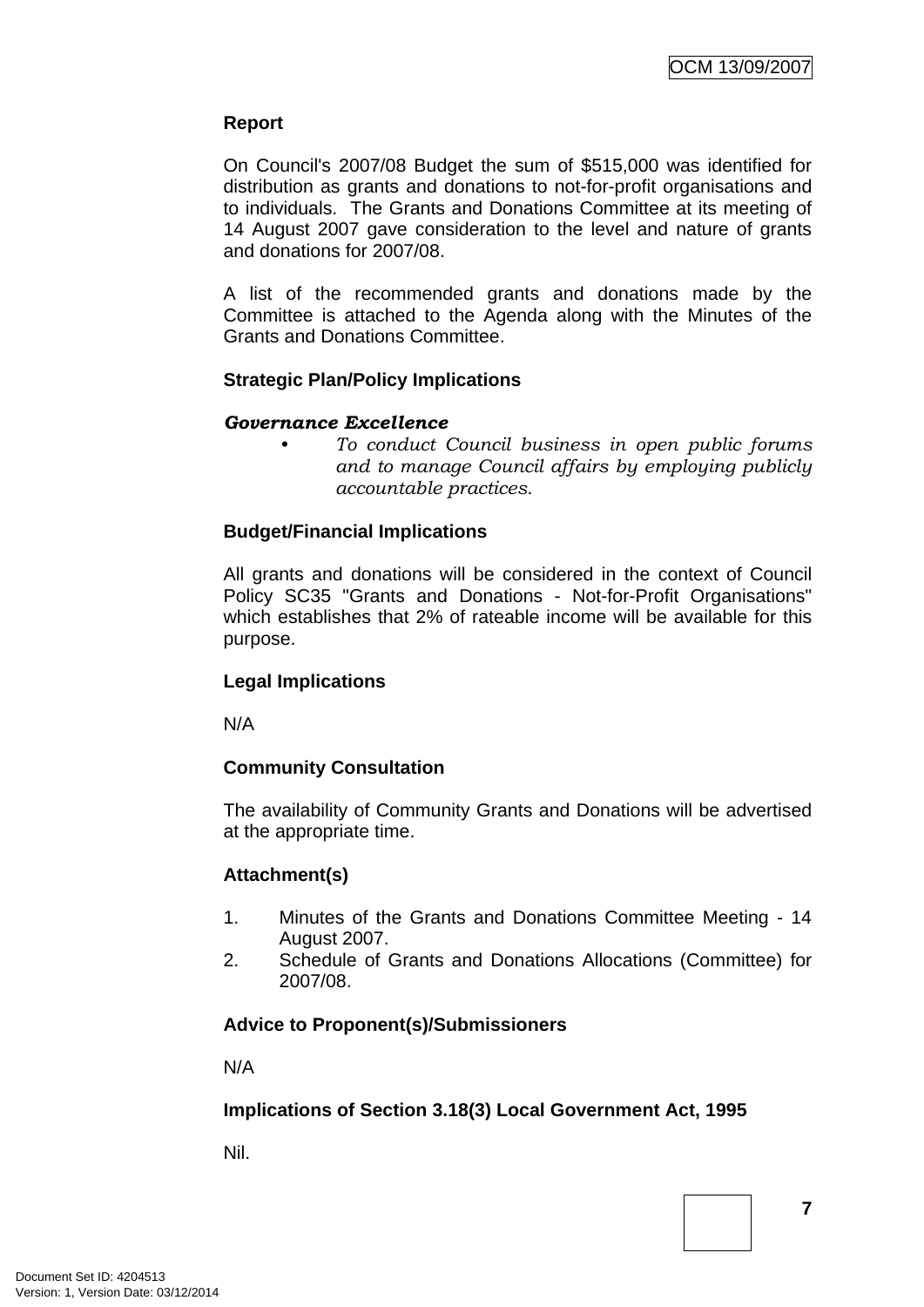**Report**

On Council's 2007/08 Budget the sum of $515,000 was identified for distribution as grants and donations to not-for-profit organisations and to individuals. The Grants and Donations Committee at its meeting of 14 August 2007 gave consideration to the level and nature of grants and donations for 2007/08.

A list of the recommended grants and donations made by the Committee is attached to the Agenda along with the Minutes of the Grants and Donations Committee.

**Strategic Plan/Policy Implications**

***Governance Excellence***

- *To conduct Council business in open public forums and to manage Council affairs by employing publicly accountable practices.*

**Budget/Financial Implications**

All grants and donations will be considered in the context of Council Policy SC35 "Grants and Donations - Not-for-Profit Organisations" which establishes that 2% of rateable income will be available for this purpose.

**Legal Implications**

N/A

**Community Consultation**

The availability of Community Grants and Donations will be advertised at the appropriate time.

**Attachment(s)**

1. Minutes of the Grants and Donations Committee Meeting - 14 August 2007.
2. Schedule of Grants and Donations Allocations (Committee) for 2007/08.

**Advice to Proponent(s)/Submissioners**

N/A

**Implications of Section 3.18(3) Local Government Act, 1995**

Nil.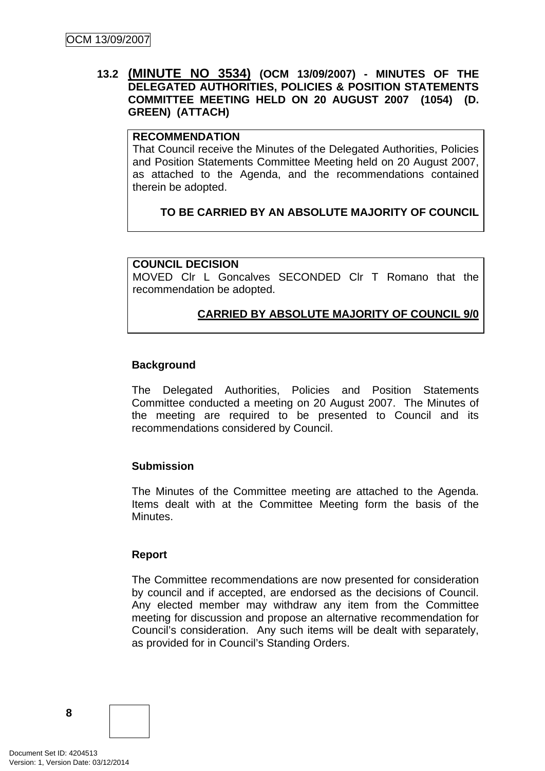### 13.2 **(MINUTE NO 3534)** (OCM 13/09/2007) - MINUTES OF THE DELEGATED AUTHORITIES, POLICIES & POSITION STATEMENTS COMMITTEE MEETING HELD ON 20 AUGUST 2007 (1054) (D. GREEN) (ATTACH)

**RECOMMENDATION**

That Council receive the Minutes of the Delegated Authorities, Policies and Position Statements Committee Meeting held on 20 August 2007, as attached to the Agenda, and the recommendations contained therein be adopted.

**TO BE CARRIED BY AN ABSOLUTE MAJORITY OF COUNCIL**

**COUNCIL DECISION**

MOVED Clr L Goncalves SECONDED Clr T Romano that the recommendation be adopted.

**CARRIED BY ABSOLUTE MAJORITY OF COUNCIL 9/0**

**Background**

The Delegated Authorities, Policies and Position Statements Committee conducted a meeting on 20 August 2007. The Minutes of the meeting are required to be presented to Council and its recommendations considered by Council.

**Submission**

The Minutes of the Committee meeting are attached to the Agenda. Items dealt with at the Committee Meeting form the basis of the Minutes.

**Report**

The Committee recommendations are now presented for consideration by council and if accepted, are endorsed as the decisions of Council. Any elected member may withdraw any item from the Committee meeting for discussion and propose an alternative recommendation for Council's consideration. Any such items will be dealt with separately, as provided for in Council's Standing Orders.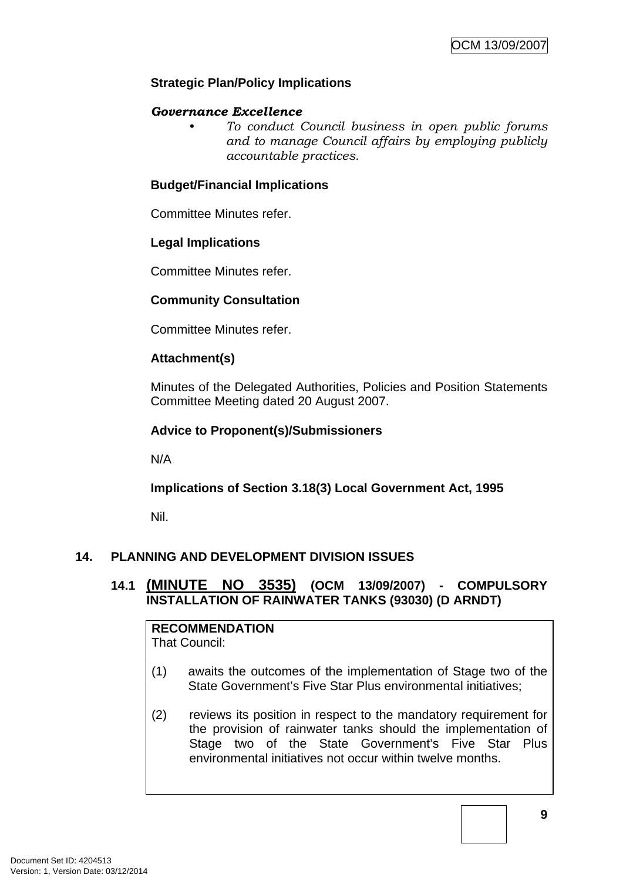**Strategic Plan/Policy Implications**

***Governance Excellence***

- *To conduct Council business in open public forums and to manage Council affairs by employing publicly accountable practices.*

**Budget/Financial Implications**

Committee Minutes refer.

**Legal Implications**

Committee Minutes refer.

**Community Consultation**

Committee Minutes refer.

**Attachment(s)**

Minutes of the Delegated Authorities, Policies and Position Statements Committee Meeting dated 20 August 2007.

**Advice to Proponent(s)/Submissioners**

N/A

**Implications of Section 3.18(3) Local Government Act, 1995**

Nil.

## 14. PLANNING AND DEVELOPMENT DIVISION ISSUES

### 14.1 (MINUTE NO 3535) (OCM 13/09/2007) - COMPULSORY INSTALLATION OF RAINWATER TANKS (93030) (D ARNDT)

**RECOMMENDATION**
That Council:

(1) awaits the outcomes of the implementation of Stage two of the State Government's Five Star Plus environmental initiatives;

(2) reviews its position in respect to the mandatory requirement for the provision of rainwater tanks should the implementation of Stage two of the State Government's Five Star Plus environmental initiatives not occur within twelve months.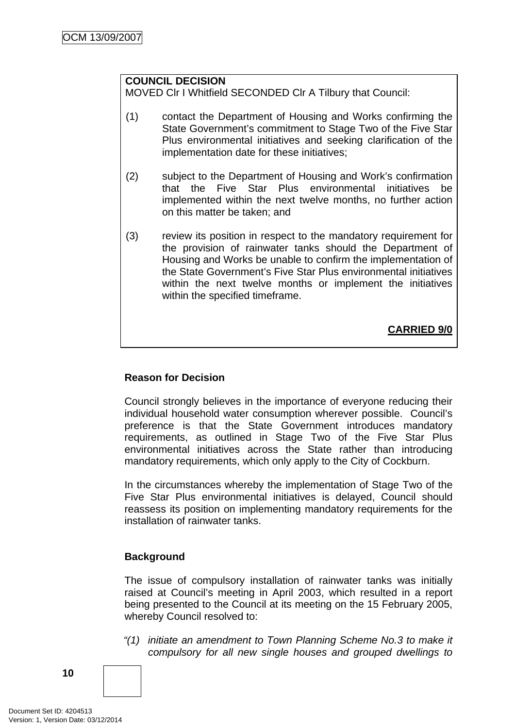**COUNCIL DECISION**
MOVED Clr I Whitfield SECONDED Clr A Tilbury that Council:

(1) contact the Department of Housing and Works confirming the State Government's commitment to Stage Two of the Five Star Plus environmental initiatives and seeking clarification of the implementation date for these initiatives;

(2) subject to the Department of Housing and Work's confirmation that the Five Star Plus environmental initiatives be implemented within the next twelve months, no further action on this matter be taken; and

(3) review its position in respect to the mandatory requirement for the provision of rainwater tanks should the Department of Housing and Works be unable to confirm the implementation of the State Government's Five Star Plus environmental initiatives within the next twelve months or implement the initiatives within the specified timeframe.

**CARRIED 9/0**

**Reason for Decision**

Council strongly believes in the importance of everyone reducing their individual household water consumption wherever possible. Council's preference is that the State Government introduces mandatory requirements, as outlined in Stage Two of the Five Star Plus environmental initiatives across the State rather than introducing mandatory requirements, which only apply to the City of Cockburn.

In the circumstances whereby the implementation of Stage Two of the Five Star Plus environmental initiatives is delayed, Council should reassess its position on implementing mandatory requirements for the installation of rainwater tanks.

**Background**

The issue of compulsory installation of rainwater tanks was initially raised at Council's meeting in April 2003, which resulted in a report being presented to the Council at its meeting on the 15 February 2005, whereby Council resolved to:

*"(1) initiate an amendment to Town Planning Scheme No.3 to make it compulsory for all new single houses and grouped dwellings to*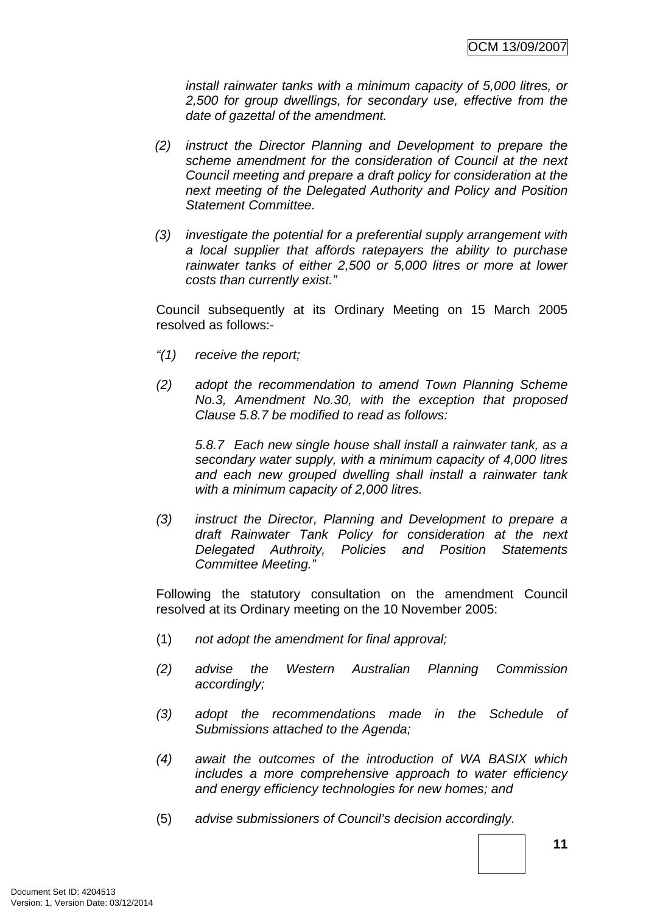*install rainwater tanks with a minimum capacity of 5,000 litres, or 2,500 for group dwellings, for secondary use, effective from the date of gazettal of the amendment.*

*(2) instruct the Director Planning and Development to prepare the scheme amendment for the consideration of Council at the next Council meeting and prepare a draft policy for consideration at the next meeting of the Delegated Authority and Policy and Position Statement Committee.*

*(3) investigate the potential for a preferential supply arrangement with a local supplier that affords ratepayers the ability to purchase rainwater tanks of either 2,500 or 5,000 litres or more at lower costs than currently exist."*

Council subsequently at its Ordinary Meeting on 15 March 2005 resolved as follows:-

*"(1) receive the report;*

*(2) adopt the recommendation to amend Town Planning Scheme No.3, Amendment No.30, with the exception that proposed Clause 5.8.7 be modified to read as follows:*

*5.8.7 Each new single house shall install a rainwater tank, as a secondary water supply, with a minimum capacity of 4,000 litres and each new grouped dwelling shall install a rainwater tank with a minimum capacity of 2,000 litres.*

*(3) instruct the Director, Planning and Development to prepare a draft Rainwater Tank Policy for consideration at the next Delegated Authroity, Policies and Position Statements Committee Meeting."*

Following the statutory consultation on the amendment Council resolved at its Ordinary meeting on the 10 November 2005:

(1) *not adopt the amendment for final approval;*

*(2) advise the Western Australian Planning Commission accordingly;*

*(3) adopt the recommendations made in the Schedule of Submissions attached to the Agenda;*

*(4) await the outcomes of the introduction of WA BASIX which includes a more comprehensive approach to water efficiency and energy efficiency technologies for new homes; and*

(5) *advise submissioners of Council's decision accordingly.*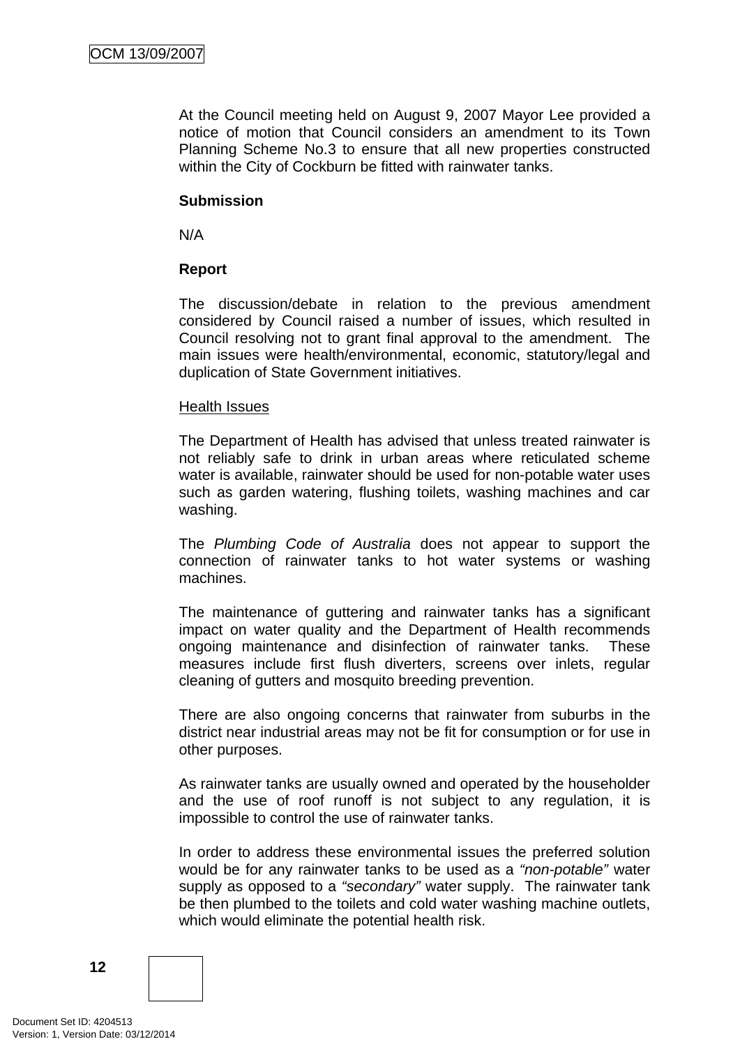At the Council meeting held on August 9, 2007 Mayor Lee provided a notice of motion that Council considers an amendment to its Town Planning Scheme No.3 to ensure that all new properties constructed within the City of Cockburn be fitted with rainwater tanks.

**Submission**

N/A

**Report**

The discussion/debate in relation to the previous amendment considered by Council raised a number of issues, which resulted in Council resolving not to grant final approval to the amendment. The main issues were health/environmental, economic, statutory/legal and duplication of State Government initiatives.

Health Issues

The Department of Health has advised that unless treated rainwater is not reliably safe to drink in urban areas where reticulated scheme water is available, rainwater should be used for non-potable water uses such as garden watering, flushing toilets, washing machines and car washing.

The *Plumbing Code of Australia* does not appear to support the connection of rainwater tanks to hot water systems or washing machines.

The maintenance of guttering and rainwater tanks has a significant impact on water quality and the Department of Health recommends ongoing maintenance and disinfection of rainwater tanks. These measures include first flush diverters, screens over inlets, regular cleaning of gutters and mosquito breeding prevention.

There are also ongoing concerns that rainwater from suburbs in the district near industrial areas may not be fit for consumption or for use in other purposes.

As rainwater tanks are usually owned and operated by the householder and the use of roof runoff is not subject to any regulation, it is impossible to control the use of rainwater tanks.

In order to address these environmental issues the preferred solution would be for any rainwater tanks to be used as a *"non-potable"* water supply as opposed to a *"secondary"* water supply. The rainwater tank be then plumbed to the toilets and cold water washing machine outlets, which would eliminate the potential health risk.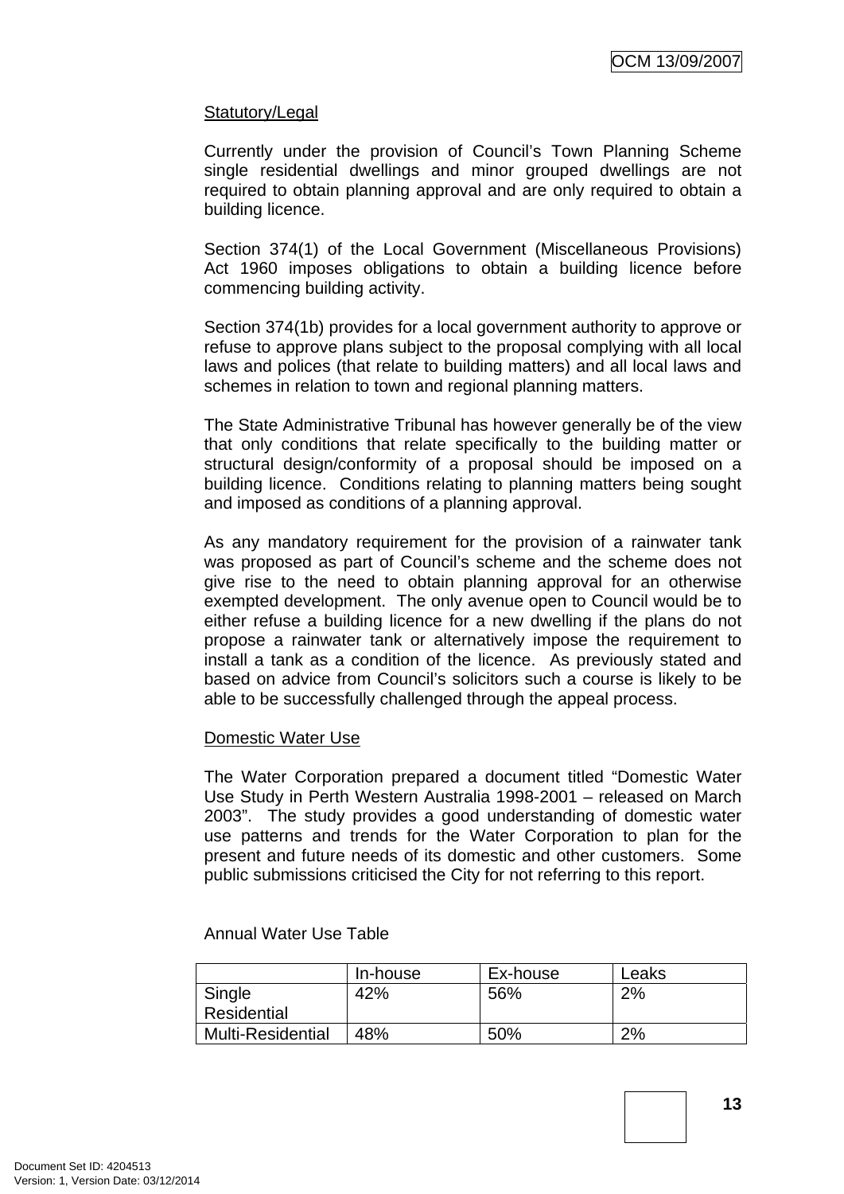Statutory/Legal

Currently under the provision of Council's Town Planning Scheme single residential dwellings and minor grouped dwellings are not required to obtain planning approval and are only required to obtain a building licence.

Section 374(1) of the Local Government (Miscellaneous Provisions) Act 1960 imposes obligations to obtain a building licence before commencing building activity.

Section 374(1b) provides for a local government authority to approve or refuse to approve plans subject to the proposal complying with all local laws and polices (that relate to building matters) and all local laws and schemes in relation to town and regional planning matters.

The State Administrative Tribunal has however generally be of the view that only conditions that relate specifically to the building matter or structural design/conformity of a proposal should be imposed on a building licence. Conditions relating to planning matters being sought and imposed as conditions of a planning approval.

As any mandatory requirement for the provision of a rainwater tank was proposed as part of Council's scheme and the scheme does not give rise to the need to obtain planning approval for an otherwise exempted development. The only avenue open to Council would be to either refuse a building licence for a new dwelling if the plans do not propose a rainwater tank or alternatively impose the requirement to install a tank as a condition of the licence. As previously stated and based on advice from Council's solicitors such a course is likely to be able to be successfully challenged through the appeal process.

Domestic Water Use

The Water Corporation prepared a document titled "Domestic Water Use Study in Perth Western Australia 1998-2001 – released on March 2003". The study provides a good understanding of domestic water use patterns and trends for the Water Corporation to plan for the present and future needs of its domestic and other customers. Some public submissions criticised the City for not referring to this report.

Annual Water Use Table

| | In-house | Ex-house | Leaks |
|---|---|---|---|
| Single Residential | 42% | 56% | 2% |
| Multi-Residential | 48% | 50% | 2% |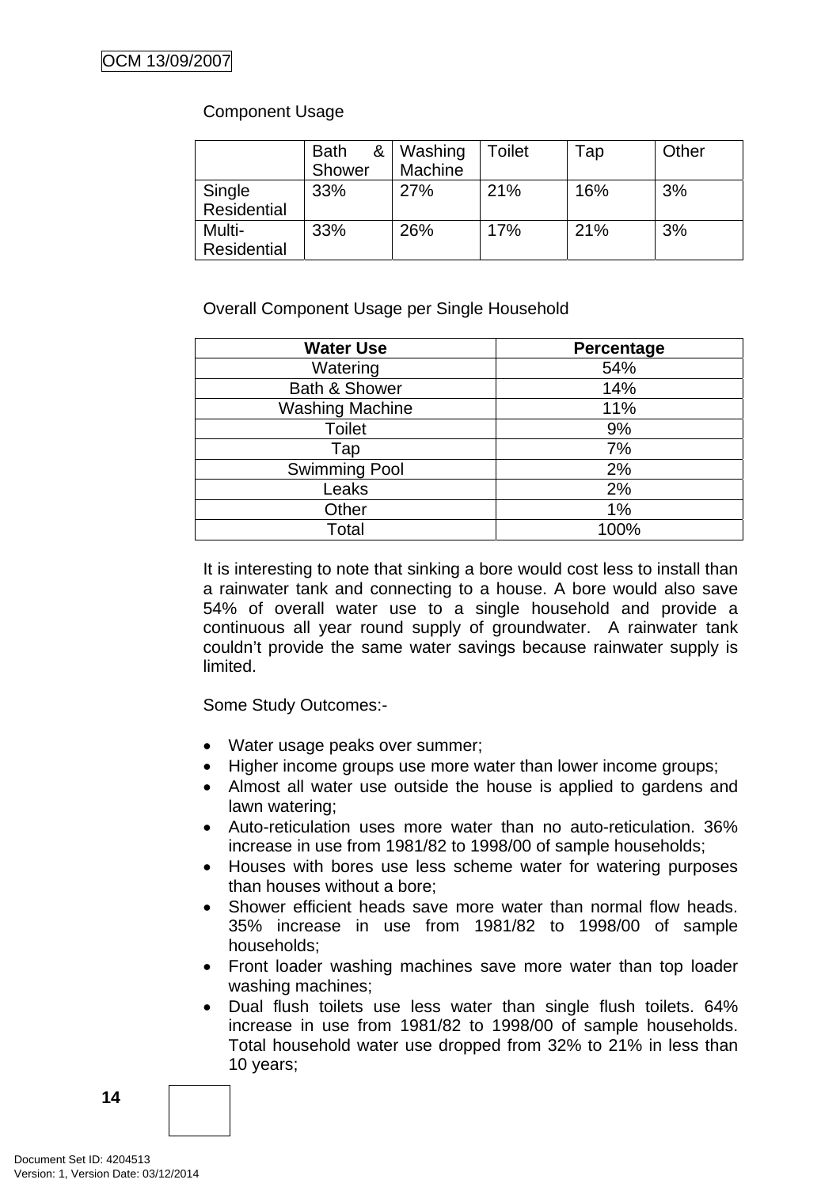Component Usage

| | Bath & Shower | Washing Machine | Toilet | Tap | Other |
|---|---|---|---|---|---|
| Single Residential | 33% | 27% | 21% | 16% | 3% |
| Multi-Residential | 33% | 26% | 17% | 21% | 3% |

Overall Component Usage per Single Household

| Water Use | Percentage |
|---|---|
| Watering | 54% |
| Bath & Shower | 14% |
| Washing Machine | 11% |
| Toilet | 9% |
| Tap | 7% |
| Swimming Pool | 2% |
| Leaks | 2% |
| Other | 1% |
| Total | 100% |

It is interesting to note that sinking a bore would cost less to install than a rainwater tank and connecting to a house. A bore would also save 54% of overall water use to a single household and provide a continuous all year round supply of groundwater. A rainwater tank couldn't provide the same water savings because rainwater supply is limited.

Some Study Outcomes:-

- Water usage peaks over summer;
- Higher income groups use more water than lower income groups;
- Almost all water use outside the house is applied to gardens and lawn watering;
- Auto-reticulation uses more water than no auto-reticulation. 36% increase in use from 1981/82 to 1998/00 of sample households;
- Houses with bores use less scheme water for watering purposes than houses without a bore;
- Shower efficient heads save more water than normal flow heads. 35% increase in use from 1981/82 to 1998/00 of sample households;
- Front loader washing machines save more water than top loader washing machines;
- Dual flush toilets use less water than single flush toilets. 64% increase in use from 1981/82 to 1998/00 of sample households. Total household water use dropped from 32% to 21% in less than 10 years;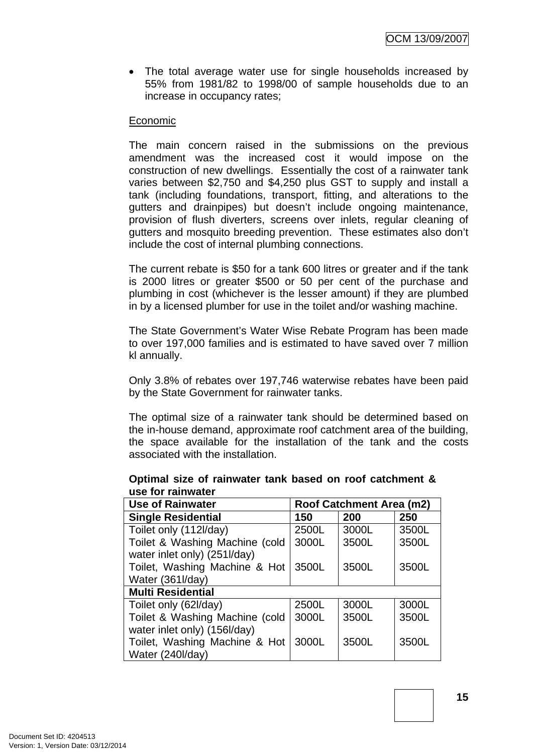- The total average water use for single households increased by 55% from 1981/82 to 1998/00 of sample households due to an increase in occupancy rates;

Economic

The main concern raised in the submissions on the previous amendment was the increased cost it would impose on the construction of new dwellings. Essentially the cost of a rainwater tank varies between $2,750 and $4,250 plus GST to supply and install a tank (including foundations, transport, fitting, and alterations to the gutters and drainpipes) but doesn't include ongoing maintenance, provision of flush diverters, screens over inlets, regular cleaning of gutters and mosquito breeding prevention. These estimates also don't include the cost of internal plumbing connections.

The current rebate is $50 for a tank 600 litres or greater and if the tank is 2000 litres or greater $500 or 50 per cent of the purchase and plumbing in cost (whichever is the lesser amount) if they are plumbed in by a licensed plumber for use in the toilet and/or washing machine.

The State Government's Water Wise Rebate Program has been made to over 197,000 families and is estimated to have saved over 7 million kl annually.

Only 3.8% of rebates over 197,746 waterwise rebates have been paid by the State Government for rainwater tanks.

The optimal size of a rainwater tank should be determined based on the in-house demand, approximate roof catchment area of the building, the space available for the installation of the tank and the costs associated with the installation.

**Optimal size of rainwater tank based on roof catchment & use for rainwater**

| Use of Rainwater | Roof Catchment Area (m2) | | |
|---|---|---|---|
| **Single Residential** | **150** | **200** | **250** |
| Toilet only (112l/day) | 2500L | 3000L | 3500L |
| Toilet & Washing Machine (cold water inlet only) (251l/day) | 3000L | 3500L | 3500L |
| Toilet, Washing Machine & Hot Water (361l/day) | 3500L | 3500L | 3500L |
| **Multi Residential** | | | |
| Toilet only (62l/day) | 2500L | 3000L | 3000L |
| Toilet & Washing Machine (cold water inlet only) (156l/day) | 3000L | 3500L | 3500L |
| Toilet, Washing Machine & Hot Water (240l/day) | 3000L | 3500L | 3500L |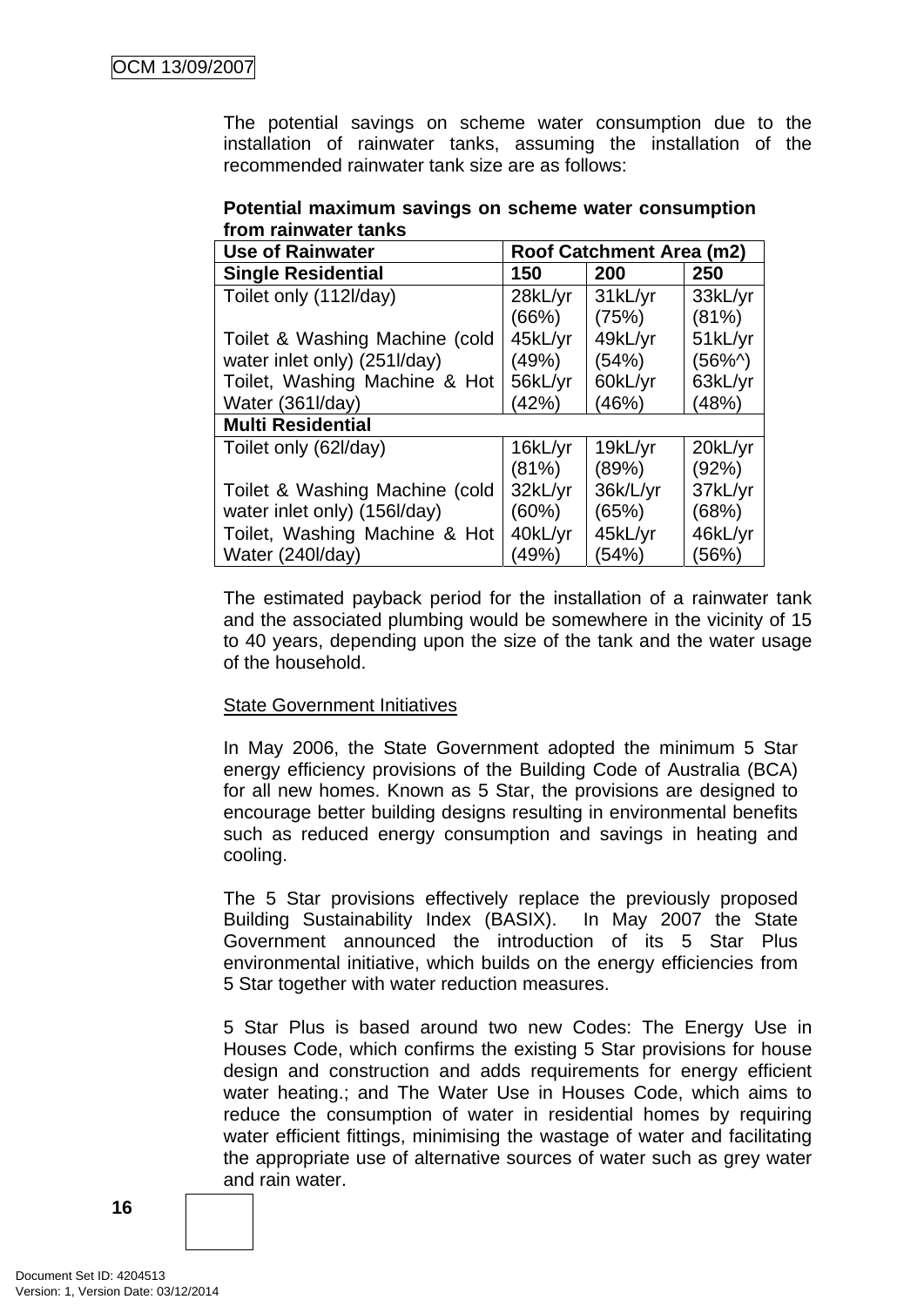The potential savings on scheme water consumption due to the installation of rainwater tanks, assuming the installation of the recommended rainwater tank size are as follows:

**Potential maximum savings on scheme water consumption from rainwater tanks**

| Use of Rainwater | Roof Catchment Area (m2) | | |
|---|---|---|---|
| **Single Residential** | **150** | **200** | **250** |
| Toilet only (112l/day) | 28kL/yr (66%) | 31kL/yr (75%) | 33kL/yr (81%) |
| Toilet & Washing Machine (cold water inlet only) (251l/day) | 45kL/yr (49%) | 49kL/yr (54%) | 51kL/yr (56%^) |
| Toilet, Washing Machine & Hot Water (361l/day) | 56kL/yr (42%) | 60kL/yr (46%) | 63kL/yr (48%) |
| **Multi Residential** | | | |
| Toilet only (62l/day) | 16kL/yr (81%) | 19kL/yr (89%) | 20kL/yr (92%) |
| Toilet & Washing Machine (cold water inlet only) (156l/day) | 32kL/yr (60%) | 36k/L/yr (65%) | 37kL/yr (68%) |
| Toilet, Washing Machine & Hot Water (240l/day) | 40kL/yr (49%) | 45kL/yr (54%) | 46kL/yr (56%) |

The estimated payback period for the installation of a rainwater tank and the associated plumbing would be somewhere in the vicinity of 15 to 40 years, depending upon the size of the tank and the water usage of the household.

State Government Initiatives

In May 2006, the State Government adopted the minimum 5 Star energy efficiency provisions of the Building Code of Australia (BCA) for all new homes. Known as 5 Star, the provisions are designed to encourage better building designs resulting in environmental benefits such as reduced energy consumption and savings in heating and cooling.

The 5 Star provisions effectively replace the previously proposed Building Sustainability Index (BASIX). In May 2007 the State Government announced the introduction of its 5 Star Plus environmental initiative, which builds on the energy efficiencies from 5 Star together with water reduction measures.

5 Star Plus is based around two new Codes: The Energy Use in Houses Code, which confirms the existing 5 Star provisions for house design and construction and adds requirements for energy efficient water heating.; and The Water Use in Houses Code, which aims to reduce the consumption of water in residential homes by requiring water efficient fittings, minimising the wastage of water and facilitating the appropriate use of alternative sources of water such as grey water and rain water.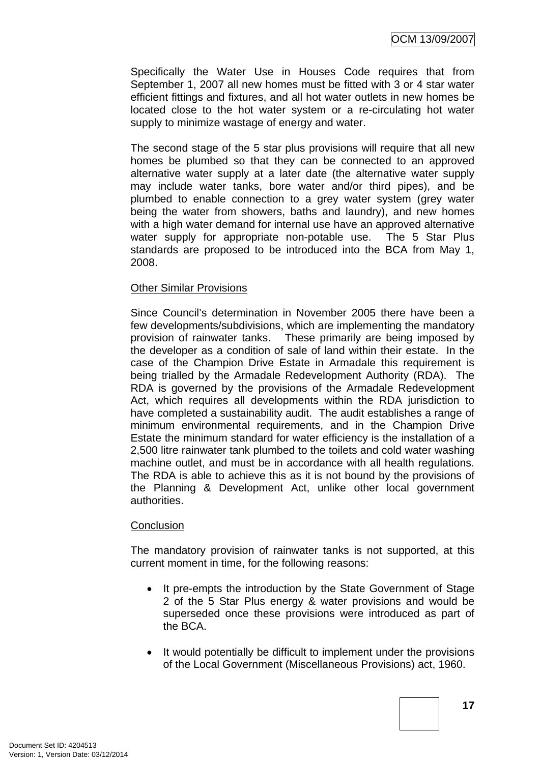Specifically the Water Use in Houses Code requires that from September 1, 2007 all new homes must be fitted with 3 or 4 star water efficient fittings and fixtures, and all hot water outlets in new homes be located close to the hot water system or a re-circulating hot water supply to minimize wastage of energy and water.

The second stage of the 5 star plus provisions will require that all new homes be plumbed so that they can be connected to an approved alternative water supply at a later date (the alternative water supply may include water tanks, bore water and/or third pipes), and be plumbed to enable connection to a grey water system (grey water being the water from showers, baths and laundry), and new homes with a high water demand for internal use have an approved alternative water supply for appropriate non-potable use. The 5 Star Plus standards are proposed to be introduced into the BCA from May 1, 2008.

<u>Other Similar Provisions</u>

Since Council's determination in November 2005 there have been a few developments/subdivisions, which are implementing the mandatory provision of rainwater tanks. These primarily are being imposed by the developer as a condition of sale of land within their estate. In the case of the Champion Drive Estate in Armadale this requirement is being trialled by the Armadale Redevelopment Authority (RDA). The RDA is governed by the provisions of the Armadale Redevelopment Act, which requires all developments within the RDA jurisdiction to have completed a sustainability audit. The audit establishes a range of minimum environmental requirements, and in the Champion Drive Estate the minimum standard for water efficiency is the installation of a 2,500 litre rainwater tank plumbed to the toilets and cold water washing machine outlet, and must be in accordance with all health regulations. The RDA is able to achieve this as it is not bound by the provisions of the Planning & Development Act, unlike other local government authorities.

<u>Conclusion</u>

The mandatory provision of rainwater tanks is not supported, at this current moment in time, for the following reasons:

- It pre-empts the introduction by the State Government of Stage 2 of the 5 Star Plus energy & water provisions and would be superseded once these provisions were introduced as part of the BCA.

- It would potentially be difficult to implement under the provisions of the Local Government (Miscellaneous Provisions) act, 1960.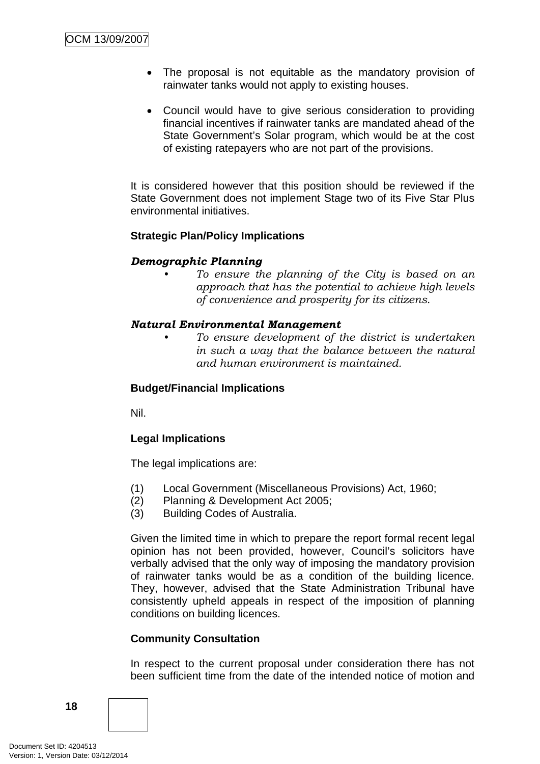- The proposal is not equitable as the mandatory provision of rainwater tanks would not apply to existing houses.

- Council would have to give serious consideration to providing financial incentives if rainwater tanks are mandated ahead of the State Government's Solar program, which would be at the cost of existing ratepayers who are not part of the provisions.

It is considered however that this position should be reviewed if the State Government does not implement Stage two of its Five Star Plus environmental initiatives.

**Strategic Plan/Policy Implications**

***Demographic Planning***

- *To ensure the planning of the City is based on an approach that has the potential to achieve high levels of convenience and prosperity for its citizens.*

***Natural Environmental Management***

- *To ensure development of the district is undertaken in such a way that the balance between the natural and human environment is maintained.*

**Budget/Financial Implications**

Nil.

**Legal Implications**

The legal implications are:

(1) Local Government (Miscellaneous Provisions) Act, 1960;
(2) Planning & Development Act 2005;
(3) Building Codes of Australia.

Given the limited time in which to prepare the report formal recent legal opinion has not been provided, however, Council's solicitors have verbally advised that the only way of imposing the mandatory provision of rainwater tanks would be as a condition of the building licence. They, however, advised that the State Administration Tribunal have consistently upheld appeals in respect of the imposition of planning conditions on building licences.

**Community Consultation**

In respect to the current proposal under consideration there has not been sufficient time from the date of the intended notice of motion and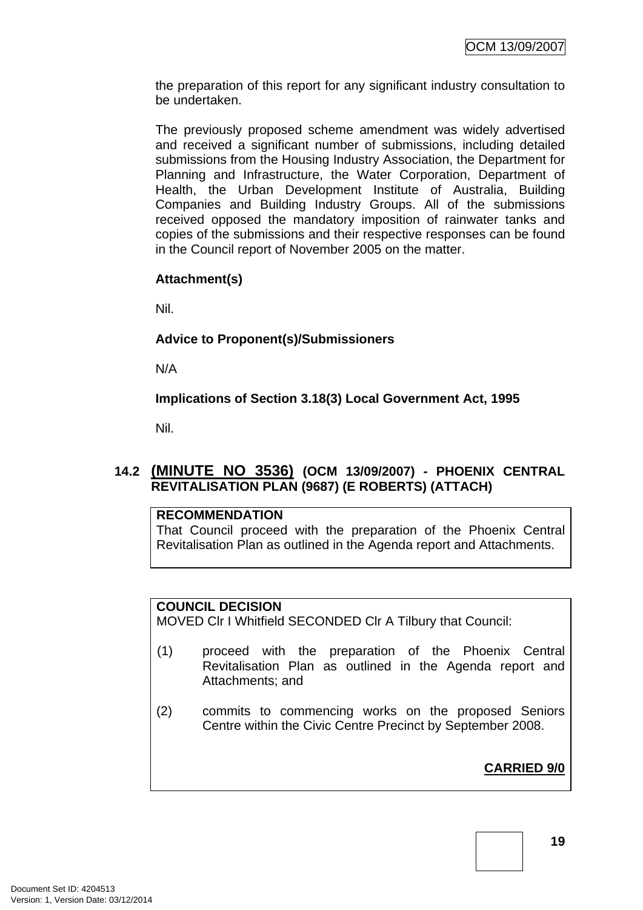the preparation of this report for any significant industry consultation to be undertaken.

The previously proposed scheme amendment was widely advertised and received a significant number of submissions, including detailed submissions from the Housing Industry Association, the Department for Planning and Infrastructure, the Water Corporation, Department of Health, the Urban Development Institute of Australia, Building Companies and Building Industry Groups. All of the submissions received opposed the mandatory imposition of rainwater tanks and copies of the submissions and their respective responses can be found in the Council report of November 2005 on the matter.

**Attachment(s)**

Nil.

**Advice to Proponent(s)/Submissioners**

N/A

**Implications of Section 3.18(3) Local Government Act, 1995**

Nil.

### 14.2 <u>(MINUTE NO 3536)</u> (OCM 13/09/2007) - PHOENIX CENTRAL REVITALISATION PLAN (9687) (E ROBERTS) (ATTACH)

**RECOMMENDATION**
That Council proceed with the preparation of the Phoenix Central Revitalisation Plan as outlined in the Agenda report and Attachments.

**COUNCIL DECISION**
MOVED Clr I Whitfield SECONDED Clr A Tilbury that Council:

(1) proceed with the preparation of the Phoenix Central Revitalisation Plan as outlined in the Agenda report and Attachments; and

(2) commits to commencing works on the proposed Seniors Centre within the Civic Centre Precinct by September 2008.

**<u>CARRIED 9/0</u>**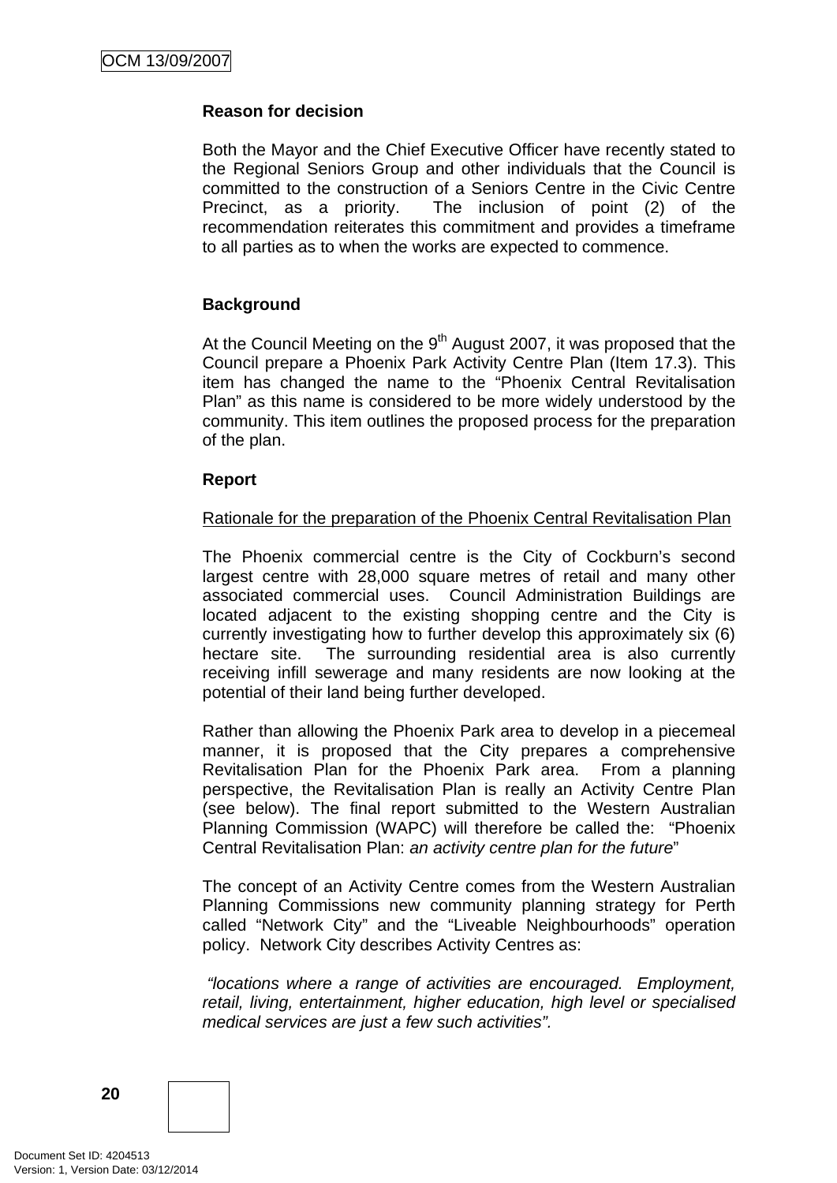**Reason for decision**

Both the Mayor and the Chief Executive Officer have recently stated to the Regional Seniors Group and other individuals that the Council is committed to the construction of a Seniors Centre in the Civic Centre Precinct, as a priority. The inclusion of point (2) of the recommendation reiterates this commitment and provides a timeframe to all parties as to when the works are expected to commence.

**Background**

At the Council Meeting on the 9th August 2007, it was proposed that the Council prepare a Phoenix Park Activity Centre Plan (Item 17.3). This item has changed the name to the "Phoenix Central Revitalisation Plan" as this name is considered to be more widely understood by the community. This item outlines the proposed process for the preparation of the plan.

**Report**

Rationale for the preparation of the Phoenix Central Revitalisation Plan

The Phoenix commercial centre is the City of Cockburn's second largest centre with 28,000 square metres of retail and many other associated commercial uses. Council Administration Buildings are located adjacent to the existing shopping centre and the City is currently investigating how to further develop this approximately six (6) hectare site. The surrounding residential area is also currently receiving infill sewerage and many residents are now looking at the potential of their land being further developed.

Rather than allowing the Phoenix Park area to develop in a piecemeal manner, it is proposed that the City prepares a comprehensive Revitalisation Plan for the Phoenix Park area. From a planning perspective, the Revitalisation Plan is really an Activity Centre Plan (see below). The final report submitted to the Western Australian Planning Commission (WAPC) will therefore be called the: "Phoenix Central Revitalisation Plan: *an activity centre plan for the future*"

The concept of an Activity Centre comes from the Western Australian Planning Commissions new community planning strategy for Perth called "Network City" and the "Liveable Neighbourhoods" operation policy. Network City describes Activity Centres as:

*"locations where a range of activities are encouraged. Employment, retail, living, entertainment, higher education, high level or specialised medical services are just a few such activities".*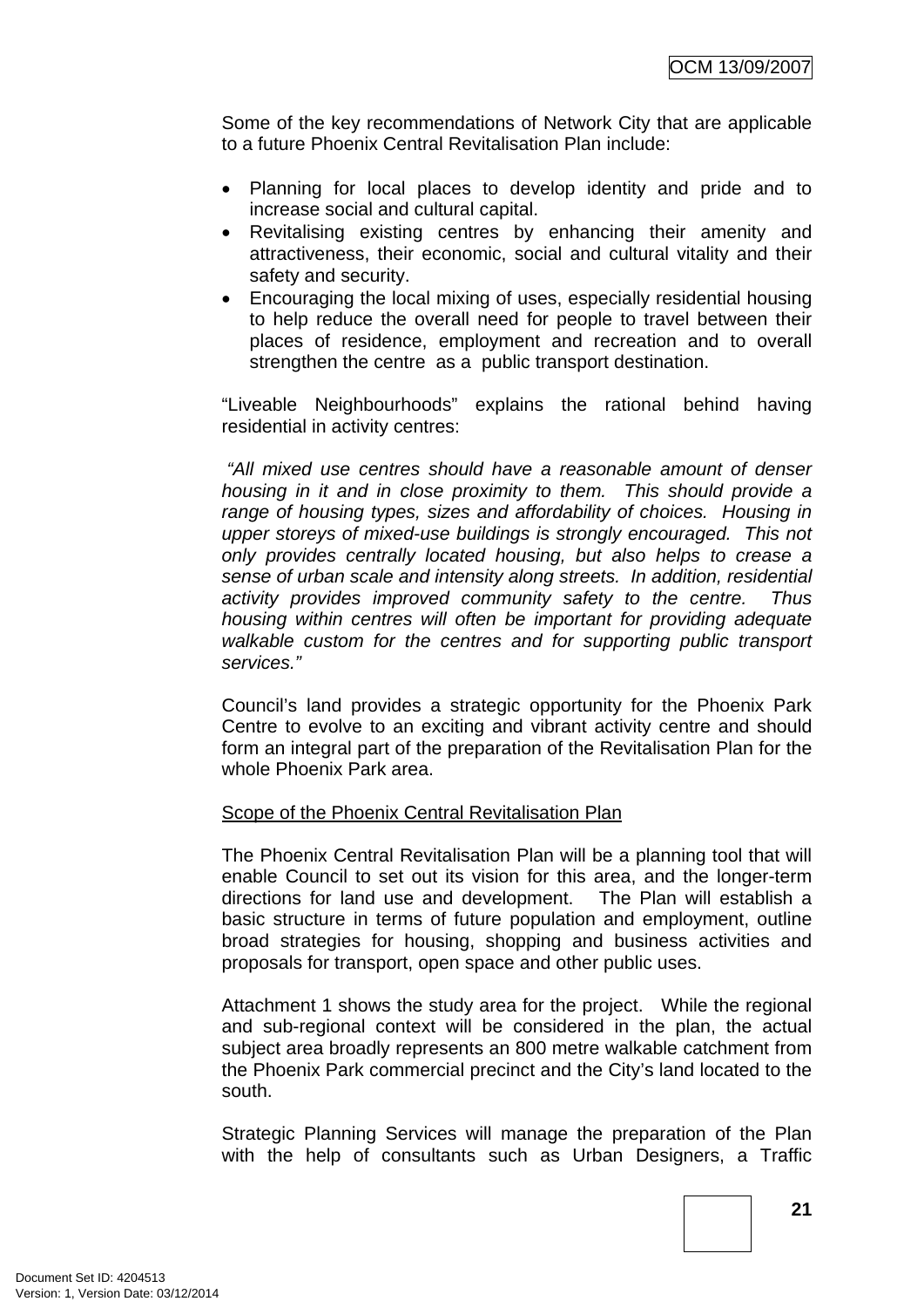Some of the key recommendations of Network City that are applicable to a future Phoenix Central Revitalisation Plan include:

- Planning for local places to develop identity and pride and to increase social and cultural capital.
- Revitalising existing centres by enhancing their amenity and attractiveness, their economic, social and cultural vitality and their safety and security.
- Encouraging the local mixing of uses, especially residential housing to help reduce the overall need for people to travel between their places of residence, employment and recreation and to overall strengthen the centre as a public transport destination.

"Liveable Neighbourhoods" explains the rational behind having residential in activity centres:

*"All mixed use centres should have a reasonable amount of denser housing in it and in close proximity to them. This should provide a range of housing types, sizes and affordability of choices. Housing in upper storeys of mixed-use buildings is strongly encouraged. This not only provides centrally located housing, but also helps to crease a sense of urban scale and intensity along streets. In addition, residential activity provides improved community safety to the centre. Thus housing within centres will often be important for providing adequate walkable custom for the centres and for supporting public transport services."*

Council's land provides a strategic opportunity for the Phoenix Park Centre to evolve to an exciting and vibrant activity centre and should form an integral part of the preparation of the Revitalisation Plan for the whole Phoenix Park area.

<u>Scope of the Phoenix Central Revitalisation Plan</u>

The Phoenix Central Revitalisation Plan will be a planning tool that will enable Council to set out its vision for this area, and the longer-term directions for land use and development. The Plan will establish a basic structure in terms of future population and employment, outline broad strategies for housing, shopping and business activities and proposals for transport, open space and other public uses.

Attachment 1 shows the study area for the project. While the regional and sub-regional context will be considered in the plan, the actual subject area broadly represents an 800 metre walkable catchment from the Phoenix Park commercial precinct and the City's land located to the south.

Strategic Planning Services will manage the preparation of the Plan with the help of consultants such as Urban Designers, a Traffic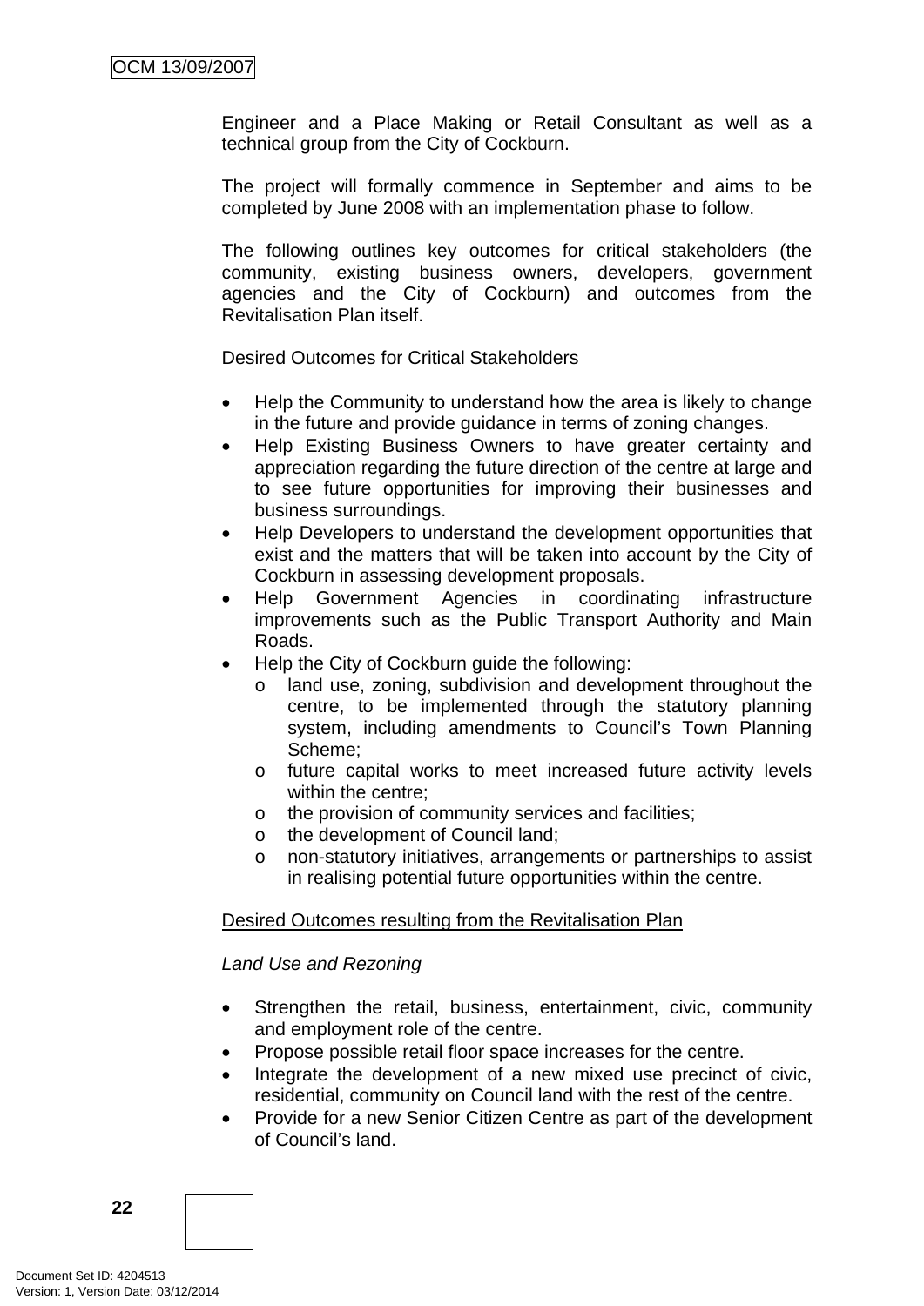Engineer and a Place Making or Retail Consultant as well as a technical group from the City of Cockburn.

The project will formally commence in September and aims to be completed by June 2008 with an implementation phase to follow.

The following outlines key outcomes for critical stakeholders (the community, existing business owners, developers, government agencies and the City of Cockburn) and outcomes from the Revitalisation Plan itself.

<u>Desired Outcomes for Critical Stakeholders</u>

- Help the Community to understand how the area is likely to change in the future and provide guidance in terms of zoning changes.
- Help Existing Business Owners to have greater certainty and appreciation regarding the future direction of the centre at large and to see future opportunities for improving their businesses and business surroundings.
- Help Developers to understand the development opportunities that exist and the matters that will be taken into account by the City of Cockburn in assessing development proposals.
- Help Government Agencies in coordinating infrastructure improvements such as the Public Transport Authority and Main Roads.
- Help the City of Cockburn guide the following:
  - land use, zoning, subdivision and development throughout the centre, to be implemented through the statutory planning system, including amendments to Council's Town Planning Scheme;
  - future capital works to meet increased future activity levels within the centre;
  - the provision of community services and facilities;
  - the development of Council land;
  - non-statutory initiatives, arrangements or partnerships to assist in realising potential future opportunities within the centre.

<u>Desired Outcomes resulting from the Revitalisation Plan</u>

*Land Use and Rezoning*

- Strengthen the retail, business, entertainment, civic, community and employment role of the centre.
- Propose possible retail floor space increases for the centre.
- Integrate the development of a new mixed use precinct of civic, residential, community on Council land with the rest of the centre.
- Provide for a new Senior Citizen Centre as part of the development of Council's land.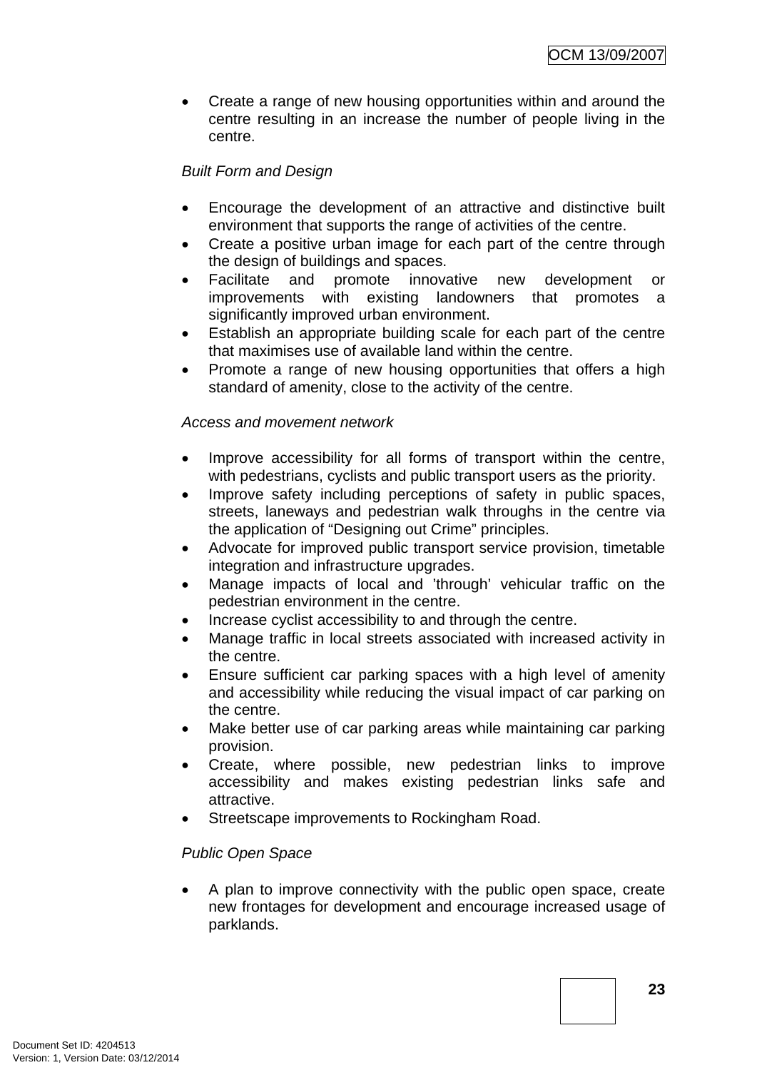- Create a range of new housing opportunities within and around the centre resulting in an increase the number of people living in the centre.

*Built Form and Design*

- Encourage the development of an attractive and distinctive built environment that supports the range of activities of the centre.
- Create a positive urban image for each part of the centre through the design of buildings and spaces.
- Facilitate and promote innovative new development or improvements with existing landowners that promotes a significantly improved urban environment.
- Establish an appropriate building scale for each part of the centre that maximises use of available land within the centre.
- Promote a range of new housing opportunities that offers a high standard of amenity, close to the activity of the centre.

*Access and movement network*

- Improve accessibility for all forms of transport within the centre, with pedestrians, cyclists and public transport users as the priority.
- Improve safety including perceptions of safety in public spaces, streets, laneways and pedestrian walk throughs in the centre via the application of "Designing out Crime" principles.
- Advocate for improved public transport service provision, timetable integration and infrastructure upgrades.
- Manage impacts of local and 'through' vehicular traffic on the pedestrian environment in the centre.
- Increase cyclist accessibility to and through the centre.
- Manage traffic in local streets associated with increased activity in the centre.
- Ensure sufficient car parking spaces with a high level of amenity and accessibility while reducing the visual impact of car parking on the centre.
- Make better use of car parking areas while maintaining car parking provision.
- Create, where possible, new pedestrian links to improve accessibility and makes existing pedestrian links safe and attractive.
- Streetscape improvements to Rockingham Road.

*Public Open Space*

- A plan to improve connectivity with the public open space, create new frontages for development and encourage increased usage of parklands.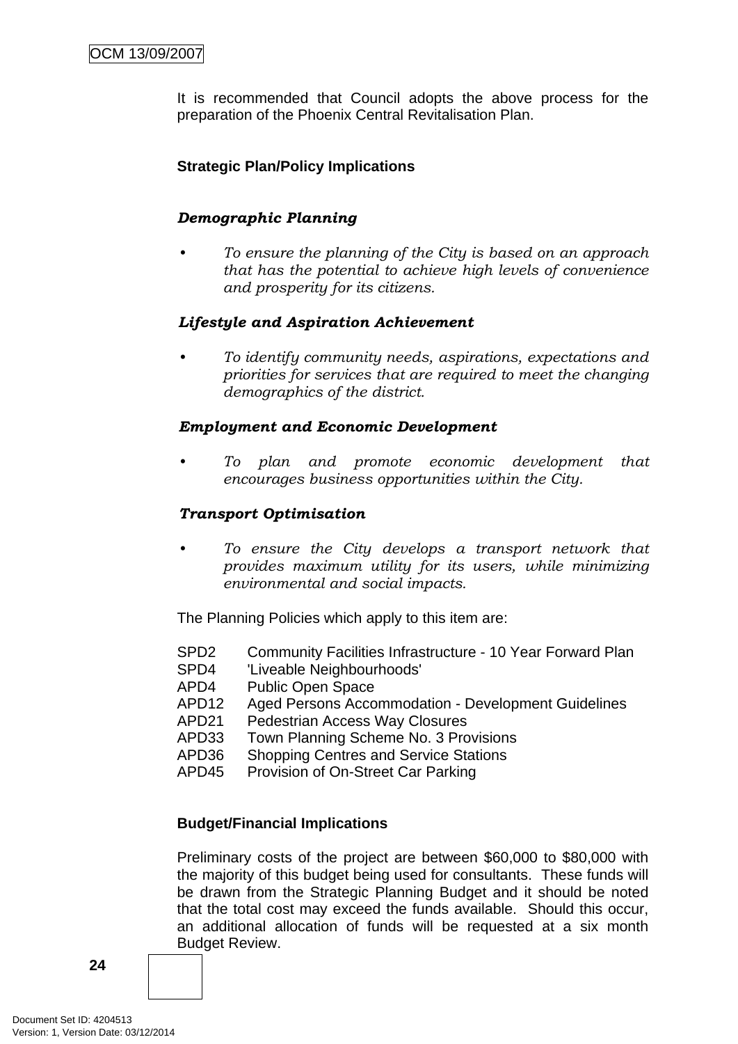It is recommended that Council adopts the above process for the preparation of the Phoenix Central Revitalisation Plan.

**Strategic Plan/Policy Implications**

***Demographic Planning***

- *To ensure the planning of the City is based on an approach that has the potential to achieve high levels of convenience and prosperity for its citizens.*

***Lifestyle and Aspiration Achievement***

- *To identify community needs, aspirations, expectations and priorities for services that are required to meet the changing demographics of the district.*

***Employment and Economic Development***

- *To plan and promote economic development that encourages business opportunities within the City.*

***Transport Optimisation***

- *To ensure the City develops a transport network that provides maximum utility for its users, while minimizing environmental and social impacts.*

The Planning Policies which apply to this item are:

| | |
|---|---|
| SPD2 | Community Facilities Infrastructure - 10 Year Forward Plan |
| SPD4 | 'Liveable Neighbourhoods' |
| APD4 | Public Open Space |
| APD12 | Aged Persons Accommodation - Development Guidelines |
| APD21 | Pedestrian Access Way Closures |
| APD33 | Town Planning Scheme No. 3 Provisions |
| APD36 | Shopping Centres and Service Stations |
| APD45 | Provision of On-Street Car Parking |

**Budget/Financial Implications**

Preliminary costs of the project are between $60,000 to $80,000 with the majority of this budget being used for consultants. These funds will be drawn from the Strategic Planning Budget and it should be noted that the total cost may exceed the funds available. Should this occur, an additional allocation of funds will be requested at a six month Budget Review.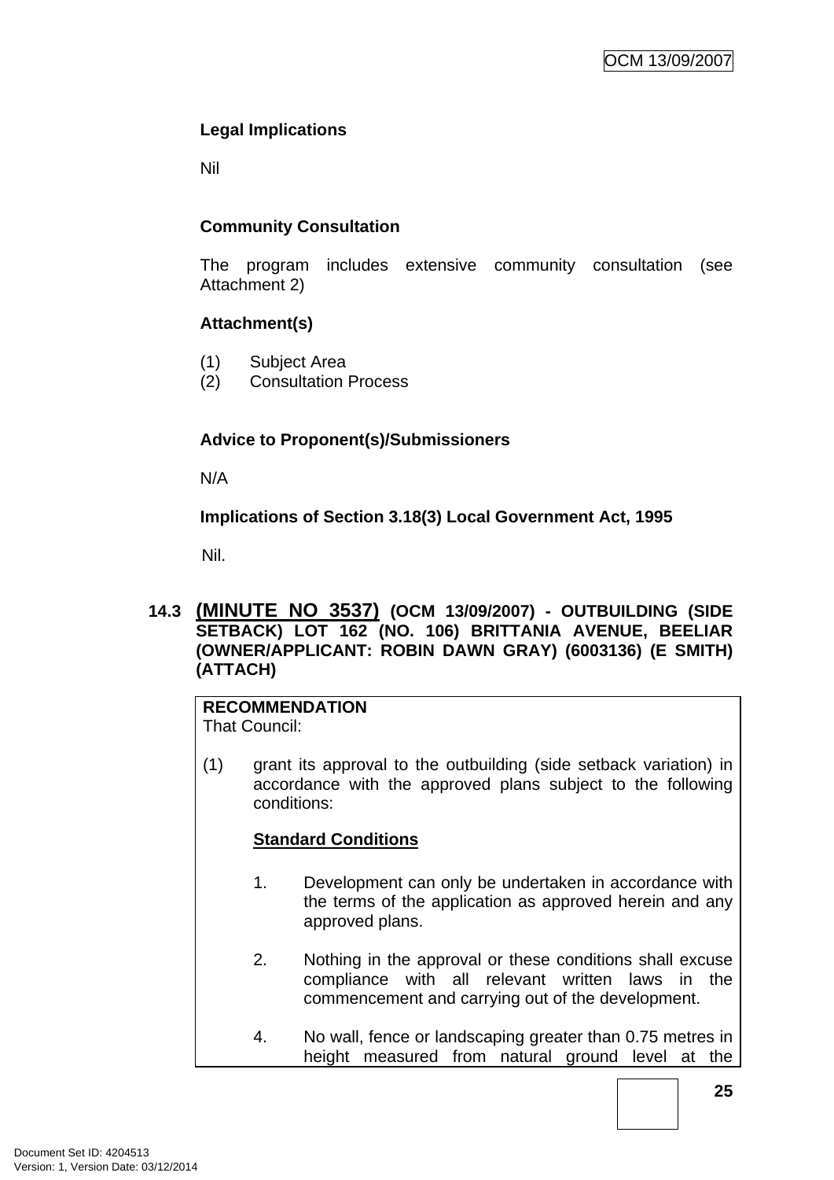**Legal Implications**

Nil

**Community Consultation**

The program includes extensive community consultation (see Attachment 2)

**Attachment(s)**

(1) Subject Area
(2) Consultation Process

**Advice to Proponent(s)/Submissioners**

N/A

**Implications of Section 3.18(3) Local Government Act, 1995**

Nil.

### 14.3 (MINUTE NO 3537) (OCM 13/09/2007) - OUTBUILDING (SIDE SETBACK) LOT 162 (NO. 106) BRITTANIA AVENUE, BEELIAR (OWNER/APPLICANT: ROBIN DAWN GRAY) (6003136) (E SMITH) (ATTACH)

**RECOMMENDATION**
That Council:

(1) grant its approval to the outbuilding (side setback variation) in accordance with the approved plans subject to the following conditions:

**Standard Conditions**

1. Development can only be undertaken in accordance with the terms of the application as approved herein and any approved plans.

2. Nothing in the approval or these conditions shall excuse compliance with all relevant written laws in the commencement and carrying out of the development.

4. No wall, fence or landscaping greater than 0.75 metres in height measured from natural ground level at the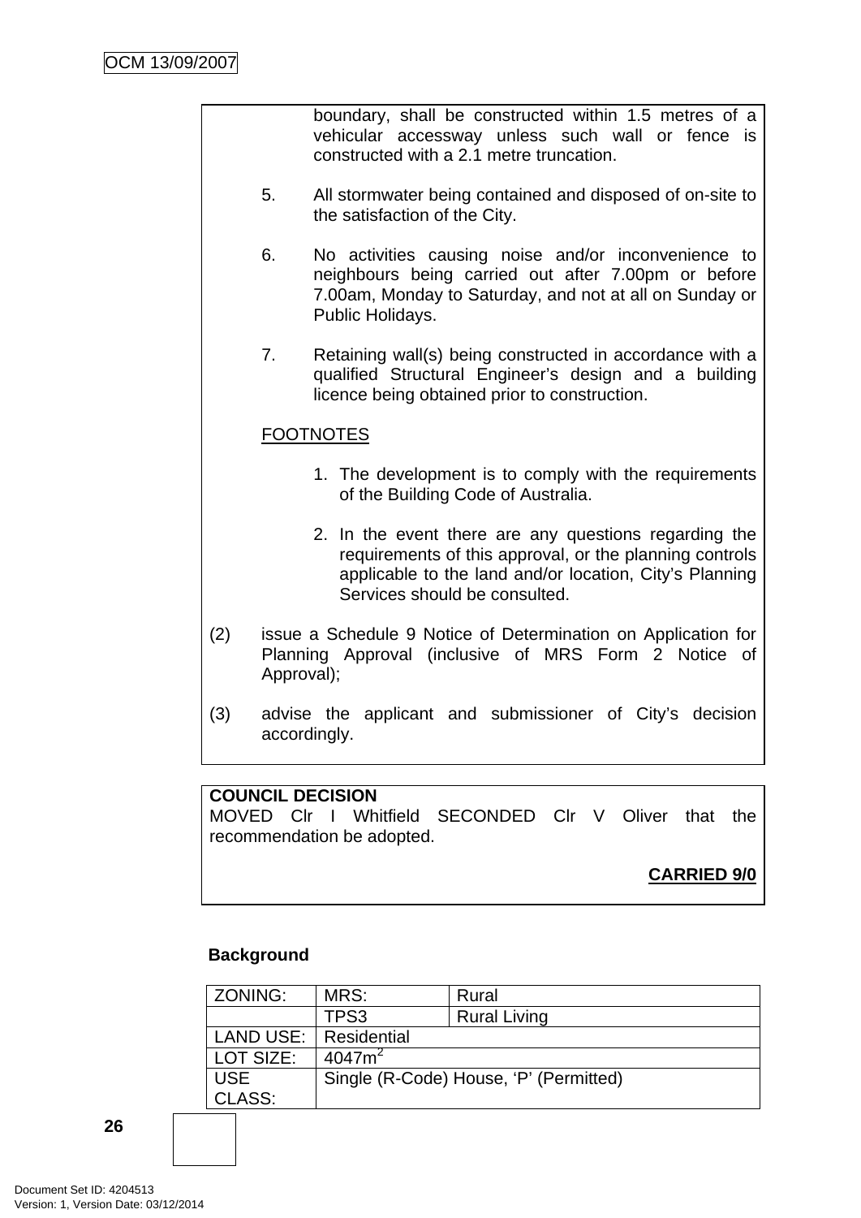boundary, shall be constructed within 1.5 metres of a vehicular accessway unless such wall or fence is constructed with a 2.1 metre truncation.

5. All stormwater being contained and disposed of on-site to the satisfaction of the City.

6. No activities causing noise and/or inconvenience to neighbours being carried out after 7.00pm or before 7.00am, Monday to Saturday, and not at all on Sunday or Public Holidays.

7. Retaining wall(s) being constructed in accordance with a qualified Structural Engineer's design and a building licence being obtained prior to construction.

FOOTNOTES

1. The development is to comply with the requirements of the Building Code of Australia.

2. In the event there are any questions regarding the requirements of this approval, or the planning controls applicable to the land and/or location, City's Planning Services should be consulted.

(2) issue a Schedule 9 Notice of Determination on Application for Planning Approval (inclusive of MRS Form 2 Notice of Approval);

(3) advise the applicant and submissioner of City's decision accordingly.

**COUNCIL DECISION**
MOVED Clr I Whitfield SECONDED Clr V Oliver that the recommendation be adopted.

**CARRIED 9/0**

**Background**

| ZONING: | MRS: | Rural |
|---|---|---|
| | TPS3 | Rural Living |
| LAND USE: | Residential | |
| LOT SIZE: | 4047m$^2$ | |
| USE CLASS: | Single (R-Code) House, 'P' (Permitted) | |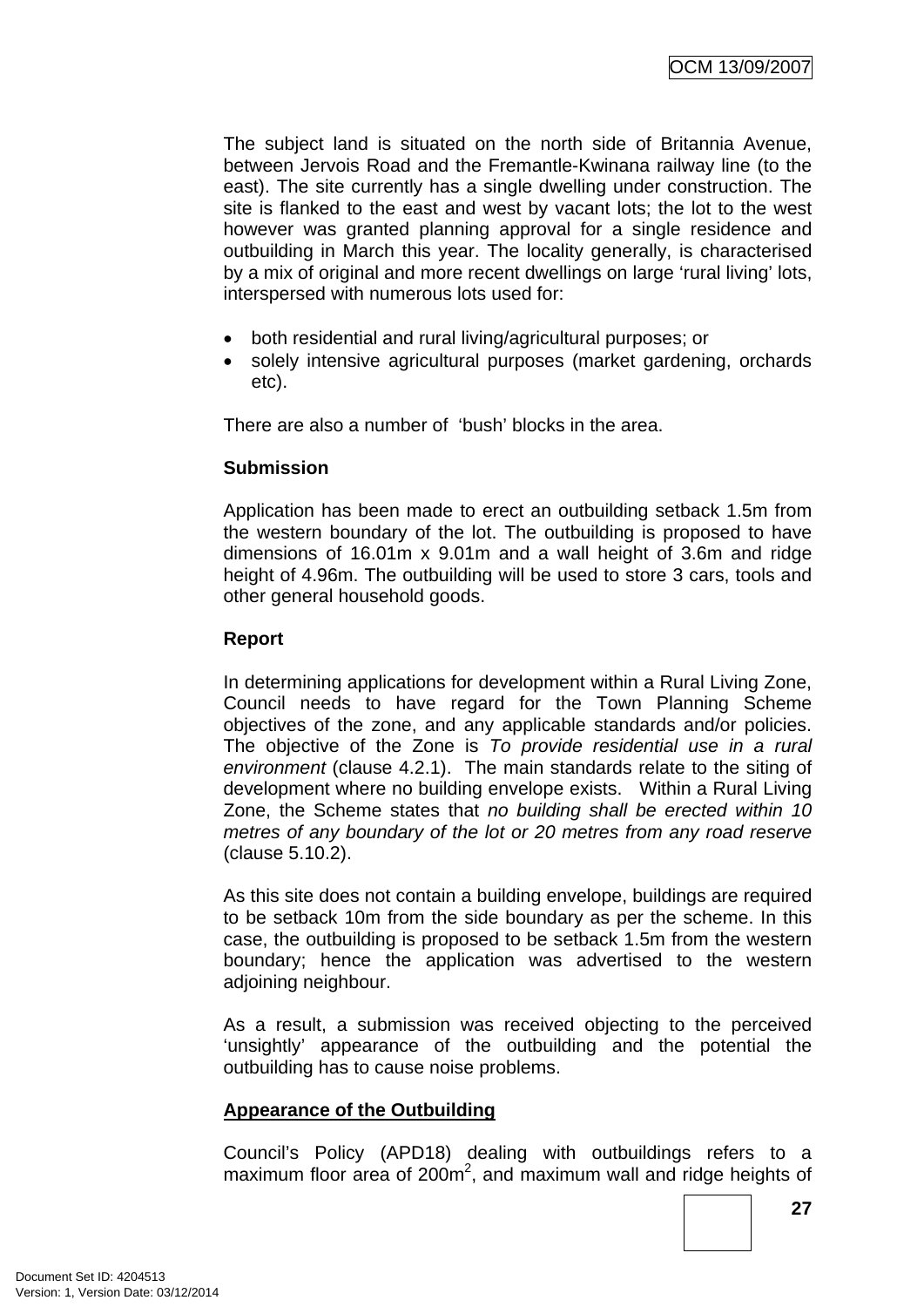The subject land is situated on the north side of Britannia Avenue, between Jervois Road and the Fremantle-Kwinana railway line (to the east). The site currently has a single dwelling under construction. The site is flanked to the east and west by vacant lots; the lot to the west however was granted planning approval for a single residence and outbuilding in March this year. The locality generally, is characterised by a mix of original and more recent dwellings on large 'rural living' lots, interspersed with numerous lots used for:

- both residential and rural living/agricultural purposes; or
- solely intensive agricultural purposes (market gardening, orchards etc).

There are also a number of 'bush' blocks in the area.

**Submission**

Application has been made to erect an outbuilding setback 1.5m from the western boundary of the lot. The outbuilding is proposed to have dimensions of 16.01m x 9.01m and a wall height of 3.6m and ridge height of 4.96m. The outbuilding will be used to store 3 cars, tools and other general household goods.

**Report**

In determining applications for development within a Rural Living Zone, Council needs to have regard for the Town Planning Scheme objectives of the zone, and any applicable standards and/or policies. The objective of the Zone is *To provide residential use in a rural environment* (clause 4.2.1). The main standards relate to the siting of development where no building envelope exists. Within a Rural Living Zone, the Scheme states that *no building shall be erected within 10 metres of any boundary of the lot or 20 metres from any road reserve* (clause 5.10.2).

As this site does not contain a building envelope, buildings are required to be setback 10m from the side boundary as per the scheme. In this case, the outbuilding is proposed to be setback 1.5m from the western boundary; hence the application was advertised to the western adjoining neighbour.

As a result, a submission was received objecting to the perceived 'unsightly' appearance of the outbuilding and the potential the outbuilding has to cause noise problems.

**Appearance of the Outbuilding**

Council's Policy (APD18) dealing with outbuildings refers to a maximum floor area of 200m$^2$, and maximum wall and ridge heights of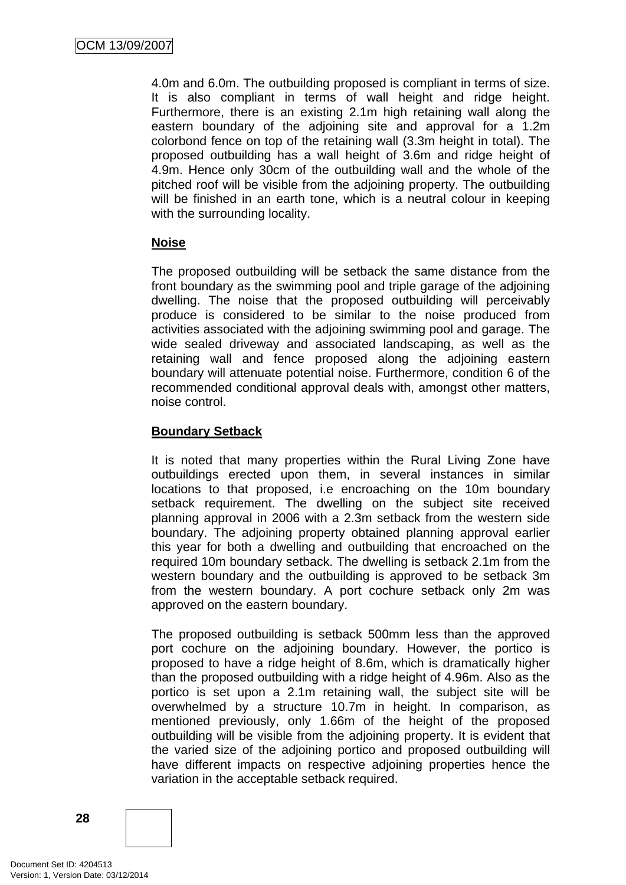4.0m and 6.0m. The outbuilding proposed is compliant in terms of size. It is also compliant in terms of wall height and ridge height. Furthermore, there is an existing 2.1m high retaining wall along the eastern boundary of the adjoining site and approval for a 1.2m colorbond fence on top of the retaining wall (3.3m height in total). The proposed outbuilding has a wall height of 3.6m and ridge height of 4.9m. Hence only 30cm of the outbuilding wall and the whole of the pitched roof will be visible from the adjoining property. The outbuilding will be finished in an earth tone, which is a neutral colour in keeping with the surrounding locality.

**Noise**

The proposed outbuilding will be setback the same distance from the front boundary as the swimming pool and triple garage of the adjoining dwelling. The noise that the proposed outbuilding will perceivably produce is considered to be similar to the noise produced from activities associated with the adjoining swimming pool and garage. The wide sealed driveway and associated landscaping, as well as the retaining wall and fence proposed along the adjoining eastern boundary will attenuate potential noise. Furthermore, condition 6 of the recommended conditional approval deals with, amongst other matters, noise control.

**Boundary Setback**

It is noted that many properties within the Rural Living Zone have outbuildings erected upon them, in several instances in similar locations to that proposed, i.e encroaching on the 10m boundary setback requirement. The dwelling on the subject site received planning approval in 2006 with a 2.3m setback from the western side boundary. The adjoining property obtained planning approval earlier this year for both a dwelling and outbuilding that encroached on the required 10m boundary setback. The dwelling is setback 2.1m from the western boundary and the outbuilding is approved to be setback 3m from the western boundary. A port cochure setback only 2m was approved on the eastern boundary.

The proposed outbuilding is setback 500mm less than the approved port cochure on the adjoining boundary. However, the portico is proposed to have a ridge height of 8.6m, which is dramatically higher than the proposed outbuilding with a ridge height of 4.96m. Also as the portico is set upon a 2.1m retaining wall, the subject site will be overwhelmed by a structure 10.7m in height. In comparison, as mentioned previously, only 1.66m of the height of the proposed outbuilding will be visible from the adjoining property. It is evident that the varied size of the adjoining portico and proposed outbuilding will have different impacts on respective adjoining properties hence the variation in the acceptable setback required.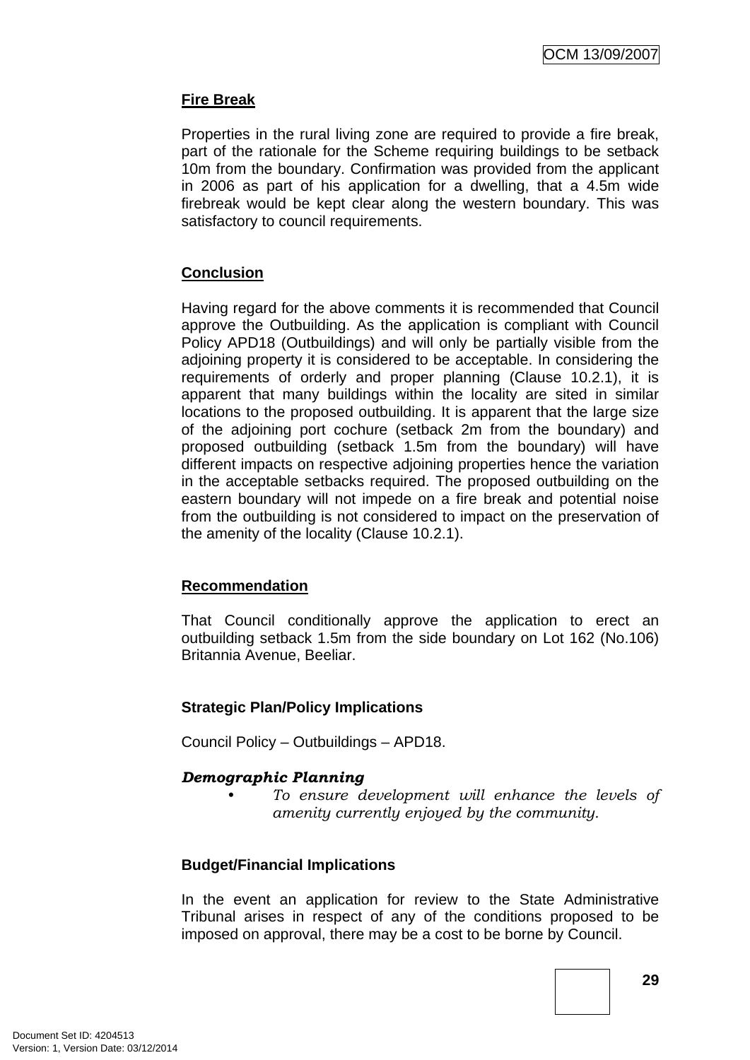**Fire Break**

Properties in the rural living zone are required to provide a fire break, part of the rationale for the Scheme requiring buildings to be setback 10m from the boundary. Confirmation was provided from the applicant in 2006 as part of his application for a dwelling, that a 4.5m wide firebreak would be kept clear along the western boundary. This was satisfactory to council requirements.

**Conclusion**

Having regard for the above comments it is recommended that Council approve the Outbuilding. As the application is compliant with Council Policy APD18 (Outbuildings) and will only be partially visible from the adjoining property it is considered to be acceptable. In considering the requirements of orderly and proper planning (Clause 10.2.1), it is apparent that many buildings within the locality are sited in similar locations to the proposed outbuilding. It is apparent that the large size of the adjoining port cochure (setback 2m from the boundary) and proposed outbuilding (setback 1.5m from the boundary) will have different impacts on respective adjoining properties hence the variation in the acceptable setbacks required. The proposed outbuilding on the eastern boundary will not impede on a fire break and potential noise from the outbuilding is not considered to impact on the preservation of the amenity of the locality (Clause 10.2.1).

**Recommendation**

That Council conditionally approve the application to erect an outbuilding setback 1.5m from the side boundary on Lot 162 (No.106) Britannia Avenue, Beeliar.

**Strategic Plan/Policy Implications**

Council Policy – Outbuildings – APD18.

***Demographic Planning***

- *To ensure development will enhance the levels of amenity currently enjoyed by the community.*

**Budget/Financial Implications**

In the event an application for review to the State Administrative Tribunal arises in respect of any of the conditions proposed to be imposed on approval, there may be a cost to be borne by Council.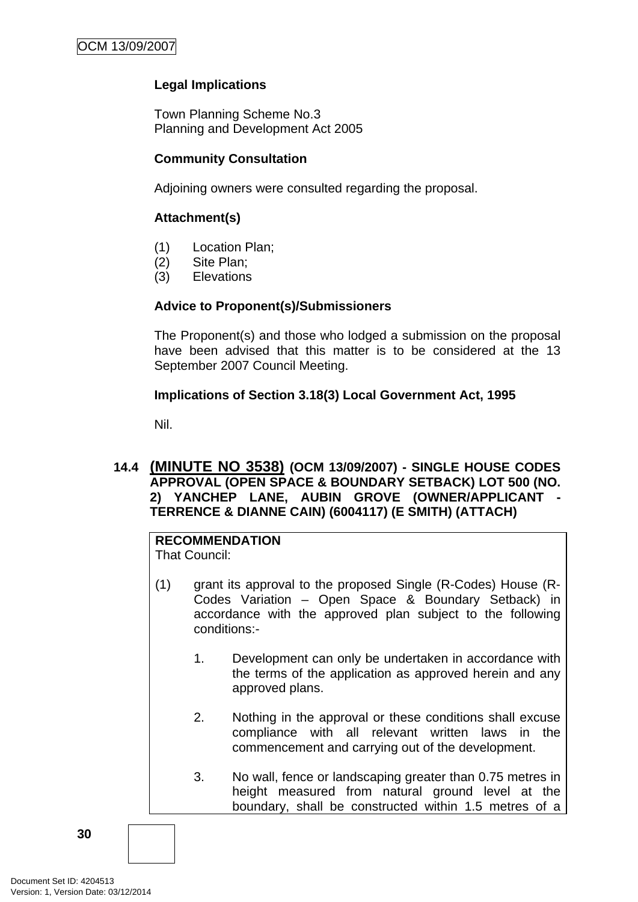**Legal Implications**

Town Planning Scheme No.3
Planning and Development Act 2005

**Community Consultation**

Adjoining owners were consulted regarding the proposal.

**Attachment(s)**

(1) Location Plan;
(2) Site Plan;
(3) Elevations

**Advice to Proponent(s)/Submissioners**

The Proponent(s) and those who lodged a submission on the proposal have been advised that this matter is to be considered at the 13 September 2007 Council Meeting.

**Implications of Section 3.18(3) Local Government Act, 1995**

Nil.

## 14.4 (MINUTE NO 3538) (OCM 13/09/2007) - SINGLE HOUSE CODES APPROVAL (OPEN SPACE & BOUNDARY SETBACK) LOT 500 (NO. 2) YANCHEP LANE, AUBIN GROVE (OWNER/APPLICANT - TERRENCE & DIANNE CAIN) (6004117) (E SMITH) (ATTACH)

**RECOMMENDATION**
That Council:

(1) grant its approval to the proposed Single (R-Codes) House (R-Codes Variation – Open Space & Boundary Setback) in accordance with the approved plan subject to the following conditions:-

1. Development can only be undertaken in accordance with the terms of the application as approved herein and any approved plans.

2. Nothing in the approval or these conditions shall excuse compliance with all relevant written laws in the commencement and carrying out of the development.

3. No wall, fence or landscaping greater than 0.75 metres in height measured from natural ground level at the boundary, shall be constructed within 1.5 metres of a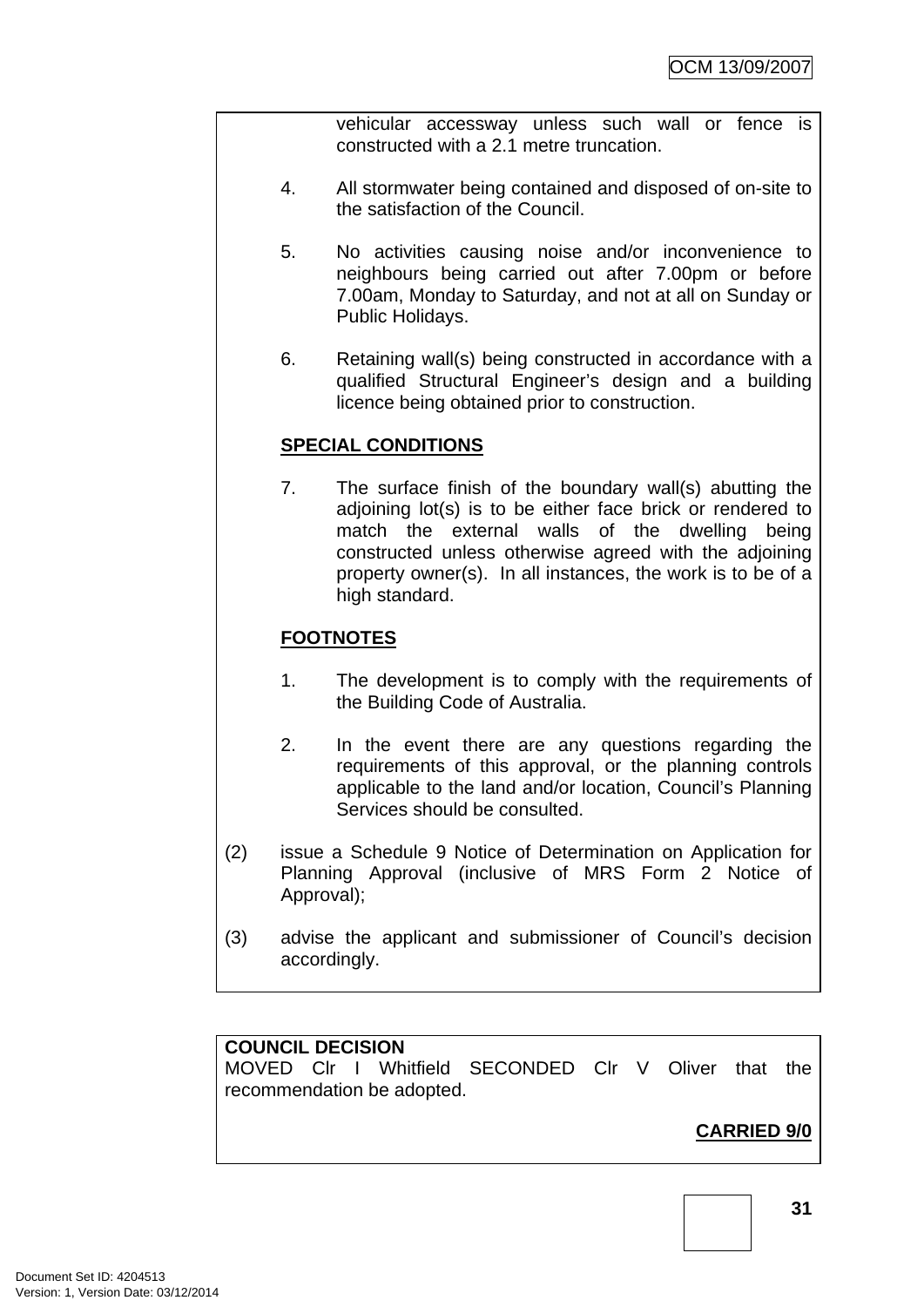vehicular accessway unless such wall or fence is constructed with a 2.1 metre truncation.

4. All stormwater being contained and disposed of on-site to the satisfaction of the Council.

5. No activities causing noise and/or inconvenience to neighbours being carried out after 7.00pm or before 7.00am, Monday to Saturday, and not at all on Sunday or Public Holidays.

6. Retaining wall(s) being constructed in accordance with a qualified Structural Engineer's design and a building licence being obtained prior to construction.

**SPECIAL CONDITIONS**

7. The surface finish of the boundary wall(s) abutting the adjoining lot(s) is to be either face brick or rendered to match the external walls of the dwelling being constructed unless otherwise agreed with the adjoining property owner(s). In all instances, the work is to be of a high standard.

**FOOTNOTES**

1. The development is to comply with the requirements of the Building Code of Australia.

2. In the event there are any questions regarding the requirements of this approval, or the planning controls applicable to the land and/or location, Council's Planning Services should be consulted.

(2) issue a Schedule 9 Notice of Determination on Application for Planning Approval (inclusive of MRS Form 2 Notice of Approval);

(3) advise the applicant and submissioner of Council's decision accordingly.

**COUNCIL DECISION**
MOVED Clr I Whitfield SECONDED Clr V Oliver that the recommendation be adopted.

**CARRIED 9/0**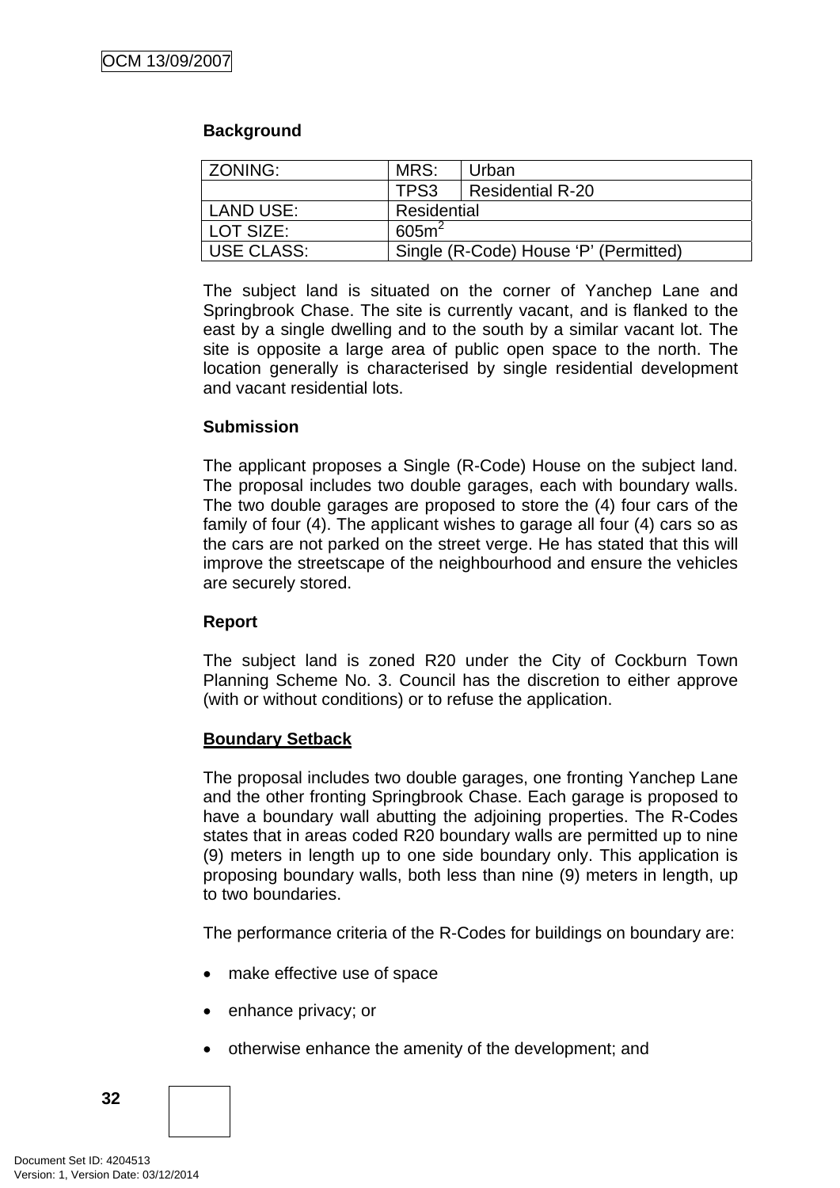**Background**

| ZONING: | MRS: | Urban |
|---|---|---|
| | TPS3 | Residential R-20 |
| LAND USE: | Residential | |
| LOT SIZE: | 605m$^2$ | |
| USE CLASS: | Single (R-Code) House 'P' (Permitted) | |

The subject land is situated on the corner of Yanchep Lane and Springbrook Chase. The site is currently vacant, and is flanked to the east by a single dwelling and to the south by a similar vacant lot. The site is opposite a large area of public open space to the north. The location generally is characterised by single residential development and vacant residential lots.

**Submission**

The applicant proposes a Single (R-Code) House on the subject land. The proposal includes two double garages, each with boundary walls. The two double garages are proposed to store the (4) four cars of the family of four (4). The applicant wishes to garage all four (4) cars so as the cars are not parked on the street verge. He has stated that this will improve the streetscape of the neighbourhood and ensure the vehicles are securely stored.

**Report**

The subject land is zoned R20 under the City of Cockburn Town Planning Scheme No. 3. Council has the discretion to either approve (with or without conditions) or to refuse the application.

**<u>Boundary Setback</u>**

The proposal includes two double garages, one fronting Yanchep Lane and the other fronting Springbrook Chase. Each garage is proposed to have a boundary wall abutting the adjoining properties. The R-Codes states that in areas coded R20 boundary walls are permitted up to nine (9) meters in length up to one side boundary only. This application is proposing boundary walls, both less than nine (9) meters in length, up to two boundaries.

The performance criteria of the R-Codes for buildings on boundary are:

- make effective use of space
- enhance privacy; or
- otherwise enhance the amenity of the development; and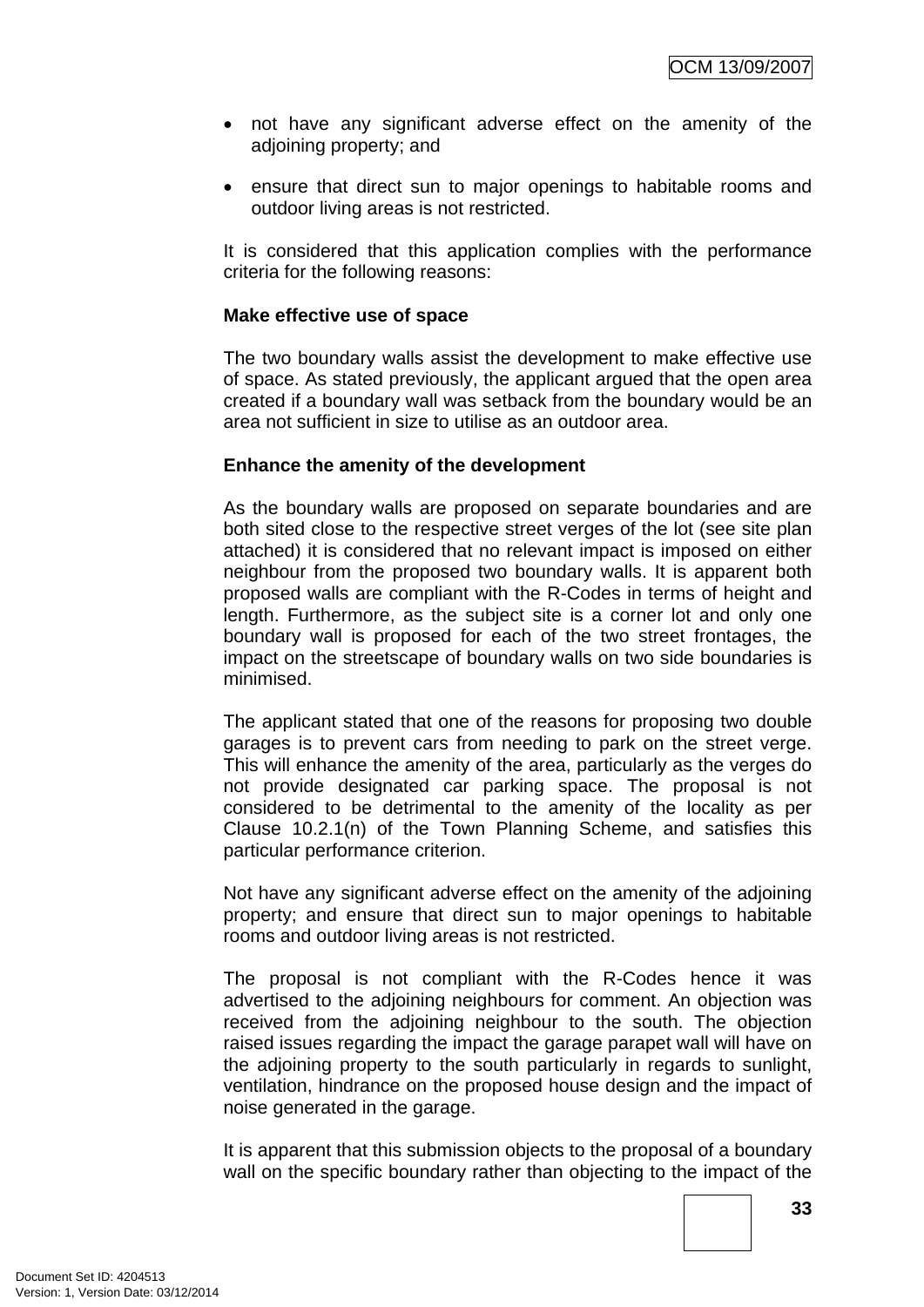- not have any significant adverse effect on the amenity of the adjoining property; and
- ensure that direct sun to major openings to habitable rooms and outdoor living areas is not restricted.

It is considered that this application complies with the performance criteria for the following reasons:

**Make effective use of space**

The two boundary walls assist the development to make effective use of space. As stated previously, the applicant argued that the open area created if a boundary wall was setback from the boundary would be an area not sufficient in size to utilise as an outdoor area.

**Enhance the amenity of the development**

As the boundary walls are proposed on separate boundaries and are both sited close to the respective street verges of the lot (see site plan attached) it is considered that no relevant impact is imposed on either neighbour from the proposed two boundary walls. It is apparent both proposed walls are compliant with the R-Codes in terms of height and length. Furthermore, as the subject site is a corner lot and only one boundary wall is proposed for each of the two street frontages, the impact on the streetscape of boundary walls on two side boundaries is minimised.

The applicant stated that one of the reasons for proposing two double garages is to prevent cars from needing to park on the street verge. This will enhance the amenity of the area, particularly as the verges do not provide designated car parking space. The proposal is not considered to be detrimental to the amenity of the locality as per Clause 10.2.1(n) of the Town Planning Scheme, and satisfies this particular performance criterion.

Not have any significant adverse effect on the amenity of the adjoining property; and ensure that direct sun to major openings to habitable rooms and outdoor living areas is not restricted.

The proposal is not compliant with the R-Codes hence it was advertised to the adjoining neighbours for comment. An objection was received from the adjoining neighbour to the south. The objection raised issues regarding the impact the garage parapet wall will have on the adjoining property to the south particularly in regards to sunlight, ventilation, hindrance on the proposed house design and the impact of noise generated in the garage.

It is apparent that this submission objects to the proposal of a boundary wall on the specific boundary rather than objecting to the impact of the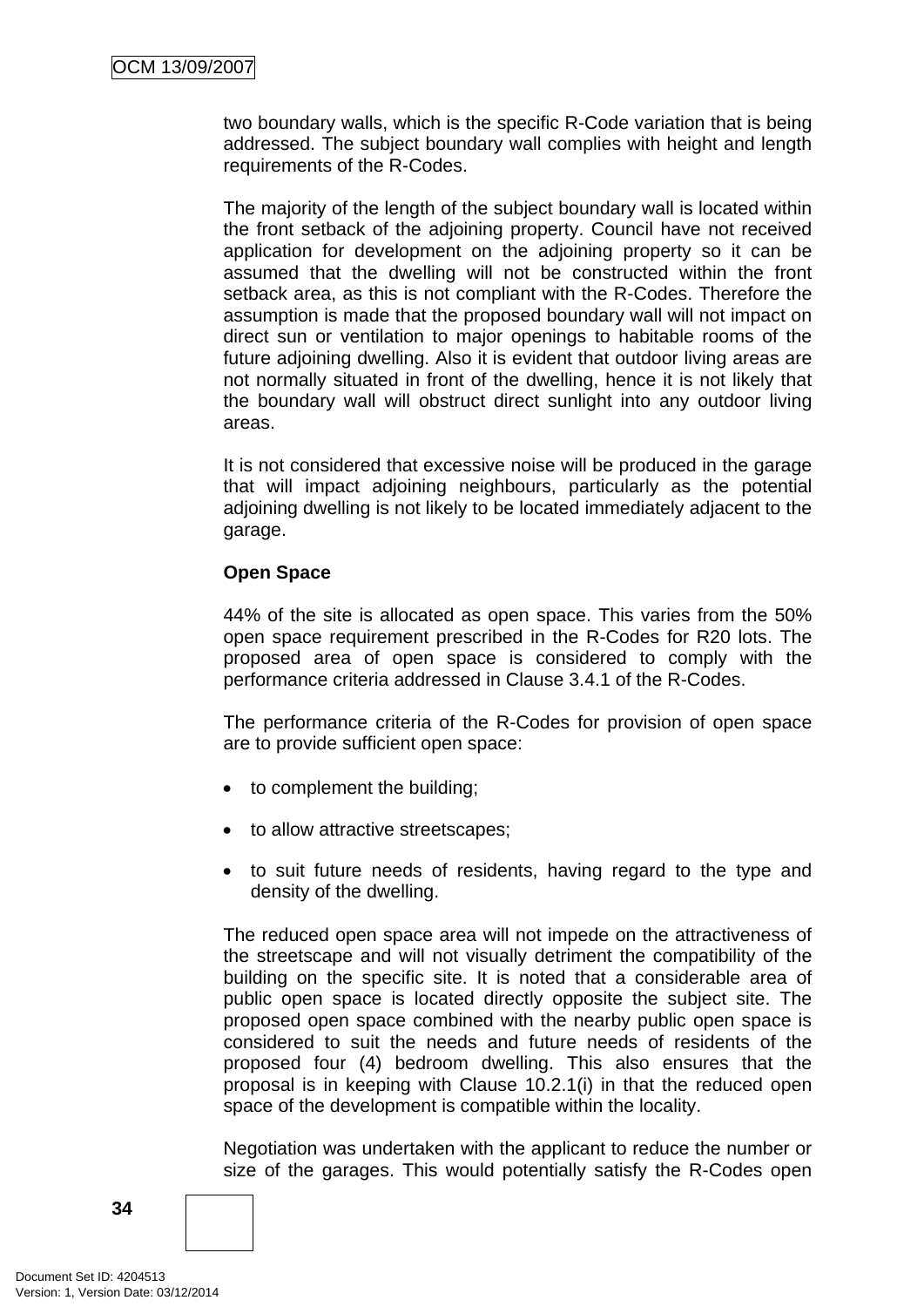two boundary walls, which is the specific R-Code variation that is being addressed. The subject boundary wall complies with height and length requirements of the R-Codes.

The majority of the length of the subject boundary wall is located within the front setback of the adjoining property. Council have not received application for development on the adjoining property so it can be assumed that the dwelling will not be constructed within the front setback area, as this is not compliant with the R-Codes. Therefore the assumption is made that the proposed boundary wall will not impact on direct sun or ventilation to major openings to habitable rooms of the future adjoining dwelling. Also it is evident that outdoor living areas are not normally situated in front of the dwelling, hence it is not likely that the boundary wall will obstruct direct sunlight into any outdoor living areas.

It is not considered that excessive noise will be produced in the garage that will impact adjoining neighbours, particularly as the potential adjoining dwelling is not likely to be located immediately adjacent to the garage.

**Open Space**

44% of the site is allocated as open space. This varies from the 50% open space requirement prescribed in the R-Codes for R20 lots. The proposed area of open space is considered to comply with the performance criteria addressed in Clause 3.4.1 of the R-Codes.

The performance criteria of the R-Codes for provision of open space are to provide sufficient open space:

- to complement the building;
- to allow attractive streetscapes;
- to suit future needs of residents, having regard to the type and density of the dwelling.

The reduced open space area will not impede on the attractiveness of the streetscape and will not visually detriment the compatibility of the building on the specific site. It is noted that a considerable area of public open space is located directly opposite the subject site. The proposed open space combined with the nearby public open space is considered to suit the needs and future needs of residents of the proposed four (4) bedroom dwelling. This also ensures that the proposal is in keeping with Clause 10.2.1(i) in that the reduced open space of the development is compatible within the locality.

Negotiation was undertaken with the applicant to reduce the number or size of the garages. This would potentially satisfy the R-Codes open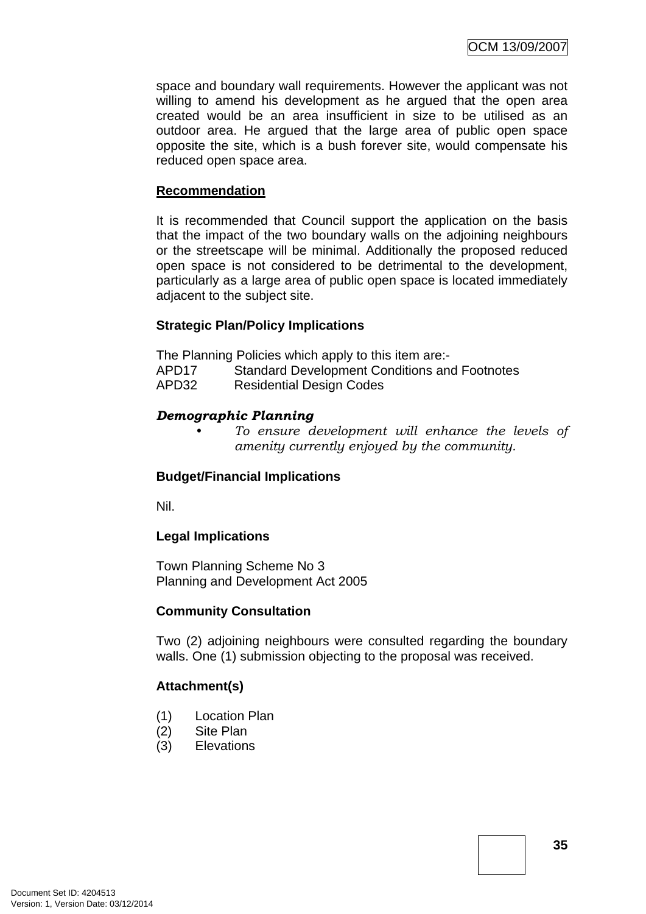space and boundary wall requirements. However the applicant was not willing to amend his development as he argued that the open area created would be an area insufficient in size to be utilised as an outdoor area. He argued that the large area of public open space opposite the site, which is a bush forever site, would compensate his reduced open space area.

**Recommendation**

It is recommended that Council support the application on the basis that the impact of the two boundary walls on the adjoining neighbours or the streetscape will be minimal. Additionally the proposed reduced open space is not considered to be detrimental to the development, particularly as a large area of public open space is located immediately adjacent to the subject site.

**Strategic Plan/Policy Implications**

The Planning Policies which apply to this item are:-

APD17 Standard Development Conditions and Footnotes
APD32 Residential Design Codes

***Demographic Planning***

- *To ensure development will enhance the levels of amenity currently enjoyed by the community.*

**Budget/Financial Implications**

Nil.

**Legal Implications**

Town Planning Scheme No 3
Planning and Development Act 2005

**Community Consultation**

Two (2) adjoining neighbours were consulted regarding the boundary walls. One (1) submission objecting to the proposal was received.

**Attachment(s)**

(1) Location Plan
(2) Site Plan
(3) Elevations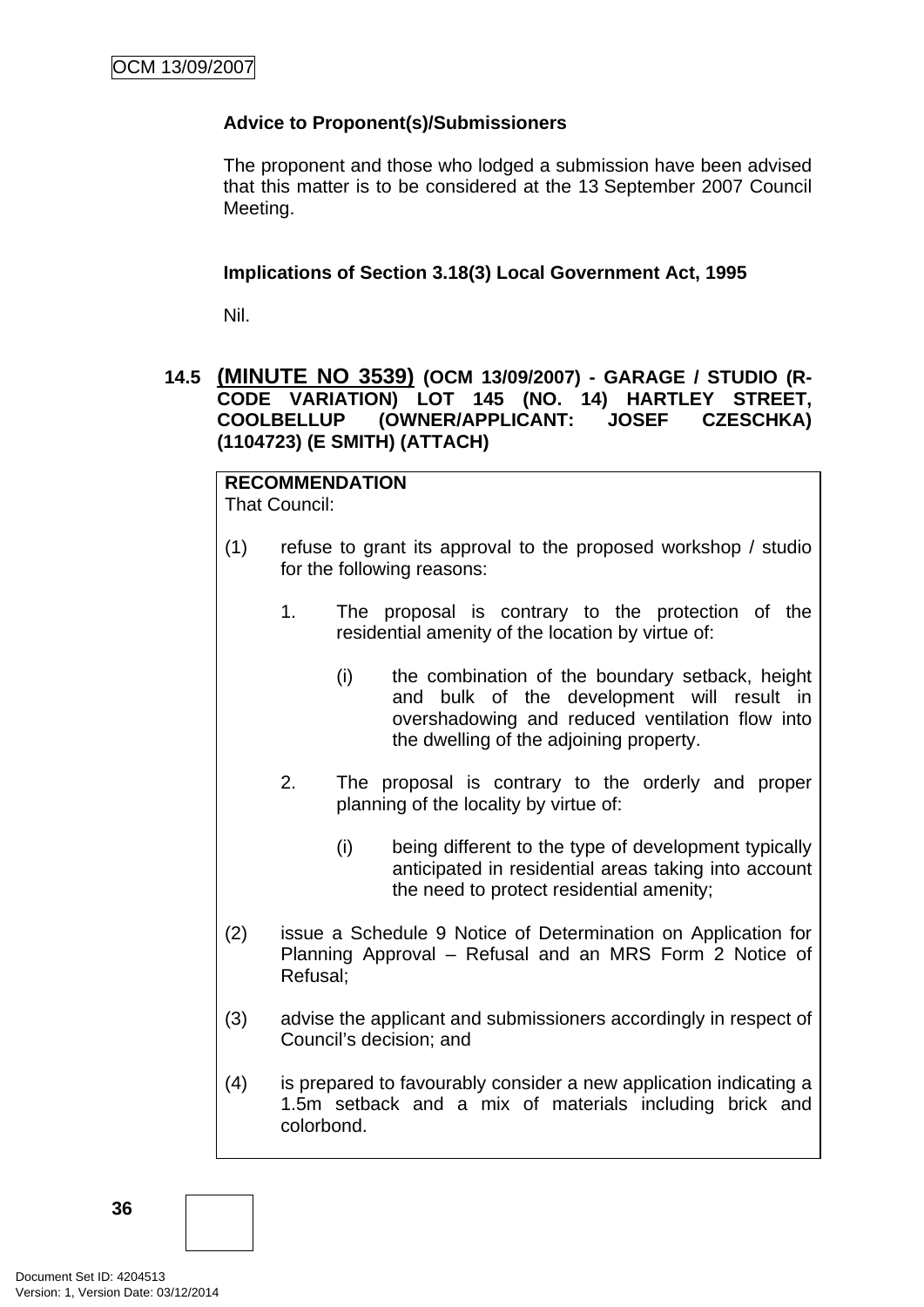**Advice to Proponent(s)/Submissioners**

The proponent and those who lodged a submission have been advised that this matter is to be considered at the 13 September 2007 Council Meeting.

**Implications of Section 3.18(3) Local Government Act, 1995**

Nil.

### 14.5 (MINUTE NO 3539) (OCM 13/09/2007) - GARAGE / STUDIO (R-CODE VARIATION) LOT 145 (NO. 14) HARTLEY STREET, COOLBELLUP (OWNER/APPLICANT: JOSEF CZESCHKA) (1104723) (E SMITH) (ATTACH)

**RECOMMENDATION**

That Council:

(1) refuse to grant its approval to the proposed workshop / studio for the following reasons:

1. The proposal is contrary to the protection of the residential amenity of the location by virtue of:

   (i) the combination of the boundary setback, height and bulk of the development will result in overshadowing and reduced ventilation flow into the dwelling of the adjoining property.

2. The proposal is contrary to the orderly and proper planning of the locality by virtue of:

   (i) being different to the type of development typically anticipated in residential areas taking into account the need to protect residential amenity;

(2) issue a Schedule 9 Notice of Determination on Application for Planning Approval – Refusal and an MRS Form 2 Notice of Refusal;

(3) advise the applicant and submissioners accordingly in respect of Council's decision; and

(4) is prepared to favourably consider a new application indicating a 1.5m setback and a mix of materials including brick and colorbond.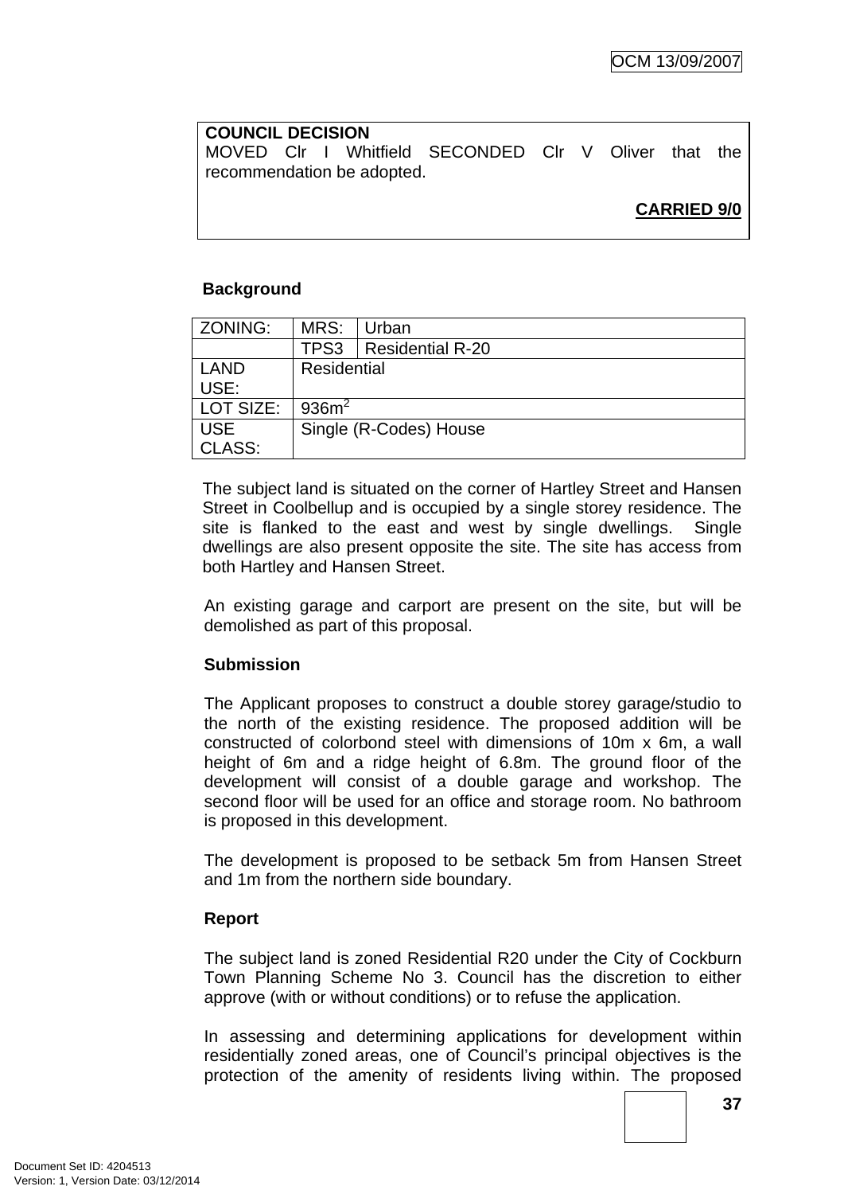**COUNCIL DECISION**
MOVED Clr I Whitfield SECONDED Clr V Oliver that the recommendation be adopted.

**CARRIED 9/0**

**Background**

| ZONING: | MRS: | Urban |
|---|---|---|
| | TPS3 | Residential R-20 |
| LAND USE: | Residential | |
| LOT SIZE: | 936m$^2$ | |
| USE CLASS: | Single (R-Codes) House | |

The subject land is situated on the corner of Hartley Street and Hansen Street in Coolbellup and is occupied by a single storey residence. The site is flanked to the east and west by single dwellings. Single dwellings are also present opposite the site. The site has access from both Hartley and Hansen Street.

An existing garage and carport are present on the site, but will be demolished as part of this proposal.

**Submission**

The Applicant proposes to construct a double storey garage/studio to the north of the existing residence. The proposed addition will be constructed of colorbond steel with dimensions of 10m x 6m, a wall height of 6m and a ridge height of 6.8m. The ground floor of the development will consist of a double garage and workshop. The second floor will be used for an office and storage room. No bathroom is proposed in this development.

The development is proposed to be setback 5m from Hansen Street and 1m from the northern side boundary.

**Report**

The subject land is zoned Residential R20 under the City of Cockburn Town Planning Scheme No 3. Council has the discretion to either approve (with or without conditions) or to refuse the application.

In assessing and determining applications for development within residentially zoned areas, one of Council's principal objectives is the protection of the amenity of residents living within. The proposed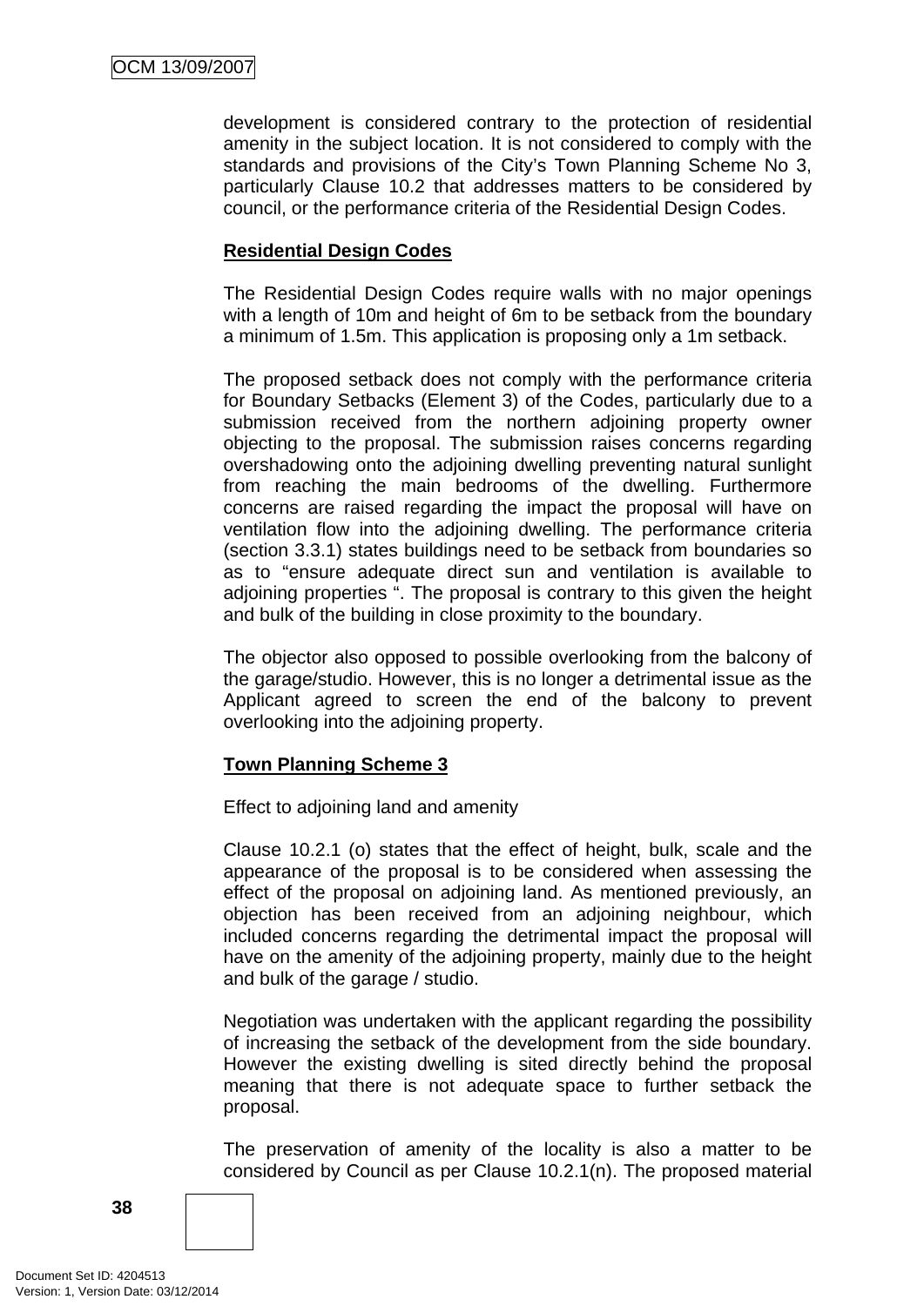development is considered contrary to the protection of residential amenity in the subject location. It is not considered to comply with the standards and provisions of the City's Town Planning Scheme No 3, particularly Clause 10.2 that addresses matters to be considered by council, or the performance criteria of the Residential Design Codes.

**Residential Design Codes**

The Residential Design Codes require walls with no major openings with a length of 10m and height of 6m to be setback from the boundary a minimum of 1.5m. This application is proposing only a 1m setback.

The proposed setback does not comply with the performance criteria for Boundary Setbacks (Element 3) of the Codes, particularly due to a submission received from the northern adjoining property owner objecting to the proposal. The submission raises concerns regarding overshadowing onto the adjoining dwelling preventing natural sunlight from reaching the main bedrooms of the dwelling. Furthermore concerns are raised regarding the impact the proposal will have on ventilation flow into the adjoining dwelling. The performance criteria (section 3.3.1) states buildings need to be setback from boundaries so as to "ensure adequate direct sun and ventilation is available to adjoining properties ". The proposal is contrary to this given the height and bulk of the building in close proximity to the boundary.

The objector also opposed to possible overlooking from the balcony of the garage/studio. However, this is no longer a detrimental issue as the Applicant agreed to screen the end of the balcony to prevent overlooking into the adjoining property.

**Town Planning Scheme 3**

Effect to adjoining land and amenity

Clause 10.2.1 (o) states that the effect of height, bulk, scale and the appearance of the proposal is to be considered when assessing the effect of the proposal on adjoining land. As mentioned previously, an objection has been received from an adjoining neighbour, which included concerns regarding the detrimental impact the proposal will have on the amenity of the adjoining property, mainly due to the height and bulk of the garage / studio.

Negotiation was undertaken with the applicant regarding the possibility of increasing the setback of the development from the side boundary. However the existing dwelling is sited directly behind the proposal meaning that there is not adequate space to further setback the proposal.

The preservation of amenity of the locality is also a matter to be considered by Council as per Clause 10.2.1(n). The proposed material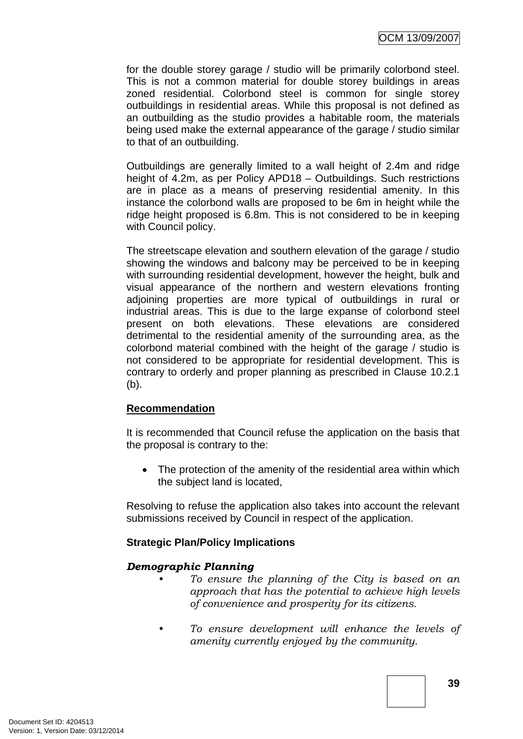for the double storey garage / studio will be primarily colorbond steel. This is not a common material for double storey buildings in areas zoned residential. Colorbond steel is common for single storey outbuildings in residential areas. While this proposal is not defined as an outbuilding as the studio provides a habitable room, the materials being used make the external appearance of the garage / studio similar to that of an outbuilding.

Outbuildings are generally limited to a wall height of 2.4m and ridge height of 4.2m, as per Policy APD18 – Outbuildings. Such restrictions are in place as a means of preserving residential amenity. In this instance the colorbond walls are proposed to be 6m in height while the ridge height proposed is 6.8m. This is not considered to be in keeping with Council policy.

The streetscape elevation and southern elevation of the garage / studio showing the windows and balcony may be perceived to be in keeping with surrounding residential development, however the height, bulk and visual appearance of the northern and western elevations fronting adjoining properties are more typical of outbuildings in rural or industrial areas. This is due to the large expanse of colorbond steel present on both elevations. These elevations are considered detrimental to the residential amenity of the surrounding area, as the colorbond material combined with the height of the garage / studio is not considered to be appropriate for residential development. This is contrary to orderly and proper planning as prescribed in Clause 10.2.1 (b).

**<u>Recommendation</u>**

It is recommended that Council refuse the application on the basis that the proposal is contrary to the:

- The protection of the amenity of the residential area within which the subject land is located,

Resolving to refuse the application also takes into account the relevant submissions received by Council in respect of the application.

**Strategic Plan/Policy Implications**

***Demographic Planning***

- *To ensure the planning of the City is based on an approach that has the potential to achieve high levels of convenience and prosperity for its citizens.*

- *To ensure development will enhance the levels of amenity currently enjoyed by the community.*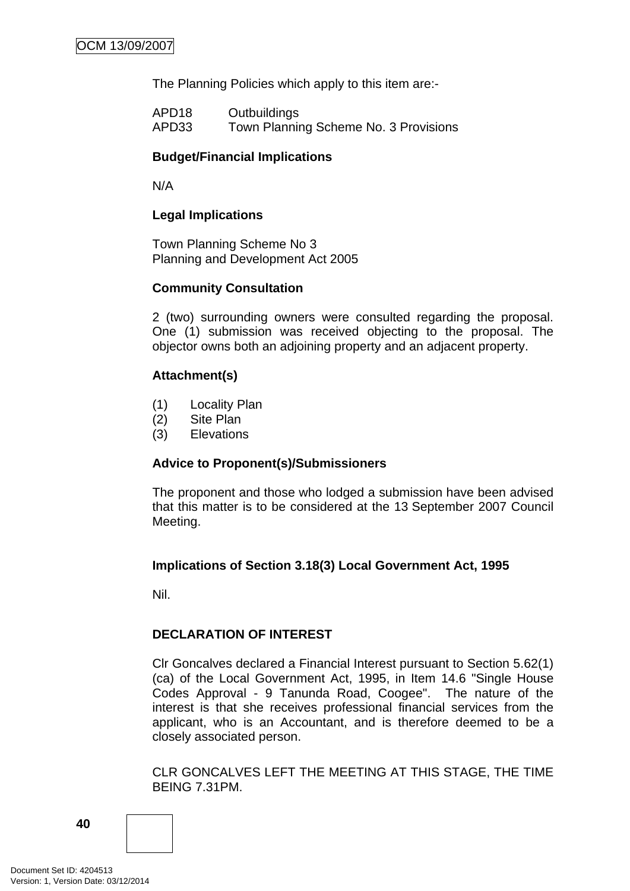The Planning Policies which apply to this item are:-

APD18 Outbuildings
APD33 Town Planning Scheme No. 3 Provisions

**Budget/Financial Implications**

N/A

**Legal Implications**

Town Planning Scheme No 3
Planning and Development Act 2005

**Community Consultation**

2 (two) surrounding owners were consulted regarding the proposal. One (1) submission was received objecting to the proposal. The objector owns both an adjoining property and an adjacent property.

**Attachment(s)**

(1) Locality Plan
(2) Site Plan
(3) Elevations

**Advice to Proponent(s)/Submissioners**

The proponent and those who lodged a submission have been advised that this matter is to be considered at the 13 September 2007 Council Meeting.

**Implications of Section 3.18(3) Local Government Act, 1995**

Nil.

**DECLARATION OF INTEREST**

Clr Goncalves declared a Financial Interest pursuant to Section 5.62(1)(ca) of the Local Government Act, 1995, in Item 14.6 "Single House Codes Approval - 9 Tanunda Road, Coogee". The nature of the interest is that she receives professional financial services from the applicant, who is an Accountant, and is therefore deemed to be a closely associated person.

CLR GONCALVES LEFT THE MEETING AT THIS STAGE, THE TIME BEING 7.31PM.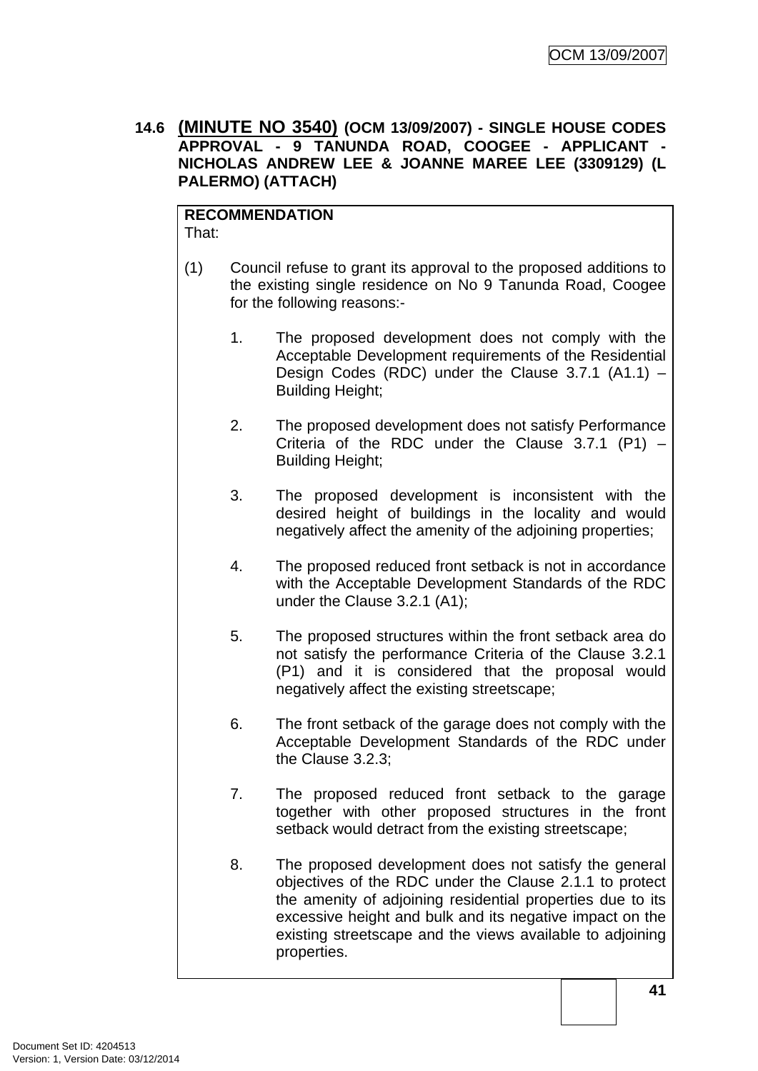## 14.6 (MINUTE NO 3540) (OCM 13/09/2007) - SINGLE HOUSE CODES APPROVAL - 9 TANUNDA ROAD, COOGEE - APPLICANT - NICHOLAS ANDREW LEE & JOANNE MAREE LEE (3309129) (L PALERMO) (ATTACH)

**RECOMMENDATION**

That:

(1) Council refuse to grant its approval to the proposed additions to the existing single residence on No 9 Tanunda Road, Coogee for the following reasons:-

1. The proposed development does not comply with the Acceptable Development requirements of the Residential Design Codes (RDC) under the Clause 3.7.1 (A1.1) – Building Height;

2. The proposed development does not satisfy Performance Criteria of the RDC under the Clause 3.7.1 (P1) – Building Height;

3. The proposed development is inconsistent with the desired height of buildings in the locality and would negatively affect the amenity of the adjoining properties;

4. The proposed reduced front setback is not in accordance with the Acceptable Development Standards of the RDC under the Clause 3.2.1 (A1);

5. The proposed structures within the front setback area do not satisfy the performance Criteria of the Clause 3.2.1 (P1) and it is considered that the proposal would negatively affect the existing streetscape;

6. The front setback of the garage does not comply with the Acceptable Development Standards of the RDC under the Clause 3.2.3;

7. The proposed reduced front setback to the garage together with other proposed structures in the front setback would detract from the existing streetscape;

8. The proposed development does not satisfy the general objectives of the RDC under the Clause 2.1.1 to protect the amenity of adjoining residential properties due to its excessive height and bulk and its negative impact on the existing streetscape and the views available to adjoining properties.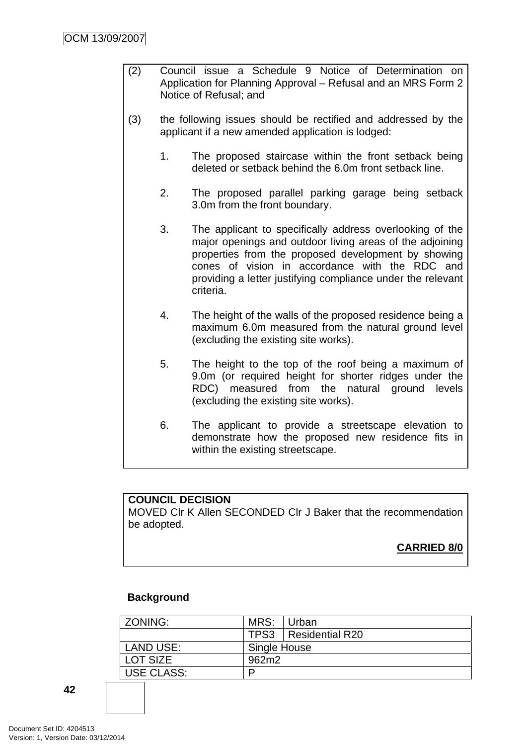(2) Council issue a Schedule 9 Notice of Determination on Application for Planning Approval – Refusal and an MRS Form 2 Notice of Refusal; and

(3) the following issues should be rectified and addressed by the applicant if a new amended application is lodged:

1. The proposed staircase within the front setback being deleted or setback behind the 6.0m front setback line.

2. The proposed parallel parking garage being setback 3.0m from the front boundary.

3. The applicant to specifically address overlooking of the major openings and outdoor living areas of the adjoining properties from the proposed development by showing cones of vision in accordance with the RDC and providing a letter justifying compliance under the relevant criteria.

4. The height of the walls of the proposed residence being a maximum 6.0m measured from the natural ground level (excluding the existing site works).

5. The height to the top of the roof being a maximum of 9.0m (or required height for shorter ridges under the RDC) measured from the natural ground levels (excluding the existing site works).

6. The applicant to provide a streetscape elevation to demonstrate how the proposed new residence fits in within the existing streetscape.

**COUNCIL DECISION**
MOVED Clr K Allen SECONDED Clr J Baker that the recommendation be adopted.

**CARRIED 8/0**

**Background**

| ZONING: | MRS: | Urban |
|---|---|---|
| | TPS3 | Residential R20 |
| LAND USE: | Single House | |
| LOT SIZE | 962m2 | |
| USE CLASS: | P | |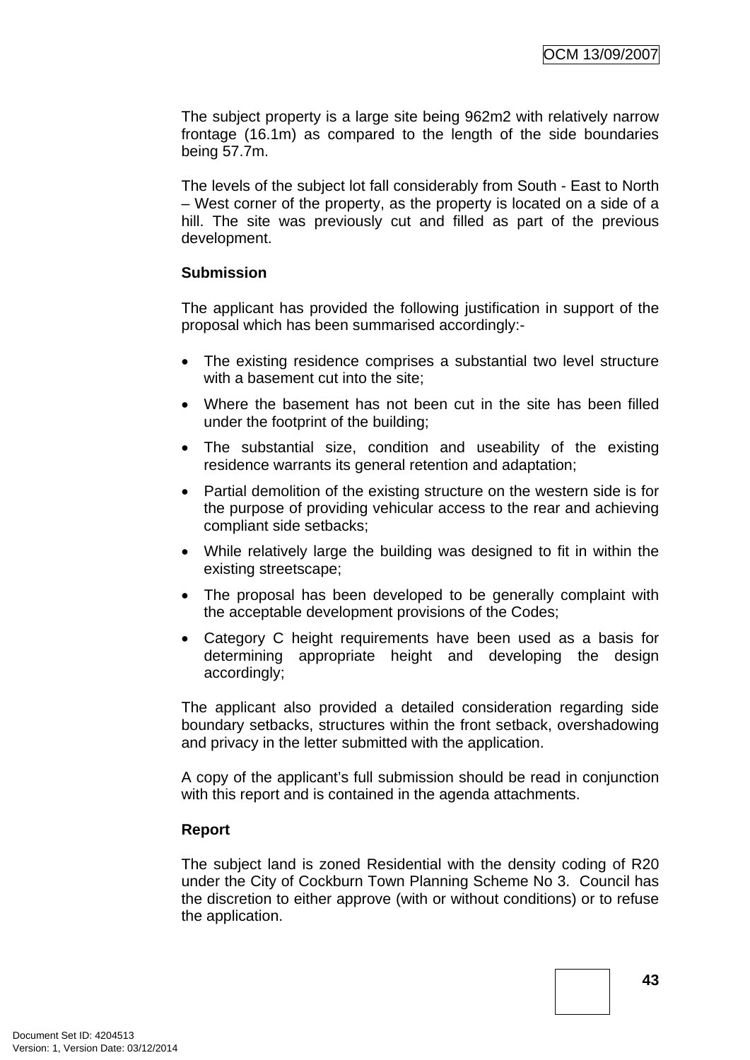The subject property is a large site being 962m2 with relatively narrow frontage (16.1m) as compared to the length of the side boundaries being 57.7m.

The levels of the subject lot fall considerably from South - East to North – West corner of the property, as the property is located on a side of a hill. The site was previously cut and filled as part of the previous development.

**Submission**

The applicant has provided the following justification in support of the proposal which has been summarised accordingly:-

- The existing residence comprises a substantial two level structure with a basement cut into the site;
- Where the basement has not been cut in the site has been filled under the footprint of the building;
- The substantial size, condition and useability of the existing residence warrants its general retention and adaptation;
- Partial demolition of the existing structure on the western side is for the purpose of providing vehicular access to the rear and achieving compliant side setbacks;
- While relatively large the building was designed to fit in within the existing streetscape;
- The proposal has been developed to be generally complaint with the acceptable development provisions of the Codes;
- Category C height requirements have been used as a basis for determining appropriate height and developing the design accordingly;

The applicant also provided a detailed consideration regarding side boundary setbacks, structures within the front setback, overshadowing and privacy in the letter submitted with the application.

A copy of the applicant's full submission should be read in conjunction with this report and is contained in the agenda attachments.

**Report**

The subject land is zoned Residential with the density coding of R20 under the City of Cockburn Town Planning Scheme No 3. Council has the discretion to either approve (with or without conditions) or to refuse the application.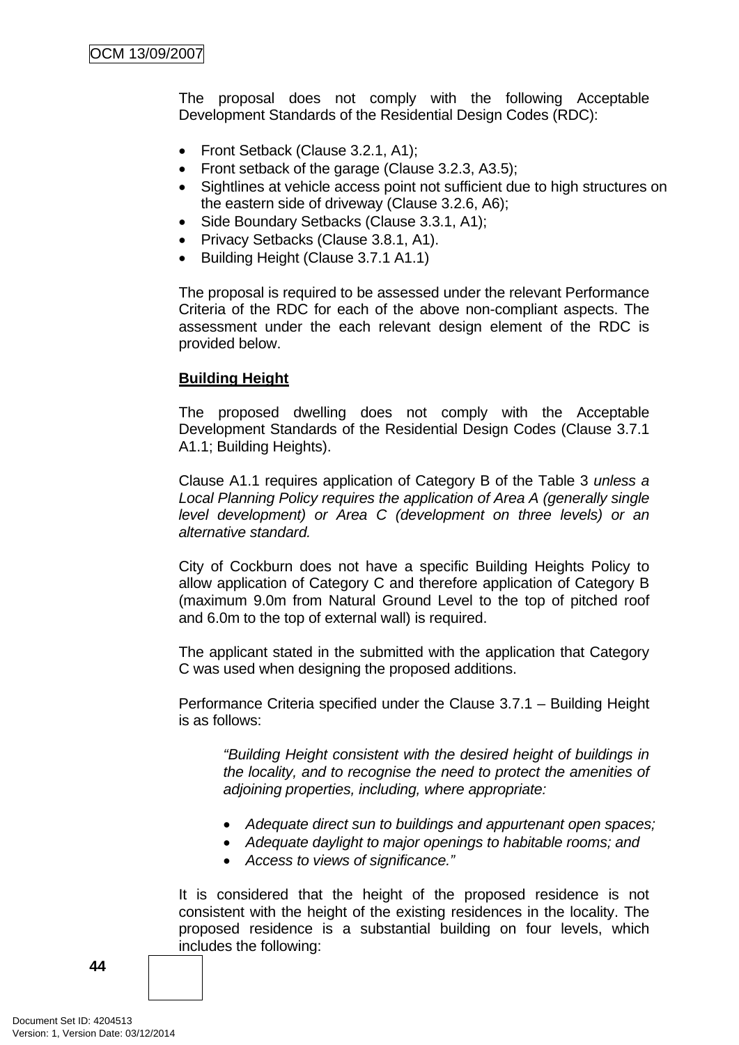The proposal does not comply with the following Acceptable Development Standards of the Residential Design Codes (RDC):

- Front Setback (Clause 3.2.1, A1);
- Front setback of the garage (Clause 3.2.3, A3.5);
- Sightlines at vehicle access point not sufficient due to high structures on the eastern side of driveway (Clause 3.2.6, A6);
- Side Boundary Setbacks (Clause 3.3.1, A1);
- Privacy Setbacks (Clause 3.8.1, A1).
- Building Height (Clause 3.7.1 A1.1)

The proposal is required to be assessed under the relevant Performance Criteria of the RDC for each of the above non-compliant aspects. The assessment under the each relevant design element of the RDC is provided below.

**Building Height**

The proposed dwelling does not comply with the Acceptable Development Standards of the Residential Design Codes (Clause 3.7.1 A1.1; Building Heights).

Clause A1.1 requires application of Category B of the Table 3 *unless a Local Planning Policy requires the application of Area A (generally single level development) or Area C (development on three levels) or an alternative standard.*

City of Cockburn does not have a specific Building Heights Policy to allow application of Category C and therefore application of Category B (maximum 9.0m from Natural Ground Level to the top of pitched roof and 6.0m to the top of external wall) is required.

The applicant stated in the submitted with the application that Category C was used when designing the proposed additions.

Performance Criteria specified under the Clause 3.7.1 – Building Height is as follows:

> *"Building Height consistent with the desired height of buildings in the locality, and to recognise the need to protect the amenities of adjoining properties, including, where appropriate:*
>
> - *Adequate direct sun to buildings and appurtenant open spaces;*
> - *Adequate daylight to major openings to habitable rooms; and*
> - *Access to views of significance."*

It is considered that the height of the proposed residence is not consistent with the height of the existing residences in the locality. The proposed residence is a substantial building on four levels, which includes the following: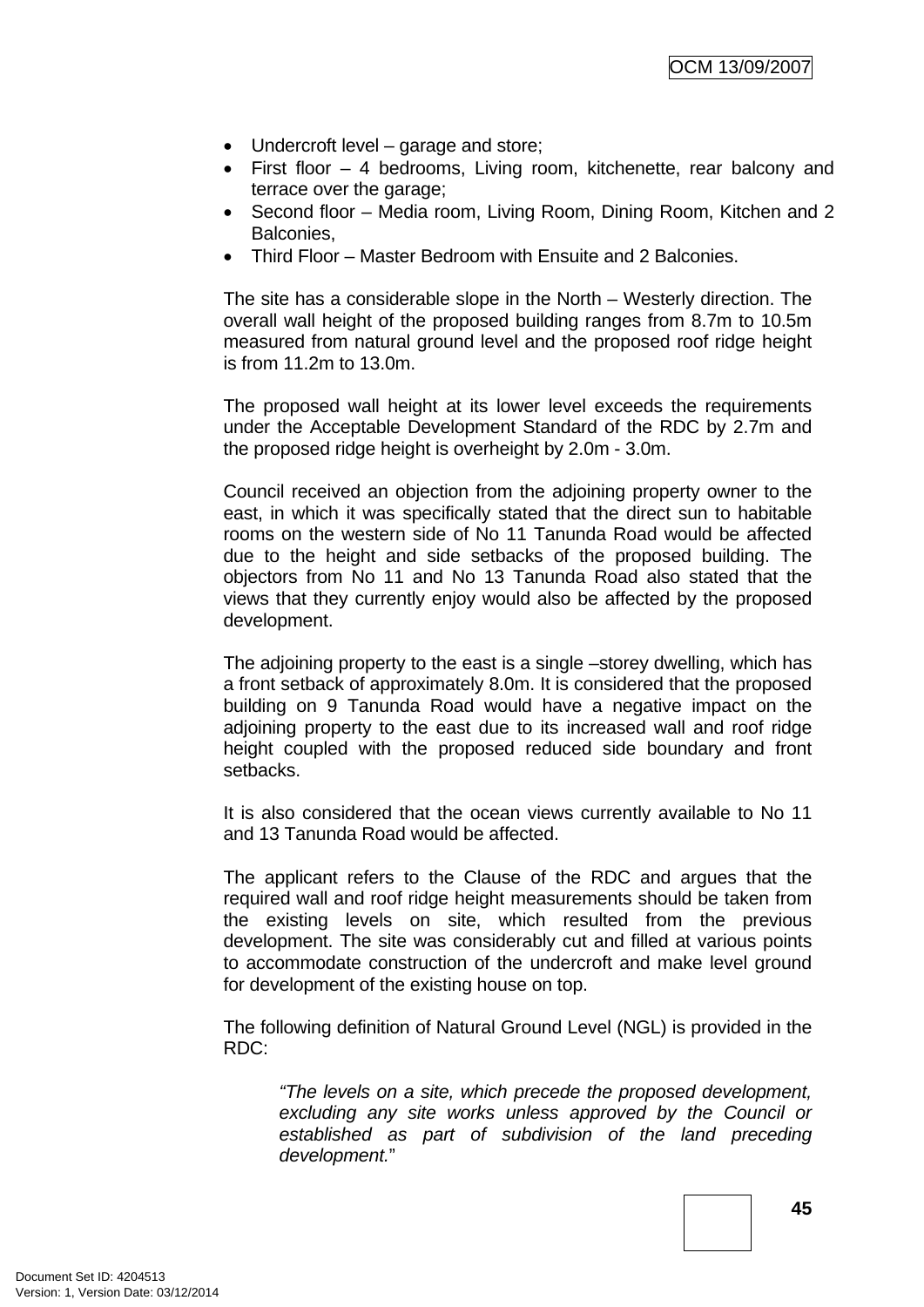- Undercroft level – garage and store;
- First floor – 4 bedrooms, Living room, kitchenette, rear balcony and terrace over the garage;
- Second floor – Media room, Living Room, Dining Room, Kitchen and 2 Balconies,
- Third Floor – Master Bedroom with Ensuite and 2 Balconies.

The site has a considerable slope in the North – Westerly direction. The overall wall height of the proposed building ranges from 8.7m to 10.5m measured from natural ground level and the proposed roof ridge height is from 11.2m to 13.0m.

The proposed wall height at its lower level exceeds the requirements under the Acceptable Development Standard of the RDC by 2.7m and the proposed ridge height is overheight by 2.0m - 3.0m.

Council received an objection from the adjoining property owner to the east, in which it was specifically stated that the direct sun to habitable rooms on the western side of No 11 Tanunda Road would be affected due to the height and side setbacks of the proposed building. The objectors from No 11 and No 13 Tanunda Road also stated that the views that they currently enjoy would also be affected by the proposed development.

The adjoining property to the east is a single –storey dwelling, which has a front setback of approximately 8.0m. It is considered that the proposed building on 9 Tanunda Road would have a negative impact on the adjoining property to the east due to its increased wall and roof ridge height coupled with the proposed reduced side boundary and front setbacks.

It is also considered that the ocean views currently available to No 11 and 13 Tanunda Road would be affected.

The applicant refers to the Clause of the RDC and argues that the required wall and roof ridge height measurements should be taken from the existing levels on site, which resulted from the previous development. The site was considerably cut and filled at various points to accommodate construction of the undercroft and make level ground for development of the existing house on top.

The following definition of Natural Ground Level (NGL) is provided in the RDC:

> *"The levels on a site, which precede the proposed development, excluding any site works unless approved by the Council or established as part of subdivision of the land preceding development."*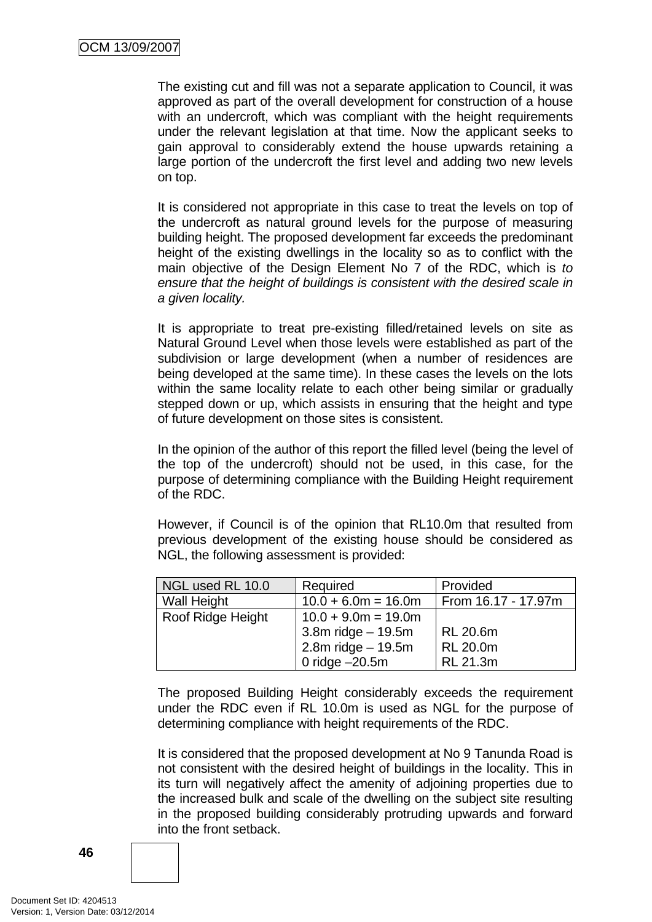The existing cut and fill was not a separate application to Council, it was approved as part of the overall development for construction of a house with an undercroft, which was compliant with the height requirements under the relevant legislation at that time. Now the applicant seeks to gain approval to considerably extend the house upwards retaining a large portion of the undercroft the first level and adding two new levels on top.

It is considered not appropriate in this case to treat the levels on top of the undercroft as natural ground levels for the purpose of measuring building height. The proposed development far exceeds the predominant height of the existing dwellings in the locality so as to conflict with the main objective of the Design Element No 7 of the RDC, which is *to ensure that the height of buildings is consistent with the desired scale in a given locality.*

It is appropriate to treat pre-existing filled/retained levels on site as Natural Ground Level when those levels were established as part of the subdivision or large development (when a number of residences are being developed at the same time). In these cases the levels on the lots within the same locality relate to each other being similar or gradually stepped down or up, which assists in ensuring that the height and type of future development on those sites is consistent.

In the opinion of the author of this report the filled level (being the level of the top of the undercroft) should not be used, in this case, for the purpose of determining compliance with the Building Height requirement of the RDC.

However, if Council is of the opinion that RL10.0m that resulted from previous development of the existing house should be considered as NGL, the following assessment is provided:

| NGL used RL 10.0 | Required | Provided |
|---|---|---|
| Wall Height | 10.0 + 6.0m = 16.0m | From 16.17 - 17.97m |
| Roof Ridge Height | 10.0 + 9.0m = 19.0m<br>3.8m ridge – 19.5m<br>2.8m ridge – 19.5m<br>0 ridge –20.5m | <br>RL 20.6m<br>RL 20.0m<br>RL 21.3m |

The proposed Building Height considerably exceeds the requirement under the RDC even if RL 10.0m is used as NGL for the purpose of determining compliance with height requirements of the RDC.

It is considered that the proposed development at No 9 Tanunda Road is not consistent with the desired height of buildings in the locality. This in its turn will negatively affect the amenity of adjoining properties due to the increased bulk and scale of the dwelling on the subject site resulting in the proposed building considerably protruding upwards and forward into the front setback.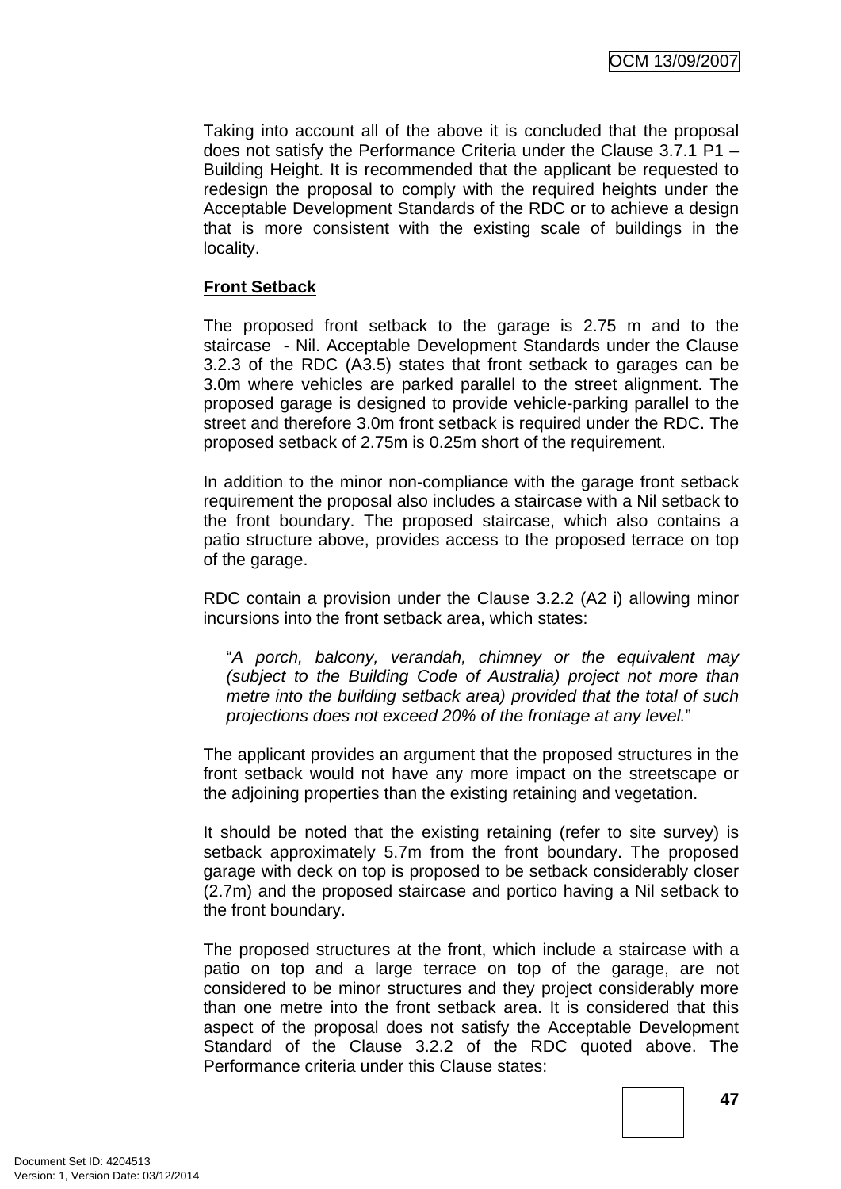Taking into account all of the above it is concluded that the proposal does not satisfy the Performance Criteria under the Clause 3.7.1 P1 – Building Height. It is recommended that the applicant be requested to redesign the proposal to comply with the required heights under the Acceptable Development Standards of the RDC or to achieve a design that is more consistent with the existing scale of buildings in the locality.

**Front Setback**

The proposed front setback to the garage is 2.75 m and to the staircase - Nil. Acceptable Development Standards under the Clause 3.2.3 of the RDC (A3.5) states that front setback to garages can be 3.0m where vehicles are parked parallel to the street alignment. The proposed garage is designed to provide vehicle-parking parallel to the street and therefore 3.0m front setback is required under the RDC. The proposed setback of 2.75m is 0.25m short of the requirement.

In addition to the minor non-compliance with the garage front setback requirement the proposal also includes a staircase with a Nil setback to the front boundary. The proposed staircase, which also contains a patio structure above, provides access to the proposed terrace on top of the garage.

RDC contain a provision under the Clause 3.2.2 (A2 i) allowing minor incursions into the front setback area, which states:

> "*A porch, balcony, verandah, chimney or the equivalent may (subject to the Building Code of Australia) project not more than metre into the building setback area) provided that the total of such projections does not exceed 20% of the frontage at any level.*"

The applicant provides an argument that the proposed structures in the front setback would not have any more impact on the streetscape or the adjoining properties than the existing retaining and vegetation.

It should be noted that the existing retaining (refer to site survey) is setback approximately 5.7m from the front boundary. The proposed garage with deck on top is proposed to be setback considerably closer (2.7m) and the proposed staircase and portico having a Nil setback to the front boundary.

The proposed structures at the front, which include a staircase with a patio on top and a large terrace on top of the garage, are not considered to be minor structures and they project considerably more than one metre into the front setback area. It is considered that this aspect of the proposal does not satisfy the Acceptable Development Standard of the Clause 3.2.2 of the RDC quoted above. The Performance criteria under this Clause states: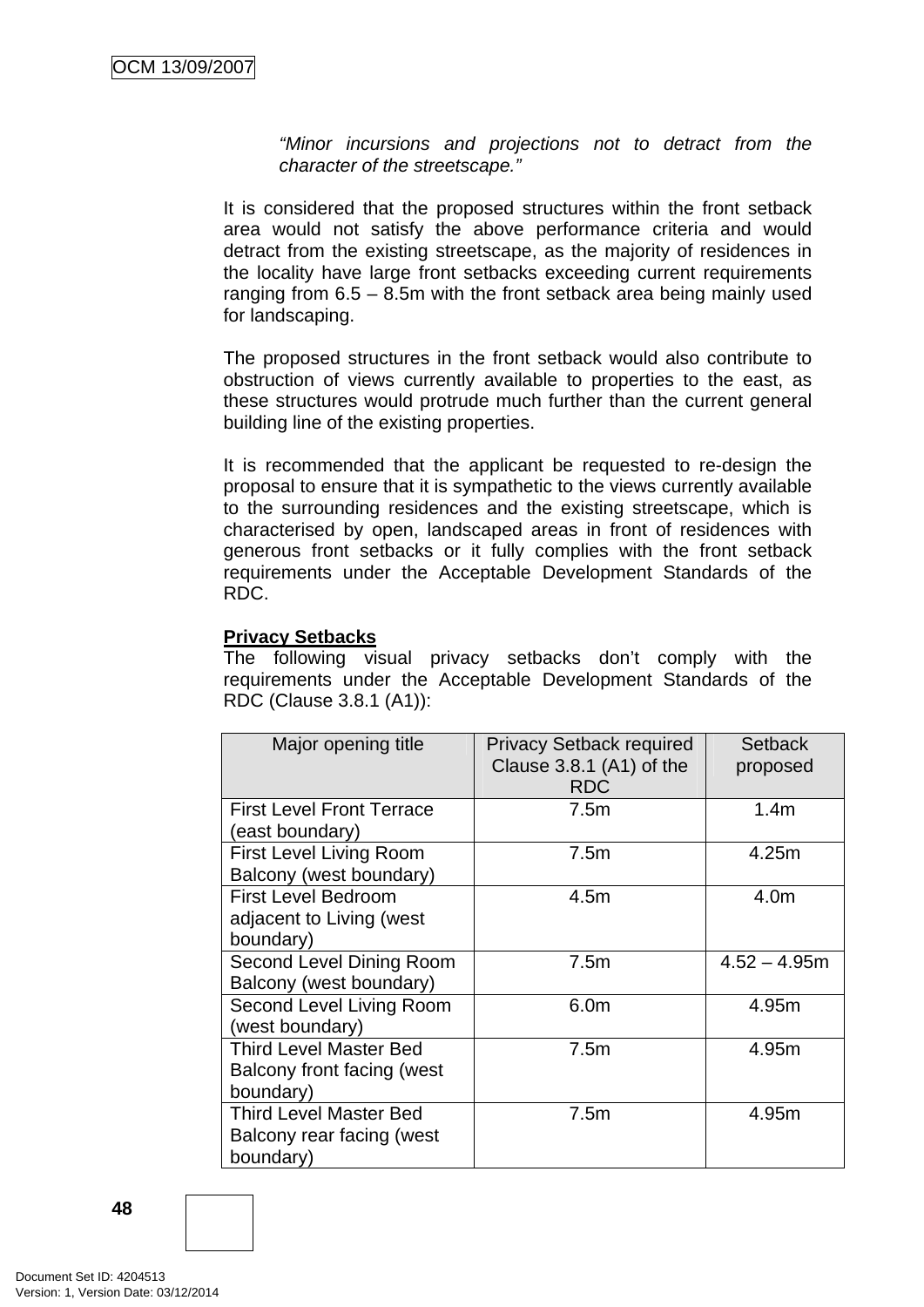*"Minor incursions and projections not to detract from the character of the streetscape."*

It is considered that the proposed structures within the front setback area would not satisfy the above performance criteria and would detract from the existing streetscape, as the majority of residences in the locality have large front setbacks exceeding current requirements ranging from 6.5 – 8.5m with the front setback area being mainly used for landscaping.

The proposed structures in the front setback would also contribute to obstruction of views currently available to properties to the east, as these structures would protrude much further than the current general building line of the existing properties.

It is recommended that the applicant be requested to re-design the proposal to ensure that it is sympathetic to the views currently available to the surrounding residences and the existing streetscape, which is characterised by open, landscaped areas in front of residences with generous front setbacks or it fully complies with the front setback requirements under the Acceptable Development Standards of the RDC.

**Privacy Setbacks**

The following visual privacy setbacks don't comply with the requirements under the Acceptable Development Standards of the RDC (Clause 3.8.1 (A1)):

| Major opening title | Privacy Setback required Clause 3.8.1 (A1) of the RDC | Setback proposed |
|---|---|---|
| First Level Front Terrace (east boundary) | 7.5m | 1.4m |
| First Level Living Room Balcony (west boundary) | 7.5m | 4.25m |
| First Level Bedroom adjacent to Living (west boundary) | 4.5m | 4.0m |
| Second Level Dining Room Balcony (west boundary) | 7.5m | 4.52 – 4.95m |
| Second Level Living Room (west boundary) | 6.0m | 4.95m |
| Third Level Master Bed Balcony front facing (west boundary) | 7.5m | 4.95m |
| Third Level Master Bed Balcony rear facing (west boundary) | 7.5m | 4.95m |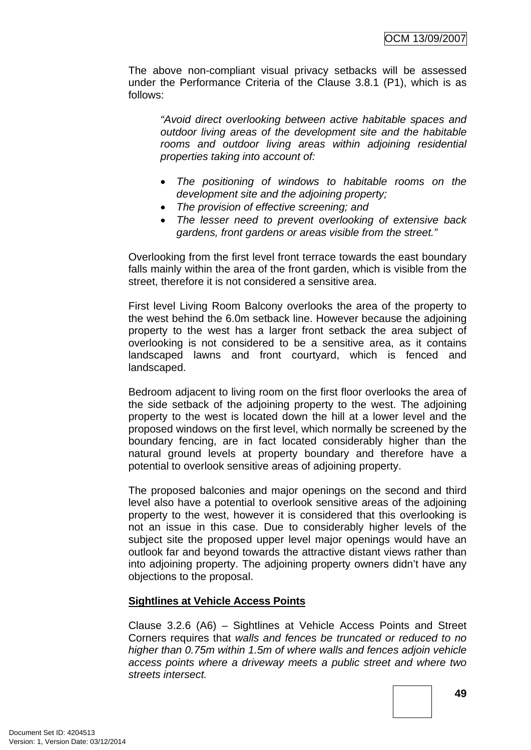The above non-compliant visual privacy setbacks will be assessed under the Performance Criteria of the Clause 3.8.1 (P1), which is as follows:

> *"Avoid direct overlooking between active habitable spaces and outdoor living areas of the development site and the habitable rooms and outdoor living areas within adjoining residential properties taking into account of:*
>
> - *The positioning of windows to habitable rooms on the development site and the adjoining property;*
> - *The provision of effective screening; and*
> - *The lesser need to prevent overlooking of extensive back gardens, front gardens or areas visible from the street."*

Overlooking from the first level front terrace towards the east boundary falls mainly within the area of the front garden, which is visible from the street, therefore it is not considered a sensitive area.

First level Living Room Balcony overlooks the area of the property to the west behind the 6.0m setback line. However because the adjoining property to the west has a larger front setback the area subject of overlooking is not considered to be a sensitive area, as it contains landscaped lawns and front courtyard, which is fenced and landscaped.

Bedroom adjacent to living room on the first floor overlooks the area of the side setback of the adjoining property to the west. The adjoining property to the west is located down the hill at a lower level and the proposed windows on the first level, which normally be screened by the boundary fencing, are in fact located considerably higher than the natural ground levels at property boundary and therefore have a potential to overlook sensitive areas of adjoining property.

The proposed balconies and major openings on the second and third level also have a potential to overlook sensitive areas of the adjoining property to the west, however it is considered that this overlooking is not an issue in this case. Due to considerably higher levels of the subject site the proposed upper level major openings would have an outlook far and beyond towards the attractive distant views rather than into adjoining property. The adjoining property owners didn't have any objections to the proposal.

**Sightlines at Vehicle Access Points**

Clause 3.2.6 (A6) – Sightlines at Vehicle Access Points and Street Corners requires that *walls and fences be truncated or reduced to no higher than 0.75m within 1.5m of where walls and fences adjoin vehicle access points where a driveway meets a public street and where two streets intersect.*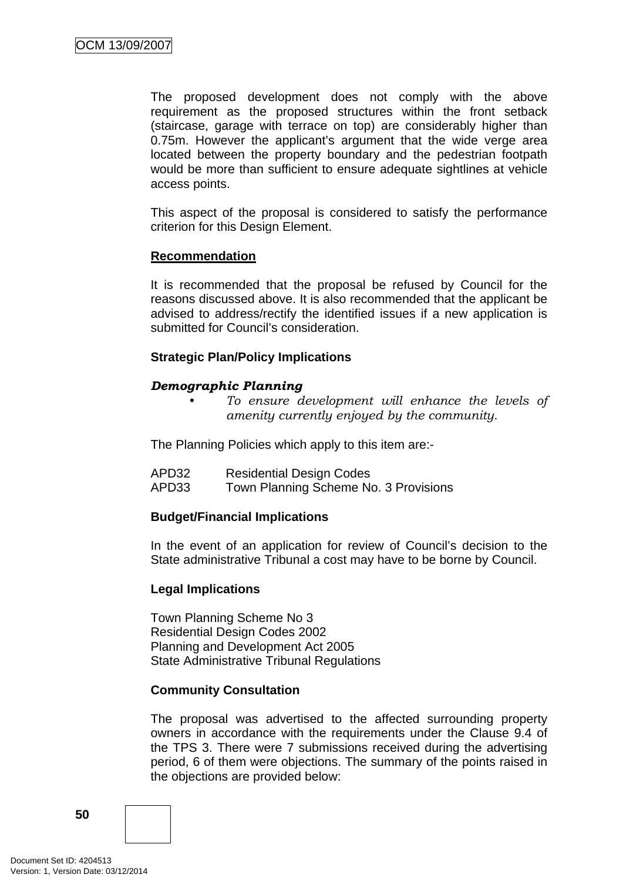The proposed development does not comply with the above requirement as the proposed structures within the front setback (staircase, garage with terrace on top) are considerably higher than 0.75m. However the applicant's argument that the wide verge area located between the property boundary and the pedestrian footpath would be more than sufficient to ensure adequate sightlines at vehicle access points.

This aspect of the proposal is considered to satisfy the performance criterion for this Design Element.

**Recommendation**

It is recommended that the proposal be refused by Council for the reasons discussed above. It is also recommended that the applicant be advised to address/rectify the identified issues if a new application is submitted for Council's consideration.

**Strategic Plan/Policy Implications**

***Demographic Planning***

- *To ensure development will enhance the levels of amenity currently enjoyed by the community.*

The Planning Policies which apply to this item are:-

APD32 Residential Design Codes
APD33 Town Planning Scheme No. 3 Provisions

**Budget/Financial Implications**

In the event of an application for review of Council's decision to the State administrative Tribunal a cost may have to be borne by Council.

**Legal Implications**

Town Planning Scheme No 3
Residential Design Codes 2002
Planning and Development Act 2005
State Administrative Tribunal Regulations

**Community Consultation**

The proposal was advertised to the affected surrounding property owners in accordance with the requirements under the Clause 9.4 of the TPS 3. There were 7 submissions received during the advertising period, 6 of them were objections. The summary of the points raised in the objections are provided below: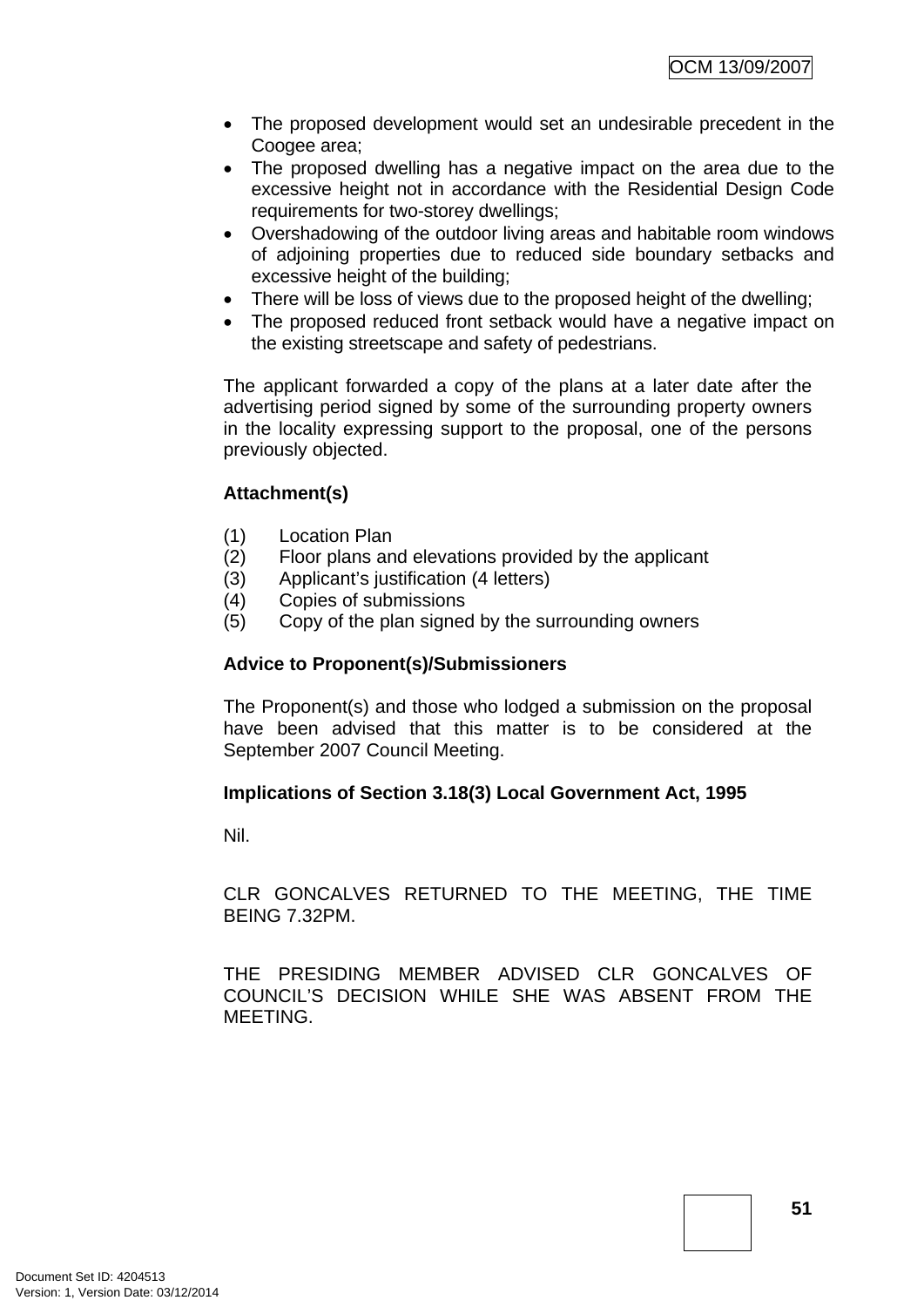- The proposed development would set an undesirable precedent in the Coogee area;
- The proposed dwelling has a negative impact on the area due to the excessive height not in accordance with the Residential Design Code requirements for two-storey dwellings;
- Overshadowing of the outdoor living areas and habitable room windows of adjoining properties due to reduced side boundary setbacks and excessive height of the building;
- There will be loss of views due to the proposed height of the dwelling;
- The proposed reduced front setback would have a negative impact on the existing streetscape and safety of pedestrians.

The applicant forwarded a copy of the plans at a later date after the advertising period signed by some of the surrounding property owners in the locality expressing support to the proposal, one of the persons previously objected.

**Attachment(s)**

(1) Location Plan
(2) Floor plans and elevations provided by the applicant
(3) Applicant's justification (4 letters)
(4) Copies of submissions
(5) Copy of the plan signed by the surrounding owners

**Advice to Proponent(s)/Submissioners**

The Proponent(s) and those who lodged a submission on the proposal have been advised that this matter is to be considered at the September 2007 Council Meeting.

**Implications of Section 3.18(3) Local Government Act, 1995**

Nil.

CLR GONCALVES RETURNED TO THE MEETING, THE TIME BEING 7.32PM.

THE PRESIDING MEMBER ADVISED CLR GONCALVES OF COUNCIL'S DECISION WHILE SHE WAS ABSENT FROM THE MEETING.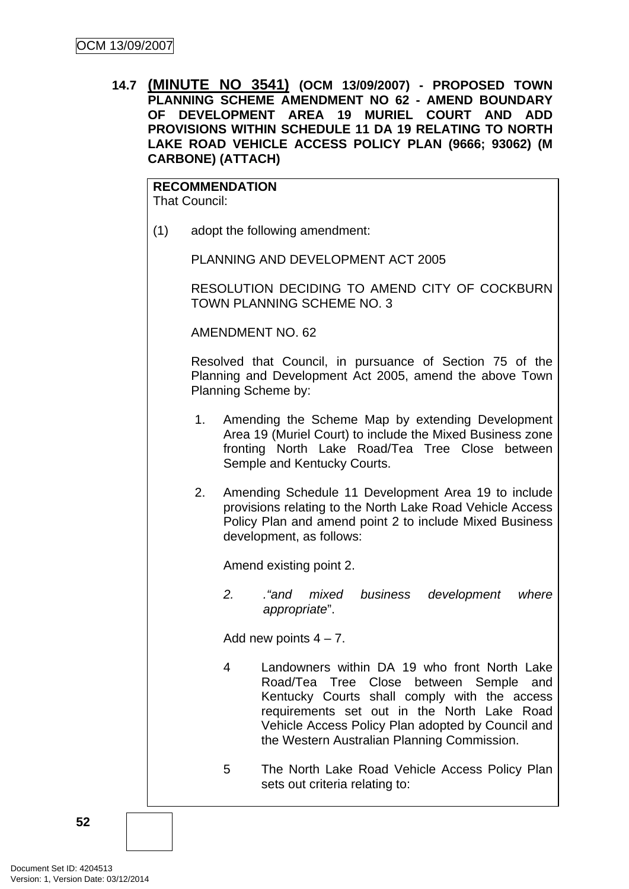**14.7 (MINUTE NO 3541) (OCM 13/09/2007) - PROPOSED TOWN PLANNING SCHEME AMENDMENT NO 62 - AMEND BOUNDARY OF DEVELOPMENT AREA 19 MURIEL COURT AND ADD PROVISIONS WITHIN SCHEDULE 11 DA 19 RELATING TO NORTH LAKE ROAD VEHICLE ACCESS POLICY PLAN (9666; 93062) (M CARBONE) (ATTACH)**

**RECOMMENDATION**
That Council:

(1) adopt the following amendment:

PLANNING AND DEVELOPMENT ACT 2005

RESOLUTION DECIDING TO AMEND CITY OF COCKBURN TOWN PLANNING SCHEME NO. 3

AMENDMENT NO. 62

Resolved that Council, in pursuance of Section 75 of the Planning and Development Act 2005, amend the above Town Planning Scheme by:

1. Amending the Scheme Map by extending Development Area 19 (Muriel Court) to include the Mixed Business zone fronting North Lake Road/Tea Tree Close between Semple and Kentucky Courts.

2. Amending Schedule 11 Development Area 19 to include provisions relating to the North Lake Road Vehicle Access Policy Plan and amend point 2 to include Mixed Business development, as follows:

   Amend existing point 2.

   *2. ."and mixed business development where appropriate*".

   Add new points 4 – 7.

   4 Landowners within DA 19 who front North Lake Road/Tea Tree Close between Semple and Kentucky Courts shall comply with the access requirements set out in the North Lake Road Vehicle Access Policy Plan adopted by Council and the Western Australian Planning Commission.

   5 The North Lake Road Vehicle Access Policy Plan sets out criteria relating to: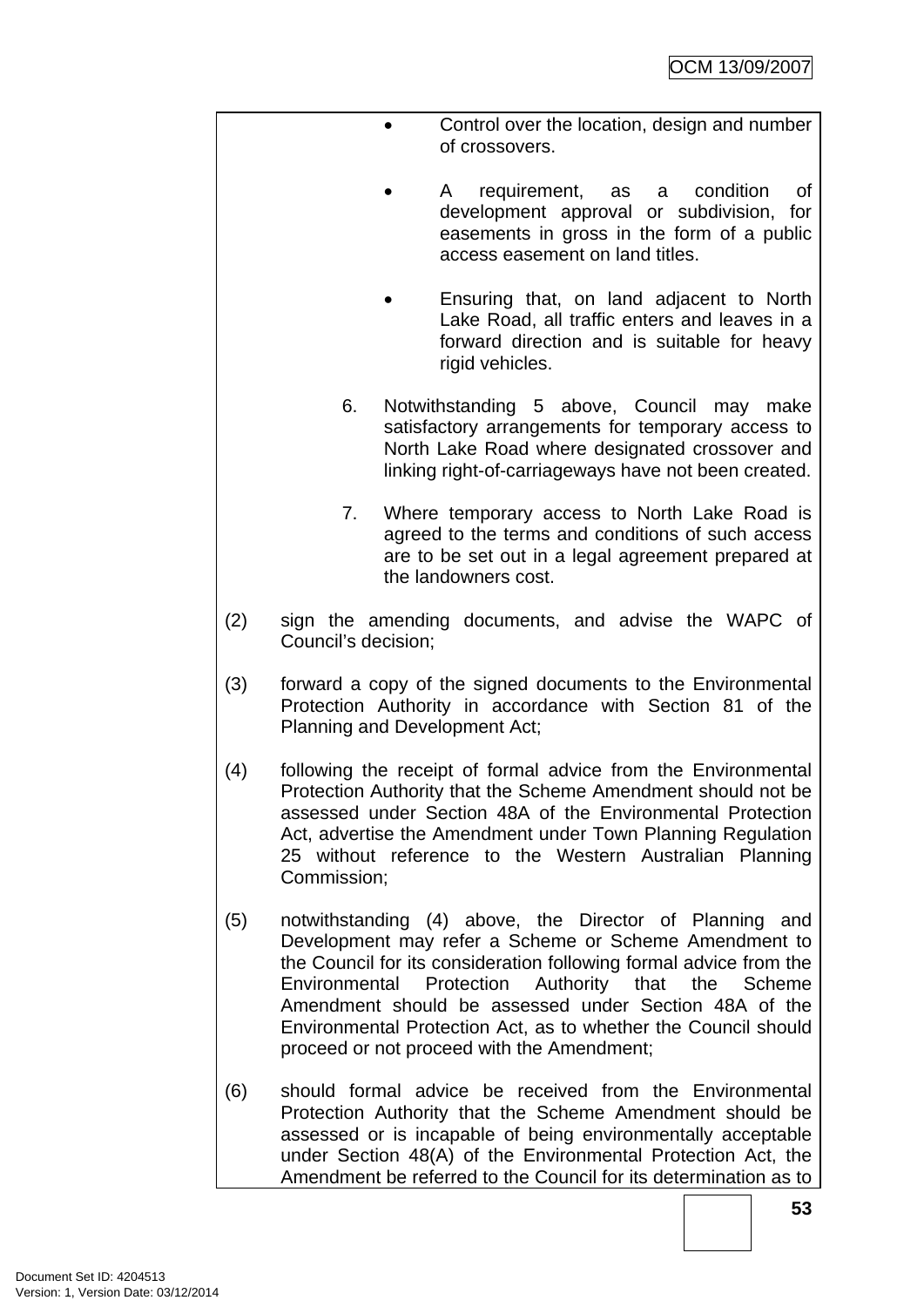- Control over the location, design and number of crossovers.

- A requirement, as a condition of development approval or subdivision, for easements in gross in the form of a public access easement on land titles.

- Ensuring that, on land adjacent to North Lake Road, all traffic enters and leaves in a forward direction and is suitable for heavy rigid vehicles.

6. Notwithstanding 5 above, Council may make satisfactory arrangements for temporary access to North Lake Road where designated crossover and linking right-of-carriageways have not been created.

7. Where temporary access to North Lake Road is agreed to the terms and conditions of such access are to be set out in a legal agreement prepared at the landowners cost.

(2) sign the amending documents, and advise the WAPC of Council's decision;

(3) forward a copy of the signed documents to the Environmental Protection Authority in accordance with Section 81 of the Planning and Development Act;

(4) following the receipt of formal advice from the Environmental Protection Authority that the Scheme Amendment should not be assessed under Section 48A of the Environmental Protection Act, advertise the Amendment under Town Planning Regulation 25 without reference to the Western Australian Planning Commission;

(5) notwithstanding (4) above, the Director of Planning and Development may refer a Scheme or Scheme Amendment to the Council for its consideration following formal advice from the Environmental Protection Authority that the Scheme Amendment should be assessed under Section 48A of the Environmental Protection Act, as to whether the Council should proceed or not proceed with the Amendment;

(6) should formal advice be received from the Environmental Protection Authority that the Scheme Amendment should be assessed or is incapable of being environmentally acceptable under Section 48(A) of the Environmental Protection Act, the Amendment be referred to the Council for its determination as to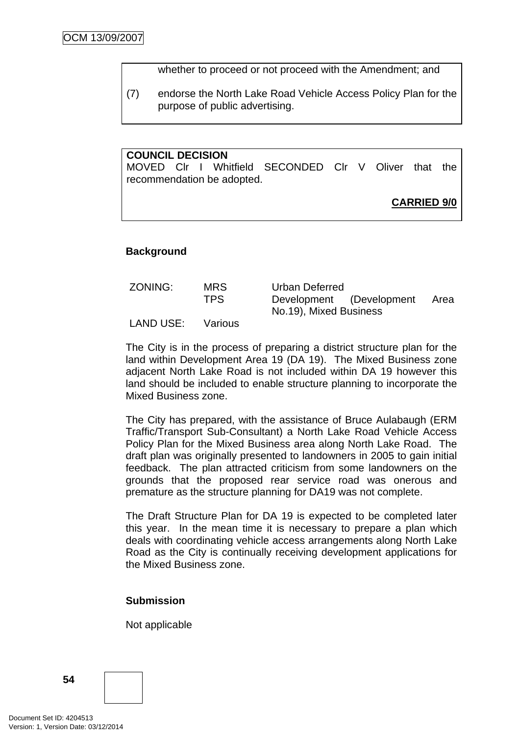whether to proceed or not proceed with the Amendment; and

(7) endorse the North Lake Road Vehicle Access Policy Plan for the purpose of public advertising.

**COUNCIL DECISION**
MOVED Clr I Whitfield SECONDED Clr V Oliver that the recommendation be adopted.

**CARRIED 9/0**

**Background**

| ZONING: | MRS | Urban Deferred |
|---|---|---|
| | TPS | Development (Development Area No.19), Mixed Business |
| LAND USE: | Various | |

The City is in the process of preparing a district structure plan for the land within Development Area 19 (DA 19). The Mixed Business zone adjacent North Lake Road is not included within DA 19 however this land should be included to enable structure planning to incorporate the Mixed Business zone.

The City has prepared, with the assistance of Bruce Aulabaugh (ERM Traffic/Transport Sub-Consultant) a North Lake Road Vehicle Access Policy Plan for the Mixed Business area along North Lake Road. The draft plan was originally presented to landowners in 2005 to gain initial feedback. The plan attracted criticism from some landowners on the grounds that the proposed rear service road was onerous and premature as the structure planning for DA19 was not complete.

The Draft Structure Plan for DA 19 is expected to be completed later this year. In the mean time it is necessary to prepare a plan which deals with coordinating vehicle access arrangements along North Lake Road as the City is continually receiving development applications for the Mixed Business zone.

**Submission**

Not applicable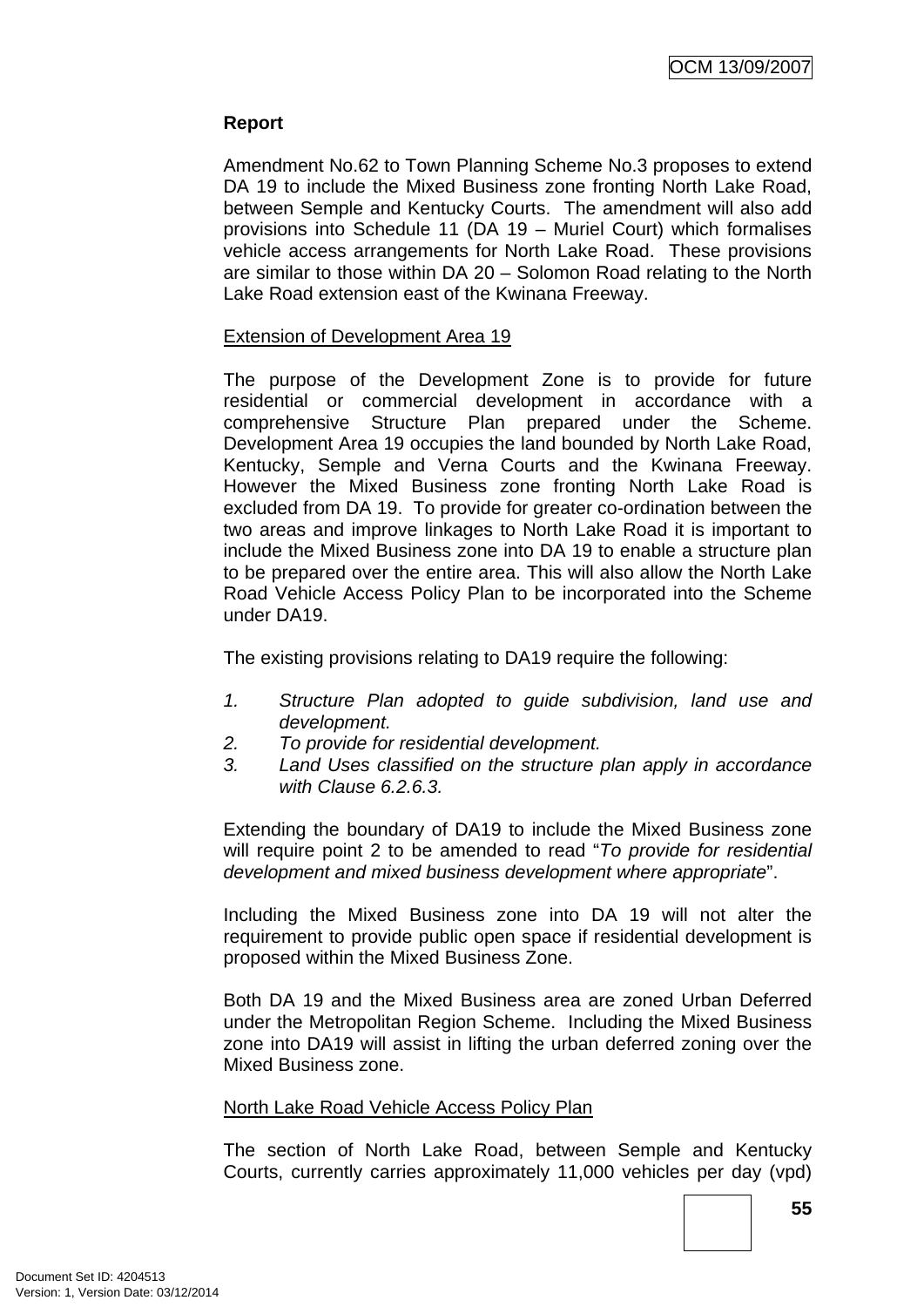**Report**

Amendment No.62 to Town Planning Scheme No.3 proposes to extend DA 19 to include the Mixed Business zone fronting North Lake Road, between Semple and Kentucky Courts. The amendment will also add provisions into Schedule 11 (DA 19 – Muriel Court) which formalises vehicle access arrangements for North Lake Road. These provisions are similar to those within DA 20 – Solomon Road relating to the North Lake Road extension east of the Kwinana Freeway.

Extension of Development Area 19

The purpose of the Development Zone is to provide for future residential or commercial development in accordance with a comprehensive Structure Plan prepared under the Scheme. Development Area 19 occupies the land bounded by North Lake Road, Kentucky, Semple and Verna Courts and the Kwinana Freeway. However the Mixed Business zone fronting North Lake Road is excluded from DA 19. To provide for greater co-ordination between the two areas and improve linkages to North Lake Road it is important to include the Mixed Business zone into DA 19 to enable a structure plan to be prepared over the entire area. This will also allow the North Lake Road Vehicle Access Policy Plan to be incorporated into the Scheme under DA19.

The existing provisions relating to DA19 require the following:

1. *Structure Plan adopted to guide subdivision, land use and development.*
2. *To provide for residential development.*
3. *Land Uses classified on the structure plan apply in accordance with Clause 6.2.6.3.*

Extending the boundary of DA19 to include the Mixed Business zone will require point 2 to be amended to read "*To provide for residential development and mixed business development where appropriate*".

Including the Mixed Business zone into DA 19 will not alter the requirement to provide public open space if residential development is proposed within the Mixed Business Zone.

Both DA 19 and the Mixed Business area are zoned Urban Deferred under the Metropolitan Region Scheme. Including the Mixed Business zone into DA19 will assist in lifting the urban deferred zoning over the Mixed Business zone.

North Lake Road Vehicle Access Policy Plan

The section of North Lake Road, between Semple and Kentucky Courts, currently carries approximately 11,000 vehicles per day (vpd)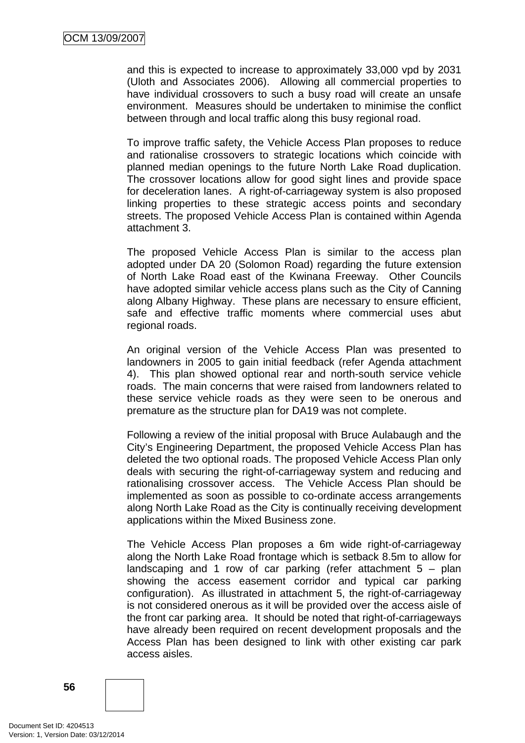and this is expected to increase to approximately 33,000 vpd by 2031 (Uloth and Associates 2006). Allowing all commercial properties to have individual crossovers to such a busy road will create an unsafe environment. Measures should be undertaken to minimise the conflict between through and local traffic along this busy regional road.

To improve traffic safety, the Vehicle Access Plan proposes to reduce and rationalise crossovers to strategic locations which coincide with planned median openings to the future North Lake Road duplication. The crossover locations allow for good sight lines and provide space for deceleration lanes. A right-of-carriageway system is also proposed linking properties to these strategic access points and secondary streets. The proposed Vehicle Access Plan is contained within Agenda attachment 3.

The proposed Vehicle Access Plan is similar to the access plan adopted under DA 20 (Solomon Road) regarding the future extension of North Lake Road east of the Kwinana Freeway. Other Councils have adopted similar vehicle access plans such as the City of Canning along Albany Highway. These plans are necessary to ensure efficient, safe and effective traffic moments where commercial uses abut regional roads.

An original version of the Vehicle Access Plan was presented to landowners in 2005 to gain initial feedback (refer Agenda attachment 4). This plan showed optional rear and north-south service vehicle roads. The main concerns that were raised from landowners related to these service vehicle roads as they were seen to be onerous and premature as the structure plan for DA19 was not complete.

Following a review of the initial proposal with Bruce Aulabaugh and the City's Engineering Department, the proposed Vehicle Access Plan has deleted the two optional roads. The proposed Vehicle Access Plan only deals with securing the right-of-carriageway system and reducing and rationalising crossover access. The Vehicle Access Plan should be implemented as soon as possible to co-ordinate access arrangements along North Lake Road as the City is continually receiving development applications within the Mixed Business zone.

The Vehicle Access Plan proposes a 6m wide right-of-carriageway along the North Lake Road frontage which is setback 8.5m to allow for landscaping and 1 row of car parking (refer attachment 5 – plan showing the access easement corridor and typical car parking configuration). As illustrated in attachment 5, the right-of-carriageway is not considered onerous as it will be provided over the access aisle of the front car parking area. It should be noted that right-of-carriageways have already been required on recent development proposals and the Access Plan has been designed to link with other existing car park access aisles.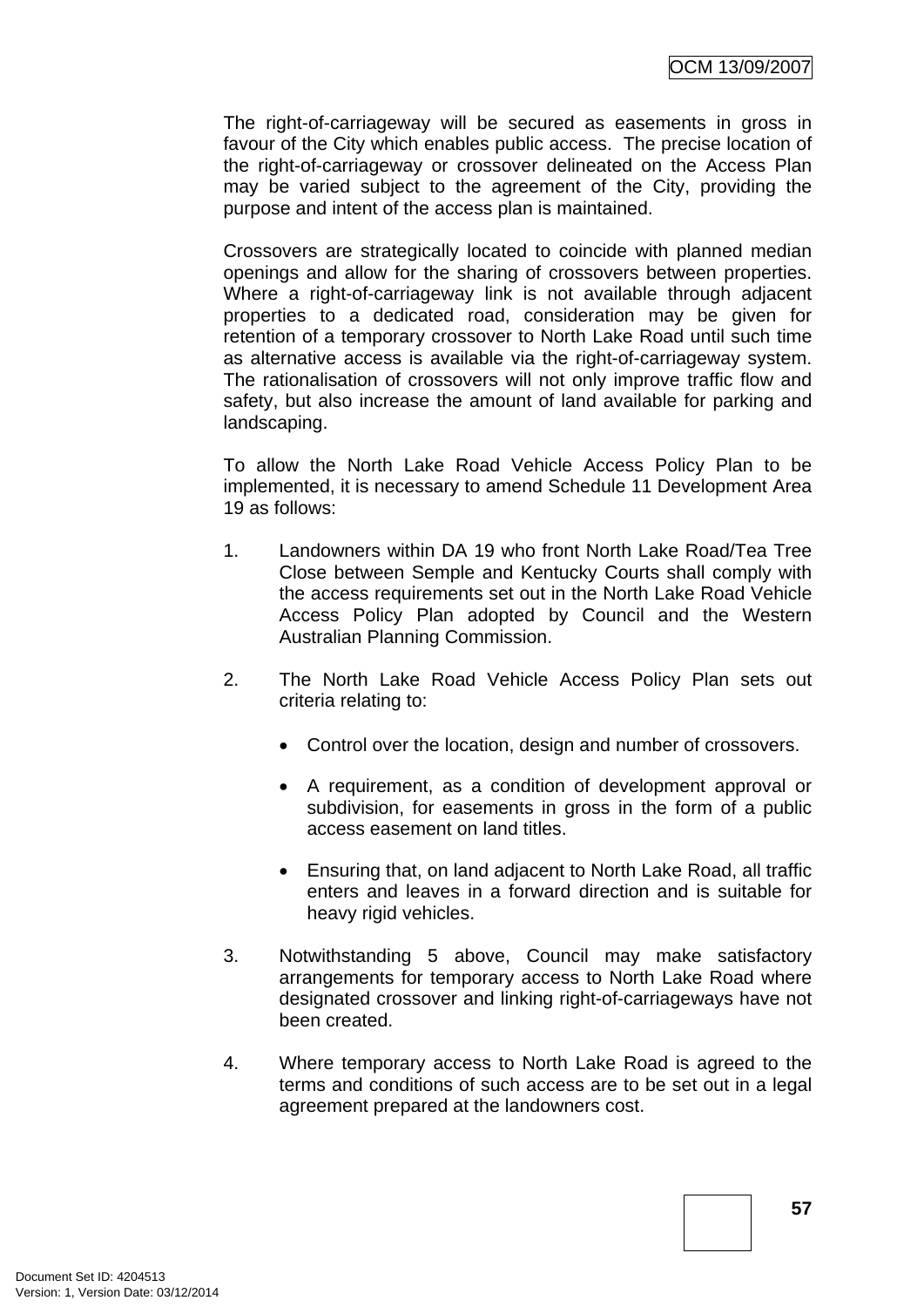The right-of-carriageway will be secured as easements in gross in favour of the City which enables public access. The precise location of the right-of-carriageway or crossover delineated on the Access Plan may be varied subject to the agreement of the City, providing the purpose and intent of the access plan is maintained.

Crossovers are strategically located to coincide with planned median openings and allow for the sharing of crossovers between properties. Where a right-of-carriageway link is not available through adjacent properties to a dedicated road, consideration may be given for retention of a temporary crossover to North Lake Road until such time as alternative access is available via the right-of-carriageway system. The rationalisation of crossovers will not only improve traffic flow and safety, but also increase the amount of land available for parking and landscaping.

To allow the North Lake Road Vehicle Access Policy Plan to be implemented, it is necessary to amend Schedule 11 Development Area 19 as follows:

1. Landowners within DA 19 who front North Lake Road/Tea Tree Close between Semple and Kentucky Courts shall comply with the access requirements set out in the North Lake Road Vehicle Access Policy Plan adopted by Council and the Western Australian Planning Commission.

2. The North Lake Road Vehicle Access Policy Plan sets out criteria relating to:

   - Control over the location, design and number of crossovers.

   - A requirement, as a condition of development approval or subdivision, for easements in gross in the form of a public access easement on land titles.

   - Ensuring that, on land adjacent to North Lake Road, all traffic enters and leaves in a forward direction and is suitable for heavy rigid vehicles.

3. Notwithstanding 5 above, Council may make satisfactory arrangements for temporary access to North Lake Road where designated crossover and linking right-of-carriageways have not been created.

4. Where temporary access to North Lake Road is agreed to the terms and conditions of such access are to be set out in a legal agreement prepared at the landowners cost.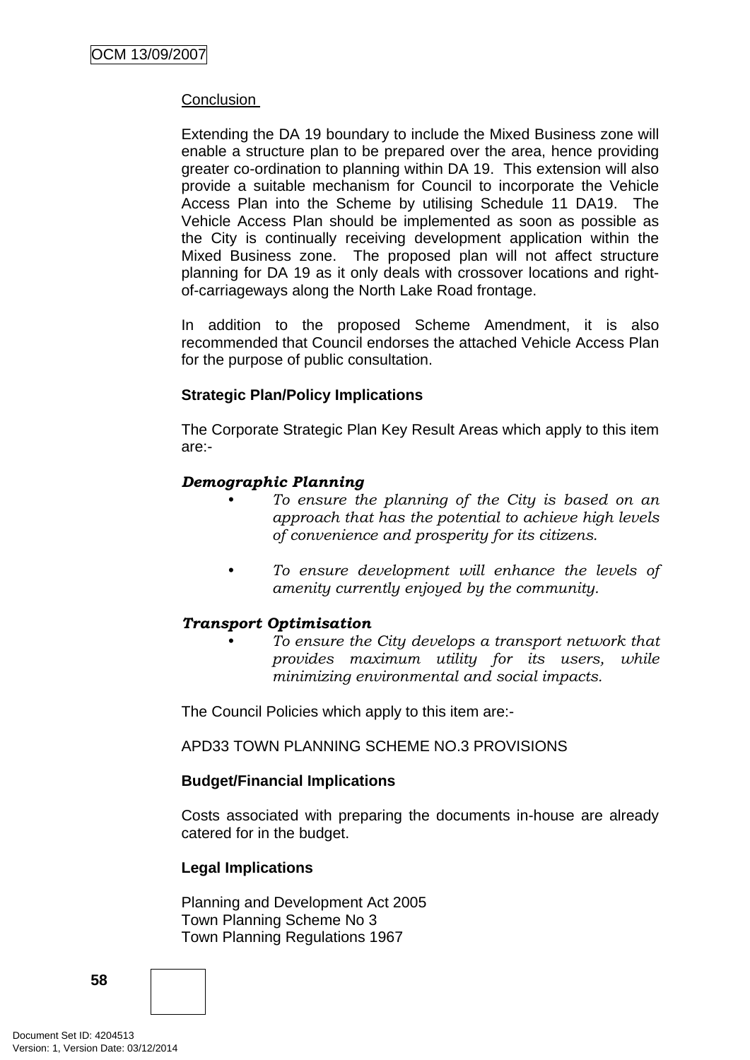Conclusion

Extending the DA 19 boundary to include the Mixed Business zone will enable a structure plan to be prepared over the area, hence providing greater co-ordination to planning within DA 19. This extension will also provide a suitable mechanism for Council to incorporate the Vehicle Access Plan into the Scheme by utilising Schedule 11 DA19. The Vehicle Access Plan should be implemented as soon as possible as the City is continually receiving development application within the Mixed Business zone. The proposed plan will not affect structure planning for DA 19 as it only deals with crossover locations and right-of-carriageways along the North Lake Road frontage.

In addition to the proposed Scheme Amendment, it is also recommended that Council endorses the attached Vehicle Access Plan for the purpose of public consultation.

**Strategic Plan/Policy Implications**

The Corporate Strategic Plan Key Result Areas which apply to this item are:-

***Demographic Planning***

- *To ensure the planning of the City is based on an approach that has the potential to achieve high levels of convenience and prosperity for its citizens.*
- *To ensure development will enhance the levels of amenity currently enjoyed by the community.*

***Transport Optimisation***

- *To ensure the City develops a transport network that provides maximum utility for its users, while minimizing environmental and social impacts.*

The Council Policies which apply to this item are:-

APD33 TOWN PLANNING SCHEME NO.3 PROVISIONS

**Budget/Financial Implications**

Costs associated with preparing the documents in-house are already catered for in the budget.

**Legal Implications**

Planning and Development Act 2005
Town Planning Scheme No 3
Town Planning Regulations 1967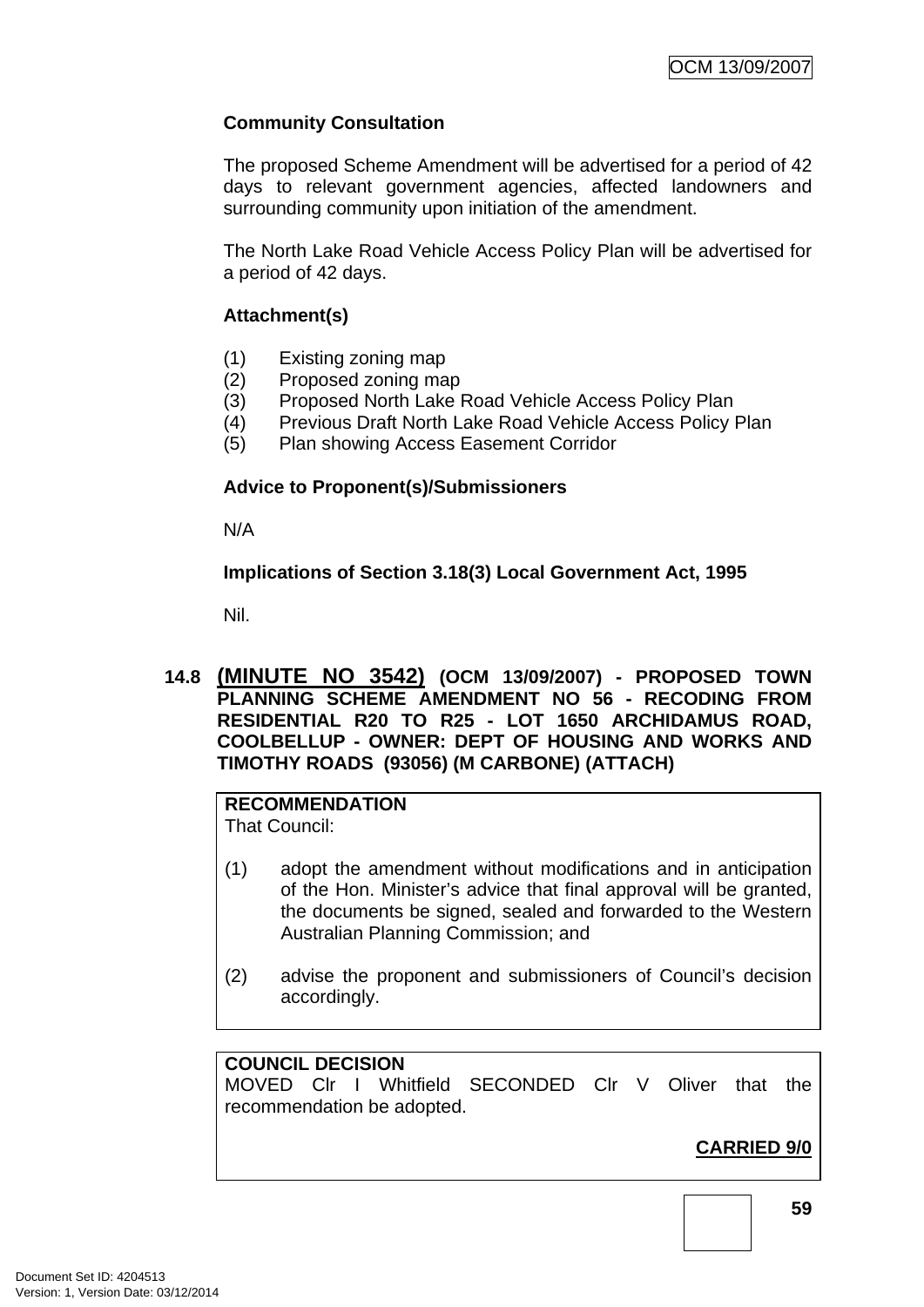**Community Consultation**

The proposed Scheme Amendment will be advertised for a period of 42 days to relevant government agencies, affected landowners and surrounding community upon initiation of the amendment.

The North Lake Road Vehicle Access Policy Plan will be advertised for a period of 42 days.

**Attachment(s)**

(1) Existing zoning map
(2) Proposed zoning map
(3) Proposed North Lake Road Vehicle Access Policy Plan
(4) Previous Draft North Lake Road Vehicle Access Policy Plan
(5) Plan showing Access Easement Corridor

**Advice to Proponent(s)/Submissioners**

N/A

**Implications of Section 3.18(3) Local Government Act, 1995**

Nil.

## 14.8 <u>(MINUTE NO 3542)</u> (OCM 13/09/2007) - PROPOSED TOWN PLANNING SCHEME AMENDMENT NO 56 - RECODING FROM RESIDENTIAL R20 TO R25 - LOT 1650 ARCHIDAMUS ROAD, COOLBELLUP - OWNER: DEPT OF HOUSING AND WORKS AND TIMOTHY ROADS (93056) (M CARBONE) (ATTACH)

**RECOMMENDATION**
That Council:

(1) adopt the amendment without modifications and in anticipation of the Hon. Minister's advice that final approval will be granted, the documents be signed, sealed and forwarded to the Western Australian Planning Commission; and

(2) advise the proponent and submissioners of Council's decision accordingly.

**COUNCIL DECISION**
MOVED Clr I Whitfield SECONDED Clr V Oliver that the recommendation be adopted.

**<u>CARRIED 9/0</u>**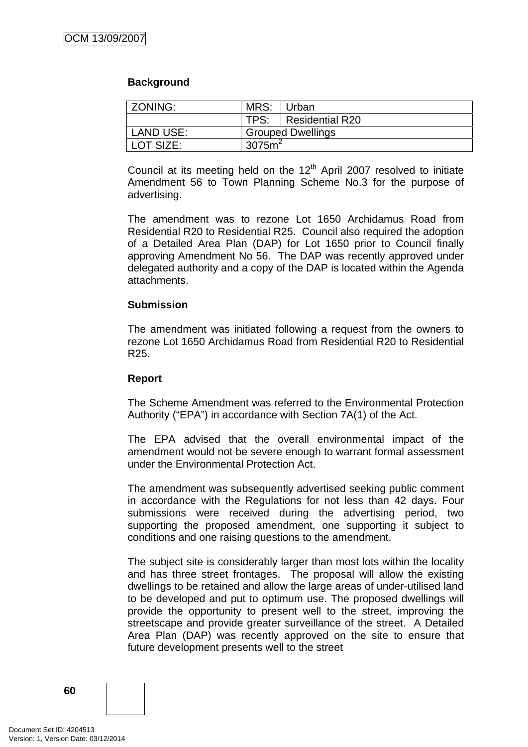**Background**

| ZONING: | MRS: | Urban |
|---|---|---|
| | TPS: | Residential R20 |
| LAND USE: | Grouped Dwellings | |
| LOT SIZE: | $3075m^2$ | |

Council at its meeting held on the 12th April 2007 resolved to initiate Amendment 56 to Town Planning Scheme No.3 for the purpose of advertising.

The amendment was to rezone Lot 1650 Archidamus Road from Residential R20 to Residential R25. Council also required the adoption of a Detailed Area Plan (DAP) for Lot 1650 prior to Council finally approving Amendment No 56. The DAP was recently approved under delegated authority and a copy of the DAP is located within the Agenda attachments.

**Submission**

The amendment was initiated following a request from the owners to rezone Lot 1650 Archidamus Road from Residential R20 to Residential R25.

**Report**

The Scheme Amendment was referred to the Environmental Protection Authority ("EPA") in accordance with Section 7A(1) of the Act.

The EPA advised that the overall environmental impact of the amendment would not be severe enough to warrant formal assessment under the Environmental Protection Act.

The amendment was subsequently advertised seeking public comment in accordance with the Regulations for not less than 42 days. Four submissions were received during the advertising period, two supporting the proposed amendment, one supporting it subject to conditions and one raising questions to the amendment.

The subject site is considerably larger than most lots within the locality and has three street frontages. The proposal will allow the existing dwellings to be retained and allow the large areas of under-utilised land to be developed and put to optimum use. The proposed dwellings will provide the opportunity to present well to the street, improving the streetscape and provide greater surveillance of the street. A Detailed Area Plan (DAP) was recently approved on the site to ensure that future development presents well to the street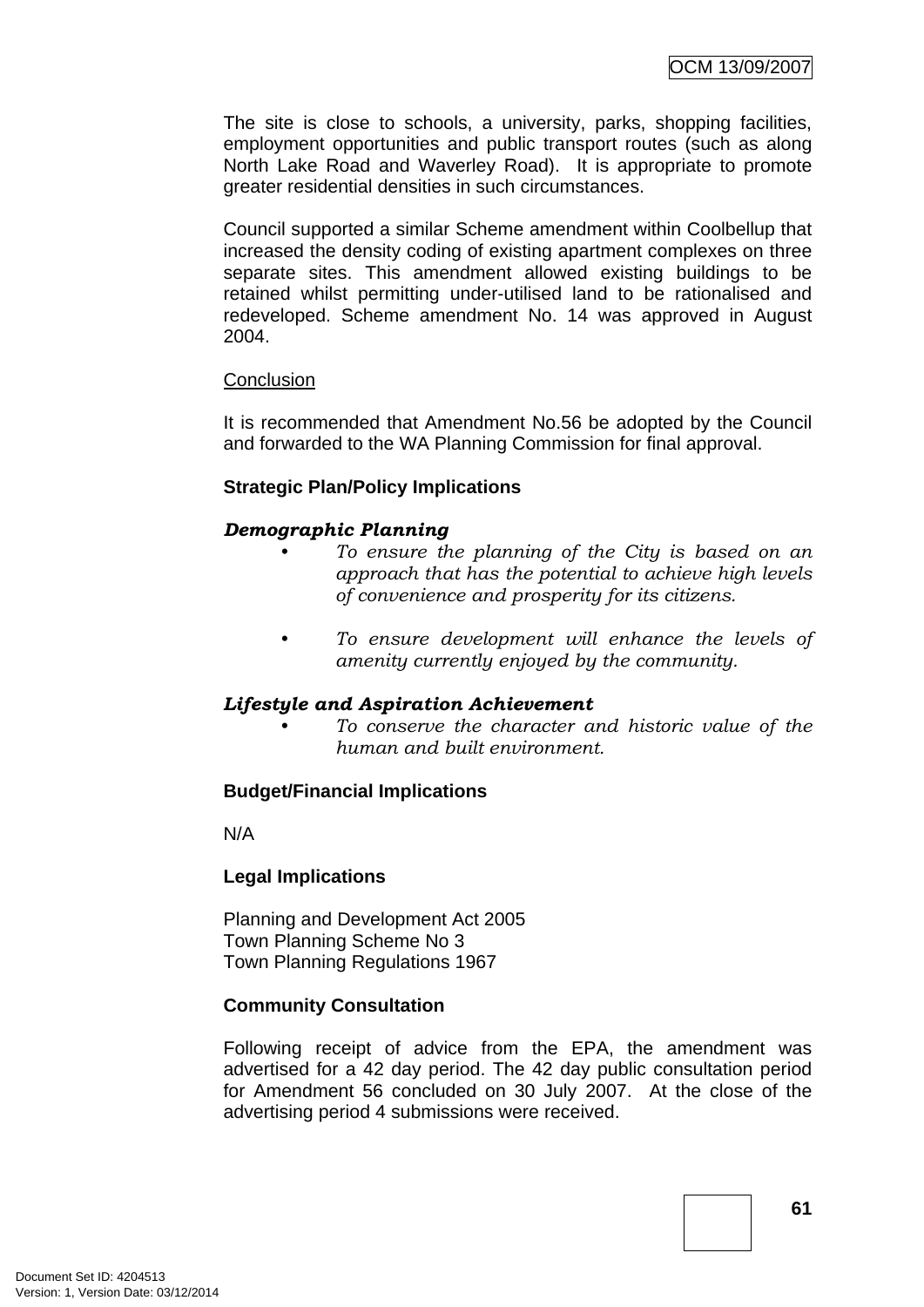The site is close to schools, a university, parks, shopping facilities, employment opportunities and public transport routes (such as along North Lake Road and Waverley Road). It is appropriate to promote greater residential densities in such circumstances.

Council supported a similar Scheme amendment within Coolbellup that increased the density coding of existing apartment complexes on three separate sites. This amendment allowed existing buildings to be retained whilst permitting under-utilised land to be rationalised and redeveloped. Scheme amendment No. 14 was approved in August 2004.

Conclusion

It is recommended that Amendment No.56 be adopted by the Council and forwarded to the WA Planning Commission for final approval.

**Strategic Plan/Policy Implications**

***Demographic Planning***

- *To ensure the planning of the City is based on an approach that has the potential to achieve high levels of convenience and prosperity for its citizens.*
- *To ensure development will enhance the levels of amenity currently enjoyed by the community.*

***Lifestyle and Aspiration Achievement***

- *To conserve the character and historic value of the human and built environment.*

**Budget/Financial Implications**

N/A

**Legal Implications**

Planning and Development Act 2005
Town Planning Scheme No 3
Town Planning Regulations 1967

**Community Consultation**

Following receipt of advice from the EPA, the amendment was advertised for a 42 day period. The 42 day public consultation period for Amendment 56 concluded on 30 July 2007. At the close of the advertising period 4 submissions were received.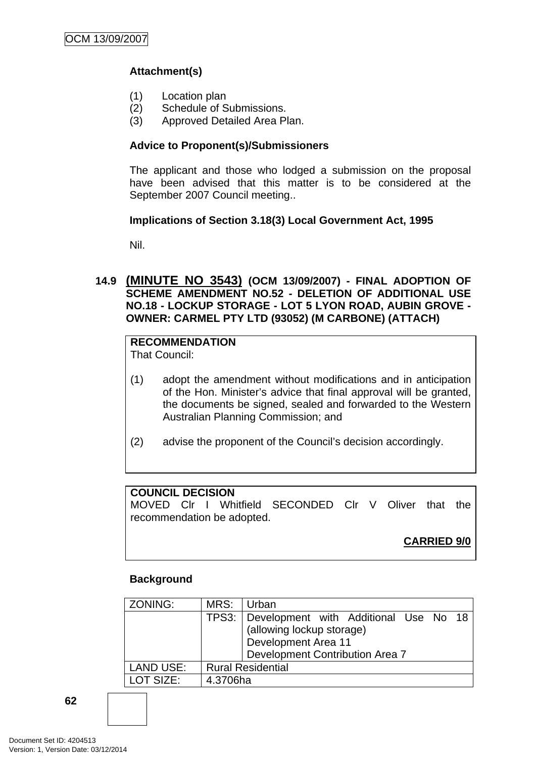**Attachment(s)**

(1) Location plan
(2) Schedule of Submissions.
(3) Approved Detailed Area Plan.

**Advice to Proponent(s)/Submissioners**

The applicant and those who lodged a submission on the proposal have been advised that this matter is to be considered at the September 2007 Council meeting..

**Implications of Section 3.18(3) Local Government Act, 1995**

Nil.

### 14.9 (MINUTE NO 3543) (OCM 13/09/2007) - FINAL ADOPTION OF SCHEME AMENDMENT NO.52 - DELETION OF ADDITIONAL USE NO.18 - LOCKUP STORAGE - LOT 5 LYON ROAD, AUBIN GROVE - OWNER: CARMEL PTY LTD (93052) (M CARBONE) (ATTACH)

**RECOMMENDATION**
That Council:

(1) adopt the amendment without modifications and in anticipation of the Hon. Minister's advice that final approval will be granted, the documents be signed, sealed and forwarded to the Western Australian Planning Commission; and

(2) advise the proponent of the Council's decision accordingly.

**COUNCIL DECISION**
MOVED Clr I Whitfield SECONDED Clr V Oliver that the recommendation be adopted.

**CARRIED 9/0**

**Background**

| ZONING: | MRS: | Urban |
|---|---|---|
| | TPS3: | Development with Additional Use No 18 (allowing lockup storage)<br>Development Area 11<br>Development Contribution Area 7 |
| LAND USE: | Rural Residential | |
| LOT SIZE: | 4.3706ha | |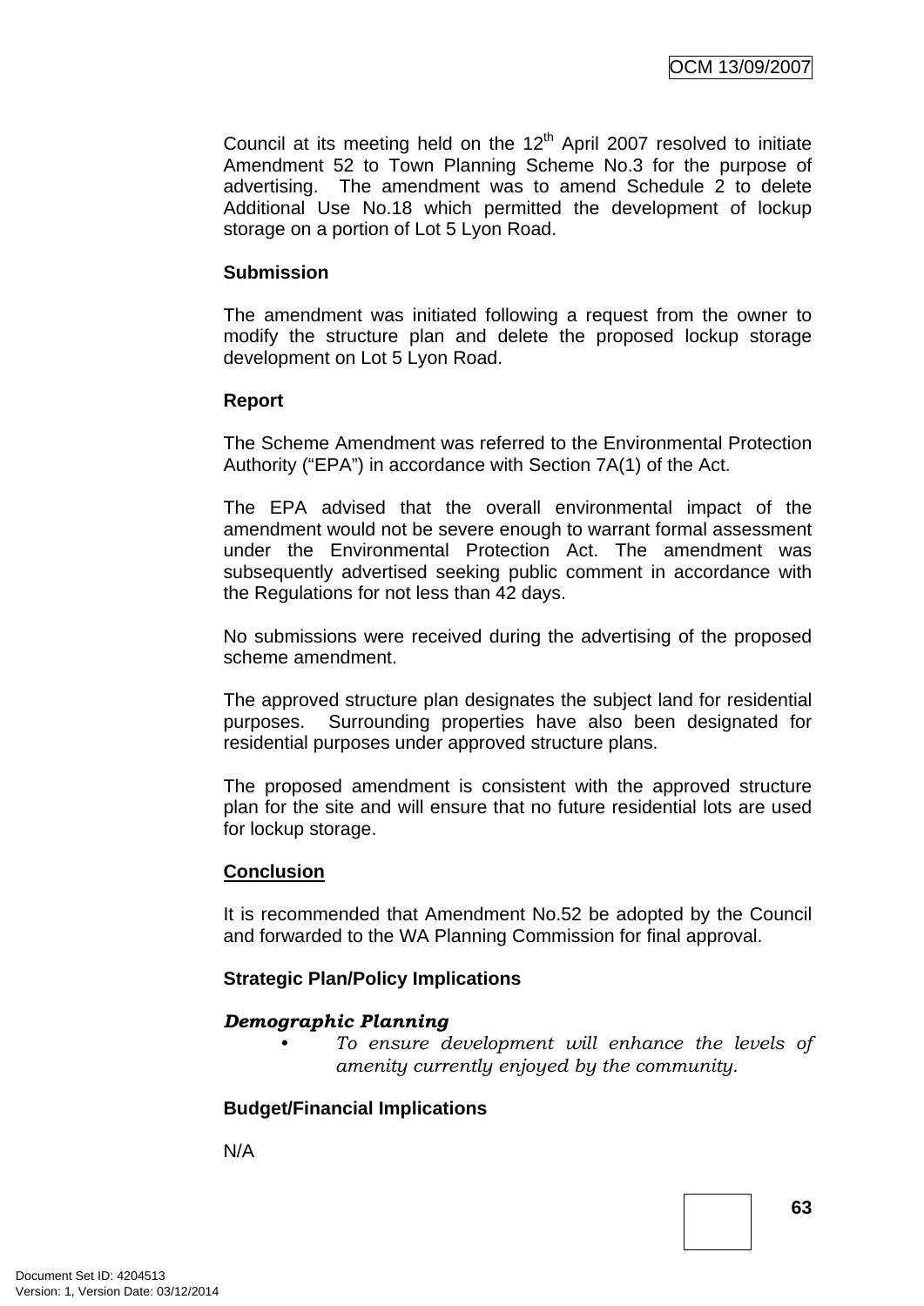Council at its meeting held on the 12th April 2007 resolved to initiate Amendment 52 to Town Planning Scheme No.3 for the purpose of advertising. The amendment was to amend Schedule 2 to delete Additional Use No.18 which permitted the development of lockup storage on a portion of Lot 5 Lyon Road.

**Submission**

The amendment was initiated following a request from the owner to modify the structure plan and delete the proposed lockup storage development on Lot 5 Lyon Road.

**Report**

The Scheme Amendment was referred to the Environmental Protection Authority ("EPA") in accordance with Section 7A(1) of the Act.

The EPA advised that the overall environmental impact of the amendment would not be severe enough to warrant formal assessment under the Environmental Protection Act. The amendment was subsequently advertised seeking public comment in accordance with the Regulations for not less than 42 days.

No submissions were received during the advertising of the proposed scheme amendment.

The approved structure plan designates the subject land for residential purposes. Surrounding properties have also been designated for residential purposes under approved structure plans.

The proposed amendment is consistent with the approved structure plan for the site and will ensure that no future residential lots are used for lockup storage.

**Conclusion**

It is recommended that Amendment No.52 be adopted by the Council and forwarded to the WA Planning Commission for final approval.

**Strategic Plan/Policy Implications**

***Demographic Planning***

- *To ensure development will enhance the levels of amenity currently enjoyed by the community.*

**Budget/Financial Implications**

N/A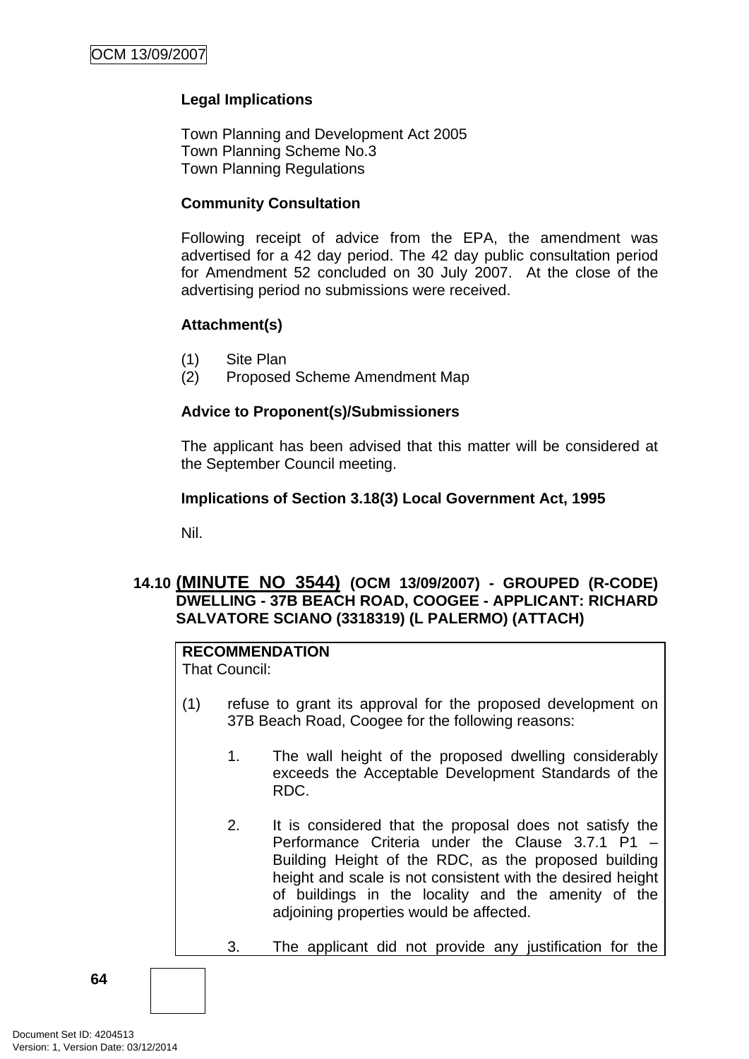**Legal Implications**

Town Planning and Development Act 2005
Town Planning Scheme No.3
Town Planning Regulations

**Community Consultation**

Following receipt of advice from the EPA, the amendment was advertised for a 42 day period. The 42 day public consultation period for Amendment 52 concluded on 30 July 2007. At the close of the advertising period no submissions were received.

**Attachment(s)**

(1) Site Plan
(2) Proposed Scheme Amendment Map

**Advice to Proponent(s)/Submissioners**

The applicant has been advised that this matter will be considered at the September Council meeting.

**Implications of Section 3.18(3) Local Government Act, 1995**

Nil.

## 14.10 (MINUTE NO 3544) (OCM 13/09/2007) - GROUPED (R-CODE) DWELLING - 37B BEACH ROAD, COOGEE - APPLICANT: RICHARD SALVATORE SCIANO (3318319) (L PALERMO) (ATTACH)

**RECOMMENDATION**
That Council:

(1) refuse to grant its approval for the proposed development on 37B Beach Road, Coogee for the following reasons:

1. The wall height of the proposed dwelling considerably exceeds the Acceptable Development Standards of the RDC.

2. It is considered that the proposal does not satisfy the Performance Criteria under the Clause 3.7.1 P1 – Building Height of the RDC, as the proposed building height and scale is not consistent with the desired height of buildings in the locality and the amenity of the adjoining properties would be affected.

3. The applicant did not provide any justification for the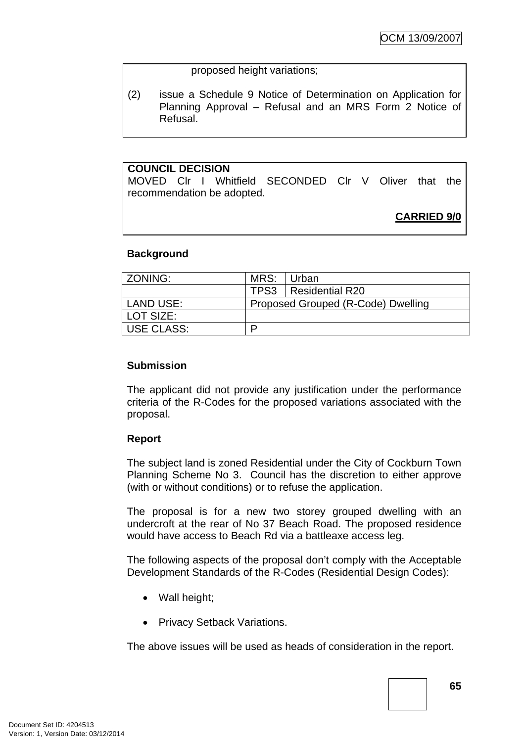proposed height variations;

(2) issue a Schedule 9 Notice of Determination on Application for Planning Approval – Refusal and an MRS Form 2 Notice of Refusal.

**COUNCIL DECISION**
MOVED Clr I Whitfield SECONDED Clr V Oliver that the recommendation be adopted.

**CARRIED 9/0**

**Background**

| ZONING: | MRS: | Urban |
|---|---|---|
| | TPS3 | Residential R20 |
| LAND USE: | Proposed Grouped (R-Code) Dwelling | |
| LOT SIZE: | | |
| USE CLASS: | P | |

**Submission**

The applicant did not provide any justification under the performance criteria of the R-Codes for the proposed variations associated with the proposal.

**Report**

The subject land is zoned Residential under the City of Cockburn Town Planning Scheme No 3. Council has the discretion to either approve (with or without conditions) or to refuse the application.

The proposal is for a new two storey grouped dwelling with an undercroft at the rear of No 37 Beach Road. The proposed residence would have access to Beach Rd via a battleaxe access leg.

The following aspects of the proposal don't comply with the Acceptable Development Standards of the R-Codes (Residential Design Codes):

- Wall height;
- Privacy Setback Variations.

The above issues will be used as heads of consideration in the report.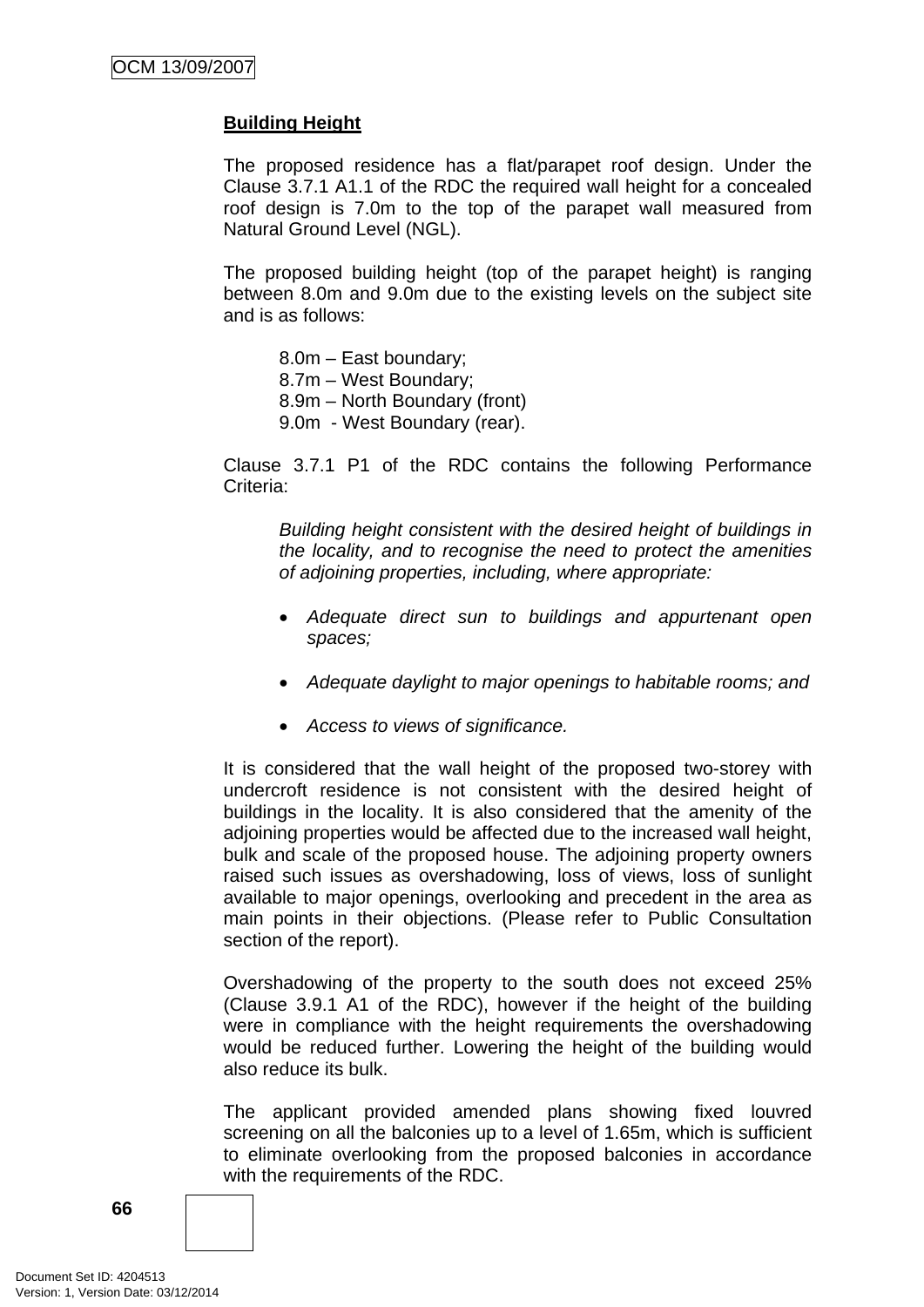**Building Height**

The proposed residence has a flat/parapet roof design. Under the Clause 3.7.1 A1.1 of the RDC the required wall height for a concealed roof design is 7.0m to the top of the parapet wall measured from Natural Ground Level (NGL).

The proposed building height (top of the parapet height) is ranging between 8.0m and 9.0m due to the existing levels on the subject site and is as follows:

8.0m – East boundary;
8.7m – West Boundary;
8.9m – North Boundary (front)
9.0m - West Boundary (rear).

Clause 3.7.1 P1 of the RDC contains the following Performance Criteria:

*Building height consistent with the desired height of buildings in the locality, and to recognise the need to protect the amenities of adjoining properties, including, where appropriate:*

- *Adequate direct sun to buildings and appurtenant open spaces;*
- *Adequate daylight to major openings to habitable rooms; and*
- *Access to views of significance.*

It is considered that the wall height of the proposed two-storey with undercroft residence is not consistent with the desired height of buildings in the locality. It is also considered that the amenity of the adjoining properties would be affected due to the increased wall height, bulk and scale of the proposed house. The adjoining property owners raised such issues as overshadowing, loss of views, loss of sunlight available to major openings, overlooking and precedent in the area as main points in their objections. (Please refer to Public Consultation section of the report).

Overshadowing of the property to the south does not exceed 25% (Clause 3.9.1 A1 of the RDC), however if the height of the building were in compliance with the height requirements the overshadowing would be reduced further. Lowering the height of the building would also reduce its bulk.

The applicant provided amended plans showing fixed louvred screening on all the balconies up to a level of 1.65m, which is sufficient to eliminate overlooking from the proposed balconies in accordance with the requirements of the RDC.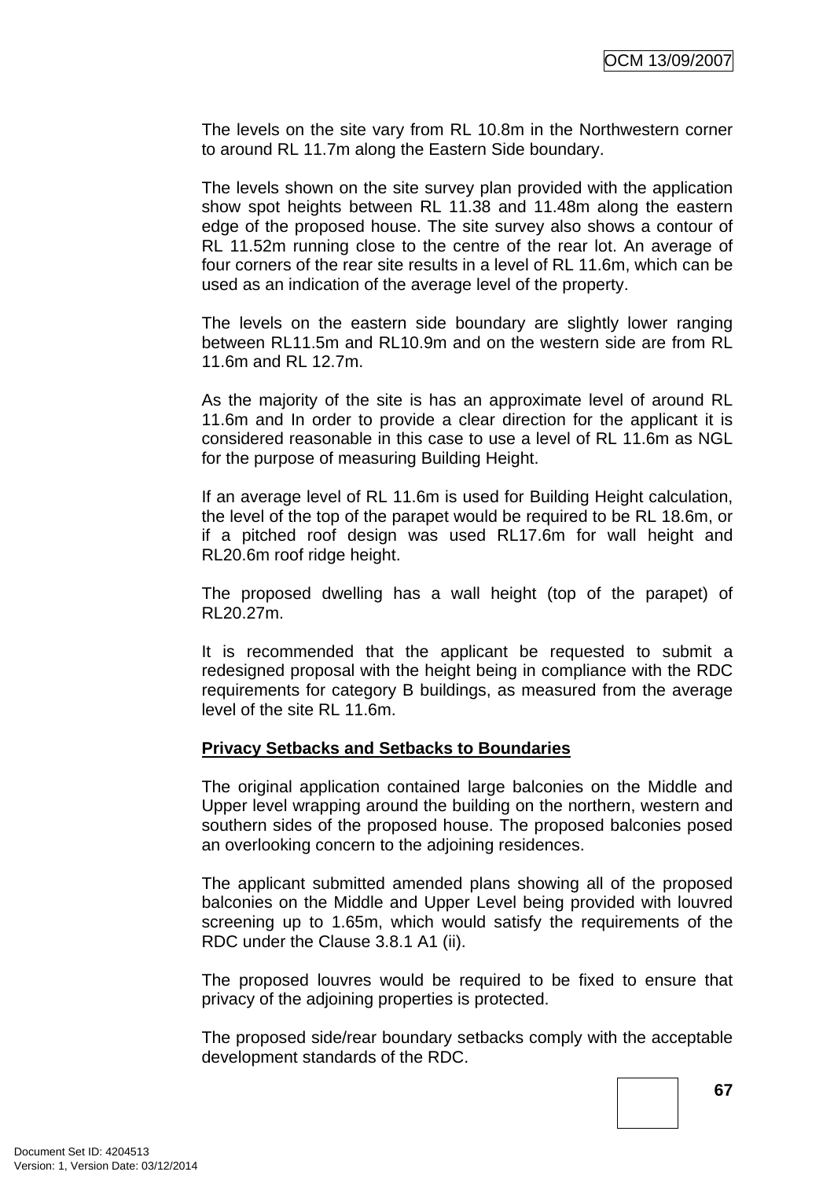The levels on the site vary from RL 10.8m in the Northwestern corner to around RL 11.7m along the Eastern Side boundary.

The levels shown on the site survey plan provided with the application show spot heights between RL 11.38 and 11.48m along the eastern edge of the proposed house. The site survey also shows a contour of RL 11.52m running close to the centre of the rear lot. An average of four corners of the rear site results in a level of RL 11.6m, which can be used as an indication of the average level of the property.

The levels on the eastern side boundary are slightly lower ranging between RL11.5m and RL10.9m and on the western side are from RL 11.6m and RL 12.7m.

As the majority of the site is has an approximate level of around RL 11.6m and In order to provide a clear direction for the applicant it is considered reasonable in this case to use a level of RL 11.6m as NGL for the purpose of measuring Building Height.

If an average level of RL 11.6m is used for Building Height calculation, the level of the top of the parapet would be required to be RL 18.6m, or if a pitched roof design was used RL17.6m for wall height and RL20.6m roof ridge height.

The proposed dwelling has a wall height (top of the parapet) of RL20.27m.

It is recommended that the applicant be requested to submit a redesigned proposal with the height being in compliance with the RDC requirements for category B buildings, as measured from the average level of the site RL 11.6m.

**Privacy Setbacks and Setbacks to Boundaries**

The original application contained large balconies on the Middle and Upper level wrapping around the building on the northern, western and southern sides of the proposed house. The proposed balconies posed an overlooking concern to the adjoining residences.

The applicant submitted amended plans showing all of the proposed balconies on the Middle and Upper Level being provided with louvred screening up to 1.65m, which would satisfy the requirements of the RDC under the Clause 3.8.1 A1 (ii).

The proposed louvres would be required to be fixed to ensure that privacy of the adjoining properties is protected.

The proposed side/rear boundary setbacks comply with the acceptable development standards of the RDC.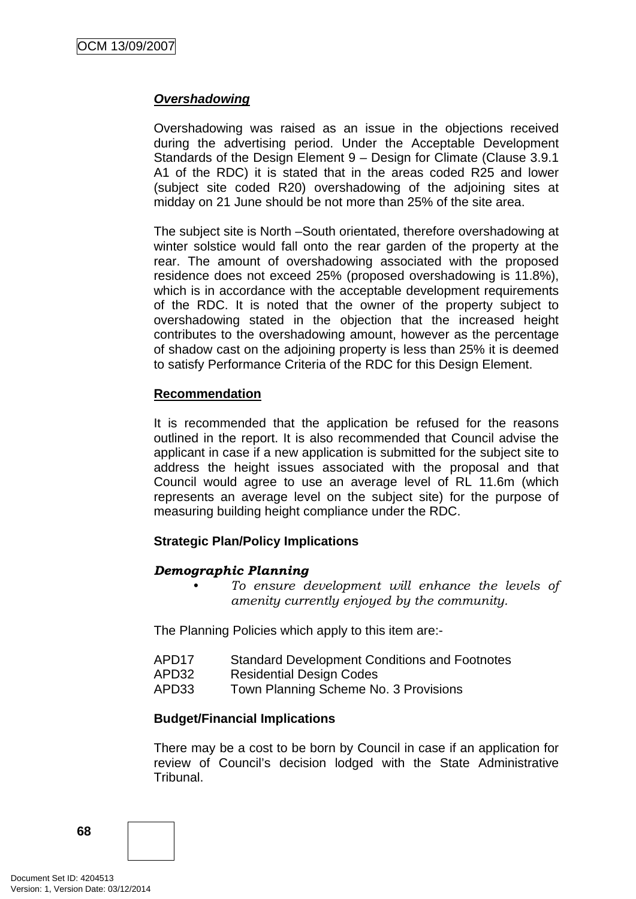***Overshadowing***

Overshadowing was raised as an issue in the objections received during the advertising period. Under the Acceptable Development Standards of the Design Element 9 – Design for Climate (Clause 3.9.1 A1 of the RDC) it is stated that in the areas coded R25 and lower (subject site coded R20) overshadowing of the adjoining sites at midday on 21 June should be not more than 25% of the site area.

The subject site is North –South orientated, therefore overshadowing at winter solstice would fall onto the rear garden of the property at the rear. The amount of overshadowing associated with the proposed residence does not exceed 25% (proposed overshadowing is 11.8%), which is in accordance with the acceptable development requirements of the RDC. It is noted that the owner of the property subject to overshadowing stated in the objection that the increased height contributes to the overshadowing amount, however as the percentage of shadow cast on the adjoining property is less than 25% it is deemed to satisfy Performance Criteria of the RDC for this Design Element.

**Recommendation**

It is recommended that the application be refused for the reasons outlined in the report. It is also recommended that Council advise the applicant in case if a new application is submitted for the subject site to address the height issues associated with the proposal and that Council would agree to use an average level of RL 11.6m (which represents an average level on the subject site) for the purpose of measuring building height compliance under the RDC.

**Strategic Plan/Policy Implications**

***Demographic Planning***

- *To ensure development will enhance the levels of amenity currently enjoyed by the community.*

The Planning Policies which apply to this item are:-

APD17 Standard Development Conditions and Footnotes
APD32 Residential Design Codes
APD33 Town Planning Scheme No. 3 Provisions

**Budget/Financial Implications**

There may be a cost to be born by Council in case if an application for review of Council's decision lodged with the State Administrative Tribunal.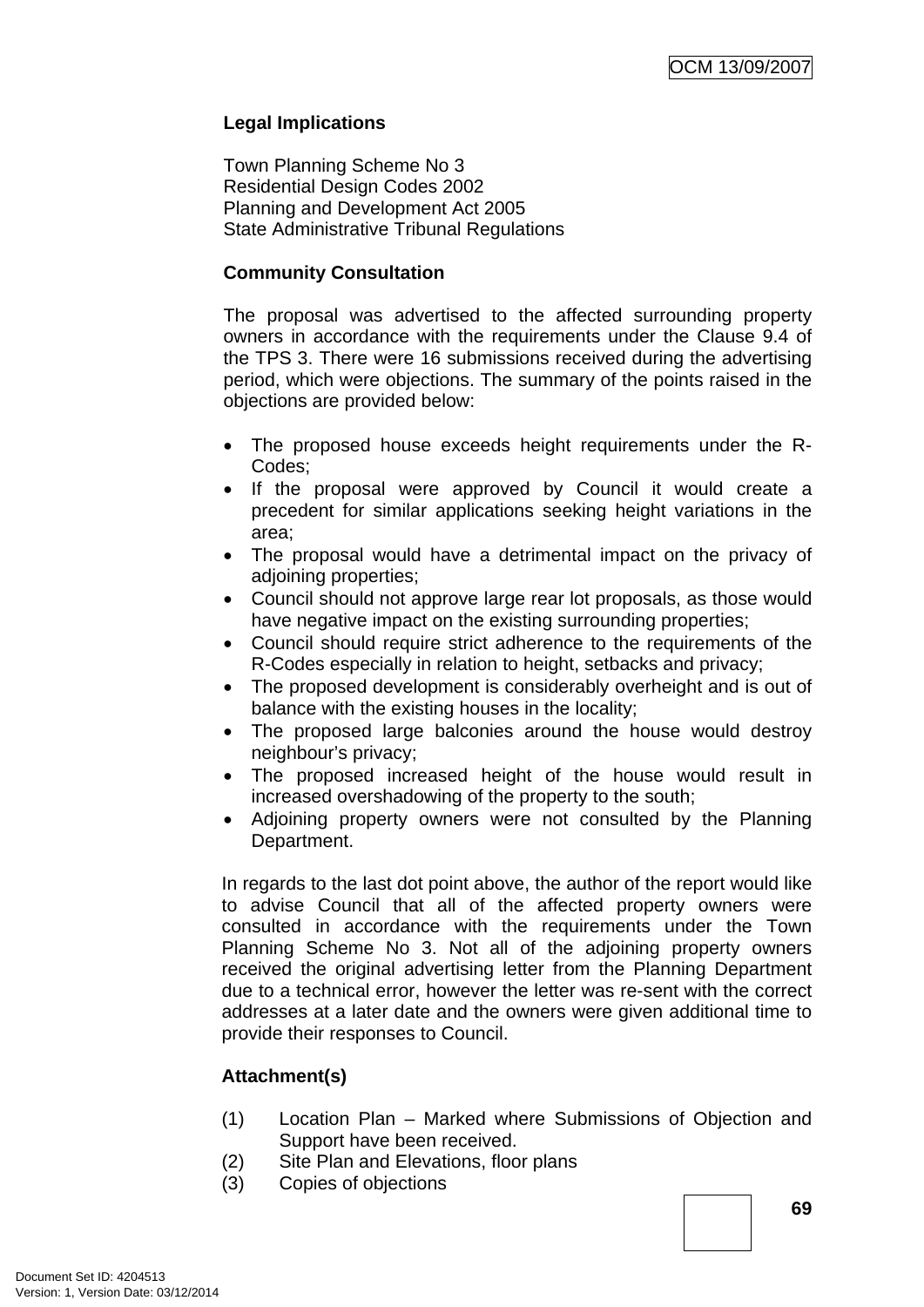**Legal Implications**

Town Planning Scheme No 3
Residential Design Codes 2002
Planning and Development Act 2005
State Administrative Tribunal Regulations

**Community Consultation**

The proposal was advertised to the affected surrounding property owners in accordance with the requirements under the Clause 9.4 of the TPS 3. There were 16 submissions received during the advertising period, which were objections. The summary of the points raised in the objections are provided below:

- The proposed house exceeds height requirements under the R-Codes;
- If the proposal were approved by Council it would create a precedent for similar applications seeking height variations in the area;
- The proposal would have a detrimental impact on the privacy of adjoining properties;
- Council should not approve large rear lot proposals, as those would have negative impact on the existing surrounding properties;
- Council should require strict adherence to the requirements of the R-Codes especially in relation to height, setbacks and privacy;
- The proposed development is considerably overheight and is out of balance with the existing houses in the locality;
- The proposed large balconies around the house would destroy neighbour's privacy;
- The proposed increased height of the house would result in increased overshadowing of the property to the south;
- Adjoining property owners were not consulted by the Planning Department.

In regards to the last dot point above, the author of the report would like to advise Council that all of the affected property owners were consulted in accordance with the requirements under the Town Planning Scheme No 3. Not all of the adjoining property owners received the original advertising letter from the Planning Department due to a technical error, however the letter was re-sent with the correct addresses at a later date and the owners were given additional time to provide their responses to Council.

**Attachment(s)**

(1) Location Plan – Marked where Submissions of Objection and Support have been received.
(2) Site Plan and Elevations, floor plans
(3) Copies of objections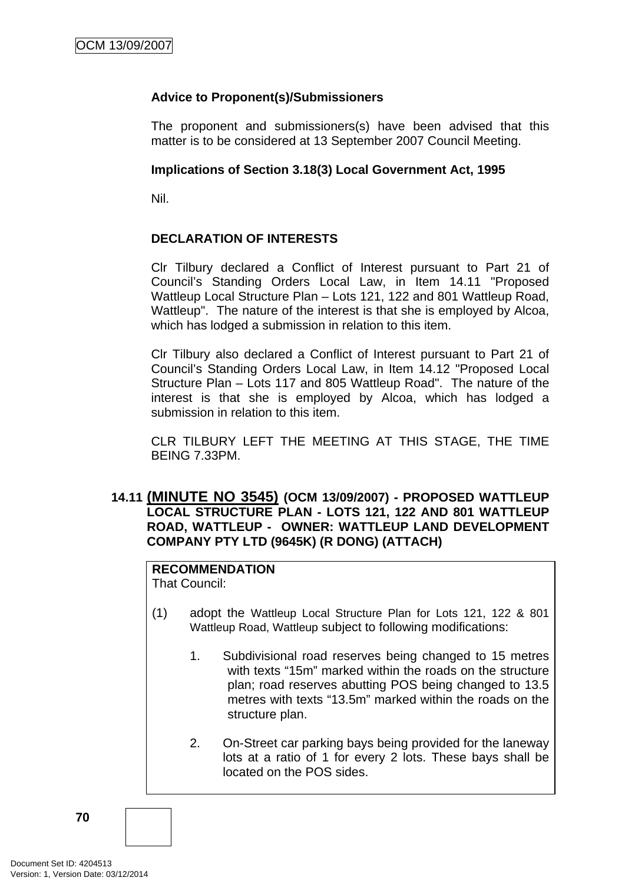**Advice to Proponent(s)/Submissioners**

The proponent and submissioners(s) have been advised that this matter is to be considered at 13 September 2007 Council Meeting.

**Implications of Section 3.18(3) Local Government Act, 1995**

Nil.

**DECLARATION OF INTERESTS**

Clr Tilbury declared a Conflict of Interest pursuant to Part 21 of Council's Standing Orders Local Law, in Item 14.11 "Proposed Wattleup Local Structure Plan – Lots 121, 122 and 801 Wattleup Road, Wattleup". The nature of the interest is that she is employed by Alcoa, which has lodged a submission in relation to this item.

Clr Tilbury also declared a Conflict of Interest pursuant to Part 21 of Council's Standing Orders Local Law, in Item 14.12 "Proposed Local Structure Plan – Lots 117 and 805 Wattleup Road". The nature of the interest is that she is employed by Alcoa, which has lodged a submission in relation to this item.

CLR TILBURY LEFT THE MEETING AT THIS STAGE, THE TIME BEING 7.33PM.

## 14.11 (MINUTE NO 3545) (OCM 13/09/2007) - PROPOSED WATTLEUP LOCAL STRUCTURE PLAN - LOTS 121, 122 AND 801 WATTLEUP ROAD, WATTLEUP - OWNER: WATTLEUP LAND DEVELOPMENT COMPANY PTY LTD (9645K) (R DONG) (ATTACH)

**RECOMMENDATION**
That Council:

(1) adopt the Wattleup Local Structure Plan for Lots 121, 122 & 801 Wattleup Road, Wattleup subject to following modifications:

1. Subdivisional road reserves being changed to 15 metres with texts "15m" marked within the roads on the structure plan; road reserves abutting POS being changed to 13.5 metres with texts "13.5m" marked within the roads on the structure plan.

2. On-Street car parking bays being provided for the laneway lots at a ratio of 1 for every 2 lots. These bays shall be located on the POS sides.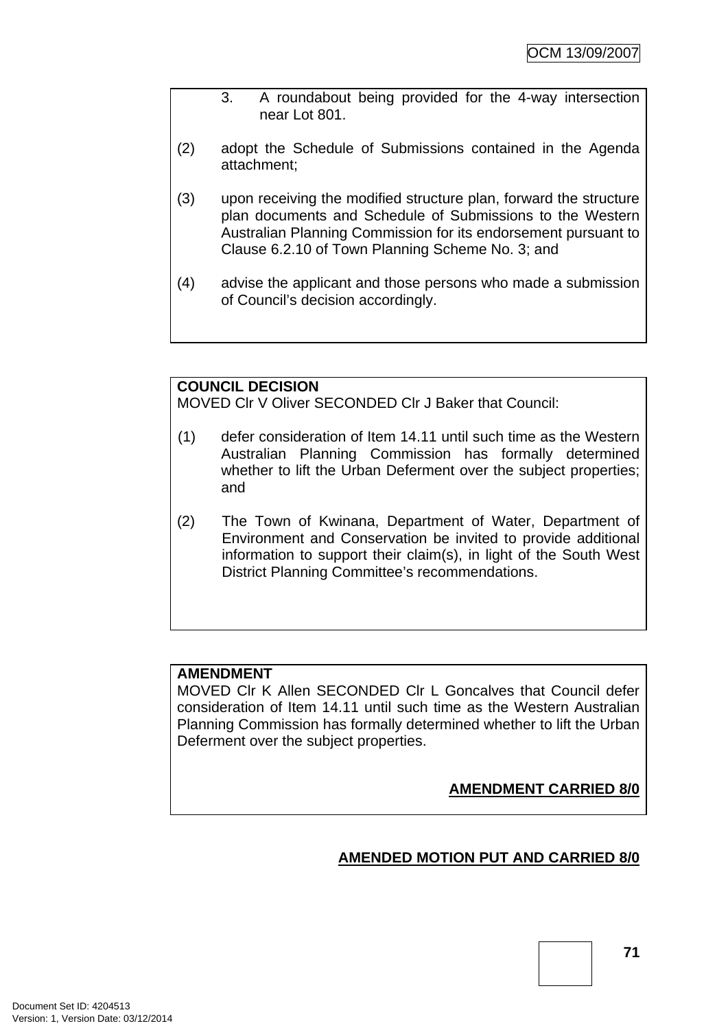3. A roundabout being provided for the 4-way intersection near Lot 801.

(2) adopt the Schedule of Submissions contained in the Agenda attachment;

(3) upon receiving the modified structure plan, forward the structure plan documents and Schedule of Submissions to the Western Australian Planning Commission for its endorsement pursuant to Clause 6.2.10 of Town Planning Scheme No. 3; and

(4) advise the applicant and those persons who made a submission of Council's decision accordingly.

**COUNCIL DECISION**

MOVED Clr V Oliver SECONDED Clr J Baker that Council:

(1) defer consideration of Item 14.11 until such time as the Western Australian Planning Commission has formally determined whether to lift the Urban Deferment over the subject properties; and

(2) The Town of Kwinana, Department of Water, Department of Environment and Conservation be invited to provide additional information to support their claim(s), in light of the South West District Planning Committee's recommendations.

**AMENDMENT**

MOVED Clr K Allen SECONDED Clr L Goncalves that Council defer consideration of Item 14.11 until such time as the Western Australian Planning Commission has formally determined whether to lift the Urban Deferment over the subject properties.

**AMENDMENT CARRIED 8/0**

**AMENDED MOTION PUT AND CARRIED 8/0**

Document Set ID: 4204513
Version: 1, Version Date: 03/12/2014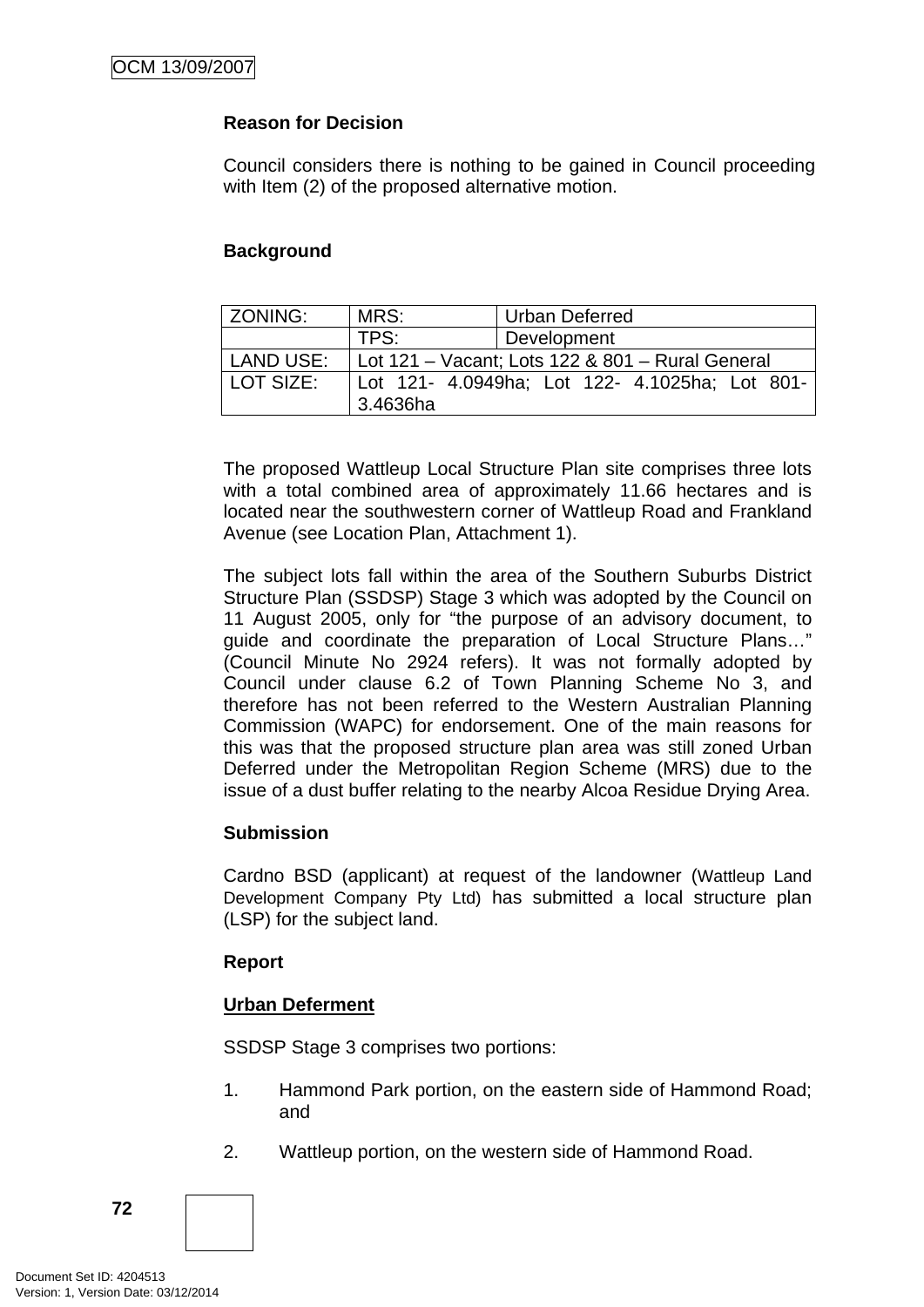**Reason for Decision**

Council considers there is nothing to be gained in Council proceeding with Item (2) of the proposed alternative motion.

**Background**

| ZONING: | MRS: | Urban Deferred |
|---|---|---|
| | TPS: | Development |
| LAND USE: | Lot 121 – Vacant; Lots 122 & 801 – Rural General | |
| LOT SIZE: | Lot 121- 4.0949ha; Lot 122- 4.1025ha; Lot 801- 3.4636ha | |

The proposed Wattleup Local Structure Plan site comprises three lots with a total combined area of approximately 11.66 hectares and is located near the southwestern corner of Wattleup Road and Frankland Avenue (see Location Plan, Attachment 1).

The subject lots fall within the area of the Southern Suburbs District Structure Plan (SSDSP) Stage 3 which was adopted by the Council on 11 August 2005, only for "the purpose of an advisory document, to guide and coordinate the preparation of Local Structure Plans…" (Council Minute No 2924 refers). It was not formally adopted by Council under clause 6.2 of Town Planning Scheme No 3, and therefore has not been referred to the Western Australian Planning Commission (WAPC) for endorsement. One of the main reasons for this was that the proposed structure plan area was still zoned Urban Deferred under the Metropolitan Region Scheme (MRS) due to the issue of a dust buffer relating to the nearby Alcoa Residue Drying Area.

**Submission**

Cardno BSD (applicant) at request of the landowner (Wattleup Land Development Company Pty Ltd) has submitted a local structure plan (LSP) for the subject land.

**Report**

**Urban Deferment**

SSDSP Stage 3 comprises two portions:

1. Hammond Park portion, on the eastern side of Hammond Road; and

2. Wattleup portion, on the western side of Hammond Road.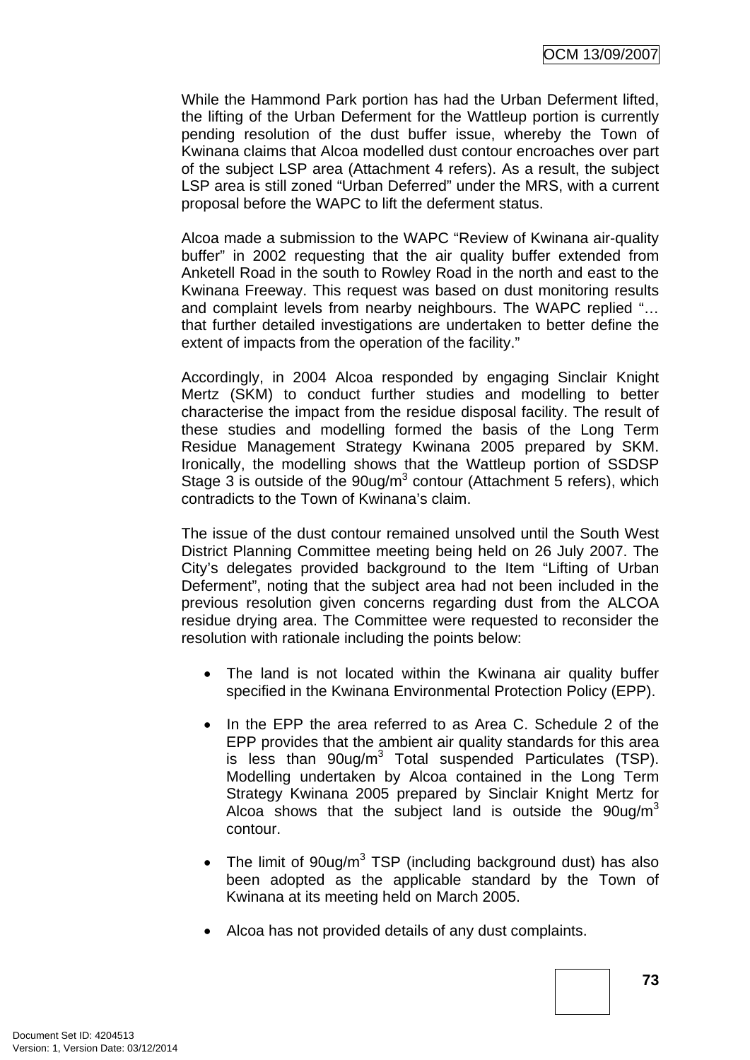While the Hammond Park portion has had the Urban Deferment lifted, the lifting of the Urban Deferment for the Wattleup portion is currently pending resolution of the dust buffer issue, whereby the Town of Kwinana claims that Alcoa modelled dust contour encroaches over part of the subject LSP area (Attachment 4 refers). As a result, the subject LSP area is still zoned "Urban Deferred" under the MRS, with a current proposal before the WAPC to lift the deferment status.

Alcoa made a submission to the WAPC "Review of Kwinana air-quality buffer" in 2002 requesting that the air quality buffer extended from Anketell Road in the south to Rowley Road in the north and east to the Kwinana Freeway. This request was based on dust monitoring results and complaint levels from nearby neighbours. The WAPC replied "… that further detailed investigations are undertaken to better define the extent of impacts from the operation of the facility."

Accordingly, in 2004 Alcoa responded by engaging Sinclair Knight Mertz (SKM) to conduct further studies and modelling to better characterise the impact from the residue disposal facility. The result of these studies and modelling formed the basis of the Long Term Residue Management Strategy Kwinana 2005 prepared by SKM. Ironically, the modelling shows that the Wattleup portion of SSDSP Stage 3 is outside of the 90ug/m$^3$ contour (Attachment 5 refers), which contradicts to the Town of Kwinana's claim.

The issue of the dust contour remained unsolved until the South West District Planning Committee meeting being held on 26 July 2007. The City's delegates provided background to the Item "Lifting of Urban Deferment", noting that the subject area had not been included in the previous resolution given concerns regarding dust from the ALCOA residue drying area. The Committee were requested to reconsider the resolution with rationale including the points below:

- The land is not located within the Kwinana air quality buffer specified in the Kwinana Environmental Protection Policy (EPP).

- In the EPP the area referred to as Area C. Schedule 2 of the EPP provides that the ambient air quality standards for this area is less than 90ug/m$^3$ Total suspended Particulates (TSP). Modelling undertaken by Alcoa contained in the Long Term Strategy Kwinana 2005 prepared by Sinclair Knight Mertz for Alcoa shows that the subject land is outside the 90ug/m$^3$ contour.

- The limit of 90ug/m$^3$ TSP (including background dust) has also been adopted as the applicable standard by the Town of Kwinana at its meeting held on March 2005.

- Alcoa has not provided details of any dust complaints.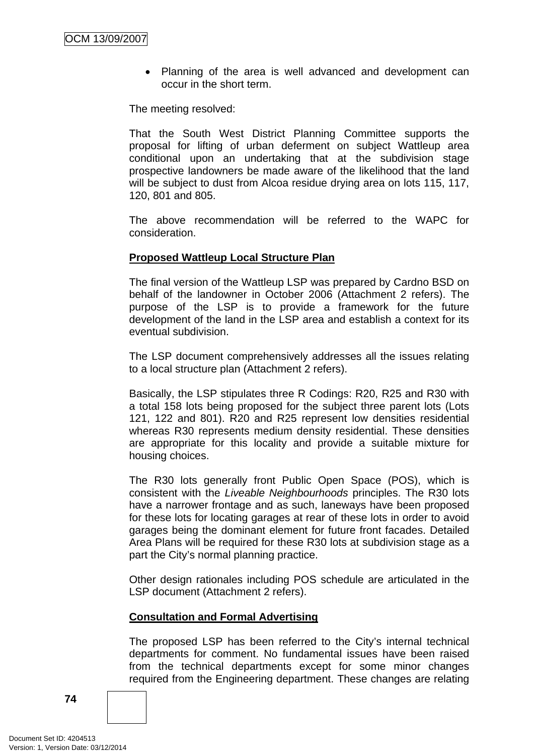- Planning of the area is well advanced and development can occur in the short term.

The meeting resolved:

That the South West District Planning Committee supports the proposal for lifting of urban deferment on subject Wattleup area conditional upon an undertaking that at the subdivision stage prospective landowners be made aware of the likelihood that the land will be subject to dust from Alcoa residue drying area on lots 115, 117, 120, 801 and 805.

The above recommendation will be referred to the WAPC for consideration.

**Proposed Wattleup Local Structure Plan**

The final version of the Wattleup LSP was prepared by Cardno BSD on behalf of the landowner in October 2006 (Attachment 2 refers). The purpose of the LSP is to provide a framework for the future development of the land in the LSP area and establish a context for its eventual subdivision.

The LSP document comprehensively addresses all the issues relating to a local structure plan (Attachment 2 refers).

Basically, the LSP stipulates three R Codings: R20, R25 and R30 with a total 158 lots being proposed for the subject three parent lots (Lots 121, 122 and 801). R20 and R25 represent low densities residential whereas R30 represents medium density residential. These densities are appropriate for this locality and provide a suitable mixture for housing choices.

The R30 lots generally front Public Open Space (POS), which is consistent with the *Liveable Neighbourhoods* principles. The R30 lots have a narrower frontage and as such, laneways have been proposed for these lots for locating garages at rear of these lots in order to avoid garages being the dominant element for future front facades. Detailed Area Plans will be required for these R30 lots at subdivision stage as a part the City's normal planning practice.

Other design rationales including POS schedule are articulated in the LSP document (Attachment 2 refers).

**Consultation and Formal Advertising**

The proposed LSP has been referred to the City's internal technical departments for comment. No fundamental issues have been raised from the technical departments except for some minor changes required from the Engineering department. These changes are relating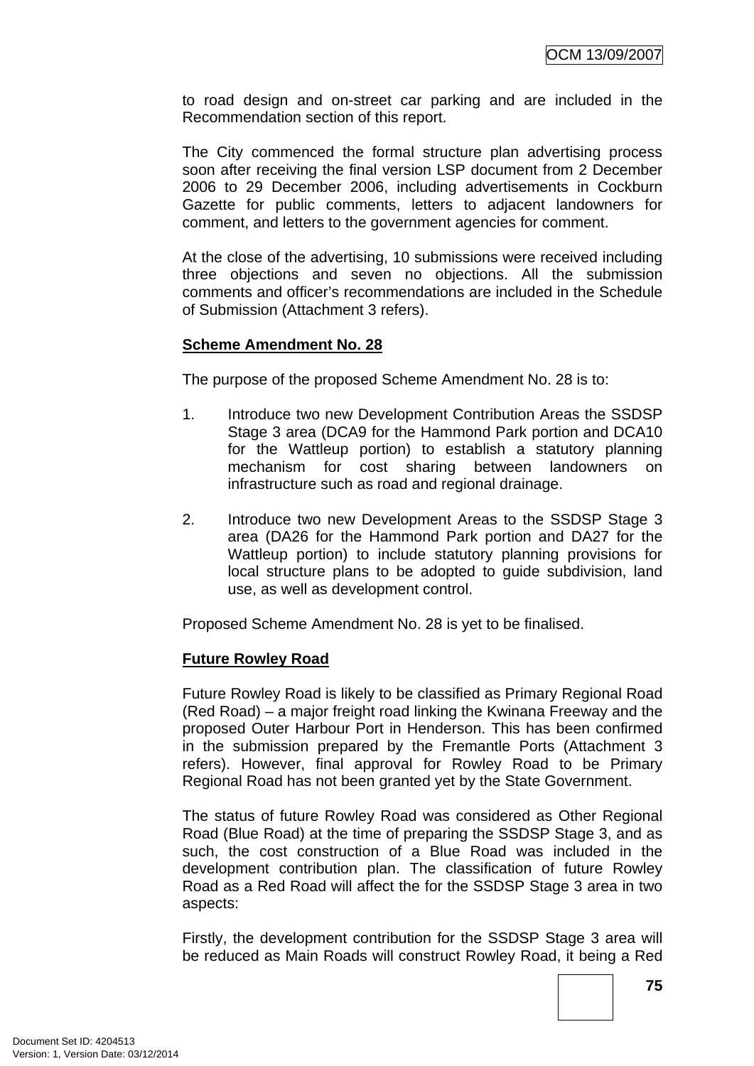to road design and on-street car parking and are included in the Recommendation section of this report.

The City commenced the formal structure plan advertising process soon after receiving the final version LSP document from 2 December 2006 to 29 December 2006, including advertisements in Cockburn Gazette for public comments, letters to adjacent landowners for comment, and letters to the government agencies for comment.

At the close of the advertising, 10 submissions were received including three objections and seven no objections. All the submission comments and officer's recommendations are included in the Schedule of Submission (Attachment 3 refers).

**Scheme Amendment No. 28**

The purpose of the proposed Scheme Amendment No. 28 is to:

1. Introduce two new Development Contribution Areas the SSDSP Stage 3 area (DCA9 for the Hammond Park portion and DCA10 for the Wattleup portion) to establish a statutory planning mechanism for cost sharing between landowners on infrastructure such as road and regional drainage.

2. Introduce two new Development Areas to the SSDSP Stage 3 area (DA26 for the Hammond Park portion and DA27 for the Wattleup portion) to include statutory planning provisions for local structure plans to be adopted to guide subdivision, land use, as well as development control.

Proposed Scheme Amendment No. 28 is yet to be finalised.

**Future Rowley Road**

Future Rowley Road is likely to be classified as Primary Regional Road (Red Road) – a major freight road linking the Kwinana Freeway and the proposed Outer Harbour Port in Henderson. This has been confirmed in the submission prepared by the Fremantle Ports (Attachment 3 refers). However, final approval for Rowley Road to be Primary Regional Road has not been granted yet by the State Government.

The status of future Rowley Road was considered as Other Regional Road (Blue Road) at the time of preparing the SSDSP Stage 3, and as such, the cost construction of a Blue Road was included in the development contribution plan. The classification of future Rowley Road as a Red Road will affect the for the SSDSP Stage 3 area in two aspects:

Firstly, the development contribution for the SSDSP Stage 3 area will be reduced as Main Roads will construct Rowley Road, it being a Red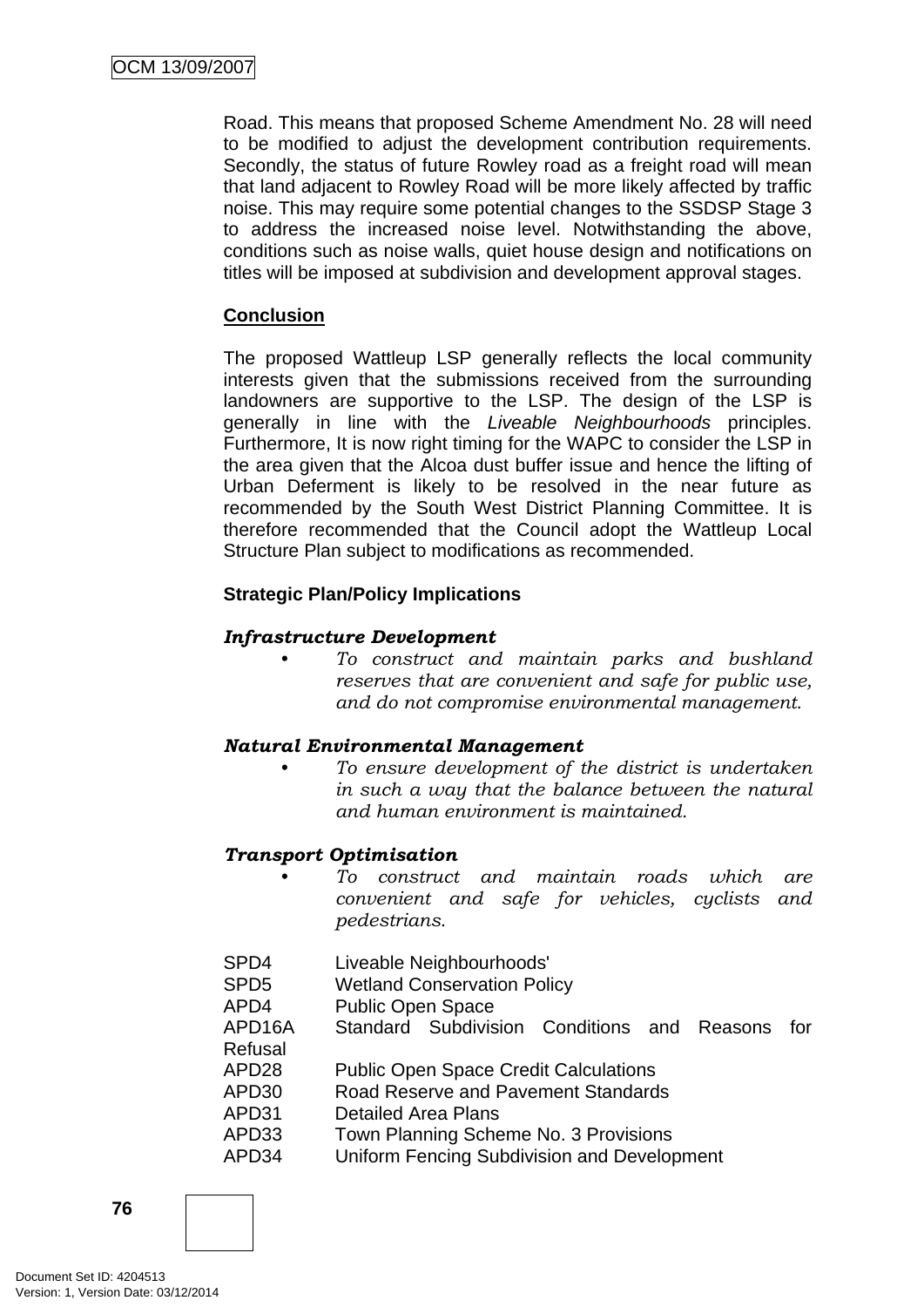Road. This means that proposed Scheme Amendment No. 28 will need to be modified to adjust the development contribution requirements. Secondly, the status of future Rowley road as a freight road will mean that land adjacent to Rowley Road will be more likely affected by traffic noise. This may require some potential changes to the SSDSP Stage 3 to address the increased noise level. Notwithstanding the above, conditions such as noise walls, quiet house design and notifications on titles will be imposed at subdivision and development approval stages.

**Conclusion**

The proposed Wattleup LSP generally reflects the local community interests given that the submissions received from the surrounding landowners are supportive to the LSP. The design of the LSP is generally in line with the *Liveable Neighbourhoods* principles. Furthermore, It is now right timing for the WAPC to consider the LSP in the area given that the Alcoa dust buffer issue and hence the lifting of Urban Deferment is likely to be resolved in the near future as recommended by the South West District Planning Committee. It is therefore recommended that the Council adopt the Wattleup Local Structure Plan subject to modifications as recommended.

**Strategic Plan/Policy Implications**

***Infrastructure Development***

- *To construct and maintain parks and bushland reserves that are convenient and safe for public use, and do not compromise environmental management.*

***Natural Environmental Management***

- *To ensure development of the district is undertaken in such a way that the balance between the natural and human environment is maintained.*

***Transport Optimisation***

- *To construct and maintain roads which are convenient and safe for vehicles, cyclists and pedestrians.*

SPD4 Liveable Neighbourhoods'
SPD5 Wetland Conservation Policy
APD4 Public Open Space
APD16A Standard Subdivision Conditions and Reasons for Refusal
APD28 Public Open Space Credit Calculations
APD30 Road Reserve and Pavement Standards
APD31 Detailed Area Plans
APD33 Town Planning Scheme No. 3 Provisions
APD34 Uniform Fencing Subdivision and Development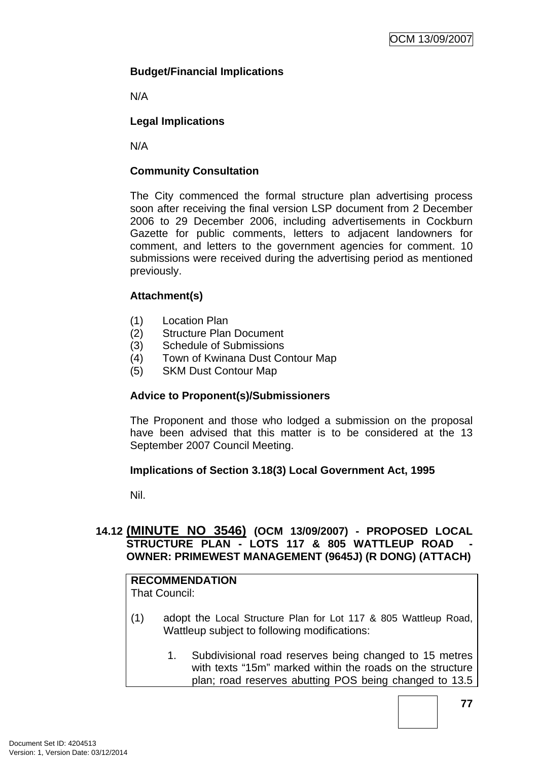**Budget/Financial Implications**

N/A

**Legal Implications**

N/A

**Community Consultation**

The City commenced the formal structure plan advertising process soon after receiving the final version LSP document from 2 December 2006 to 29 December 2006, including advertisements in Cockburn Gazette for public comments, letters to adjacent landowners for comment, and letters to the government agencies for comment. 10 submissions were received during the advertising period as mentioned previously.

**Attachment(s)**

(1) Location Plan
(2) Structure Plan Document
(3) Schedule of Submissions
(4) Town of Kwinana Dust Contour Map
(5) SKM Dust Contour Map

**Advice to Proponent(s)/Submissioners**

The Proponent and those who lodged a submission on the proposal have been advised that this matter is to be considered at the 13 September 2007 Council Meeting.

**Implications of Section 3.18(3) Local Government Act, 1995**

Nil.

## 14.12 (MINUTE NO 3546) (OCM 13/09/2007) - PROPOSED LOCAL STRUCTURE PLAN - LOTS 117 & 805 WATTLEUP ROAD - OWNER: PRIMEWEST MANAGEMENT (9645J) (R DONG) (ATTACH)

**RECOMMENDATION**
That Council:

(1) adopt the Local Structure Plan for Lot 117 & 805 Wattleup Road, Wattleup subject to following modifications:

1. Subdivisional road reserves being changed to 15 metres with texts "15m" marked within the roads on the structure plan; road reserves abutting POS being changed to 13.5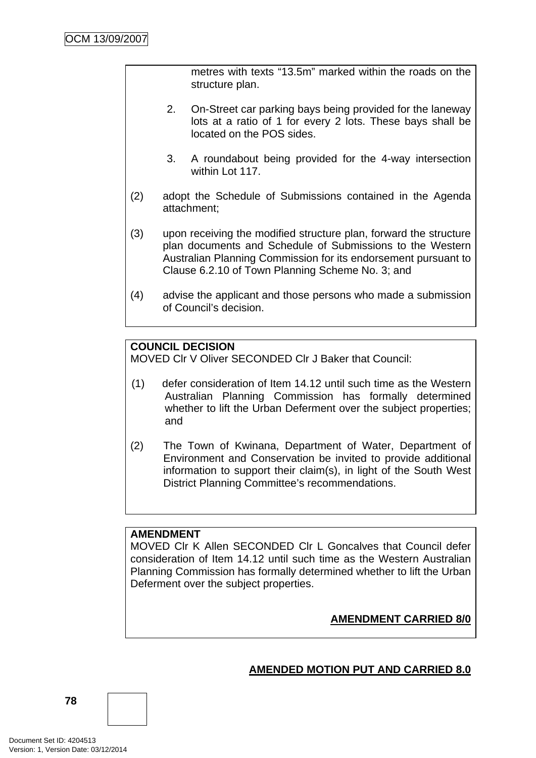metres with texts "13.5m" marked within the roads on the structure plan.

2. On-Street car parking bays being provided for the laneway lots at a ratio of 1 for every 2 lots. These bays shall be located on the POS sides.

3. A roundabout being provided for the 4-way intersection within Lot 117.

(2) adopt the Schedule of Submissions contained in the Agenda attachment;

(3) upon receiving the modified structure plan, forward the structure plan documents and Schedule of Submissions to the Western Australian Planning Commission for its endorsement pursuant to Clause 6.2.10 of Town Planning Scheme No. 3; and

(4) advise the applicant and those persons who made a submission of Council's decision.

**COUNCIL DECISION**
MOVED Clr V Oliver SECONDED Clr J Baker that Council:

(1) defer consideration of Item 14.12 until such time as the Western Australian Planning Commission has formally determined whether to lift the Urban Deferment over the subject properties; and

(2) The Town of Kwinana, Department of Water, Department of Environment and Conservation be invited to provide additional information to support their claim(s), in light of the South West District Planning Committee's recommendations.

**AMENDMENT**
MOVED Clr K Allen SECONDED Clr L Goncalves that Council defer consideration of Item 14.12 until such time as the Western Australian Planning Commission has formally determined whether to lift the Urban Deferment over the subject properties.

**AMENDMENT CARRIED 8/0**

**AMENDED MOTION PUT AND CARRIED 8.0**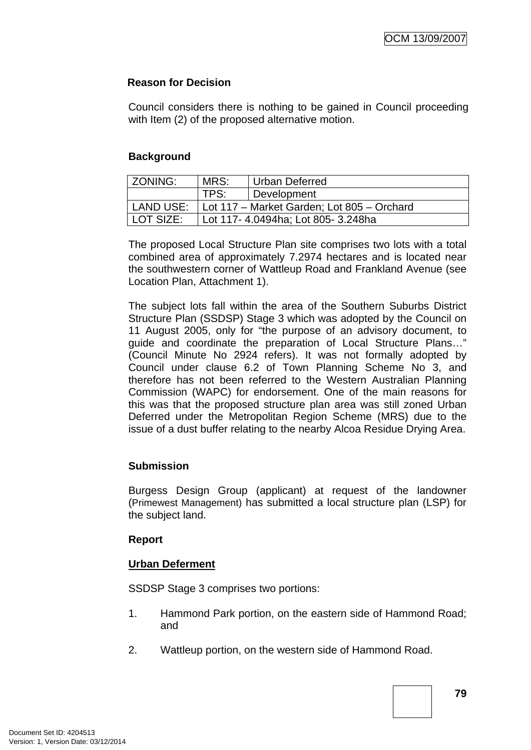**Reason for Decision**

Council considers there is nothing to be gained in Council proceeding with Item (2) of the proposed alternative motion.

**Background**

| ZONING: | MRS: | Urban Deferred |
|---|---|---|
| | TPS: | Development |
| LAND USE: | Lot 117 – Market Garden; Lot 805 – Orchard | |
| LOT SIZE: | Lot 117- 4.0494ha; Lot 805- 3.248ha | |

The proposed Local Structure Plan site comprises two lots with a total combined area of approximately 7.2974 hectares and is located near the southwestern corner of Wattleup Road and Frankland Avenue (see Location Plan, Attachment 1).

The subject lots fall within the area of the Southern Suburbs District Structure Plan (SSDSP) Stage 3 which was adopted by the Council on 11 August 2005, only for "the purpose of an advisory document, to guide and coordinate the preparation of Local Structure Plans…" (Council Minute No 2924 refers). It was not formally adopted by Council under clause 6.2 of Town Planning Scheme No 3, and therefore has not been referred to the Western Australian Planning Commission (WAPC) for endorsement. One of the main reasons for this was that the proposed structure plan area was still zoned Urban Deferred under the Metropolitan Region Scheme (MRS) due to the issue of a dust buffer relating to the nearby Alcoa Residue Drying Area.

**Submission**

Burgess Design Group (applicant) at request of the landowner (Primewest Management) has submitted a local structure plan (LSP) for the subject land.

**Report**

**Urban Deferment**

SSDSP Stage 3 comprises two portions:

1. Hammond Park portion, on the eastern side of Hammond Road; and

2. Wattleup portion, on the western side of Hammond Road.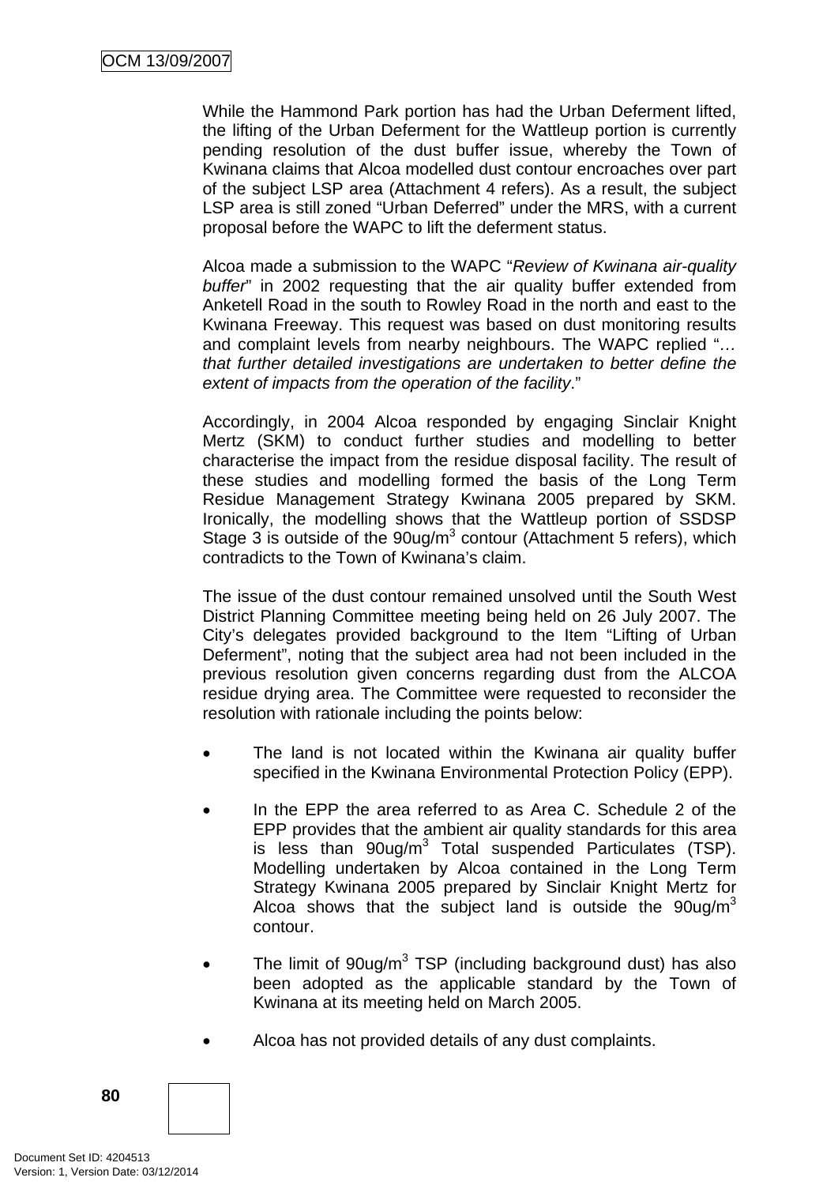While the Hammond Park portion has had the Urban Deferment lifted, the lifting of the Urban Deferment for the Wattleup portion is currently pending resolution of the dust buffer issue, whereby the Town of Kwinana claims that Alcoa modelled dust contour encroaches over part of the subject LSP area (Attachment 4 refers). As a result, the subject LSP area is still zoned “Urban Deferred” under the MRS, with a current proposal before the WAPC to lift the deferment status.

Alcoa made a submission to the WAPC “*Review of Kwinana air-quality buffer*” in 2002 requesting that the air quality buffer extended from Anketell Road in the south to Rowley Road in the north and east to the Kwinana Freeway. This request was based on dust monitoring results and complaint levels from nearby neighbours. The WAPC replied “*… that further detailed investigations are undertaken to better define the extent of impacts from the operation of the facility*.”

Accordingly, in 2004 Alcoa responded by engaging Sinclair Knight Mertz (SKM) to conduct further studies and modelling to better characterise the impact from the residue disposal facility. The result of these studies and modelling formed the basis of the Long Term Residue Management Strategy Kwinana 2005 prepared by SKM. Ironically, the modelling shows that the Wattleup portion of SSDSP Stage 3 is outside of the 90ug/m$^3$ contour (Attachment 5 refers), which contradicts to the Town of Kwinana’s claim.

The issue of the dust contour remained unsolved until the South West District Planning Committee meeting being held on 26 July 2007. The City’s delegates provided background to the Item “Lifting of Urban Deferment”, noting that the subject area had not been included in the previous resolution given concerns regarding dust from the ALCOA residue drying area. The Committee were requested to reconsider the resolution with rationale including the points below:

- The land is not located within the Kwinana air quality buffer specified in the Kwinana Environmental Protection Policy (EPP).
- In the EPP the area referred to as Area C. Schedule 2 of the EPP provides that the ambient air quality standards for this area is less than 90ug/m$^3$ Total suspended Particulates (TSP). Modelling undertaken by Alcoa contained in the Long Term Strategy Kwinana 2005 prepared by Sinclair Knight Mertz for Alcoa shows that the subject land is outside the 90ug/m$^3$ contour.
- The limit of 90ug/m$^3$ TSP (including background dust) has also been adopted as the applicable standard by the Town of Kwinana at its meeting held on March 2005.
- Alcoa has not provided details of any dust complaints.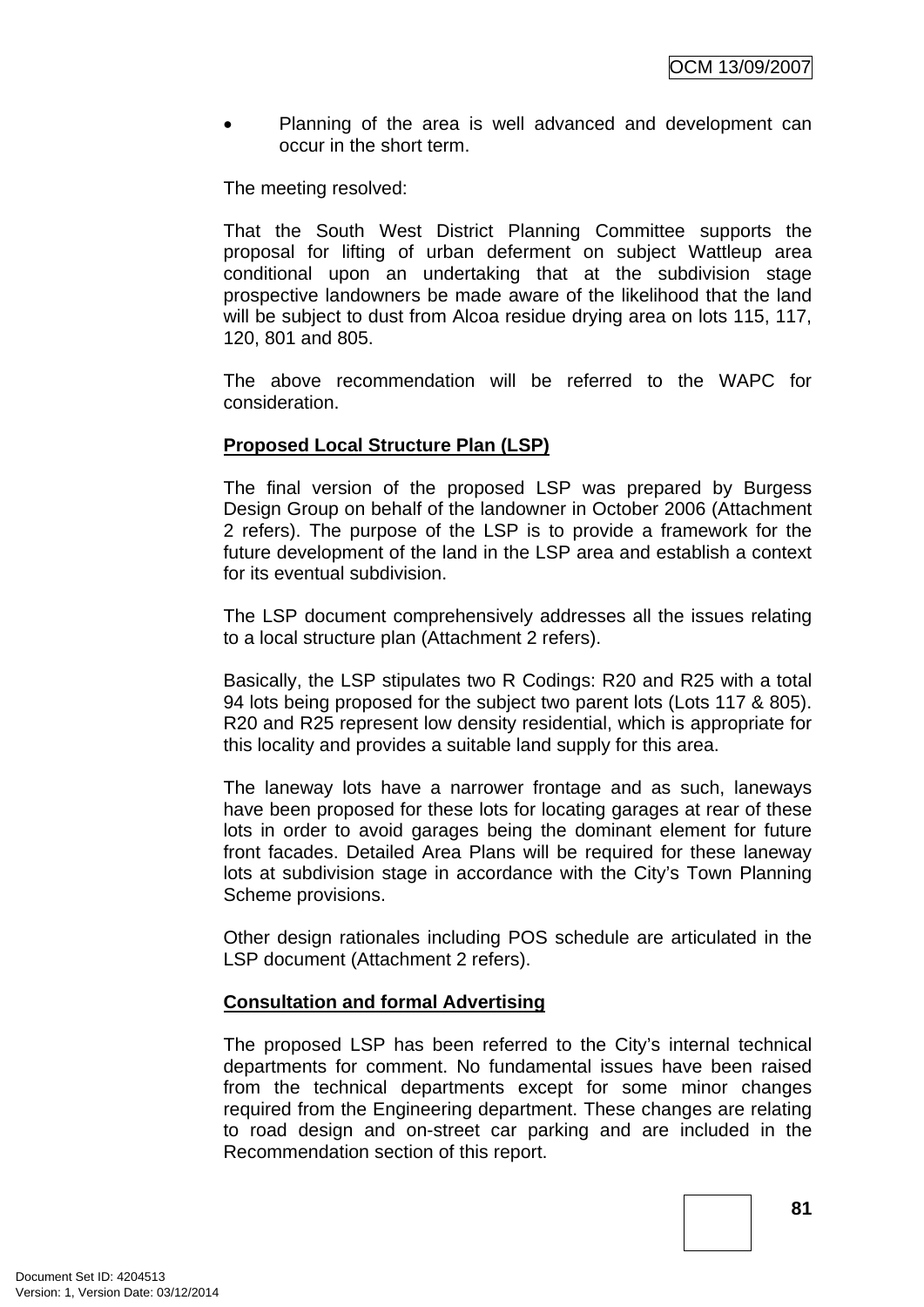- Planning of the area is well advanced and development can occur in the short term.

The meeting resolved:

That the South West District Planning Committee supports the proposal for lifting of urban deferment on subject Wattleup area conditional upon an undertaking that at the subdivision stage prospective landowners be made aware of the likelihood that the land will be subject to dust from Alcoa residue drying area on lots 115, 117, 120, 801 and 805.

The above recommendation will be referred to the WAPC for consideration.

**Proposed Local Structure Plan (LSP)**

The final version of the proposed LSP was prepared by Burgess Design Group on behalf of the landowner in October 2006 (Attachment 2 refers). The purpose of the LSP is to provide a framework for the future development of the land in the LSP area and establish a context for its eventual subdivision.

The LSP document comprehensively addresses all the issues relating to a local structure plan (Attachment 2 refers).

Basically, the LSP stipulates two R Codings: R20 and R25 with a total 94 lots being proposed for the subject two parent lots (Lots 117 & 805). R20 and R25 represent low density residential, which is appropriate for this locality and provides a suitable land supply for this area.

The laneway lots have a narrower frontage and as such, laneways have been proposed for these lots for locating garages at rear of these lots in order to avoid garages being the dominant element for future front facades. Detailed Area Plans will be required for these laneway lots at subdivision stage in accordance with the City's Town Planning Scheme provisions.

Other design rationales including POS schedule are articulated in the LSP document (Attachment 2 refers).

**Consultation and formal Advertising**

The proposed LSP has been referred to the City's internal technical departments for comment. No fundamental issues have been raised from the technical departments except for some minor changes required from the Engineering department. These changes are relating to road design and on-street car parking and are included in the Recommendation section of this report.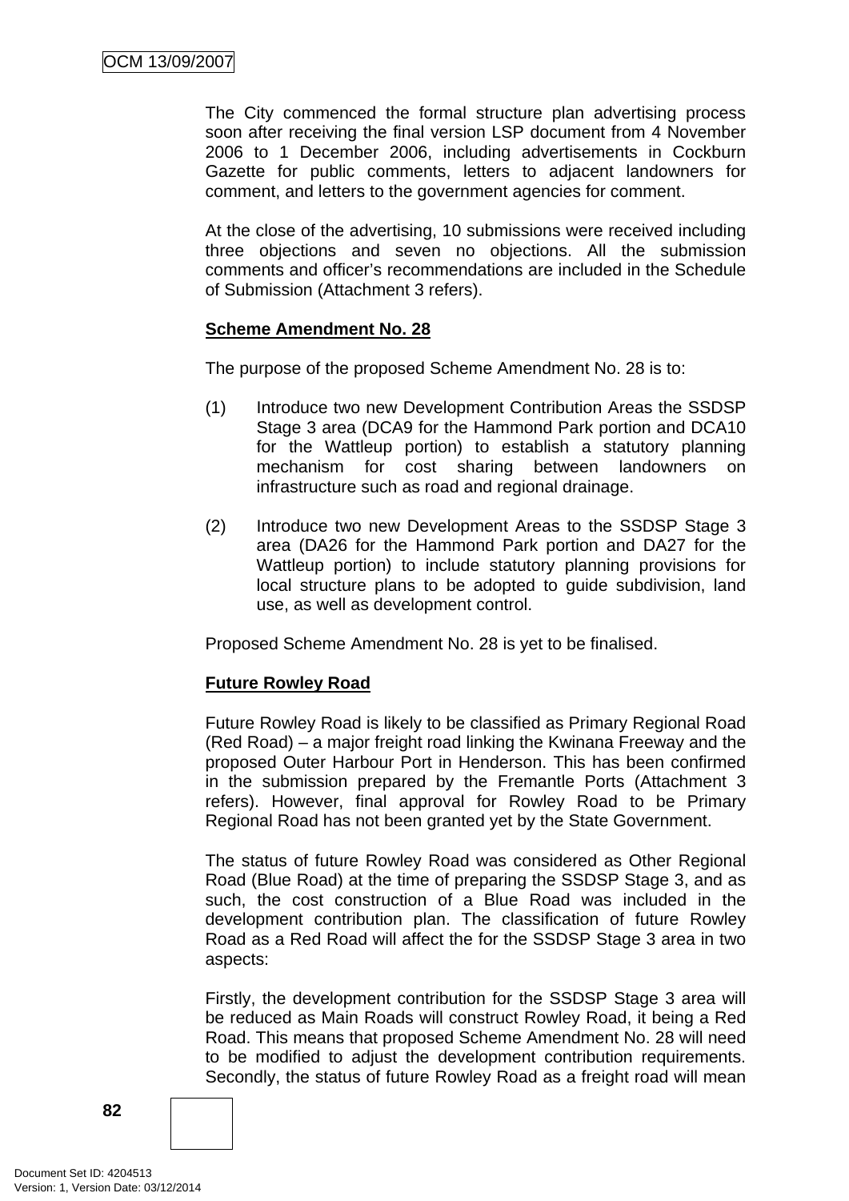The City commenced the formal structure plan advertising process soon after receiving the final version LSP document from 4 November 2006 to 1 December 2006, including advertisements in Cockburn Gazette for public comments, letters to adjacent landowners for comment, and letters to the government agencies for comment.

At the close of the advertising, 10 submissions were received including three objections and seven no objections. All the submission comments and officer's recommendations are included in the Schedule of Submission (Attachment 3 refers).

**Scheme Amendment No. 28**

The purpose of the proposed Scheme Amendment No. 28 is to:

(1) Introduce two new Development Contribution Areas the SSDSP Stage 3 area (DCA9 for the Hammond Park portion and DCA10 for the Wattleup portion) to establish a statutory planning mechanism for cost sharing between landowners on infrastructure such as road and regional drainage.

(2) Introduce two new Development Areas to the SSDSP Stage 3 area (DA26 for the Hammond Park portion and DA27 for the Wattleup portion) to include statutory planning provisions for local structure plans to be adopted to guide subdivision, land use, as well as development control.

Proposed Scheme Amendment No. 28 is yet to be finalised.

**Future Rowley Road**

Future Rowley Road is likely to be classified as Primary Regional Road (Red Road) – a major freight road linking the Kwinana Freeway and the proposed Outer Harbour Port in Henderson. This has been confirmed in the submission prepared by the Fremantle Ports (Attachment 3 refers). However, final approval for Rowley Road to be Primary Regional Road has not been granted yet by the State Government.

The status of future Rowley Road was considered as Other Regional Road (Blue Road) at the time of preparing the SSDSP Stage 3, and as such, the cost construction of a Blue Road was included in the development contribution plan. The classification of future Rowley Road as a Red Road will affect the for the SSDSP Stage 3 area in two aspects:

Firstly, the development contribution for the SSDSP Stage 3 area will be reduced as Main Roads will construct Rowley Road, it being a Red Road. This means that proposed Scheme Amendment No. 28 will need to be modified to adjust the development contribution requirements. Secondly, the status of future Rowley Road as a freight road will mean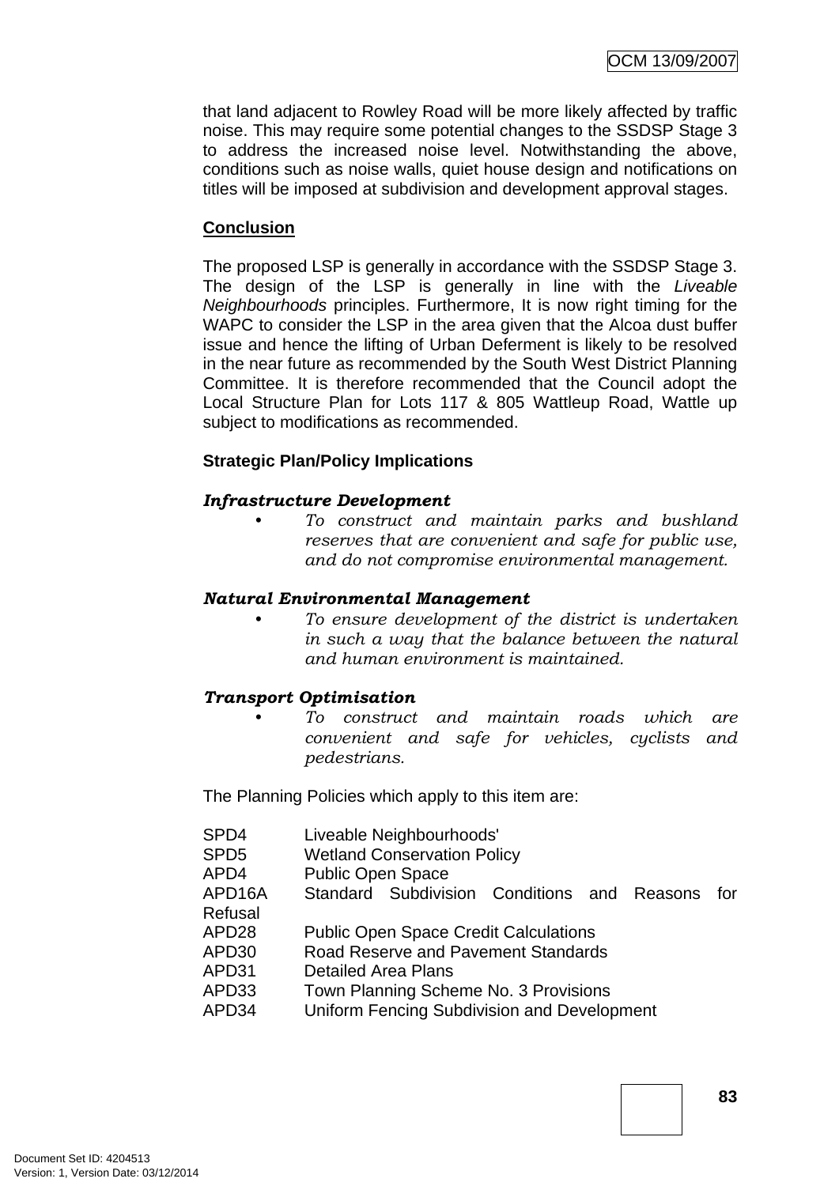that land adjacent to Rowley Road will be more likely affected by traffic noise. This may require some potential changes to the SSDSP Stage 3 to address the increased noise level. Notwithstanding the above, conditions such as noise walls, quiet house design and notifications on titles will be imposed at subdivision and development approval stages.

**Conclusion**

The proposed LSP is generally in accordance with the SSDSP Stage 3. The design of the LSP is generally in line with the *Liveable Neighbourhoods* principles. Furthermore, It is now right timing for the WAPC to consider the LSP in the area given that the Alcoa dust buffer issue and hence the lifting of Urban Deferment is likely to be resolved in the near future as recommended by the South West District Planning Committee. It is therefore recommended that the Council adopt the Local Structure Plan for Lots 117 & 805 Wattleup Road, Wattle up subject to modifications as recommended.

**Strategic Plan/Policy Implications**

***Infrastructure Development***

- *To construct and maintain parks and bushland reserves that are convenient and safe for public use, and do not compromise environmental management.*

***Natural Environmental Management***

- *To ensure development of the district is undertaken in such a way that the balance between the natural and human environment is maintained.*

***Transport Optimisation***

- *To construct and maintain roads which are convenient and safe for vehicles, cyclists and pedestrians.*

The Planning Policies which apply to this item are:

| | |
|---|---|
| SPD4 | Liveable Neighbourhoods' |
| SPD5 | Wetland Conservation Policy |
| APD4 | Public Open Space |
| APD16A | Standard Subdivision Conditions and Reasons for Refusal |
| APD28 | Public Open Space Credit Calculations |
| APD30 | Road Reserve and Pavement Standards |
| APD31 | Detailed Area Plans |
| APD33 | Town Planning Scheme No. 3 Provisions |
| APD34 | Uniform Fencing Subdivision and Development |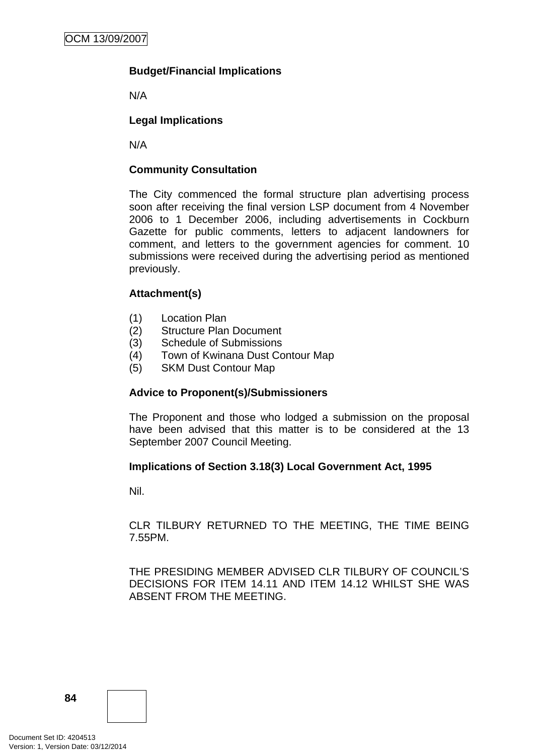**Budget/Financial Implications**

N/A

**Legal Implications**

N/A

**Community Consultation**

The City commenced the formal structure plan advertising process soon after receiving the final version LSP document from 4 November 2006 to 1 December 2006, including advertisements in Cockburn Gazette for public comments, letters to adjacent landowners for comment, and letters to the government agencies for comment. 10 submissions were received during the advertising period as mentioned previously.

**Attachment(s)**

(1) Location Plan
(2) Structure Plan Document
(3) Schedule of Submissions
(4) Town of Kwinana Dust Contour Map
(5) SKM Dust Contour Map

**Advice to Proponent(s)/Submissioners**

The Proponent and those who lodged a submission on the proposal have been advised that this matter is to be considered at the 13 September 2007 Council Meeting.

**Implications of Section 3.18(3) Local Government Act, 1995**

Nil.

CLR TILBURY RETURNED TO THE MEETING, THE TIME BEING 7.55PM.

THE PRESIDING MEMBER ADVISED CLR TILBURY OF COUNCIL'S DECISIONS FOR ITEM 14.11 AND ITEM 14.12 WHILST SHE WAS ABSENT FROM THE MEETING.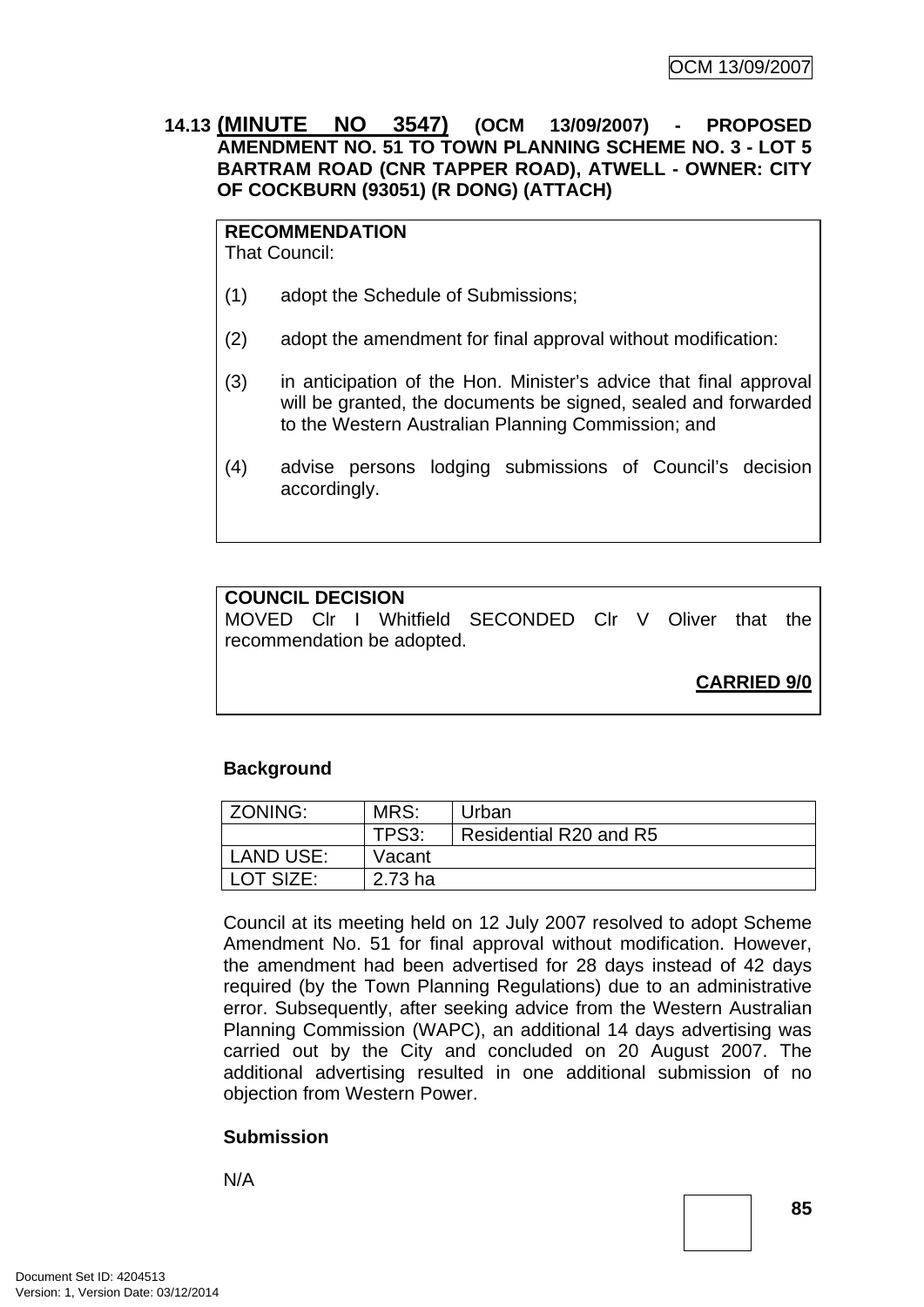### 14.13 (MINUTE NO 3547) (OCM 13/09/2007) - PROPOSED AMENDMENT NO. 51 TO TOWN PLANNING SCHEME NO. 3 - LOT 5 BARTRAM ROAD (CNR TAPPER ROAD), ATWELL - OWNER: CITY OF COCKBURN (93051) (R DONG) (ATTACH)

**RECOMMENDATION**
That Council:

(1) adopt the Schedule of Submissions;

(2) adopt the amendment for final approval without modification:

(3) in anticipation of the Hon. Minister's advice that final approval will be granted, the documents be signed, sealed and forwarded to the Western Australian Planning Commission; and

(4) advise persons lodging submissions of Council's decision accordingly.

**COUNCIL DECISION**
MOVED Clr I Whitfield SECONDED Clr V Oliver that the recommendation be adopted.

**CARRIED 9/0**

**Background**

| ZONING: | MRS: | Urban |
|---|---|---|
| | TPS3: | Residential R20 and R5 |
| LAND USE: | Vacant | |
| LOT SIZE: | 2.73 ha | |

Council at its meeting held on 12 July 2007 resolved to adopt Scheme Amendment No. 51 for final approval without modification. However, the amendment had been advertised for 28 days instead of 42 days required (by the Town Planning Regulations) due to an administrative error. Subsequently, after seeking advice from the Western Australian Planning Commission (WAPC), an additional 14 days advertising was carried out by the City and concluded on 20 August 2007. The additional advertising resulted in one additional submission of no objection from Western Power.

**Submission**

N/A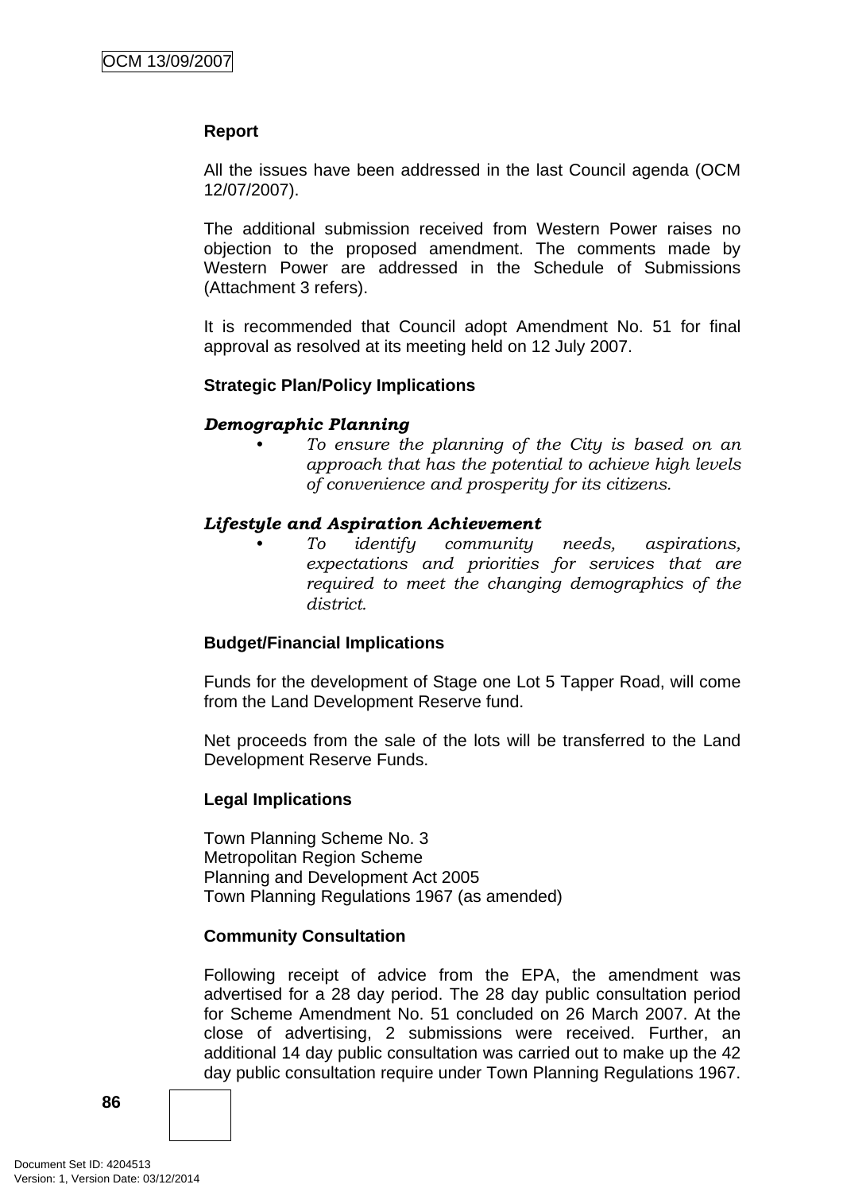**Report**

All the issues have been addressed in the last Council agenda (OCM 12/07/2007).

The additional submission received from Western Power raises no objection to the proposed amendment. The comments made by Western Power are addressed in the Schedule of Submissions (Attachment 3 refers).

It is recommended that Council adopt Amendment No. 51 for final approval as resolved at its meeting held on 12 July 2007.

**Strategic Plan/Policy Implications**

***Demographic Planning***

- *To ensure the planning of the City is based on an approach that has the potential to achieve high levels of convenience and prosperity for its citizens.*

***Lifestyle and Aspiration Achievement***

- *To identify community needs, aspirations, expectations and priorities for services that are required to meet the changing demographics of the district.*

**Budget/Financial Implications**

Funds for the development of Stage one Lot 5 Tapper Road, will come from the Land Development Reserve fund.

Net proceeds from the sale of the lots will be transferred to the Land Development Reserve Funds.

**Legal Implications**

Town Planning Scheme No. 3
Metropolitan Region Scheme
Planning and Development Act 2005
Town Planning Regulations 1967 (as amended)

**Community Consultation**

Following receipt of advice from the EPA, the amendment was advertised for a 28 day period. The 28 day public consultation period for Scheme Amendment No. 51 concluded on 26 March 2007. At the close of advertising, 2 submissions were received. Further, an additional 14 day public consultation was carried out to make up the 42 day public consultation require under Town Planning Regulations 1967.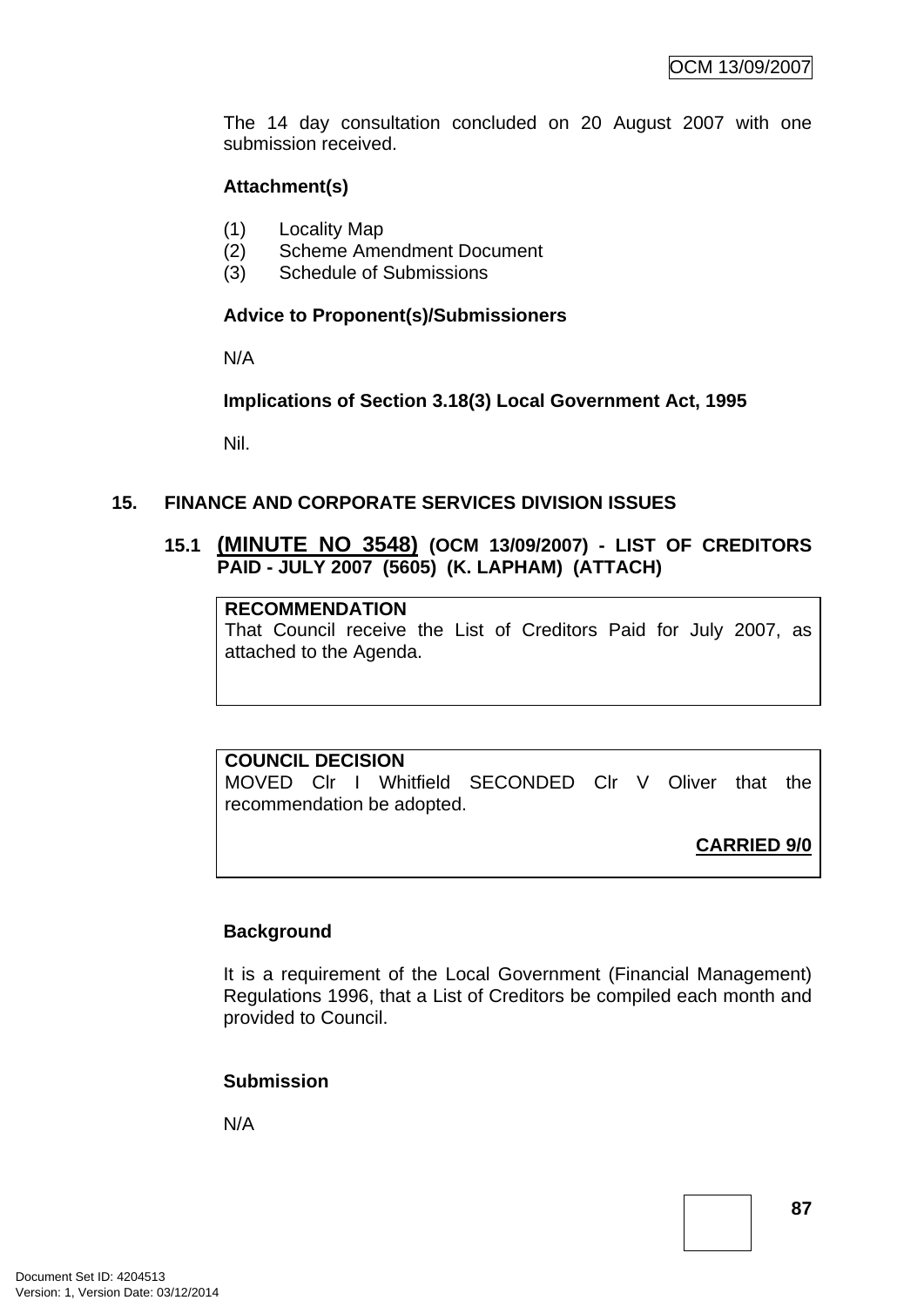The 14 day consultation concluded on 20 August 2007 with one submission received.

**Attachment(s)**

(1) Locality Map
(2) Scheme Amendment Document
(3) Schedule of Submissions

**Advice to Proponent(s)/Submissioners**

N/A

**Implications of Section 3.18(3) Local Government Act, 1995**

Nil.

## 15. FINANCE AND CORPORATE SERVICES DIVISION ISSUES

### 15.1 (MINUTE NO 3548) (OCM 13/09/2007) - LIST OF CREDITORS PAID - JULY 2007 (5605) (K. LAPHAM) (ATTACH)

**RECOMMENDATION**
That Council receive the List of Creditors Paid for July 2007, as attached to the Agenda.

**COUNCIL DECISION**
MOVED Clr I Whitfield SECONDED Clr V Oliver that the recommendation be adopted.

**CARRIED 9/0**

**Background**

It is a requirement of the Local Government (Financial Management) Regulations 1996, that a List of Creditors be compiled each month and provided to Council.

**Submission**

N/A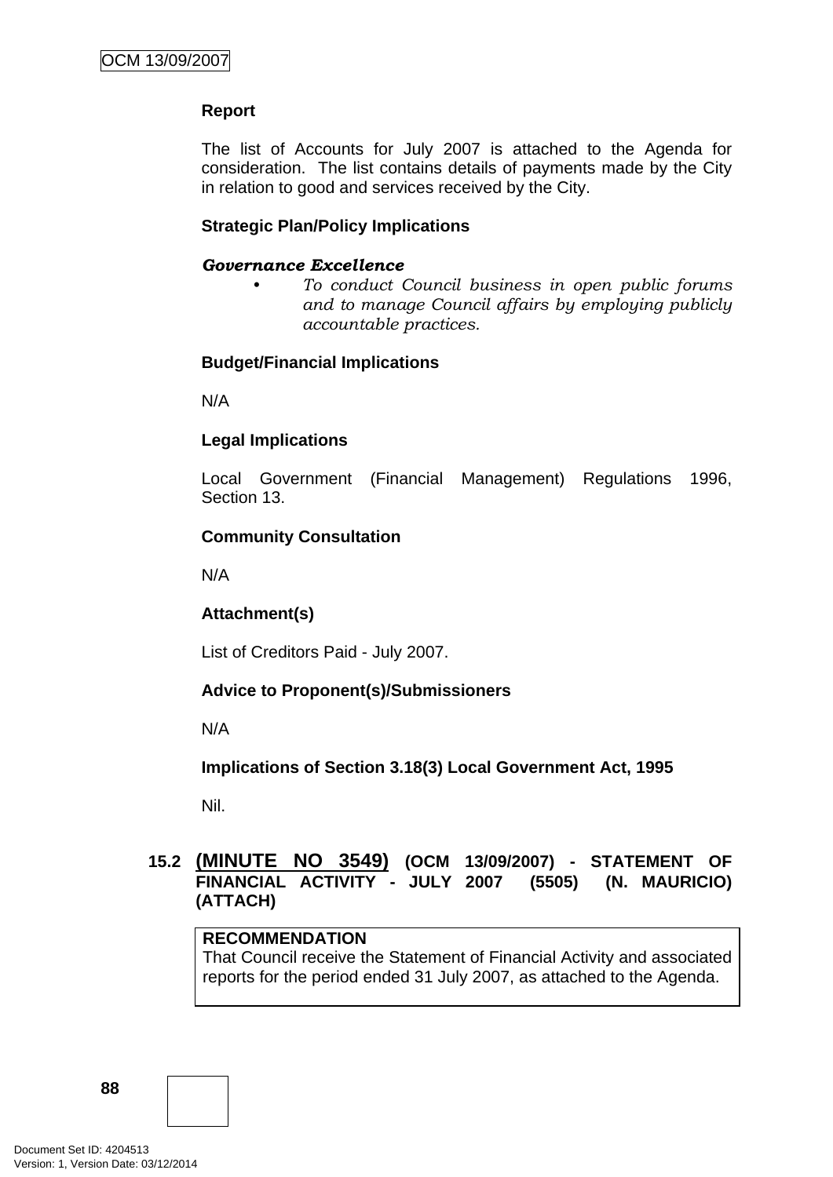**Report**

The list of Accounts for July 2007 is attached to the Agenda for consideration. The list contains details of payments made by the City in relation to good and services received by the City.

**Strategic Plan/Policy Implications**

***Governance Excellence***

- *To conduct Council business in open public forums and to manage Council affairs by employing publicly accountable practices.*

**Budget/Financial Implications**

N/A

**Legal Implications**

Local Government (Financial Management) Regulations 1996, Section 13.

**Community Consultation**

N/A

**Attachment(s)**

List of Creditors Paid - July 2007.

**Advice to Proponent(s)/Submissioners**

N/A

**Implications of Section 3.18(3) Local Government Act, 1995**

Nil.

## 15.2 (MINUTE NO 3549) (OCM 13/09/2007) - STATEMENT OF FINANCIAL ACTIVITY - JULY 2007 (5505) (N. MAURICIO) (ATTACH)

**RECOMMENDATION**
That Council receive the Statement of Financial Activity and associated reports for the period ended 31 July 2007, as attached to the Agenda.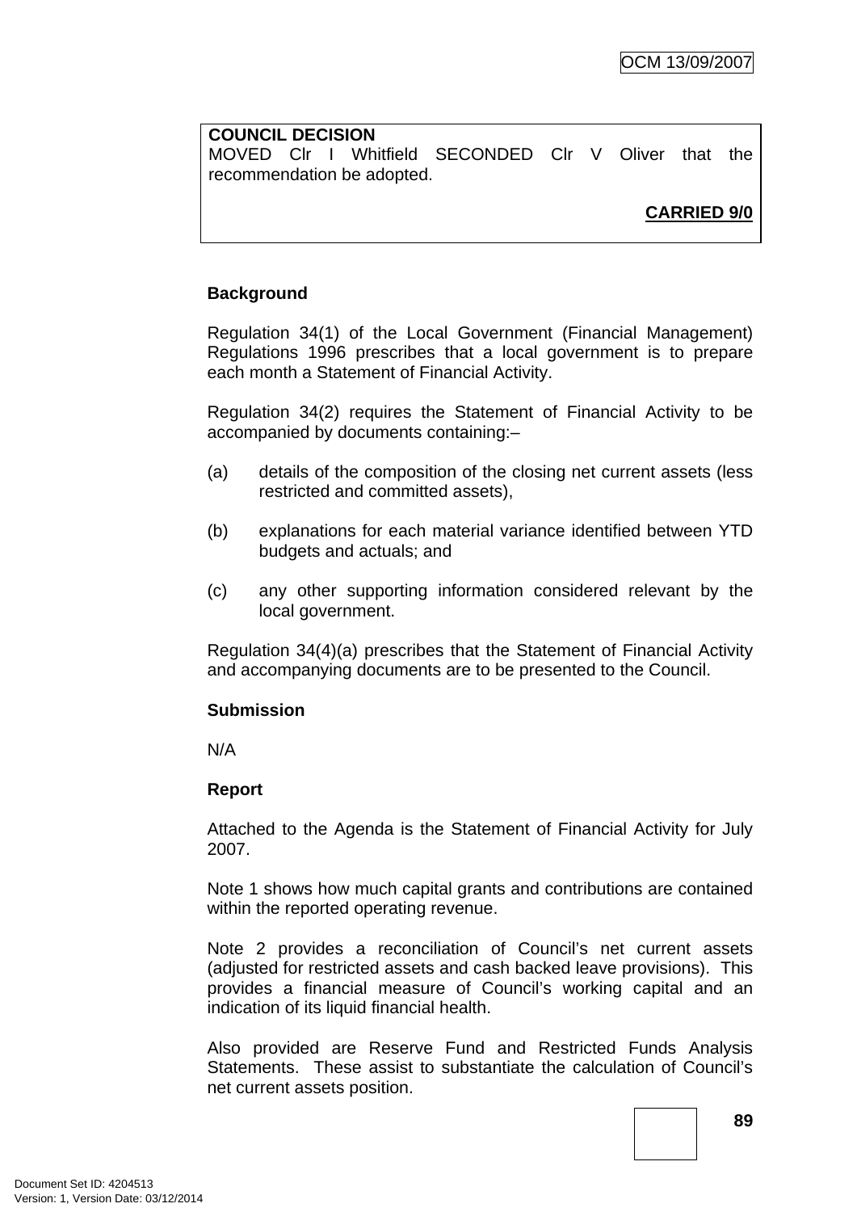**COUNCIL DECISION**
MOVED Clr I Whitfield SECONDED Clr V Oliver that the recommendation be adopted.

**CARRIED 9/0**

**Background**

Regulation 34(1) of the Local Government (Financial Management) Regulations 1996 prescribes that a local government is to prepare each month a Statement of Financial Activity.

Regulation 34(2) requires the Statement of Financial Activity to be accompanied by documents containing:–

(a) details of the composition of the closing net current assets (less restricted and committed assets),

(b) explanations for each material variance identified between YTD budgets and actuals; and

(c) any other supporting information considered relevant by the local government.

Regulation 34(4)(a) prescribes that the Statement of Financial Activity and accompanying documents are to be presented to the Council.

**Submission**

N/A

**Report**

Attached to the Agenda is the Statement of Financial Activity for July 2007.

Note 1 shows how much capital grants and contributions are contained within the reported operating revenue.

Note 2 provides a reconciliation of Council's net current assets (adjusted for restricted assets and cash backed leave provisions). This provides a financial measure of Council's working capital and an indication of its liquid financial health.

Also provided are Reserve Fund and Restricted Funds Analysis Statements. These assist to substantiate the calculation of Council's net current assets position.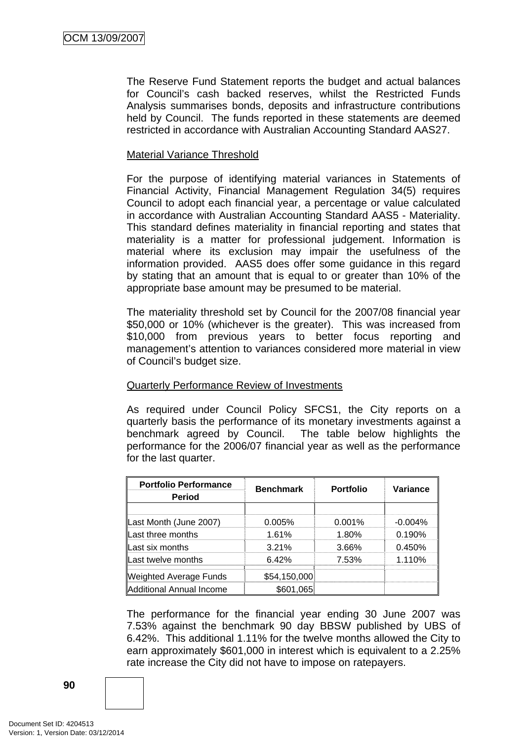The Reserve Fund Statement reports the budget and actual balances for Council's cash backed reserves, whilst the Restricted Funds Analysis summarises bonds, deposits and infrastructure contributions held by Council. The funds reported in these statements are deemed restricted in accordance with Australian Accounting Standard AAS27.

Material Variance Threshold

For the purpose of identifying material variances in Statements of Financial Activity, Financial Management Regulation 34(5) requires Council to adopt each financial year, a percentage or value calculated in accordance with Australian Accounting Standard AAS5 - Materiality. This standard defines materiality in financial reporting and states that materiality is a matter for professional judgement. Information is material where its exclusion may impair the usefulness of the information provided. AAS5 does offer some guidance in this regard by stating that an amount that is equal to or greater than 10% of the appropriate base amount may be presumed to be material.

The materiality threshold set by Council for the 2007/08 financial year $50,000 or 10% (whichever is the greater). This was increased from $10,000 from previous years to better focus reporting and management's attention to variances considered more material in view of Council's budget size.

Quarterly Performance Review of Investments

As required under Council Policy SFCS1, the City reports on a quarterly basis the performance of its monetary investments against a benchmark agreed by Council. The table below highlights the performance for the 2006/07 financial year as well as the performance for the last quarter.

| Portfolio Performance Period | Benchmark | Portfolio | Variance |
|---|---|---|---|
| | | | |
| Last Month (June 2007) | 0.005% | 0.001% | -0.004% |
| Last three months | 1.61% | 1.80% | 0.190% |
| Last six months | 3.21% | 3.66% | 0.450% |
| Last twelve months | 6.42% | 7.53% | 1.110% |
| Weighted Average Funds | $54,150,000 | | |
| Additional Annual Income | $601,065 | | |

The performance for the financial year ending 30 June 2007 was 7.53% against the benchmark 90 day BBSW published by UBS of 6.42%. This additional 1.11% for the twelve months allowed the City to earn approximately $601,000 in interest which is equivalent to a 2.25% rate increase the City did not have to impose on ratepayers.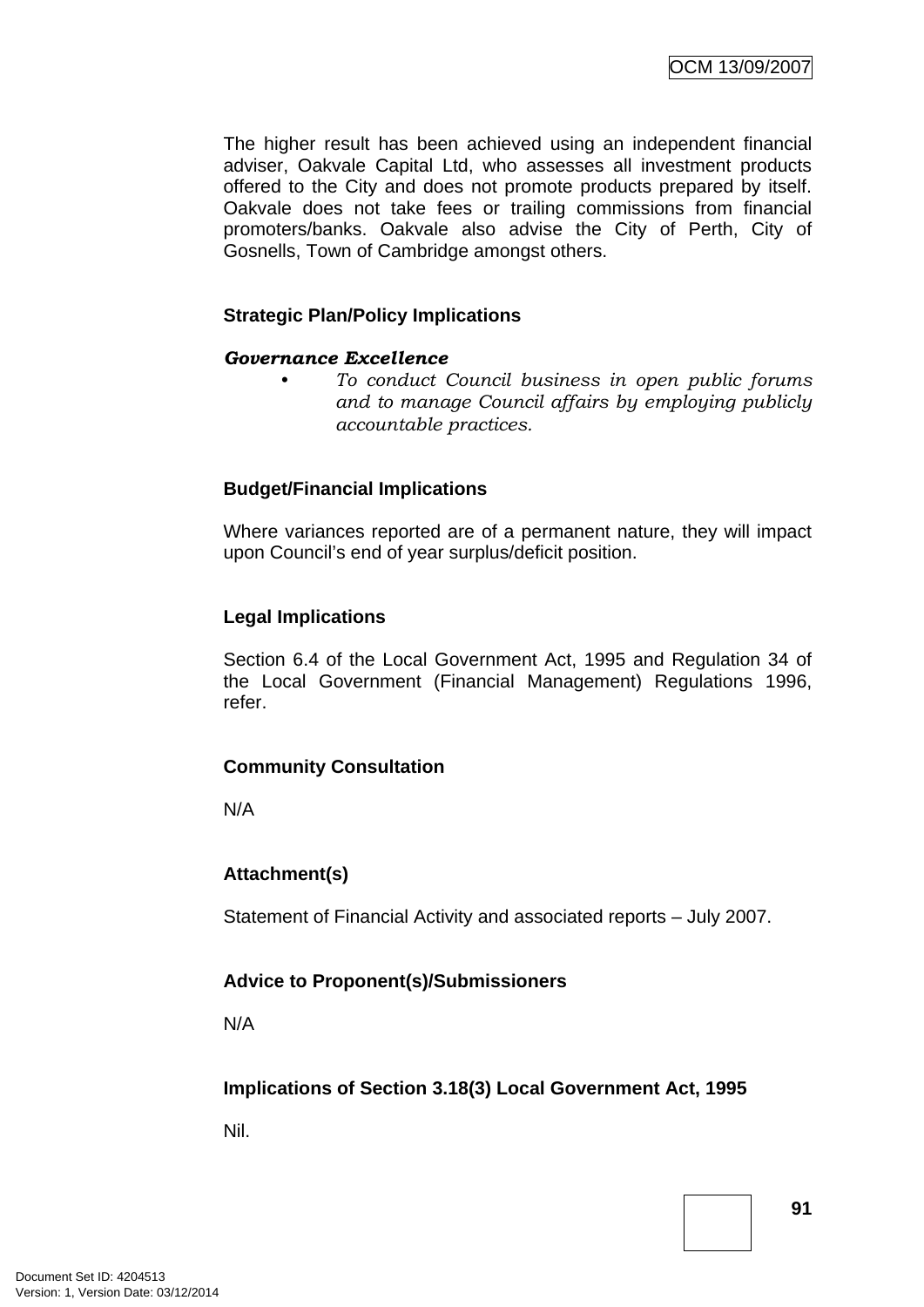The higher result has been achieved using an independent financial adviser, Oakvale Capital Ltd, who assesses all investment products offered to the City and does not promote products prepared by itself. Oakvale does not take fees or trailing commissions from financial promoters/banks. Oakvale also advise the City of Perth, City of Gosnells, Town of Cambridge amongst others.

**Strategic Plan/Policy Implications**

***Governance Excellence***

- *To conduct Council business in open public forums and to manage Council affairs by employing publicly accountable practices.*

**Budget/Financial Implications**

Where variances reported are of a permanent nature, they will impact upon Council's end of year surplus/deficit position.

**Legal Implications**

Section 6.4 of the Local Government Act, 1995 and Regulation 34 of the Local Government (Financial Management) Regulations 1996, refer.

**Community Consultation**

N/A

**Attachment(s)**

Statement of Financial Activity and associated reports – July 2007.

**Advice to Proponent(s)/Submissioners**

N/A

**Implications of Section 3.18(3) Local Government Act, 1995**

Nil.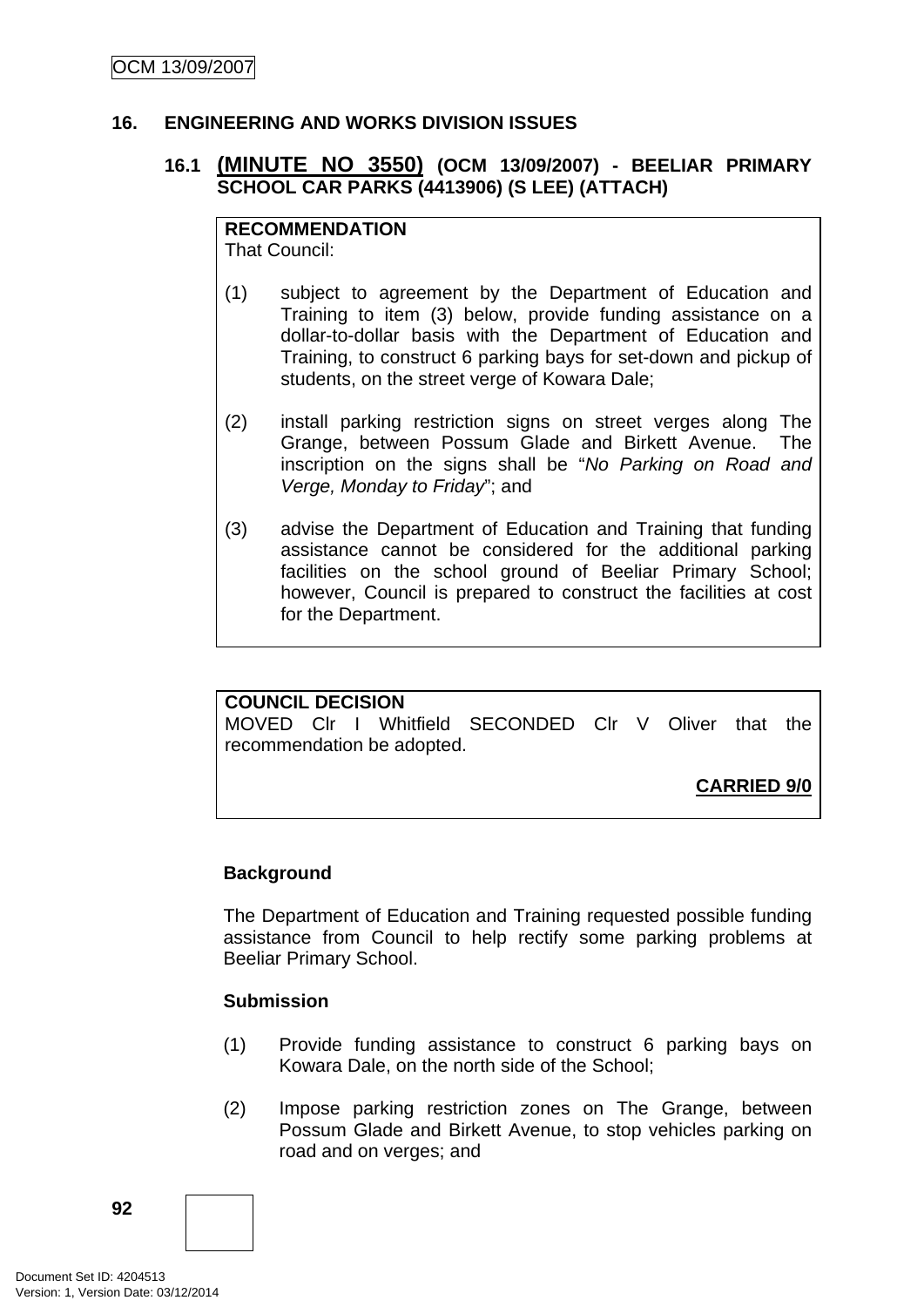## 16. ENGINEERING AND WORKS DIVISION ISSUES

### 16.1 (MINUTE NO 3550) (OCM 13/09/2007) - BEELIAR PRIMARY SCHOOL CAR PARKS (4413906) (S LEE) (ATTACH)

**RECOMMENDATION**
That Council:

(1) subject to agreement by the Department of Education and Training to item (3) below, provide funding assistance on a dollar-to-dollar basis with the Department of Education and Training, to construct 6 parking bays for set-down and pickup of students, on the street verge of Kowara Dale;

(2) install parking restriction signs on street verges along The Grange, between Possum Glade and Birkett Avenue. The inscription on the signs shall be "*No Parking on Road and Verge, Monday to Friday*"; and

(3) advise the Department of Education and Training that funding assistance cannot be considered for the additional parking facilities on the school ground of Beeliar Primary School; however, Council is prepared to construct the facilities at cost for the Department.

**COUNCIL DECISION**
MOVED Clr I Whitfield SECONDED Clr V Oliver that the recommendation be adopted.

**CARRIED 9/0**

**Background**

The Department of Education and Training requested possible funding assistance from Council to help rectify some parking problems at Beeliar Primary School.

**Submission**

(1) Provide funding assistance to construct 6 parking bays on Kowara Dale, on the north side of the School;

(2) Impose parking restriction zones on The Grange, between Possum Glade and Birkett Avenue, to stop vehicles parking on road and on verges; and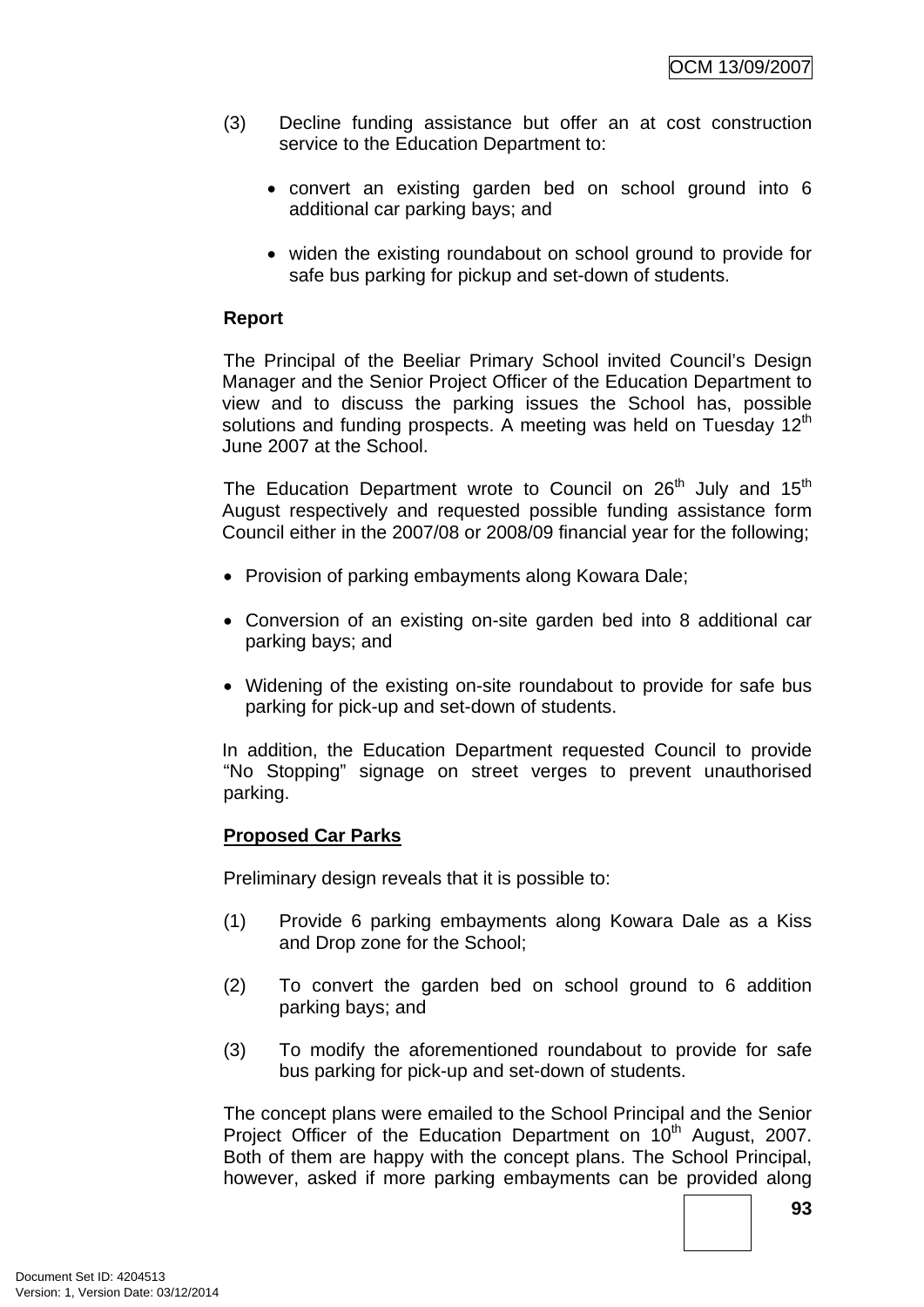(3) Decline funding assistance but offer an at cost construction service to the Education Department to:

- convert an existing garden bed on school ground into 6 additional car parking bays; and
- widen the existing roundabout on school ground to provide for safe bus parking for pickup and set-down of students.

**Report**

The Principal of the Beeliar Primary School invited Council's Design Manager and the Senior Project Officer of the Education Department to view and to discuss the parking issues the School has, possible solutions and funding prospects. A meeting was held on Tuesday 12th June 2007 at the School.

The Education Department wrote to Council on 26th July and 15th August respectively and requested possible funding assistance form Council either in the 2007/08 or 2008/09 financial year for the following;

- Provision of parking embayments along Kowara Dale;
- Conversion of an existing on-site garden bed into 8 additional car parking bays; and
- Widening of the existing on-site roundabout to provide for safe bus parking for pick-up and set-down of students.

In addition, the Education Department requested Council to provide "No Stopping" signage on street verges to prevent unauthorised parking.

<u>**Proposed Car Parks**</u>

Preliminary design reveals that it is possible to:

(1) Provide 6 parking embayments along Kowara Dale as a Kiss and Drop zone for the School;

(2) To convert the garden bed on school ground to 6 addition parking bays; and

(3) To modify the aforementioned roundabout to provide for safe bus parking for pick-up and set-down of students.

The concept plans were emailed to the School Principal and the Senior Project Officer of the Education Department on 10th August, 2007. Both of them are happy with the concept plans. The School Principal, however, asked if more parking embayments can be provided along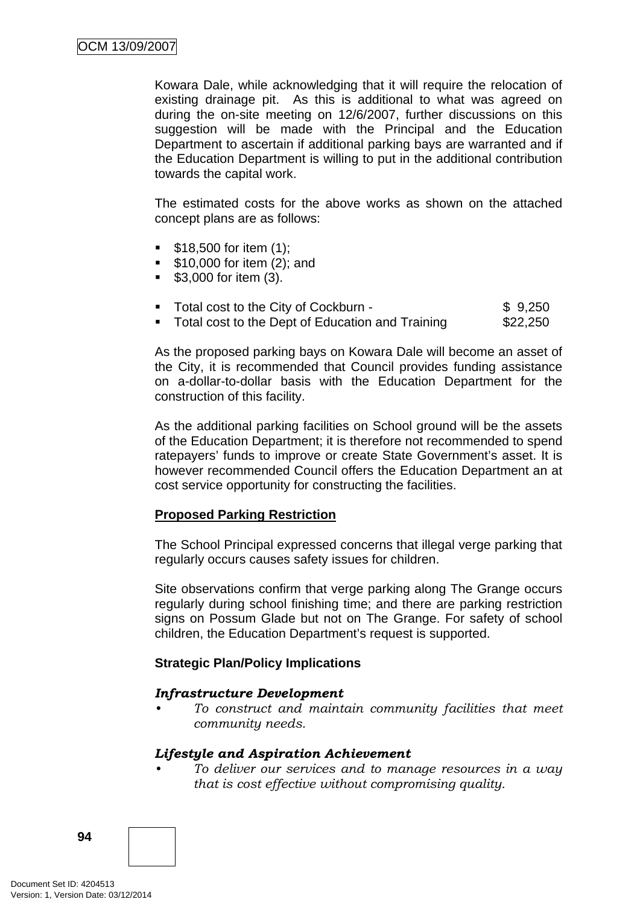Kowara Dale, while acknowledging that it will require the relocation of existing drainage pit. As this is additional to what was agreed on during the on-site meeting on 12/6/2007, further discussions on this suggestion will be made with the Principal and the Education Department to ascertain if additional parking bays are warranted and if the Education Department is willing to put in the additional contribution towards the capital work.

The estimated costs for the above works as shown on the attached concept plans are as follows:

- $18,500 for item (1);
- $10,000 for item (2); and
- $3,000 for item (3).

- Total cost to the City of Cockburn - $ 9,250
- Total cost to the Dept of Education and Training $22,250

As the proposed parking bays on Kowara Dale will become an asset of the City, it is recommended that Council provides funding assistance on a-dollar-to-dollar basis with the Education Department for the construction of this facility.

As the additional parking facilities on School ground will be the assets of the Education Department; it is therefore not recommended to spend ratepayers' funds to improve or create State Government's asset. It is however recommended Council offers the Education Department an at cost service opportunity for constructing the facilities.

**Proposed Parking Restriction**

The School Principal expressed concerns that illegal verge parking that regularly occurs causes safety issues for children.

Site observations confirm that verge parking along The Grange occurs regularly during school finishing time; and there are parking restriction signs on Possum Glade but not on The Grange. For safety of school children, the Education Department's request is supported.

**Strategic Plan/Policy Implications**

***Infrastructure Development***

- *To construct and maintain community facilities that meet community needs.*

***Lifestyle and Aspiration Achievement***

- *To deliver our services and to manage resources in a way that is cost effective without compromising quality.*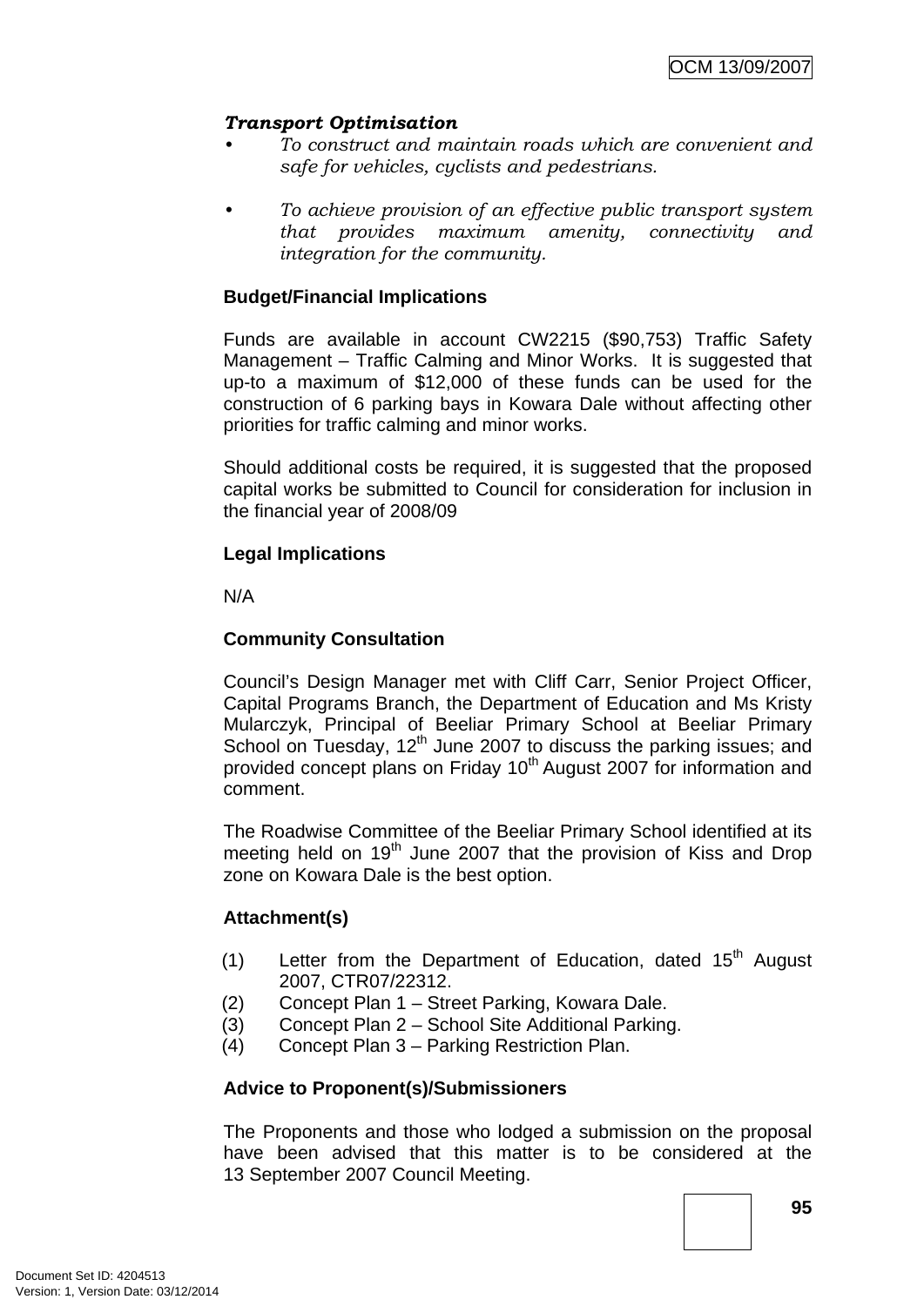***Transport Optimisation***

- *To construct and maintain roads which are convenient and safe for vehicles, cyclists and pedestrians.*
- *To achieve provision of an effective public transport system that provides maximum amenity, connectivity and integration for the community.*

**Budget/Financial Implications**

Funds are available in account CW2215 ($90,753) Traffic Safety Management – Traffic Calming and Minor Works. It is suggested that up-to a maximum of $12,000 of these funds can be used for the construction of 6 parking bays in Kowara Dale without affecting other priorities for traffic calming and minor works.

Should additional costs be required, it is suggested that the proposed capital works be submitted to Council for consideration for inclusion in the financial year of 2008/09

**Legal Implications**

N/A

**Community Consultation**

Council's Design Manager met with Cliff Carr, Senior Project Officer, Capital Programs Branch, the Department of Education and Ms Kristy Mularczyk, Principal of Beeliar Primary School at Beeliar Primary School on Tuesday, 12th June 2007 to discuss the parking issues; and provided concept plans on Friday 10th August 2007 for information and comment.

The Roadwise Committee of the Beeliar Primary School identified at its meeting held on 19th June 2007 that the provision of Kiss and Drop zone on Kowara Dale is the best option.

**Attachment(s)**

(1) Letter from the Department of Education, dated 15th August 2007, CTR07/22312.
(2) Concept Plan 1 – Street Parking, Kowara Dale.
(3) Concept Plan 2 – School Site Additional Parking.
(4) Concept Plan 3 – Parking Restriction Plan.

**Advice to Proponent(s)/Submissioners**

The Proponents and those who lodged a submission on the proposal have been advised that this matter is to be considered at the 13 September 2007 Council Meeting.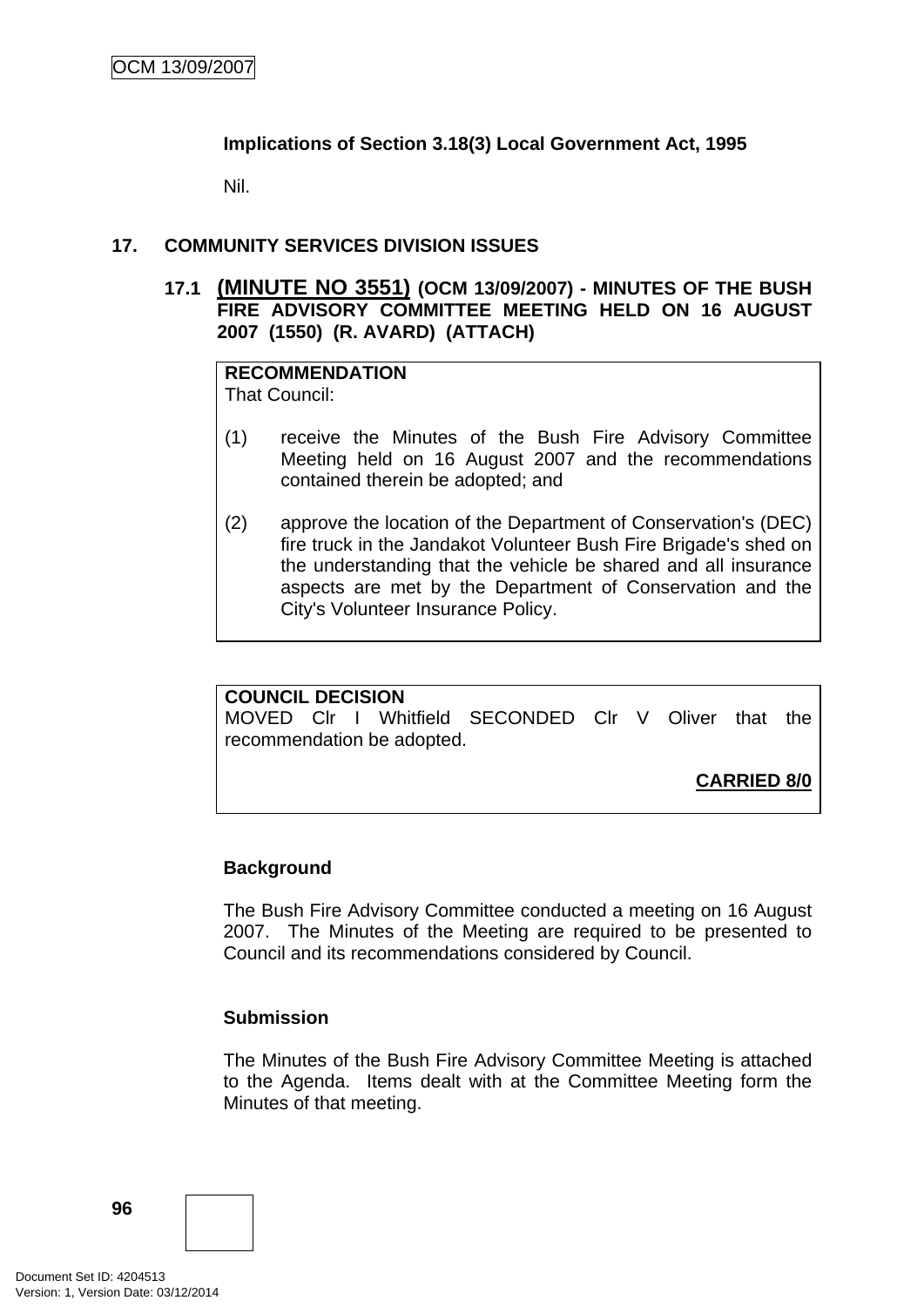**Implications of Section 3.18(3) Local Government Act, 1995**

Nil.

## 17. COMMUNITY SERVICES DIVISION ISSUES

### 17.1 (MINUTE NO 3551) (OCM 13/09/2007) - MINUTES OF THE BUSH FIRE ADVISORY COMMITTEE MEETING HELD ON 16 AUGUST 2007 (1550) (R. AVARD) (ATTACH)

**RECOMMENDATION**
That Council:

(1) receive the Minutes of the Bush Fire Advisory Committee Meeting held on 16 August 2007 and the recommendations contained therein be adopted; and

(2) approve the location of the Department of Conservation's (DEC) fire truck in the Jandakot Volunteer Bush Fire Brigade's shed on the understanding that the vehicle be shared and all insurance aspects are met by the Department of Conservation and the City's Volunteer Insurance Policy.

**COUNCIL DECISION**
MOVED Clr I Whitfield SECONDED Clr V Oliver that the recommendation be adopted.

**CARRIED 8/0**

**Background**

The Bush Fire Advisory Committee conducted a meeting on 16 August 2007. The Minutes of the Meeting are required to be presented to Council and its recommendations considered by Council.

**Submission**

The Minutes of the Bush Fire Advisory Committee Meeting is attached to the Agenda. Items dealt with at the Committee Meeting form the Minutes of that meeting.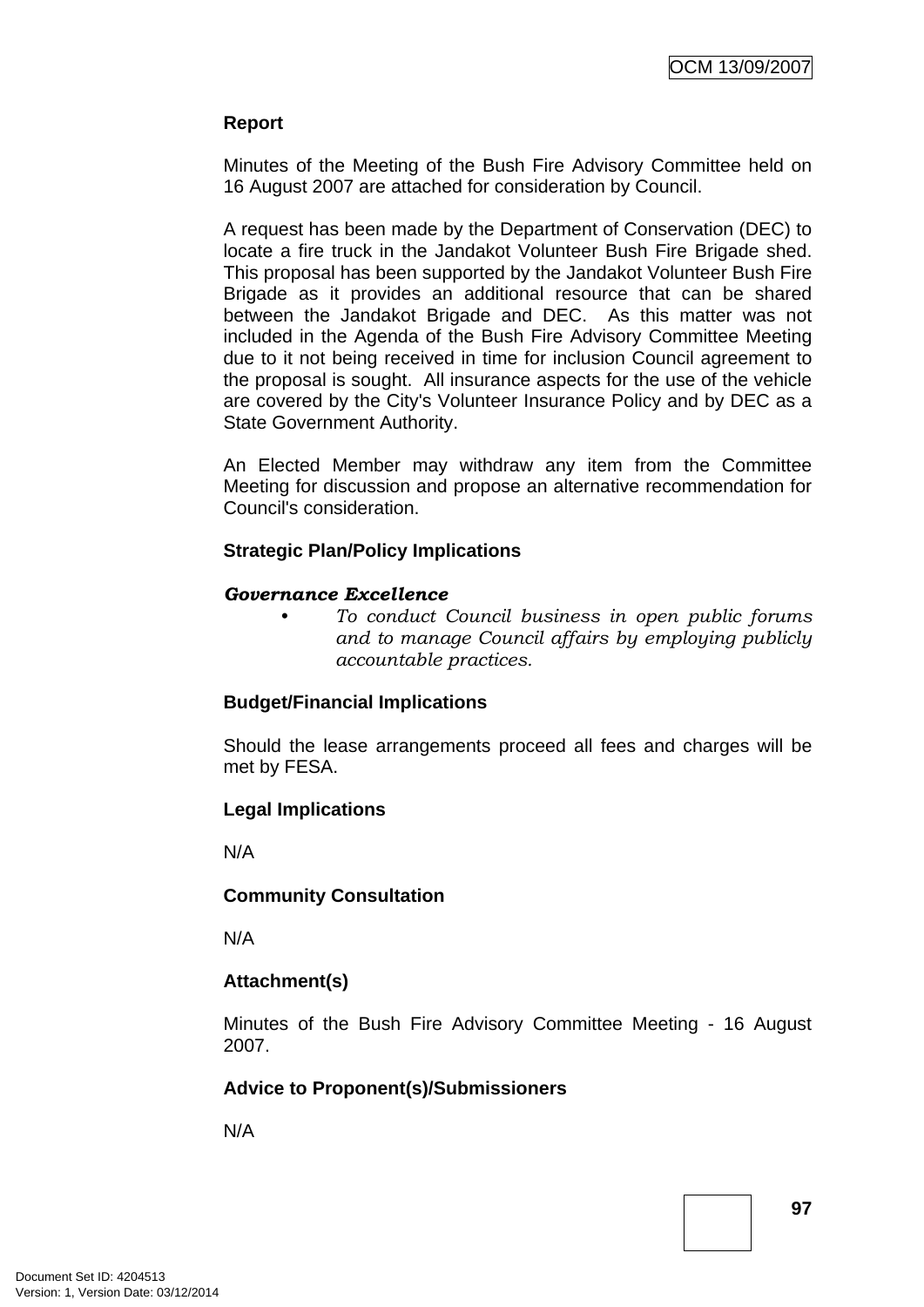**Report**

Minutes of the Meeting of the Bush Fire Advisory Committee held on 16 August 2007 are attached for consideration by Council.

A request has been made by the Department of Conservation (DEC) to locate a fire truck in the Jandakot Volunteer Bush Fire Brigade shed. This proposal has been supported by the Jandakot Volunteer Bush Fire Brigade as it provides an additional resource that can be shared between the Jandakot Brigade and DEC. As this matter was not included in the Agenda of the Bush Fire Advisory Committee Meeting due to it not being received in time for inclusion Council agreement to the proposal is sought. All insurance aspects for the use of the vehicle are covered by the City's Volunteer Insurance Policy and by DEC as a State Government Authority.

An Elected Member may withdraw any item from the Committee Meeting for discussion and propose an alternative recommendation for Council's consideration.

**Strategic Plan/Policy Implications**

***Governance Excellence***

- *To conduct Council business in open public forums and to manage Council affairs by employing publicly accountable practices.*

**Budget/Financial Implications**

Should the lease arrangements proceed all fees and charges will be met by FESA.

**Legal Implications**

N/A

**Community Consultation**

N/A

**Attachment(s)**

Minutes of the Bush Fire Advisory Committee Meeting - 16 August 2007.

**Advice to Proponent(s)/Submissioners**

N/A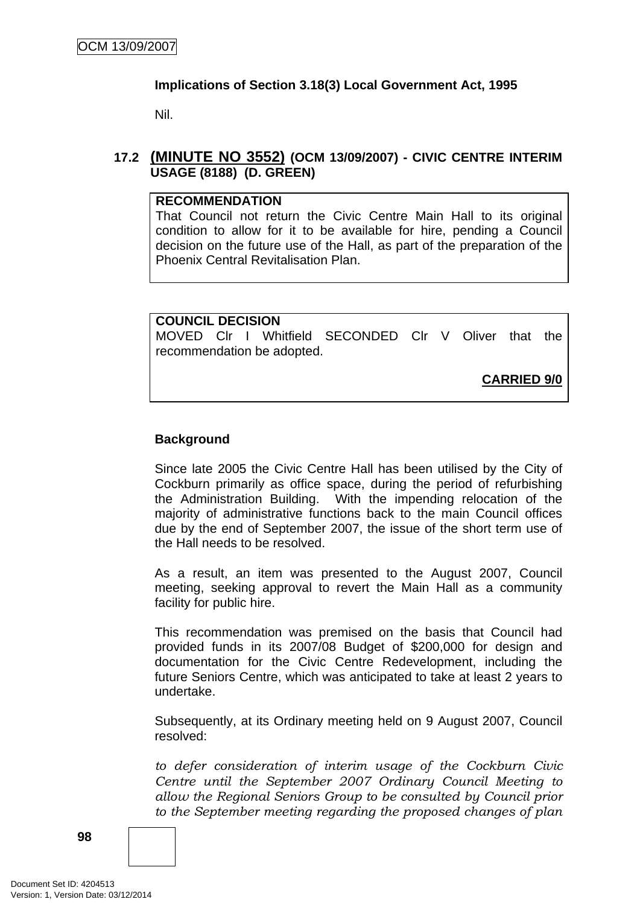**Implications of Section 3.18(3) Local Government Act, 1995**

Nil.

### 17.2 (MINUTE NO 3552) (OCM 13/09/2007) - CIVIC CENTRE INTERIM USAGE (8188) (D. GREEN)

**RECOMMENDATION**
That Council not return the Civic Centre Main Hall to its original condition to allow for it to be available for hire, pending a Council decision on the future use of the Hall, as part of the preparation of the Phoenix Central Revitalisation Plan.

**COUNCIL DECISION**
MOVED Clr I Whitfield SECONDED Clr V Oliver that the recommendation be adopted.

**CARRIED 9/0**

**Background**

Since late 2005 the Civic Centre Hall has been utilised by the City of Cockburn primarily as office space, during the period of refurbishing the Administration Building. With the impending relocation of the majority of administrative functions back to the main Council offices due by the end of September 2007, the issue of the short term use of the Hall needs to be resolved.

As a result, an item was presented to the August 2007, Council meeting, seeking approval to revert the Main Hall as a community facility for public hire.

This recommendation was premised on the basis that Council had provided funds in its 2007/08 Budget of $200,000 for design and documentation for the Civic Centre Redevelopment, including the future Seniors Centre, which was anticipated to take at least 2 years to undertake.

Subsequently, at its Ordinary meeting held on 9 August 2007, Council resolved:

*to defer consideration of interim usage of the Cockburn Civic Centre until the September 2007 Ordinary Council Meeting to allow the Regional Seniors Group to be consulted by Council prior to the September meeting regarding the proposed changes of plan*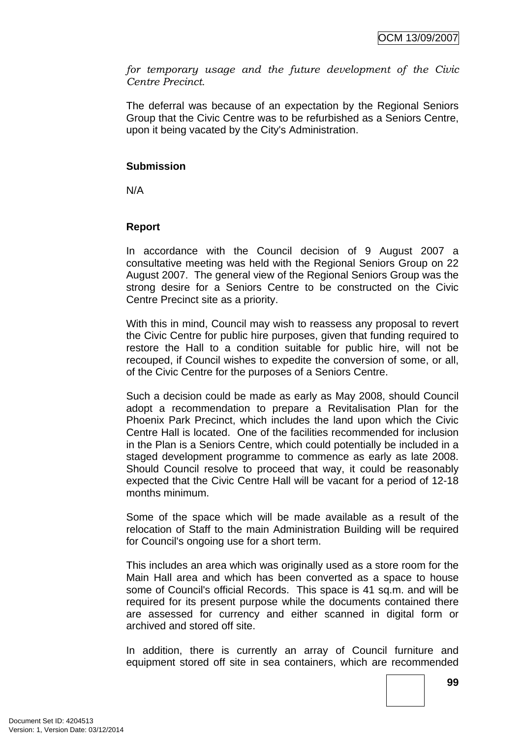*for temporary usage and the future development of the Civic Centre Precinct.*

The deferral was because of an expectation by the Regional Seniors Group that the Civic Centre was to be refurbished as a Seniors Centre, upon it being vacated by the City's Administration.

**Submission**

N/A

**Report**

In accordance with the Council decision of 9 August 2007 a consultative meeting was held with the Regional Seniors Group on 22 August 2007. The general view of the Regional Seniors Group was the strong desire for a Seniors Centre to be constructed on the Civic Centre Precinct site as a priority.

With this in mind, Council may wish to reassess any proposal to revert the Civic Centre for public hire purposes, given that funding required to restore the Hall to a condition suitable for public hire, will not be recouped, if Council wishes to expedite the conversion of some, or all, of the Civic Centre for the purposes of a Seniors Centre.

Such a decision could be made as early as May 2008, should Council adopt a recommendation to prepare a Revitalisation Plan for the Phoenix Park Precinct, which includes the land upon which the Civic Centre Hall is located. One of the facilities recommended for inclusion in the Plan is a Seniors Centre, which could potentially be included in a staged development programme to commence as early as late 2008. Should Council resolve to proceed that way, it could be reasonably expected that the Civic Centre Hall will be vacant for a period of 12-18 months minimum.

Some of the space which will be made available as a result of the relocation of Staff to the main Administration Building will be required for Council's ongoing use for a short term.

This includes an area which was originally used as a store room for the Main Hall area and which has been converted as a space to house some of Council's official Records. This space is 41 sq.m. and will be required for its present purpose while the documents contained there are assessed for currency and either scanned in digital form or archived and stored off site.

In addition, there is currently an array of Council furniture and equipment stored off site in sea containers, which are recommended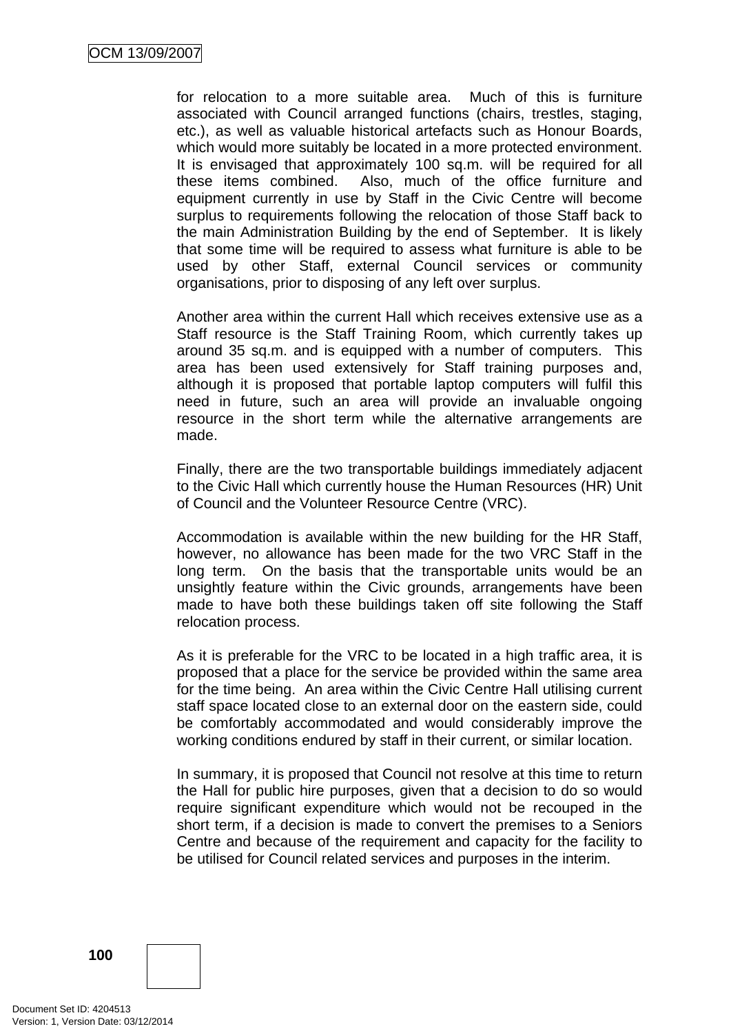for relocation to a more suitable area. Much of this is furniture associated with Council arranged functions (chairs, trestles, staging, etc.), as well as valuable historical artefacts such as Honour Boards, which would more suitably be located in a more protected environment. It is envisaged that approximately 100 sq.m. will be required for all these items combined. Also, much of the office furniture and equipment currently in use by Staff in the Civic Centre will become surplus to requirements following the relocation of those Staff back to the main Administration Building by the end of September. It is likely that some time will be required to assess what furniture is able to be used by other Staff, external Council services or community organisations, prior to disposing of any left over surplus.

Another area within the current Hall which receives extensive use as a Staff resource is the Staff Training Room, which currently takes up around 35 sq.m. and is equipped with a number of computers. This area has been used extensively for Staff training purposes and, although it is proposed that portable laptop computers will fulfil this need in future, such an area will provide an invaluable ongoing resource in the short term while the alternative arrangements are made.

Finally, there are the two transportable buildings immediately adjacent to the Civic Hall which currently house the Human Resources (HR) Unit of Council and the Volunteer Resource Centre (VRC).

Accommodation is available within the new building for the HR Staff, however, no allowance has been made for the two VRC Staff in the long term. On the basis that the transportable units would be an unsightly feature within the Civic grounds, arrangements have been made to have both these buildings taken off site following the Staff relocation process.

As it is preferable for the VRC to be located in a high traffic area, it is proposed that a place for the service be provided within the same area for the time being. An area within the Civic Centre Hall utilising current staff space located close to an external door on the eastern side, could be comfortably accommodated and would considerably improve the working conditions endured by staff in their current, or similar location.

In summary, it is proposed that Council not resolve at this time to return the Hall for public hire purposes, given that a decision to do so would require significant expenditure which would not be recouped in the short term, if a decision is made to convert the premises to a Seniors Centre and because of the requirement and capacity for the facility to be utilised for Council related services and purposes in the interim.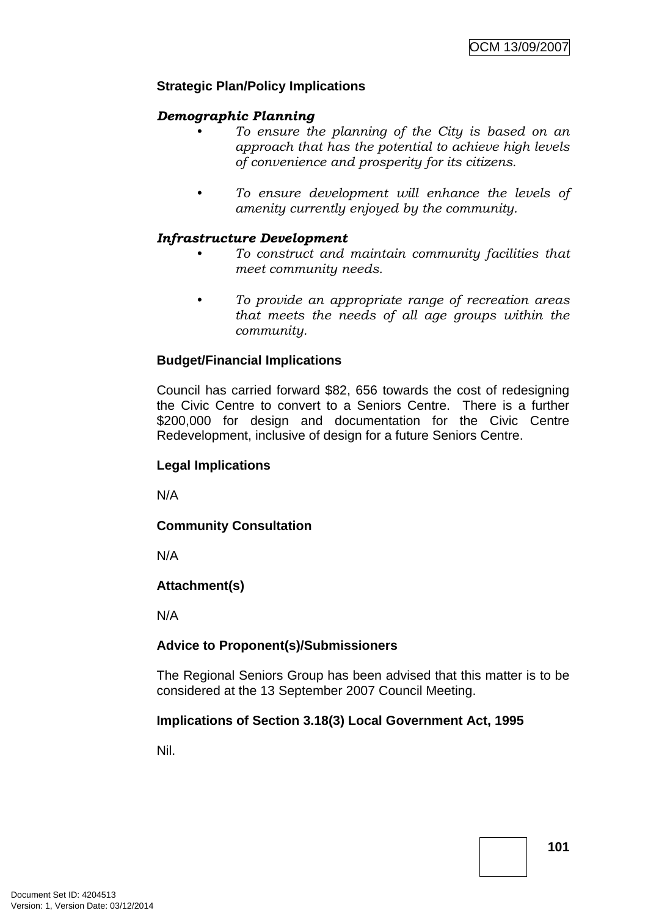**Strategic Plan/Policy Implications**

***Demographic Planning***

- *To ensure the planning of the City is based on an approach that has the potential to achieve high levels of convenience and prosperity for its citizens.*

- *To ensure development will enhance the levels of amenity currently enjoyed by the community.*

***Infrastructure Development***

- *To construct and maintain community facilities that meet community needs.*

- *To provide an appropriate range of recreation areas that meets the needs of all age groups within the community.*

**Budget/Financial Implications**

Council has carried forward $82, 656 towards the cost of redesigning the Civic Centre to convert to a Seniors Centre. There is a further $200,000 for design and documentation for the Civic Centre Redevelopment, inclusive of design for a future Seniors Centre.

**Legal Implications**

N/A

**Community Consultation**

N/A

**Attachment(s)**

N/A

**Advice to Proponent(s)/Submissioners**

The Regional Seniors Group has been advised that this matter is to be considered at the 13 September 2007 Council Meeting.

**Implications of Section 3.18(3) Local Government Act, 1995**

Nil.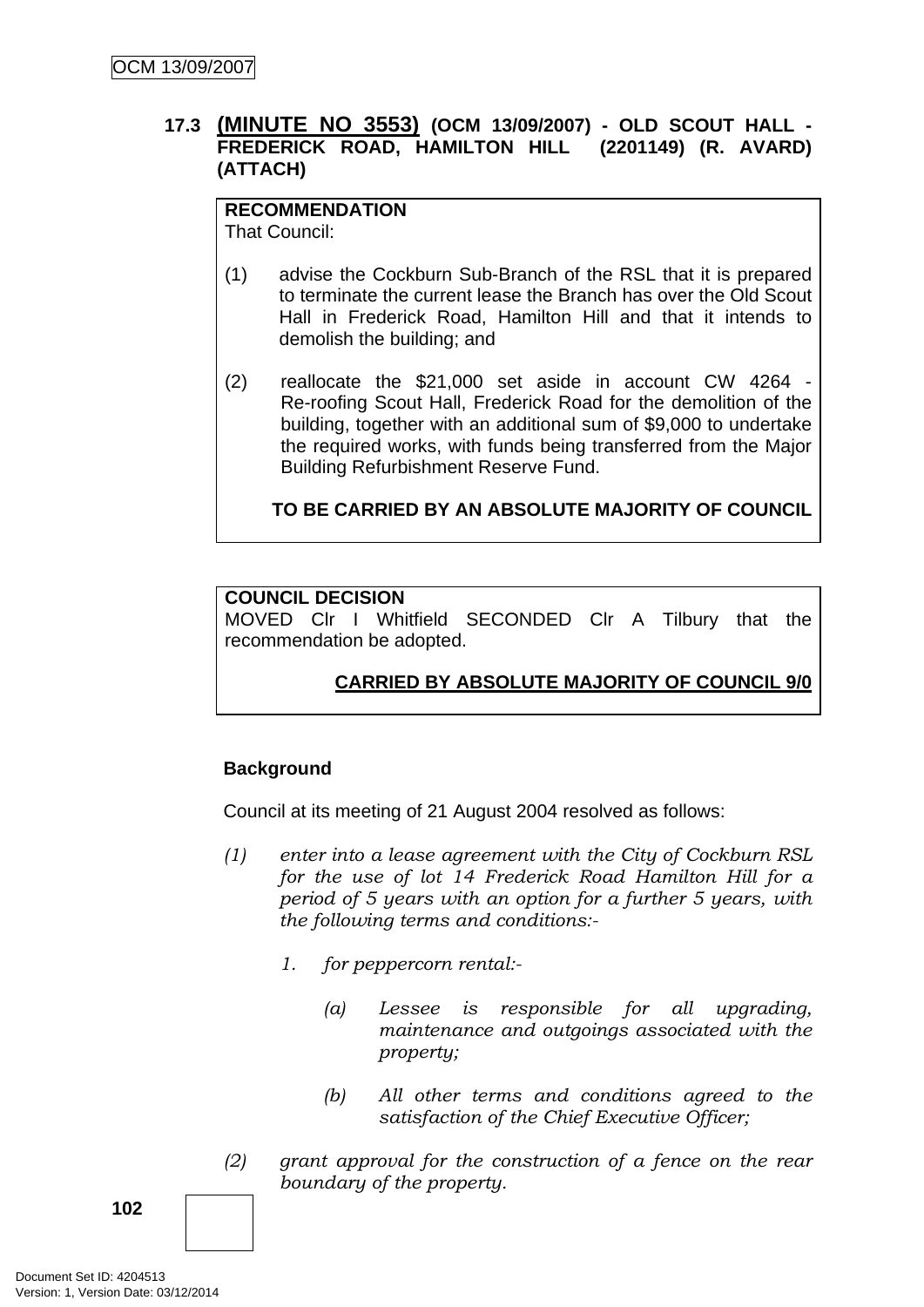### 17.3 (MINUTE NO 3553) (OCM 13/09/2007) - OLD SCOUT HALL - FREDERICK ROAD, HAMILTON HILL (2201149) (R. AVARD) (ATTACH)

**RECOMMENDATION**
That Council:

(1) advise the Cockburn Sub-Branch of the RSL that it is prepared to terminate the current lease the Branch has over the Old Scout Hall in Frederick Road, Hamilton Hill and that it intends to demolish the building; and

(2) reallocate the $21,000 set aside in account CW 4264 - Re-roofing Scout Hall, Frederick Road for the demolition of the building, together with an additional sum of $9,000 to undertake the required works, with funds being transferred from the Major Building Refurbishment Reserve Fund.

**TO BE CARRIED BY AN ABSOLUTE MAJORITY OF COUNCIL**

**COUNCIL DECISION**
MOVED Clr I Whitfield SECONDED Clr A Tilbury that the recommendation be adopted.

**CARRIED BY ABSOLUTE MAJORITY OF COUNCIL 9/0**

**Background**

Council at its meeting of 21 August 2004 resolved as follows:

*(1) enter into a lease agreement with the City of Cockburn RSL for the use of lot 14 Frederick Road Hamilton Hill for a period of 5 years with an option for a further 5 years, with the following terms and conditions:-*

*1. for peppercorn rental:-*

*(a) Lessee is responsible for all upgrading, maintenance and outgoings associated with the property;*

*(b) All other terms and conditions agreed to the satisfaction of the Chief Executive Officer;*

*(2) grant approval for the construction of a fence on the rear boundary of the property.*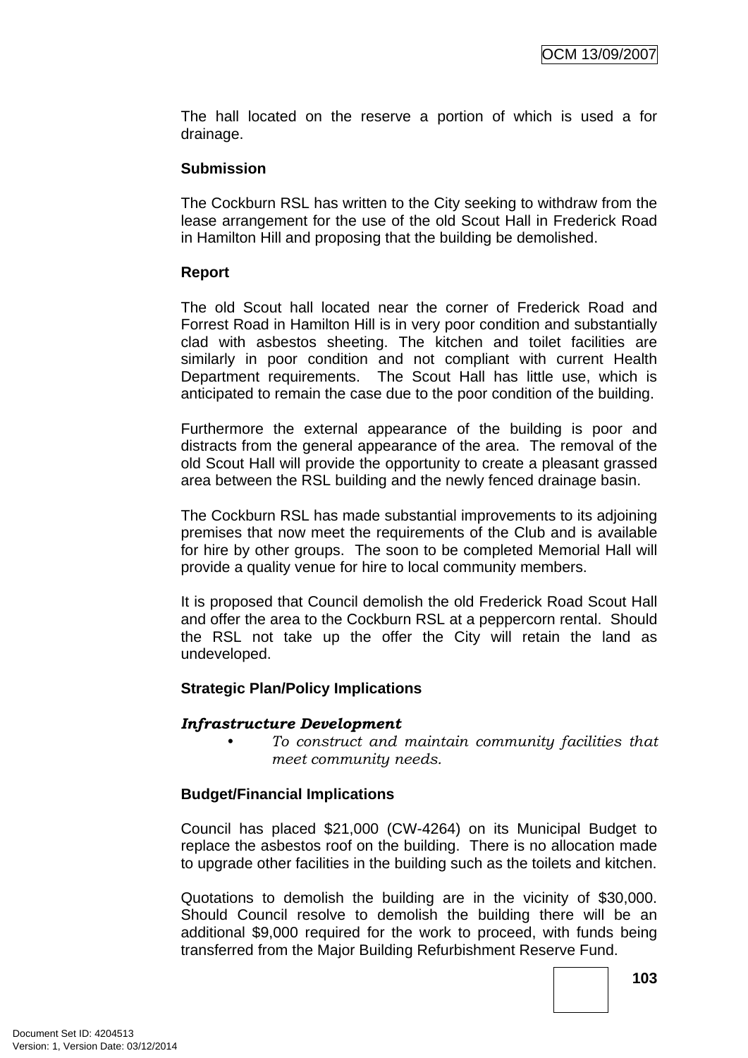The hall located on the reserve a portion of which is used a for drainage.

**Submission**

The Cockburn RSL has written to the City seeking to withdraw from the lease arrangement for the use of the old Scout Hall in Frederick Road in Hamilton Hill and proposing that the building be demolished.

**Report**

The old Scout hall located near the corner of Frederick Road and Forrest Road in Hamilton Hill is in very poor condition and substantially clad with asbestos sheeting. The kitchen and toilet facilities are similarly in poor condition and not compliant with current Health Department requirements. The Scout Hall has little use, which is anticipated to remain the case due to the poor condition of the building.

Furthermore the external appearance of the building is poor and distracts from the general appearance of the area. The removal of the old Scout Hall will provide the opportunity to create a pleasant grassed area between the RSL building and the newly fenced drainage basin.

The Cockburn RSL has made substantial improvements to its adjoining premises that now meet the requirements of the Club and is available for hire by other groups. The soon to be completed Memorial Hall will provide a quality venue for hire to local community members.

It is proposed that Council demolish the old Frederick Road Scout Hall and offer the area to the Cockburn RSL at a peppercorn rental. Should the RSL not take up the offer the City will retain the land as undeveloped.

**Strategic Plan/Policy Implications**

***Infrastructure Development***

- *To construct and maintain community facilities that meet community needs.*

**Budget/Financial Implications**

Council has placed $21,000 (CW-4264) on its Municipal Budget to replace the asbestos roof on the building. There is no allocation made to upgrade other facilities in the building such as the toilets and kitchen.

Quotations to demolish the building are in the vicinity of $30,000. Should Council resolve to demolish the building there will be an additional $9,000 required for the work to proceed, with funds being transferred from the Major Building Refurbishment Reserve Fund.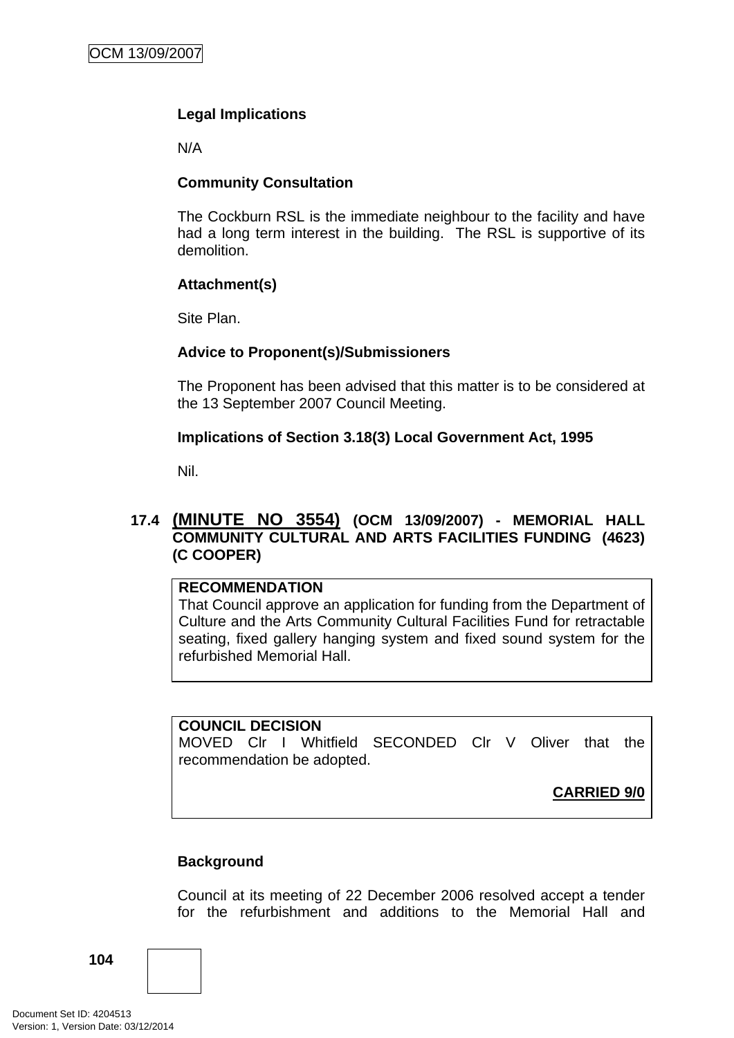**Legal Implications**

N/A

**Community Consultation**

The Cockburn RSL is the immediate neighbour to the facility and have had a long term interest in the building. The RSL is supportive of its demolition.

**Attachment(s)**

Site Plan.

**Advice to Proponent(s)/Submissioners**

The Proponent has been advised that this matter is to be considered at the 13 September 2007 Council Meeting.

**Implications of Section 3.18(3) Local Government Act, 1995**

Nil.

## 17.4 (MINUTE NO 3554) (OCM 13/09/2007) - MEMORIAL HALL COMMUNITY CULTURAL AND ARTS FACILITIES FUNDING (4623) (C COOPER)

**RECOMMENDATION**
That Council approve an application for funding from the Department of Culture and the Arts Community Cultural Facilities Fund for retractable seating, fixed gallery hanging system and fixed sound system for the refurbished Memorial Hall.

**COUNCIL DECISION**
MOVED Clr I Whitfield SECONDED Clr V Oliver that the recommendation be adopted.

**CARRIED 9/0**

**Background**

Council at its meeting of 22 December 2006 resolved accept a tender for the refurbishment and additions to the Memorial Hall and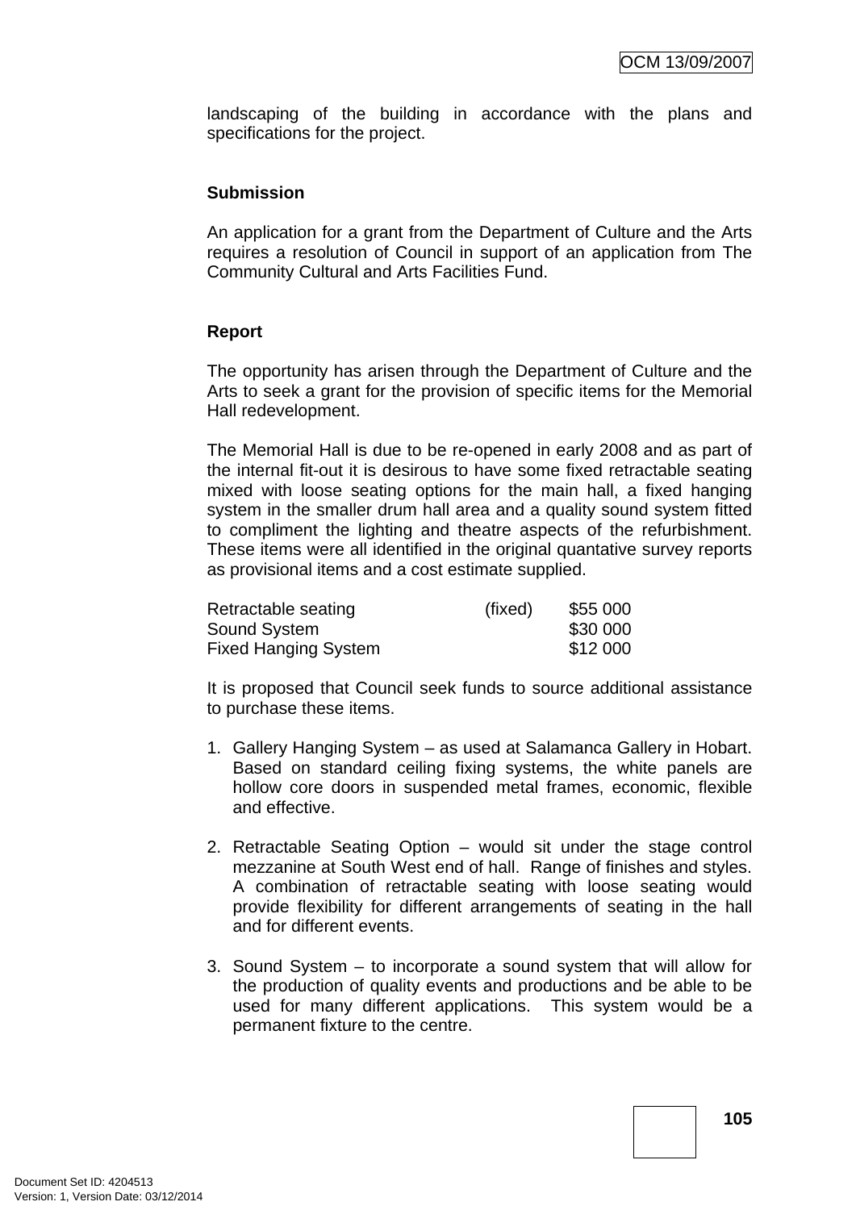landscaping of the building in accordance with the plans and specifications for the project.

**Submission**

An application for a grant from the Department of Culture and the Arts requires a resolution of Council in support of an application from The Community Cultural and Arts Facilities Fund.

**Report**

The opportunity has arisen through the Department of Culture and the Arts to seek a grant for the provision of specific items for the Memorial Hall redevelopment.

The Memorial Hall is due to be re-opened in early 2008 and as part of the internal fit-out it is desirous to have some fixed retractable seating mixed with loose seating options for the main hall, a fixed hanging system in the smaller drum hall area and a quality sound system fitted to compliment the lighting and theatre aspects of the refurbishment. These items were all identified in the original quantative survey reports as provisional items and a cost estimate supplied.

| | | |
|---|---|---|
| Retractable seating | (fixed) | $55 000 |
| Sound System | | $30 000 |
| Fixed Hanging System | | $12 000 |

It is proposed that Council seek funds to source additional assistance to purchase these items.

1. Gallery Hanging System – as used at Salamanca Gallery in Hobart. Based on standard ceiling fixing systems, the white panels are hollow core doors in suspended metal frames, economic, flexible and effective.

2. Retractable Seating Option – would sit under the stage control mezzanine at South West end of hall. Range of finishes and styles. A combination of retractable seating with loose seating would provide flexibility for different arrangements of seating in the hall and for different events.

3. Sound System – to incorporate a sound system that will allow for the production of quality events and productions and be able to be used for many different applications. This system would be a permanent fixture to the centre.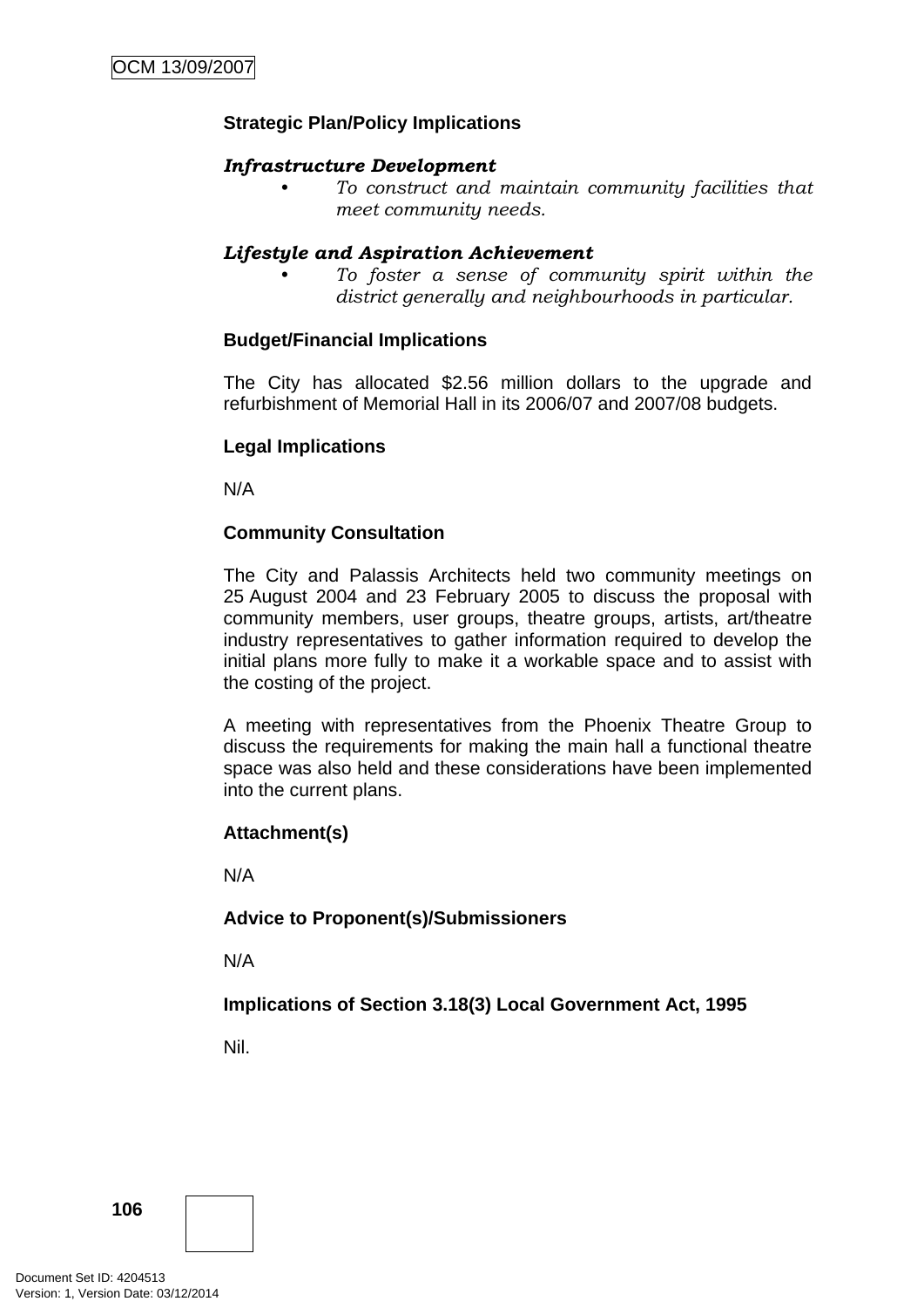**Strategic Plan/Policy Implications**

***Infrastructure Development***

- *To construct and maintain community facilities that meet community needs.*

***Lifestyle and Aspiration Achievement***

- *To foster a sense of community spirit within the district generally and neighbourhoods in particular.*

**Budget/Financial Implications**

The City has allocated $2.56 million dollars to the upgrade and refurbishment of Memorial Hall in its 2006/07 and 2007/08 budgets.

**Legal Implications**

N/A

**Community Consultation**

The City and Palassis Architects held two community meetings on 25 August 2004 and 23 February 2005 to discuss the proposal with community members, user groups, theatre groups, artists, art/theatre industry representatives to gather information required to develop the initial plans more fully to make it a workable space and to assist with the costing of the project.

A meeting with representatives from the Phoenix Theatre Group to discuss the requirements for making the main hall a functional theatre space was also held and these considerations have been implemented into the current plans.

**Attachment(s)**

N/A

**Advice to Proponent(s)/Submissioners**

N/A

**Implications of Section 3.18(3) Local Government Act, 1995**

Nil.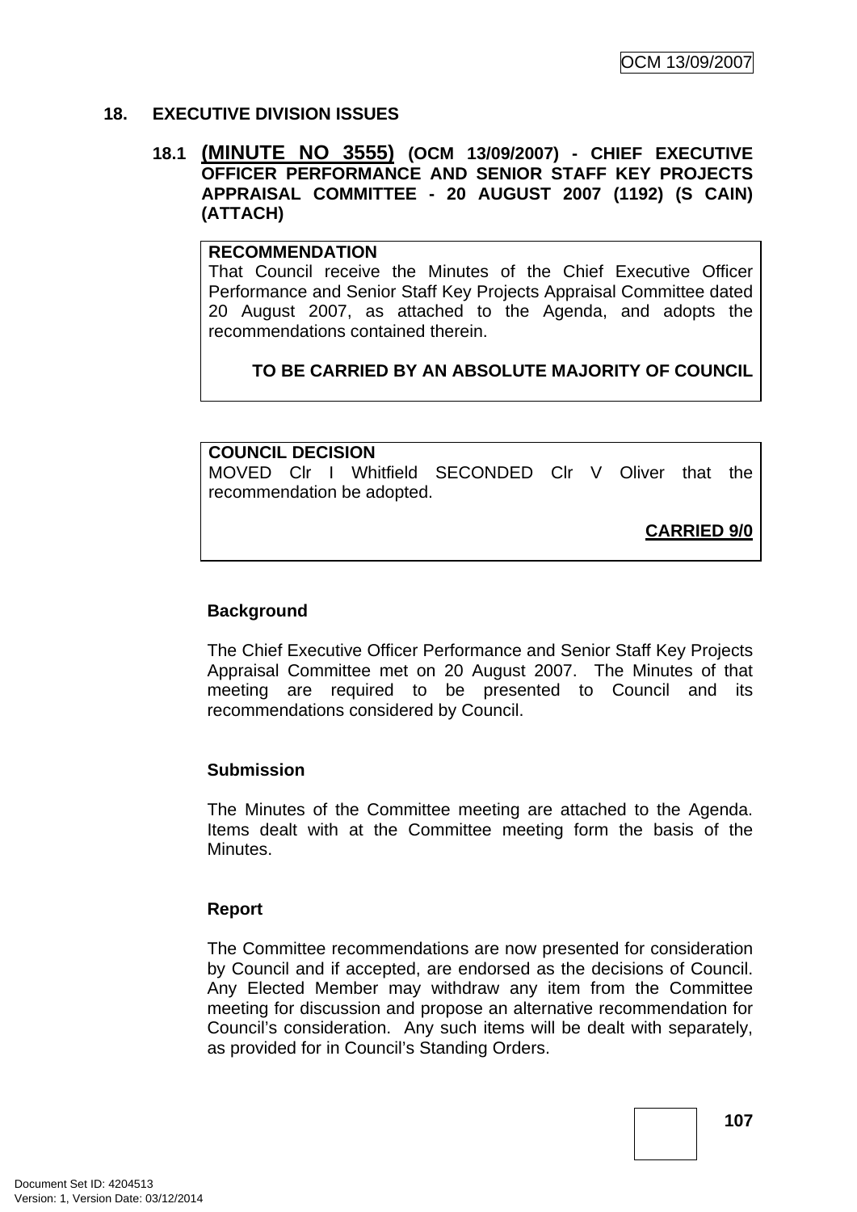## 18. EXECUTIVE DIVISION ISSUES

### 18.1 (MINUTE NO 3555) (OCM 13/09/2007) - CHIEF EXECUTIVE OFFICER PERFORMANCE AND SENIOR STAFF KEY PROJECTS APPRAISAL COMMITTEE - 20 AUGUST 2007 (1192) (S CAIN) (ATTACH)

**RECOMMENDATION**
That Council receive the Minutes of the Chief Executive Officer Performance and Senior Staff Key Projects Appraisal Committee dated 20 August 2007, as attached to the Agenda, and adopts the recommendations contained therein.

**TO BE CARRIED BY AN ABSOLUTE MAJORITY OF COUNCIL**

**COUNCIL DECISION**
MOVED Clr I Whitfield SECONDED Clr V Oliver that the recommendation be adopted.

**CARRIED 9/0**

**Background**

The Chief Executive Officer Performance and Senior Staff Key Projects Appraisal Committee met on 20 August 2007. The Minutes of that meeting are required to be presented to Council and its recommendations considered by Council.

**Submission**

The Minutes of the Committee meeting are attached to the Agenda. Items dealt with at the Committee meeting form the basis of the Minutes.

**Report**

The Committee recommendations are now presented for consideration by Council and if accepted, are endorsed as the decisions of Council. Any Elected Member may withdraw any item from the Committee meeting for discussion and propose an alternative recommendation for Council's consideration. Any such items will be dealt with separately, as provided for in Council's Standing Orders.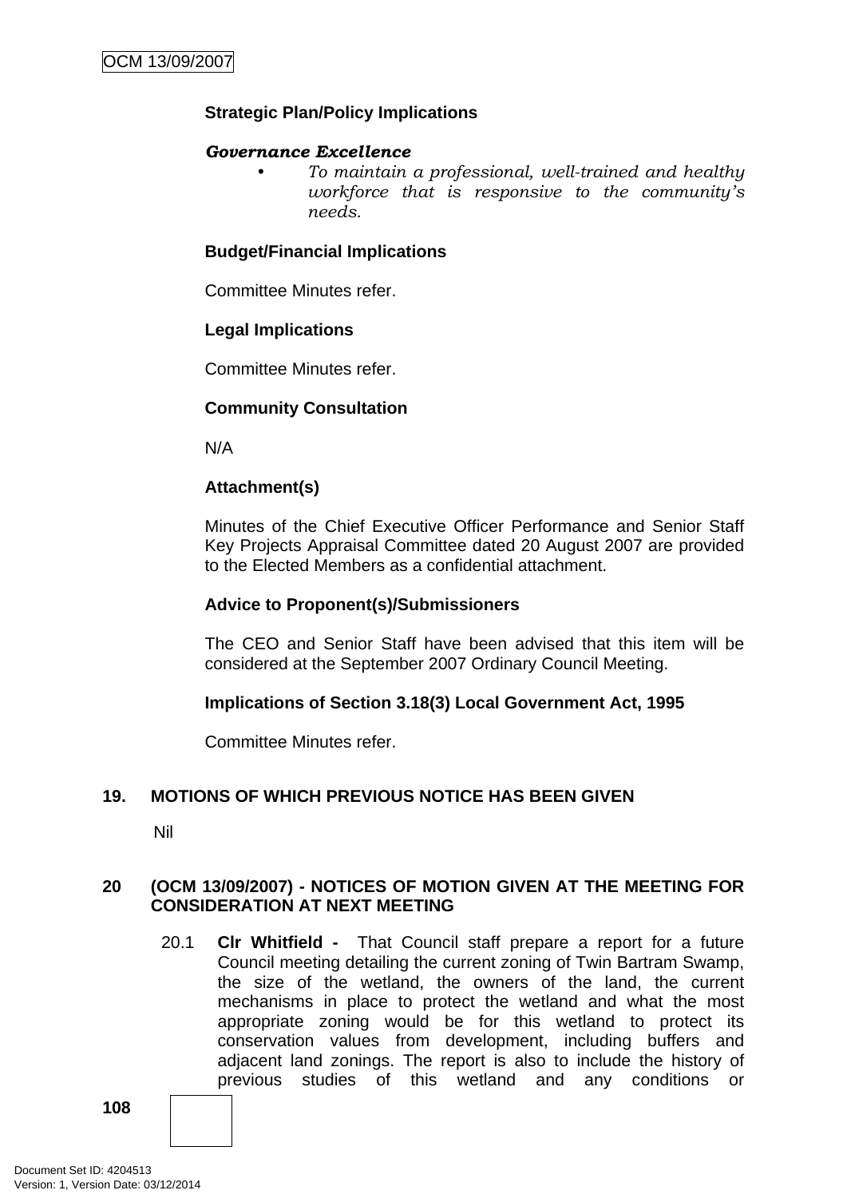**Strategic Plan/Policy Implications**

***Governance Excellence***

- *To maintain a professional, well-trained and healthy workforce that is responsive to the community's needs.*

**Budget/Financial Implications**

Committee Minutes refer.

**Legal Implications**

Committee Minutes refer.

**Community Consultation**

N/A

**Attachment(s)**

Minutes of the Chief Executive Officer Performance and Senior Staff Key Projects Appraisal Committee dated 20 August 2007 are provided to the Elected Members as a confidential attachment.

**Advice to Proponent(s)/Submissioners**

The CEO and Senior Staff have been advised that this item will be considered at the September 2007 Ordinary Council Meeting.

**Implications of Section 3.18(3) Local Government Act, 1995**

Committee Minutes refer.

## 19. MOTIONS OF WHICH PREVIOUS NOTICE HAS BEEN GIVEN

Nil

## 20 (OCM 13/09/2007) - NOTICES OF MOTION GIVEN AT THE MEETING FOR CONSIDERATION AT NEXT MEETING

20.1 **Clr Whitfield -** That Council staff prepare a report for a future Council meeting detailing the current zoning of Twin Bartram Swamp, the size of the wetland, the owners of the land, the current mechanisms in place to protect the wetland and what the most appropriate zoning would be for this wetland to protect its conservation values from development, including buffers and adjacent land zonings. The report is also to include the history of previous studies of this wetland and any conditions or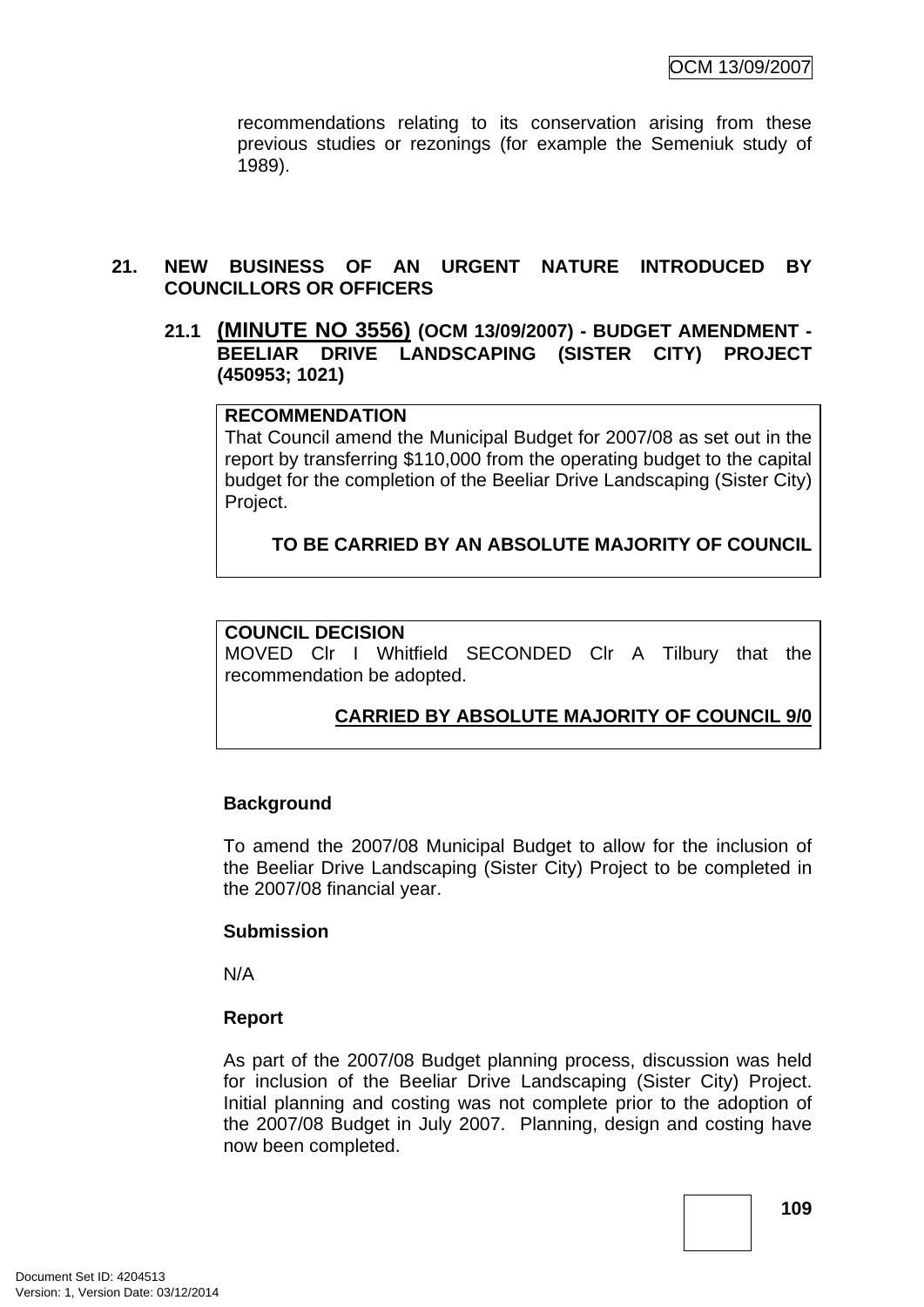recommendations relating to its conservation arising from these previous studies or rezonings (for example the Semeniuk study of 1989).

## 21. NEW BUSINESS OF AN URGENT NATURE INTRODUCED BY COUNCILLORS OR OFFICERS

### 21.1 (MINUTE NO 3556) (OCM 13/09/2007) - BUDGET AMENDMENT - BEELIAR DRIVE LANDSCAPING (SISTER CITY) PROJECT (450953; 1021)

**RECOMMENDATION**

That Council amend the Municipal Budget for 2007/08 as set out in the report by transferring $110,000 from the operating budget to the capital budget for the completion of the Beeliar Drive Landscaping (Sister City) Project.

**TO BE CARRIED BY AN ABSOLUTE MAJORITY OF COUNCIL**

**COUNCIL DECISION**

MOVED Clr I Whitfield SECONDED Clr A Tilbury that the recommendation be adopted.

**CARRIED BY ABSOLUTE MAJORITY OF COUNCIL 9/0**

**Background**

To amend the 2007/08 Municipal Budget to allow for the inclusion of the Beeliar Drive Landscaping (Sister City) Project to be completed in the 2007/08 financial year.

**Submission**

N/A

**Report**

As part of the 2007/08 Budget planning process, discussion was held for inclusion of the Beeliar Drive Landscaping (Sister City) Project. Initial planning and costing was not complete prior to the adoption of the 2007/08 Budget in July 2007. Planning, design and costing have now been completed.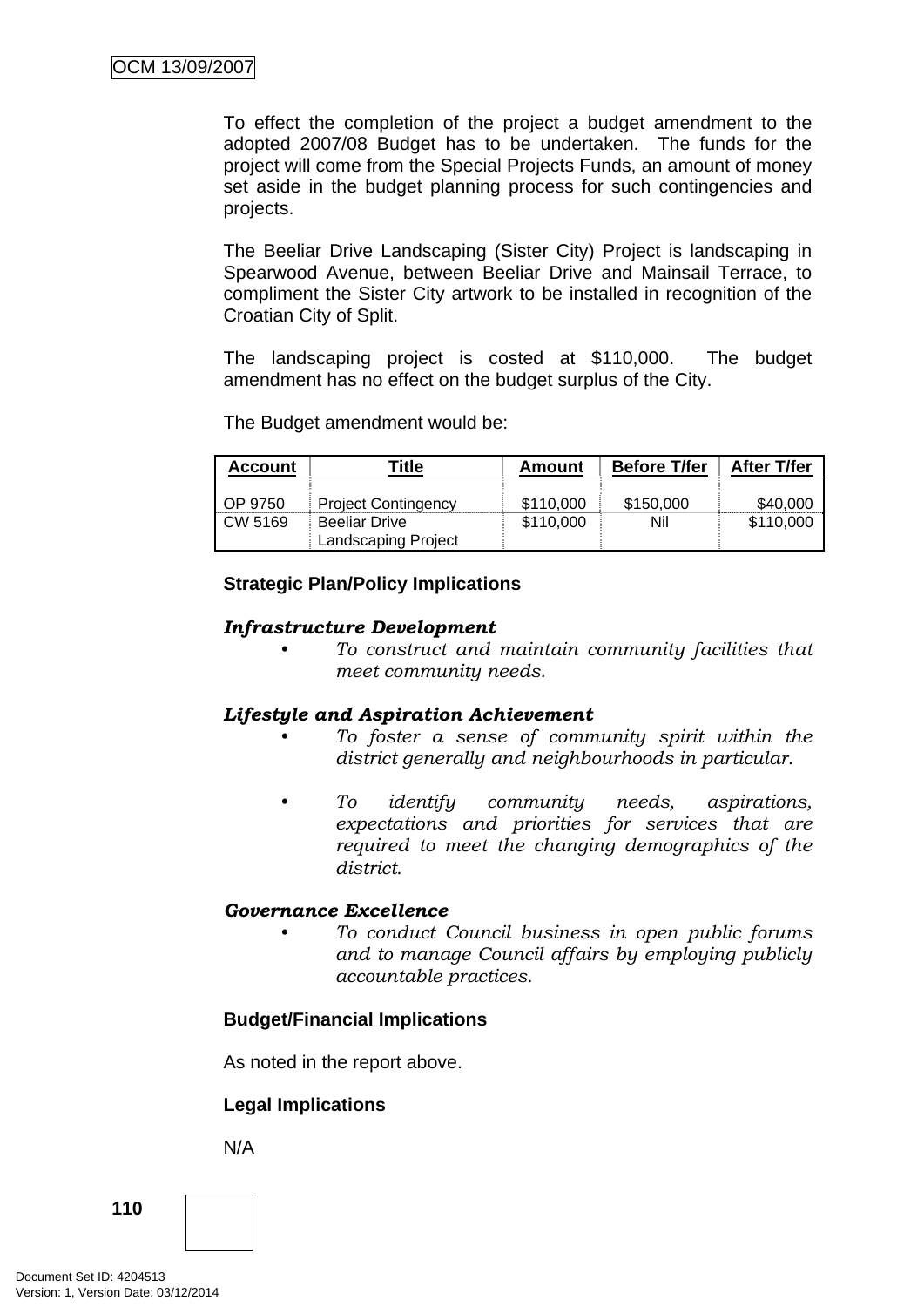To effect the completion of the project a budget amendment to the adopted 2007/08 Budget has to be undertaken. The funds for the project will come from the Special Projects Funds, an amount of money set aside in the budget planning process for such contingencies and projects.

The Beeliar Drive Landscaping (Sister City) Project is landscaping in Spearwood Avenue, between Beeliar Drive and Mainsail Terrace, to compliment the Sister City artwork to be installed in recognition of the Croatian City of Split.

The landscaping project is costed at $110,000. The budget amendment has no effect on the budget surplus of the City.

The Budget amendment would be:

| Account | Title | Amount | Before T/fer | After T/fer |
|---|---|---|---|---|
| OP 9750 | Project Contingency | $110,000 | $150,000 | $40,000 |
| CW 5169 | Beeliar Drive Landscaping Project | $110,000 | Nil | $110,000 |

**Strategic Plan/Policy Implications**

***Infrastructure Development***

- *To construct and maintain community facilities that meet community needs.*

***Lifestyle and Aspiration Achievement***

- *To foster a sense of community spirit within the district generally and neighbourhoods in particular.*
- *To identify community needs, aspirations, expectations and priorities for services that are required to meet the changing demographics of the district.*

***Governance Excellence***

- *To conduct Council business in open public forums and to manage Council affairs by employing publicly accountable practices.*

**Budget/Financial Implications**

As noted in the report above.

**Legal Implications**

N/A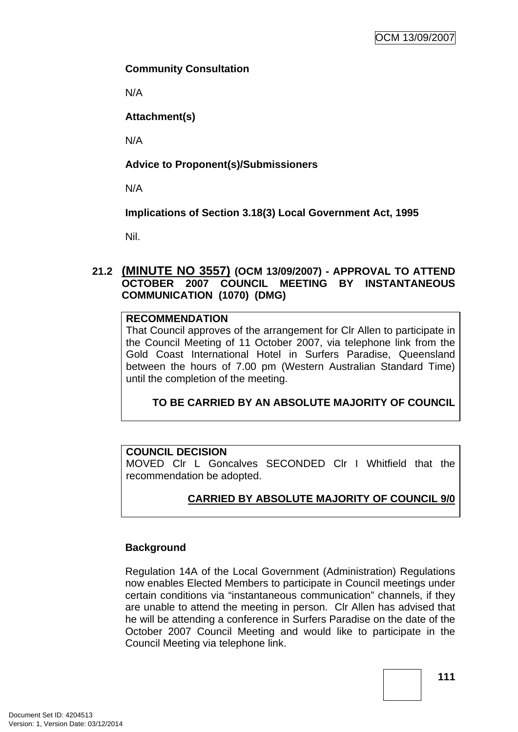**Community Consultation**

N/A

**Attachment(s)**

N/A

**Advice to Proponent(s)/Submissioners**

N/A

**Implications of Section 3.18(3) Local Government Act, 1995**

Nil.

## 21.2 (MINUTE NO 3557) (OCM 13/09/2007) - APPROVAL TO ATTEND OCTOBER 2007 COUNCIL MEETING BY INSTANTANEOUS COMMUNICATION (1070) (DMG)

**RECOMMENDATION**

That Council approves of the arrangement for Clr Allen to participate in the Council Meeting of 11 October 2007, via telephone link from the Gold Coast International Hotel in Surfers Paradise, Queensland between the hours of 7.00 pm (Western Australian Standard Time) until the completion of the meeting.

**TO BE CARRIED BY AN ABSOLUTE MAJORITY OF COUNCIL**

**COUNCIL DECISION**

MOVED Clr L Goncalves SECONDED Clr I Whitfield that the recommendation be adopted.

**CARRIED BY ABSOLUTE MAJORITY OF COUNCIL 9/0**

**Background**

Regulation 14A of the Local Government (Administration) Regulations now enables Elected Members to participate in Council meetings under certain conditions via "instantaneous communication" channels, if they are unable to attend the meeting in person. Clr Allen has advised that he will be attending a conference in Surfers Paradise on the date of the October 2007 Council Meeting and would like to participate in the Council Meeting via telephone link.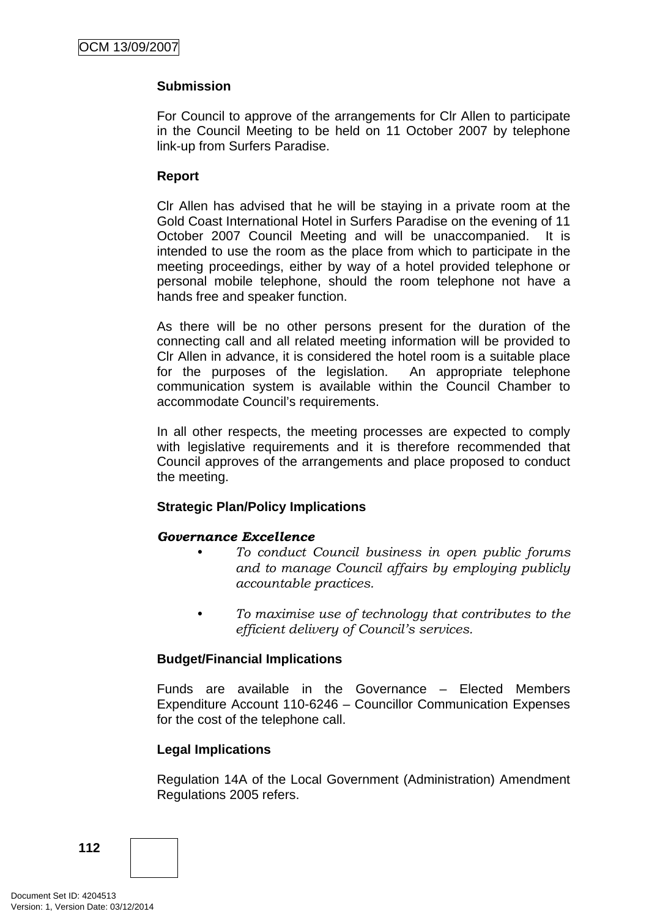**Submission**

For Council to approve of the arrangements for Clr Allen to participate in the Council Meeting to be held on 11 October 2007 by telephone link-up from Surfers Paradise.

**Report**

Clr Allen has advised that he will be staying in a private room at the Gold Coast International Hotel in Surfers Paradise on the evening of 11 October 2007 Council Meeting and will be unaccompanied. It is intended to use the room as the place from which to participate in the meeting proceedings, either by way of a hotel provided telephone or personal mobile telephone, should the room telephone not have a hands free and speaker function.

As there will be no other persons present for the duration of the connecting call and all related meeting information will be provided to Clr Allen in advance, it is considered the hotel room is a suitable place for the purposes of the legislation. An appropriate telephone communication system is available within the Council Chamber to accommodate Council's requirements.

In all other respects, the meeting processes are expected to comply with legislative requirements and it is therefore recommended that Council approves of the arrangements and place proposed to conduct the meeting.

**Strategic Plan/Policy Implications**

***Governance Excellence***

- *To conduct Council business in open public forums and to manage Council affairs by employing publicly accountable practices.*

- *To maximise use of technology that contributes to the efficient delivery of Council's services.*

**Budget/Financial Implications**

Funds are available in the Governance – Elected Members Expenditure Account 110-6246 – Councillor Communication Expenses for the cost of the telephone call.

**Legal Implications**

Regulation 14A of the Local Government (Administration) Amendment Regulations 2005 refers.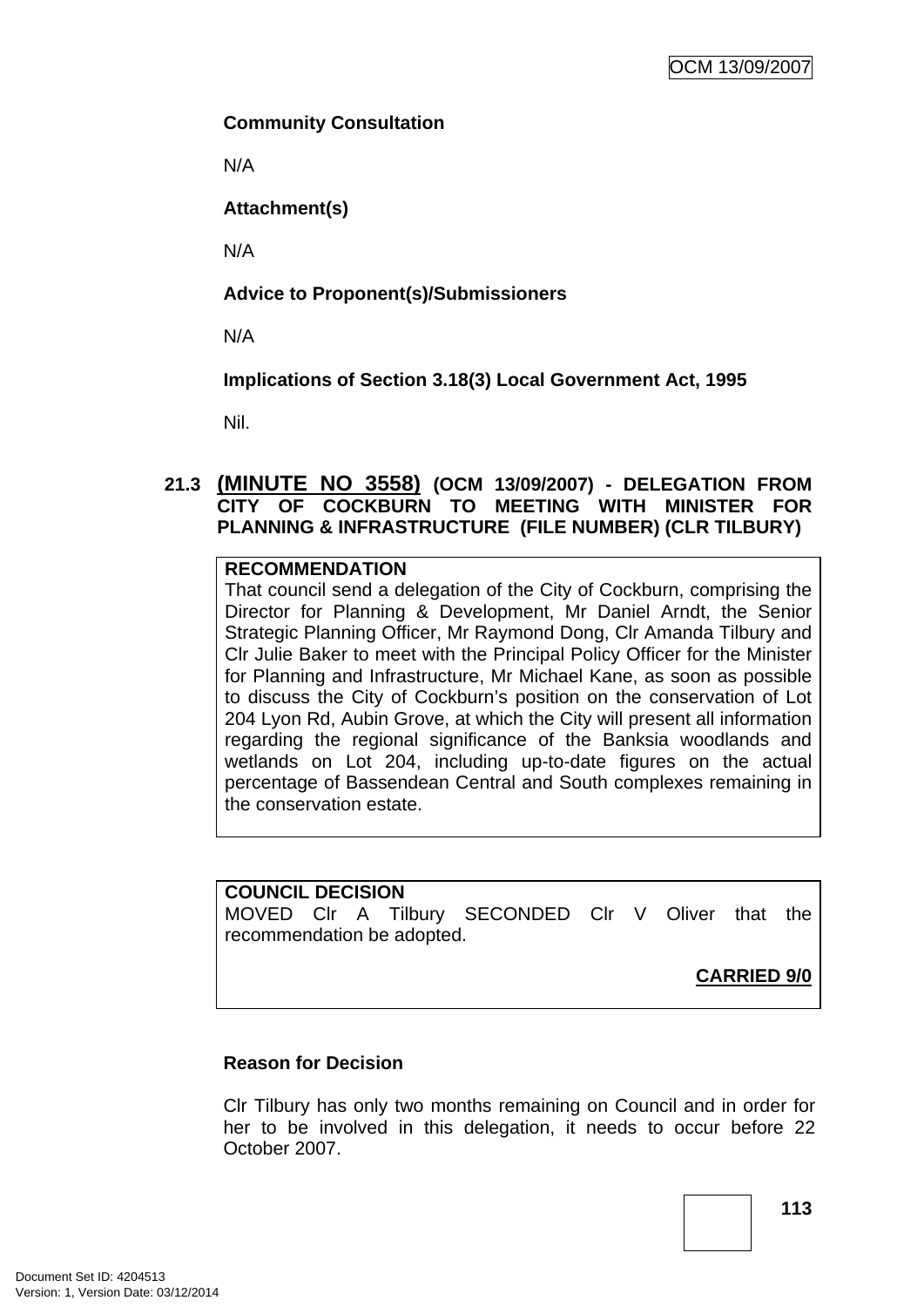**Community Consultation**

N/A

**Attachment(s)**

N/A

**Advice to Proponent(s)/Submissioners**

N/A

**Implications of Section 3.18(3) Local Government Act, 1995**

Nil.

### 21.3 (MINUTE NO 3558) (OCM 13/09/2007) - DELEGATION FROM CITY OF COCKBURN TO MEETING WITH MINISTER FOR PLANNING & INFRASTRUCTURE (FILE NUMBER) (CLR TILBURY)

**RECOMMENDATION**
That council send a delegation of the City of Cockburn, comprising the Director for Planning & Development, Mr Daniel Arndt, the Senior Strategic Planning Officer, Mr Raymond Dong, Clr Amanda Tilbury and Clr Julie Baker to meet with the Principal Policy Officer for the Minister for Planning and Infrastructure, Mr Michael Kane, as soon as possible to discuss the City of Cockburn's position on the conservation of Lot 204 Lyon Rd, Aubin Grove, at which the City will present all information regarding the regional significance of the Banksia woodlands and wetlands on Lot 204, including up-to-date figures on the actual percentage of Bassendean Central and South complexes remaining in the conservation estate.

**COUNCIL DECISION**
MOVED Clr A Tilbury SECONDED Clr V Oliver that the recommendation be adopted.

**CARRIED 9/0**

**Reason for Decision**

Clr Tilbury has only two months remaining on Council and in order for her to be involved in this delegation, it needs to occur before 22 October 2007.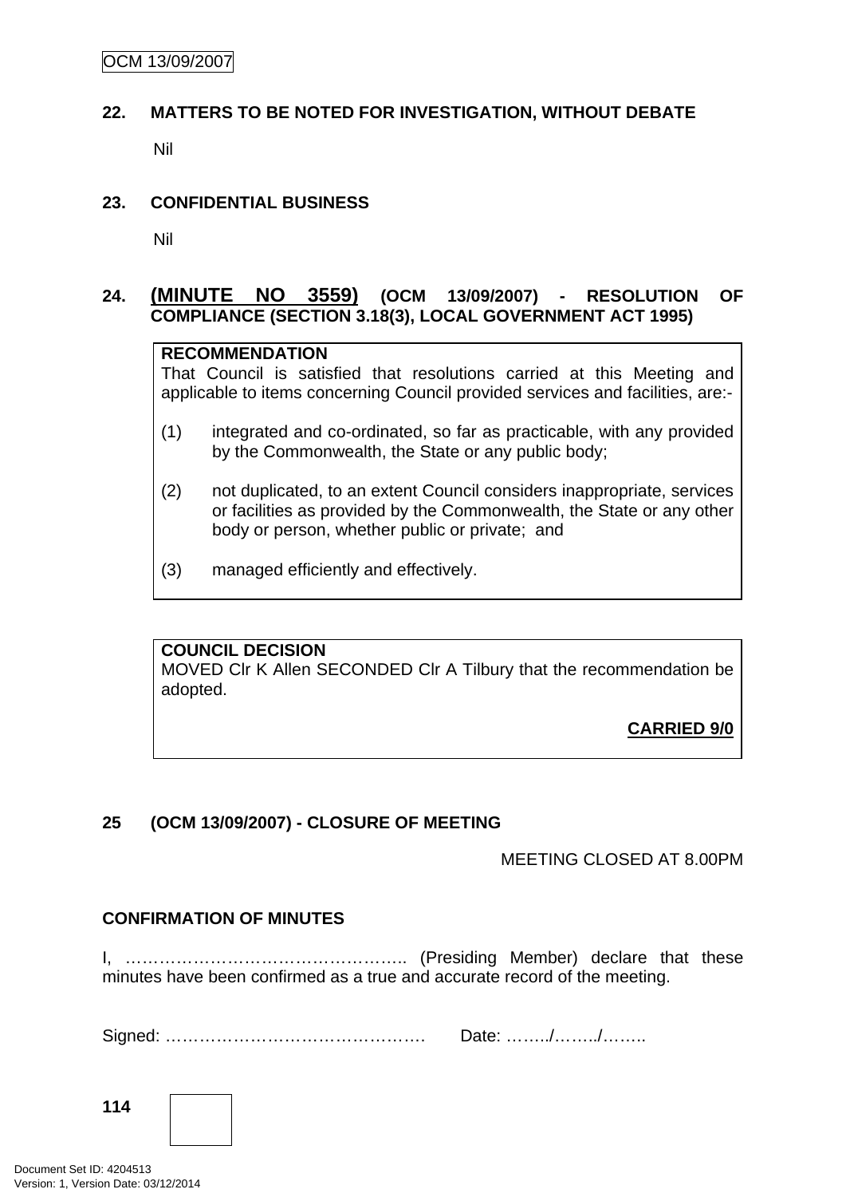## 22. MATTERS TO BE NOTED FOR INVESTIGATION, WITHOUT DEBATE

Nil

## 23. CONFIDENTIAL BUSINESS

Nil

## 24. (MINUTE NO 3559) (OCM 13/09/2007) - RESOLUTION OF COMPLIANCE (SECTION 3.18(3), LOCAL GOVERNMENT ACT 1995)

**RECOMMENDATION**

That Council is satisfied that resolutions carried at this Meeting and applicable to items concerning Council provided services and facilities, are:-

(1) integrated and co-ordinated, so far as practicable, with any provided by the Commonwealth, the State or any public body;

(2) not duplicated, to an extent Council considers inappropriate, services or facilities as provided by the Commonwealth, the State or any other body or person, whether public or private; and

(3) managed efficiently and effectively.

**COUNCIL DECISION**

MOVED Clr K Allen SECONDED Clr A Tilbury that the recommendation be adopted.

**CARRIED 9/0**

## 25 (OCM 13/09/2007) - CLOSURE OF MEETING

MEETING CLOSED AT 8.00PM

**CONFIRMATION OF MINUTES**

I, ………………………………………….. (Presiding Member) declare that these minutes have been confirmed as a true and accurate record of the meeting.

Signed: ………………………………………. Date: ……../……../……..

Document Set ID: 4204513
Version: 1, Version Date: 03/12/2014